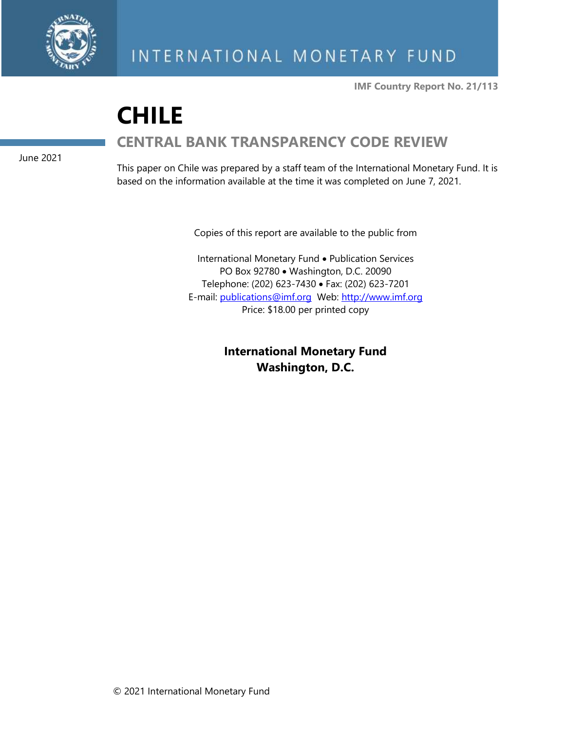INTERNATIONAL MONETARY FUND

IMF Country Report No. 21/113

# CHILE

## CENTRAL BANK TRANSPARENCY CODE REVIEW

June 2021

This paper on Chile was prepared by a staff team of the International Monetary Fund. It is based on the information available at the time it was completed on June 7, 2021.

Copies of this report are available to the public from

International Monetary Fund • Publication Services
PO Box 92780 • Washington, D.C. 20090
Telephone: (202) 623-7430 • Fax: (202) 623-7201
E-mail: publications@imf.org Web: http://www.imf.org
Price: $18.00 per printed copy

**International Monetary Fund**
**Washington, D.C.**

© 2021 International Monetary Fund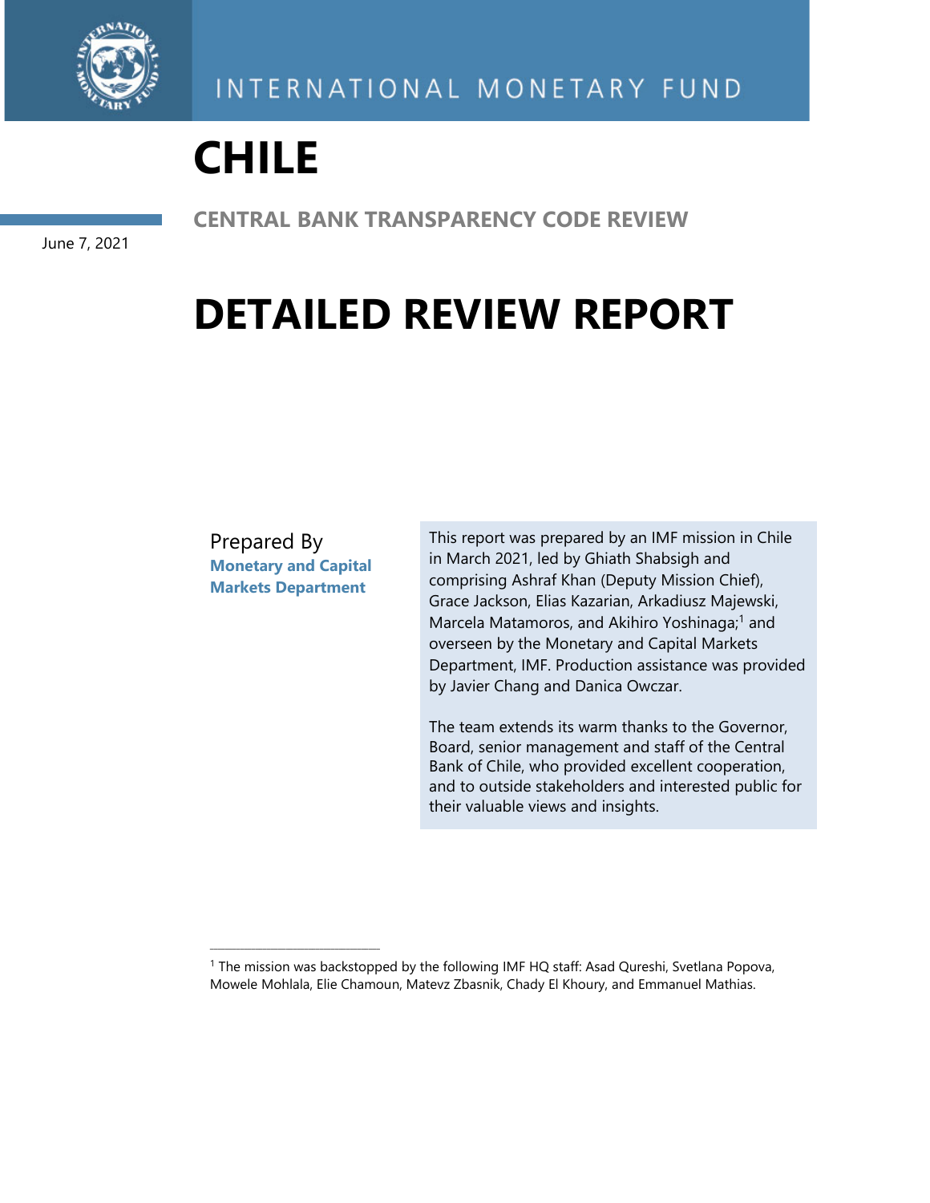INTERNATIONAL MONETARY FUND

# CHILE

## CENTRAL BANK TRANSPARENCY CODE REVIEW

June 7, 2021

# DETAILED REVIEW REPORT

Prepared By
**Monetary and Capital Markets Department**

This report was prepared by an IMF mission in Chile in March 2021, led by Ghiath Shabsigh and comprising Ashraf Khan (Deputy Mission Chief), Grace Jackson, Elias Kazarian, Arkadiusz Majewski, Marcela Matamoros, and Akihiro Yoshinaga;[1] and overseen by the Monetary and Capital Markets Department, IMF. Production assistance was provided by Javier Chang and Danica Owczar.

The team extends its warm thanks to the Governor, Board, senior management and staff of the Central Bank of Chile, who provided excellent cooperation, and to outside stakeholders and interested public for their valuable views and insights.

---

[1] The mission was backstopped by the following IMF HQ staff: Asad Qureshi, Svetlana Popova, Mowele Mohlala, Elie Chamoun, Matevz Zbasnik, Chady El Khoury, and Emmanuel Mathias.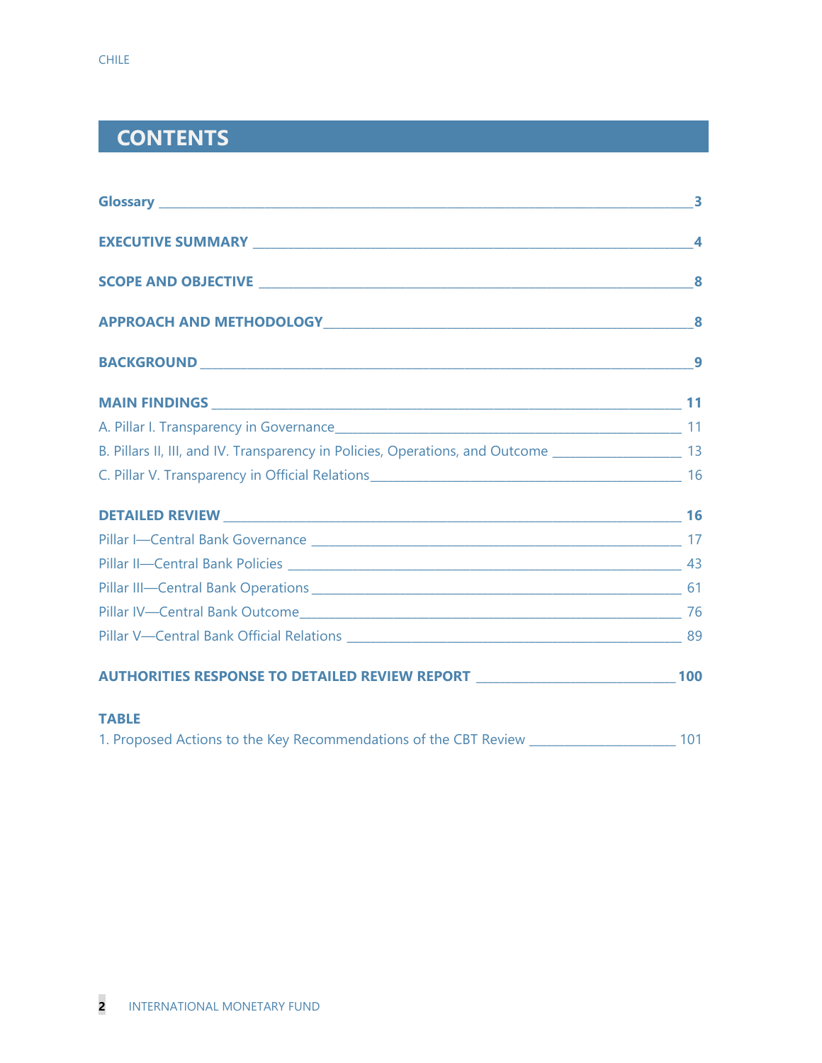# CONTENTS

**Glossary** 3

**EXECUTIVE SUMMARY** 4

**SCOPE AND OBJECTIVE** 8

**APPROACH AND METHODOLOGY** 8

**BACKGROUND** 9

**MAIN FINDINGS** 11

A. Pillar I. Transparency in Governance 11

B. Pillars II, III, and IV. Transparency in Policies, Operations, and Outcome 13

C. Pillar V. Transparency in Official Relations 16

**DETAILED REVIEW** 16

Pillar I—Central Bank Governance 17

Pillar II—Central Bank Policies 43

Pillar III—Central Bank Operations 61

Pillar IV—Central Bank Outcome 76

Pillar V—Central Bank Official Relations 89

**AUTHORITIES RESPONSE TO DETAILED REVIEW REPORT** 100

**TABLE**

1. Proposed Actions to the Key Recommendations of the CBT Review 101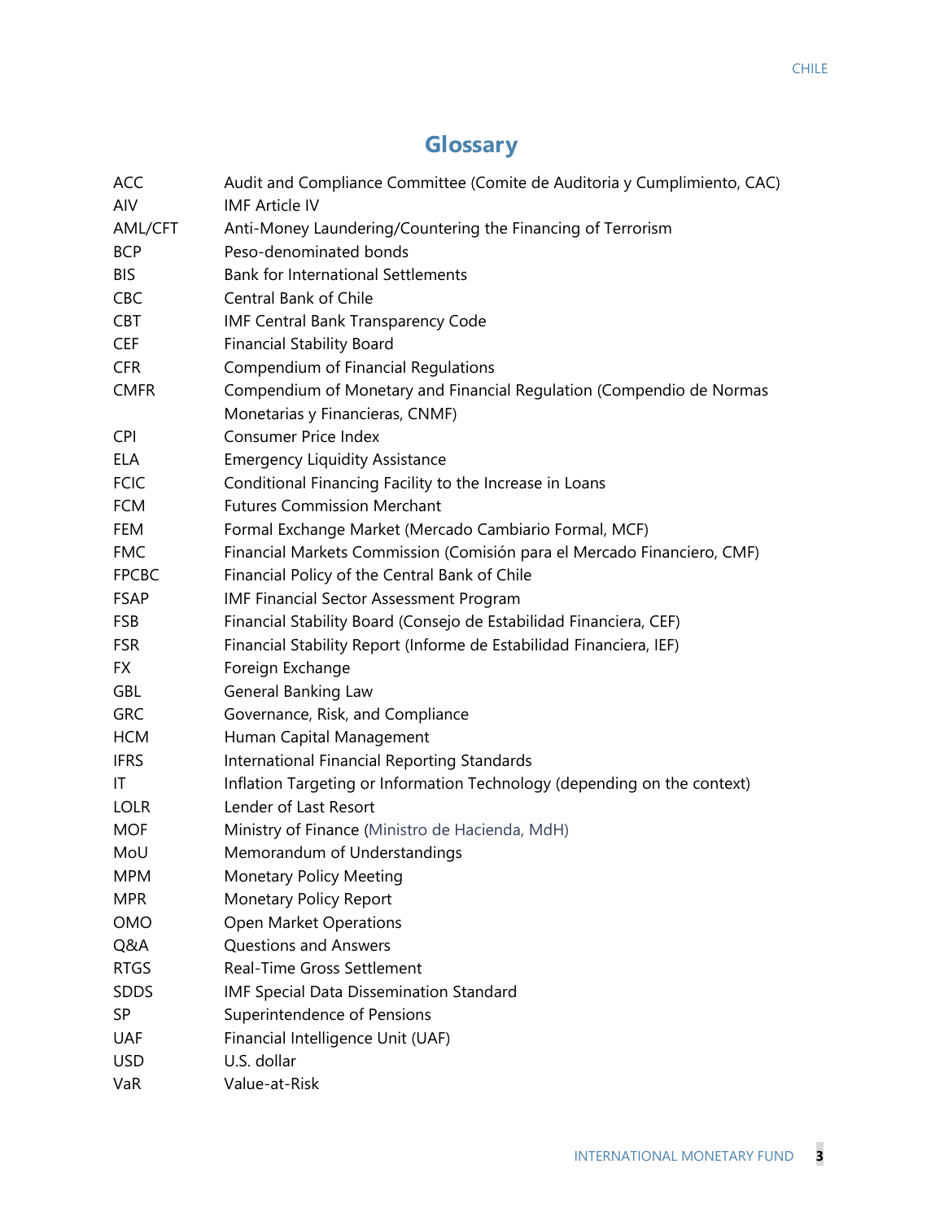# Glossary

| | |
|---|---|
| ACC | Audit and Compliance Committee (Comite de Auditoria y Cumplimiento, CAC) |
| AIV | IMF Article IV |
| AML/CFT | Anti-Money Laundering/Countering the Financing of Terrorism |
| BCP | Peso-denominated bonds |
| BIS | Bank for International Settlements |
| CBC | Central Bank of Chile |
| CBT | IMF Central Bank Transparency Code |
| CEF | Financial Stability Board |
| CFR | Compendium of Financial Regulations |
| CMFR | Compendium of Monetary and Financial Regulation (Compendio de Normas Monetarias y Financieras, CNMF) |
| CPI | Consumer Price Index |
| ELA | Emergency Liquidity Assistance |
| FCIC | Conditional Financing Facility to the Increase in Loans |
| FCM | Futures Commission Merchant |
| FEM | Formal Exchange Market (Mercado Cambiario Formal, MCF) |
| FMC | Financial Markets Commission (Comisión para el Mercado Financiero, CMF) |
| FPCBC | Financial Policy of the Central Bank of Chile |
| FSAP | IMF Financial Sector Assessment Program |
| FSB | Financial Stability Board (Consejo de Estabilidad Financiera, CEF) |
| FSR | Financial Stability Report (Informe de Estabilidad Financiera, IEF) |
| FX | Foreign Exchange |
| GBL | General Banking Law |
| GRC | Governance, Risk, and Compliance |
| HCM | Human Capital Management |
| IFRS | International Financial Reporting Standards |
| IT | Inflation Targeting or Information Technology (depending on the context) |
| LOLR | Lender of Last Resort |
| MOF | Ministry of Finance (Ministro de Hacienda, MdH) |
| MoU | Memorandum of Understandings |
| MPM | Monetary Policy Meeting |
| MPR | Monetary Policy Report |
| OMO | Open Market Operations |
| Q&A | Questions and Answers |
| RTGS | Real-Time Gross Settlement |
| SDDS | IMF Special Data Dissemination Standard |
| SP | Superintendence of Pensions |
| UAF | Financial Intelligence Unit (UAF) |
| USD | U.S. dollar |
| VaR | Value-at-Risk |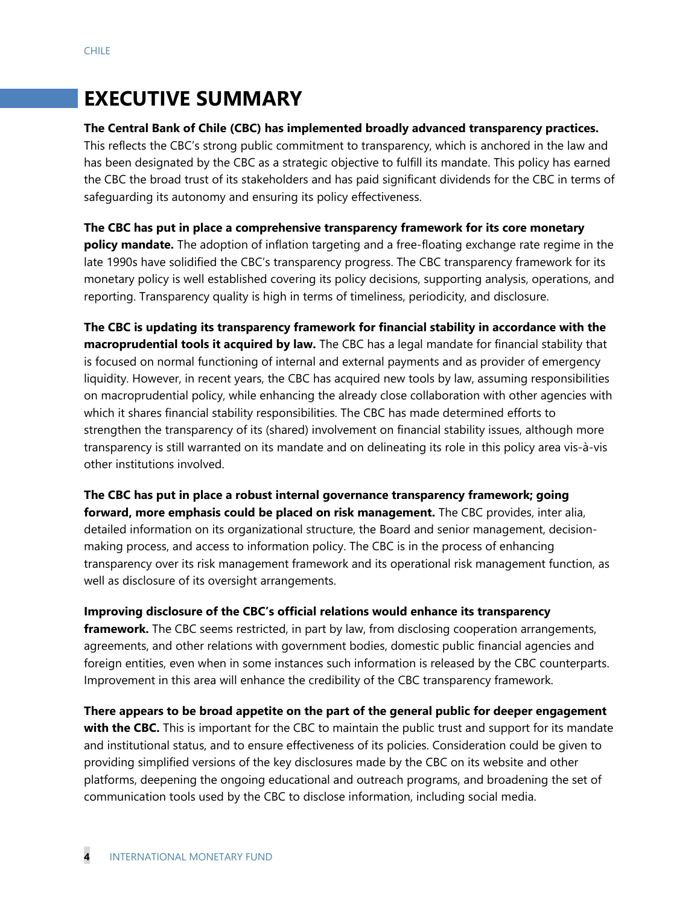# EXECUTIVE SUMMARY

**The Central Bank of Chile (CBC) has implemented broadly advanced transparency practices.** This reflects the CBC's strong public commitment to transparency, which is anchored in the law and has been designated by the CBC as a strategic objective to fulfill its mandate. This policy has earned the CBC the broad trust of its stakeholders and has paid significant dividends for the CBC in terms of safeguarding its autonomy and ensuring its policy effectiveness.

**The CBC has put in place a comprehensive transparency framework for its core monetary policy mandate.** The adoption of inflation targeting and a free-floating exchange rate regime in the late 1990s have solidified the CBC's transparency progress. The CBC transparency framework for its monetary policy is well established covering its policy decisions, supporting analysis, operations, and reporting. Transparency quality is high in terms of timeliness, periodicity, and disclosure.

**The CBC is updating its transparency framework for financial stability in accordance with the macroprudential tools it acquired by law.** The CBC has a legal mandate for financial stability that is focused on normal functioning of internal and external payments and as provider of emergency liquidity. However, in recent years, the CBC has acquired new tools by law, assuming responsibilities on macroprudential policy, while enhancing the already close collaboration with other agencies with which it shares financial stability responsibilities. The CBC has made determined efforts to strengthen the transparency of its (shared) involvement on financial stability issues, although more transparency is still warranted on its mandate and on delineating its role in this policy area vis-à-vis other institutions involved.

**The CBC has put in place a robust internal governance transparency framework; going forward, more emphasis could be placed on risk management.** The CBC provides, inter alia, detailed information on its organizational structure, the Board and senior management, decision-making process, and access to information policy. The CBC is in the process of enhancing transparency over its risk management framework and its operational risk management function, as well as disclosure of its oversight arrangements.

**Improving disclosure of the CBC's official relations would enhance its transparency framework.** The CBC seems restricted, in part by law, from disclosing cooperation arrangements, agreements, and other relations with government bodies, domestic public financial agencies and foreign entities, even when in some instances such information is released by the CBC counterparts. Improvement in this area will enhance the credibility of the CBC transparency framework.

**There appears to be broad appetite on the part of the general public for deeper engagement with the CBC.** This is important for the CBC to maintain the public trust and support for its mandate and institutional status, and to ensure effectiveness of its policies. Consideration could be given to providing simplified versions of the key disclosures made by the CBC on its website and other platforms, deepening the ongoing educational and outreach programs, and broadening the set of communication tools used by the CBC to disclose information, including social media.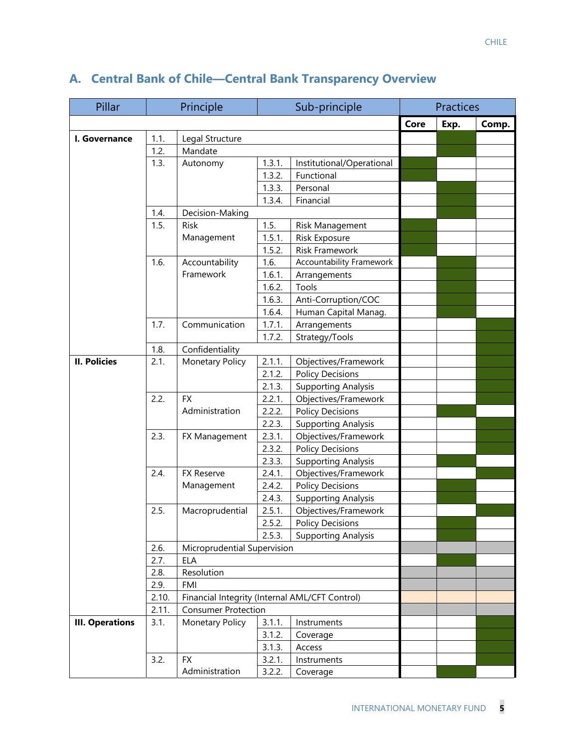## A. Central Bank of Chile—Central Bank Transparency Overview

| Pillar | | Principle | | Sub-principle | Practices: Core | Practices: Exp. | Practices: Comp. |
|---|---|---|---|---|---|---|---|
| I. Governance | 1.1. | Legal Structure | | | | ■ | |
| | 1.2. | Mandate | | | | ■ | |
| | 1.3. | Autonomy | 1.3.1. | Institutional/Operational | ■ | | |
| | | | 1.3.2. | Functional | ■ | | |
| | | | 1.3.3. | Personal | | ■ | |
| | | | 1.3.4. | Financial | | ■ | |
| | 1.4. | Decision-Making | | | | ■ | |
| | 1.5. | Risk Management | 1.5. | Risk Management | ■ | | |
| | | | 1.5.1. | Risk Exposure | ■ | | |
| | | | 1.5.2. | Risk Framework | ■ | | |
| | 1.6. | Accountability Framework | 1.6. | Accountability Framework | | ■ | |
| | | | 1.6.1. | Arrangements | | ■ | |
| | | | 1.6.2. | Tools | | ■ | |
| | | | 1.6.3. | Anti-Corruption/COC | | ■ | |
| | | | 1.6.4. | Human Capital Manag. | | ■ | |
| | 1.7. | Communication | 1.7.1. | Arrangements | | | ■ |
| | | | 1.7.2. | Strategy/Tools | | | ■ |
| | 1.8. | Confidentiality | | | | | ■ |
| II. Policies | 2.1. | Monetary Policy | 2.1.1. | Objectives/Framework | | | ■ |
| | | | 2.1.2. | Policy Decisions | | | ■ |
| | | | 2.1.3. | Supporting Analysis | | | ■ |
| | 2.2. | FX Administration | 2.2.1. | Objectives/Framework | | | ■ |
| | | | 2.2.2. | Policy Decisions | | ■ | |
| | | | 2.2.3. | Supporting Analysis | | | ■ |
| | 2.3. | FX Management | 2.3.1. | Objectives/Framework | | | ■ |
| | | | 2.3.2. | Policy Decisions | | | ■ |
| | | | 2.3.3. | Supporting Analysis | | ■ | |
| | 2.4. | FX Reserve Management | 2.4.1. | Objectives/Framework | | | ■ |
| | | | 2.4.2. | Policy Decisions | | ■ | |
| | | | 2.4.3. | Supporting Analysis | | ■ | |
| | 2.5. | Macroprudential | 2.5.1. | Objectives/Framework | | | ■ |
| | | | 2.5.2. | Policy Decisions | | ■ | |
| | | | 2.5.3. | Supporting Analysis | | ■ | |
| | 2.6. | Microprudential Supervision | | | ▒ | ▒ | ▒ |
| | 2.7. | ELA | | | | ■ | |
| | 2.8. | Resolution | | | ▒ | ▒ | ▒ |
| | 2.9. | FMI | | | ▒ | ▒ | ▒ |
| | 2.10. | Financial Integrity (Internal AML/CFT Control) | | | ▒ | ▒ | ▒ |
| | 2.11. | Consumer Protection | | | ▒ | ▒ | ▒ |
| III. Operations | 3.1. | Monetary Policy | 3.1.1. | Instruments | | | ■ |
| | | | 3.1.2. | Coverage | | | ■ |
| | | | 3.1.3. | Access | | | ■ |
| | 3.2. | FX Administration | 3.2.1. | Instruments | | | ■ |
| | | | 3.2.2. | Coverage | | ■ | |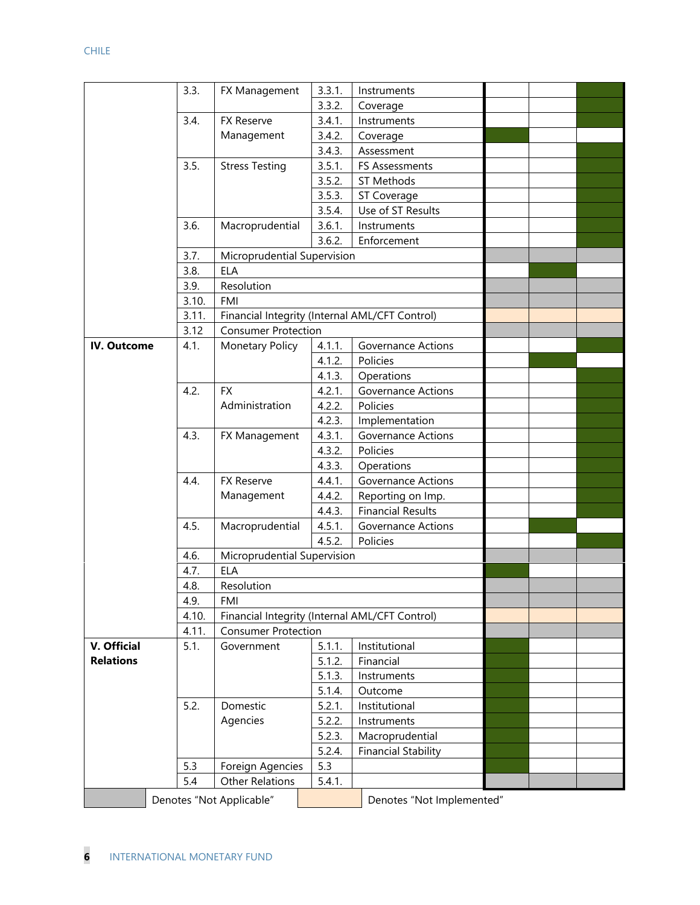| | | | | | | | |
|---|---|---|---|---|---|---|---|
| | 3.3. | FX Management | 3.3.1. | Instruments | | | ■ |
| | | | 3.3.2. | Coverage | | | ■ |
| | 3.4. | FX Reserve Management | 3.4.1. | Instruments | | | ■ |
| | | | 3.4.2. | Coverage | ■ | | |
| | | | 3.4.3. | Assessment | | | ■ |
| | 3.5. | Stress Testing | 3.5.1. | FS Assessments | | | ■ |
| | | | 3.5.2. | ST Methods | | | ■ |
| | | | 3.5.3. | ST Coverage | | | ■ |
| | | | 3.5.4. | Use of ST Results | | | ■ |
| | 3.6. | Macroprudential | 3.6.1. | Instruments | | | ■ |
| | | | 3.6.2. | Enforcement | | | ■ |
| | 3.7. | Microprudential Supervision | | | Not Applicable | Not Applicable | Not Applicable |
| | 3.8. | ELA | | | | ■ | |
| | 3.9. | Resolution | | | Not Applicable | Not Applicable | Not Applicable |
| | 3.10. | FMI | | | Not Applicable | Not Applicable | Not Applicable |
| | 3.11. | Financial Integrity (Internal AML/CFT Control) | | | Not Implemented | Not Implemented | Not Implemented |
| | 3.12 | Consumer Protection | | | Not Applicable | Not Applicable | Not Applicable |
| **IV. Outcome** | 4.1. | Monetary Policy | 4.1.1. | Governance Actions | | | ■ |
| | | | 4.1.2. | Policies | | ■ | |
| | | | 4.1.3. | Operations | | | ■ |
| | 4.2. | FX Administration | 4.2.1. | Governance Actions | | | ■ |
| | | | 4.2.2. | Policies | | | ■ |
| | | | 4.2.3. | Implementation | | | ■ |
| | 4.3. | FX Management | 4.3.1. | Governance Actions | | | ■ |
| | | | 4.3.2. | Policies | | | ■ |
| | | | 4.3.3. | Operations | | | ■ |
| | 4.4. | FX Reserve Management | 4.4.1. | Governance Actions | | | ■ |
| | | | 4.4.2. | Reporting on Imp. | | | ■ |
| | | | 4.4.3. | Financial Results | | | ■ |
| | 4.5. | Macroprudential | 4.5.1. | Governance Actions | | ■ | |
| | | | 4.5.2. | Policies | | | ■ |
| | 4.6. | Microprudential Supervision | | | Not Applicable | Not Applicable | Not Applicable |
| | 4.7. | ELA | | | ■ | | |
| | 4.8. | Resolution | | | Not Applicable | Not Applicable | Not Applicable |
| | 4.9. | FMI | | | Not Applicable | Not Applicable | Not Applicable |
| | 4.10. | Financial Integrity (Internal AML/CFT Control) | | | Not Implemented | Not Implemented | Not Implemented |
| | 4.11. | Consumer Protection | | | Not Applicable | Not Applicable | Not Applicable |
| **V. Official Relations** | 5.1. | Government | 5.1.1. | Institutional | ■ | | |
| | | | 5.1.2. | Financial | ■ | | |
| | | | 5.1.3. | Instruments | ■ | | |
| | | | 5.1.4. | Outcome | ■ | | |
| | 5.2. | Domestic Agencies | 5.2.1. | Institutional | ■ | | |
| | | | 5.2.2. | Instruments | ■ | | |
| | | | 5.2.3. | Macroprudential | ■ | | |
| | | | 5.2.4. | Financial Stability | ■ | | |
| | 5.3 | Foreign Agencies | 5.3 | | ■ | | |
| | 5.4 | Other Relations | 5.4.1. | | Not Applicable | Not Applicable | Not Applicable |

Denotes "Not Applicable" — Denotes "Not Implemented"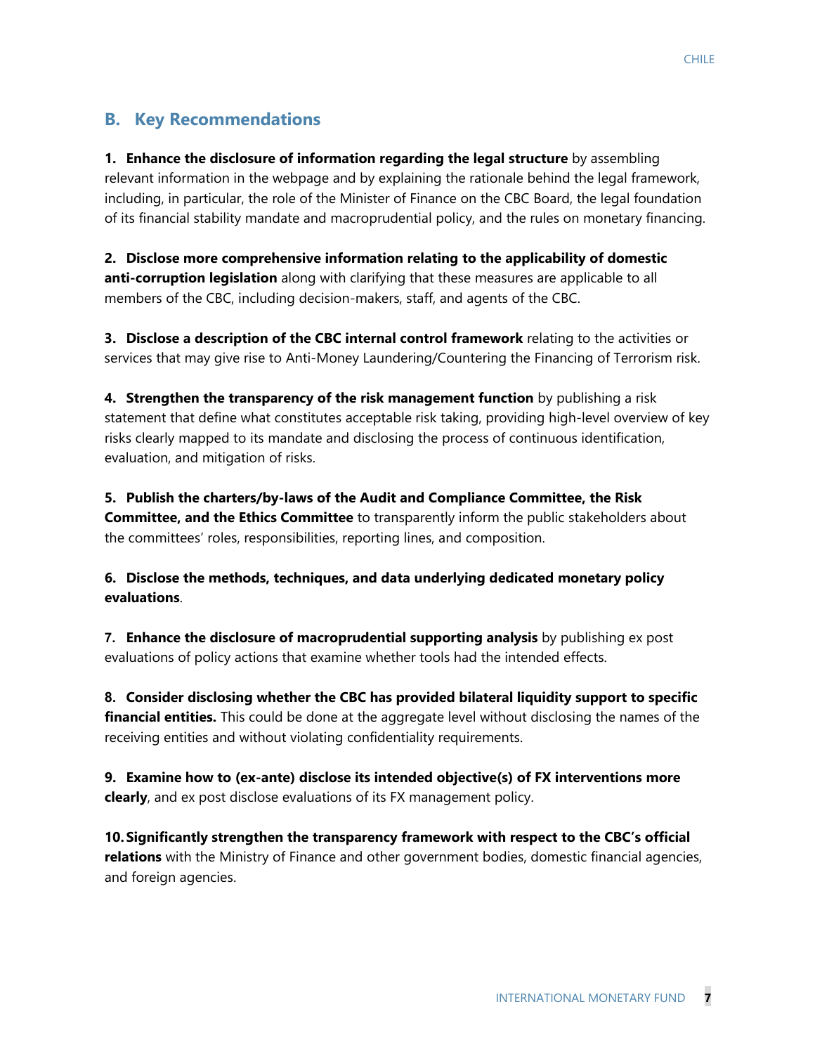## B. Key Recommendations

**1. Enhance the disclosure of information regarding the legal structure** by assembling relevant information in the webpage and by explaining the rationale behind the legal framework, including, in particular, the role of the Minister of Finance on the CBC Board, the legal foundation of its financial stability mandate and macroprudential policy, and the rules on monetary financing.

**2. Disclose more comprehensive information relating to the applicability of domestic anti-corruption legislation** along with clarifying that these measures are applicable to all members of the CBC, including decision-makers, staff, and agents of the CBC.

**3. Disclose a description of the CBC internal control framework** relating to the activities or services that may give rise to Anti-Money Laundering/Countering the Financing of Terrorism risk.

**4. Strengthen the transparency of the risk management function** by publishing a risk statement that define what constitutes acceptable risk taking, providing high-level overview of key risks clearly mapped to its mandate and disclosing the process of continuous identification, evaluation, and mitigation of risks.

**5. Publish the charters/by-laws of the Audit and Compliance Committee, the Risk Committee, and the Ethics Committee** to transparently inform the public stakeholders about the committees' roles, responsibilities, reporting lines, and composition.

**6. Disclose the methods, techniques, and data underlying dedicated monetary policy evaluations**.

**7. Enhance the disclosure of macroprudential supporting analysis** by publishing ex post evaluations of policy actions that examine whether tools had the intended effects.

**8. Consider disclosing whether the CBC has provided bilateral liquidity support to specific financial entities.** This could be done at the aggregate level without disclosing the names of the receiving entities and without violating confidentiality requirements.

**9. Examine how to (ex-ante) disclose its intended objective(s) of FX interventions more clearly**, and ex post disclose evaluations of its FX management policy.

**10. Significantly strengthen the transparency framework with respect to the CBC's official relations** with the Ministry of Finance and other government bodies, domestic financial agencies, and foreign agencies.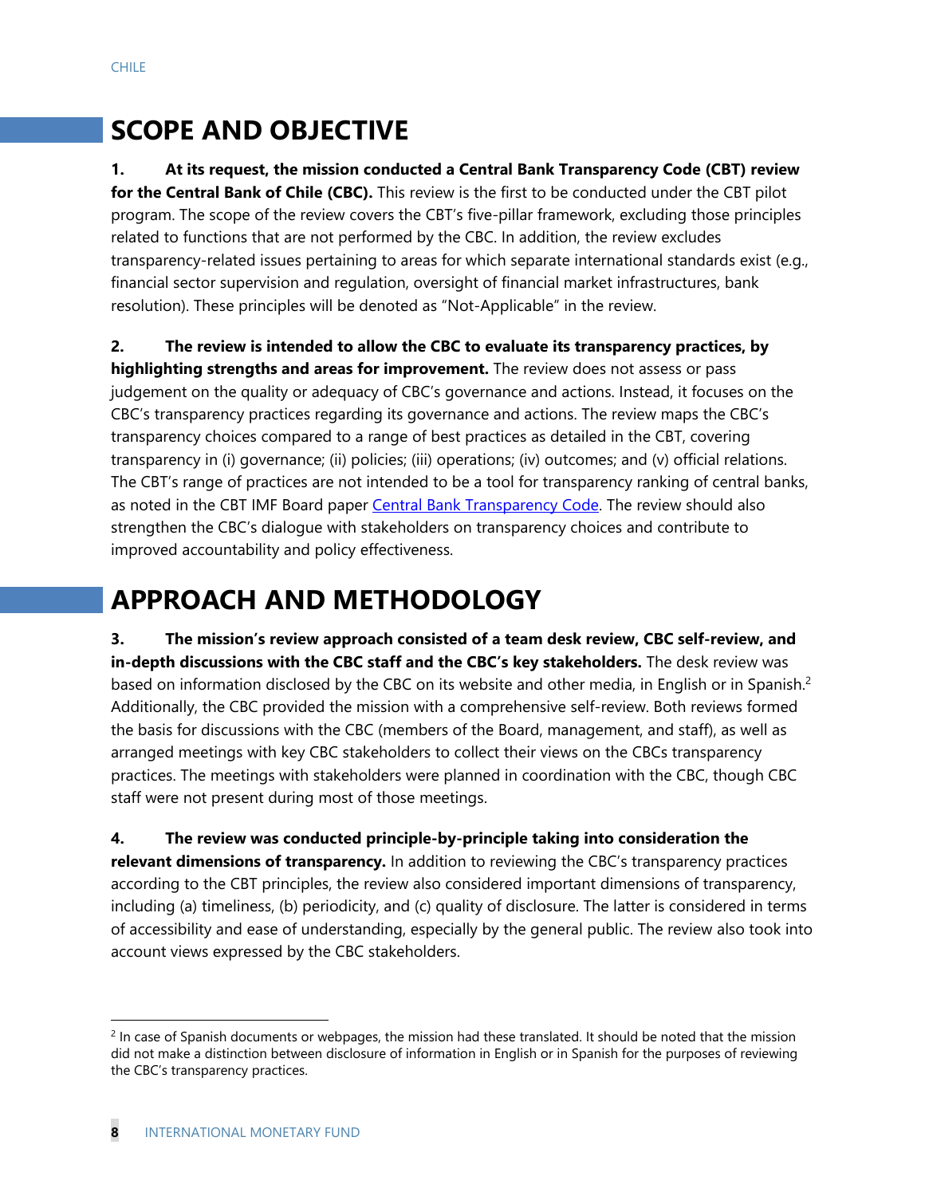# SCOPE AND OBJECTIVE

**1. At its request, the mission conducted a Central Bank Transparency Code (CBT) review for the Central Bank of Chile (CBC).** This review is the first to be conducted under the CBT pilot program. The scope of the review covers the CBT's five-pillar framework, excluding those principles related to functions that are not performed by the CBC. In addition, the review excludes transparency-related issues pertaining to areas for which separate international standards exist (e.g., financial sector supervision and regulation, oversight of financial market infrastructures, bank resolution). These principles will be denoted as "Not-Applicable" in the review.

**2. The review is intended to allow the CBC to evaluate its transparency practices, by highlighting strengths and areas for improvement.** The review does not assess or pass judgement on the quality or adequacy of CBC's governance and actions. Instead, it focuses on the CBC's transparency practices regarding its governance and actions. The review maps the CBC's transparency choices compared to a range of best practices as detailed in the CBT, covering transparency in (i) governance; (ii) policies; (iii) operations; (iv) outcomes; and (v) official relations. The CBT's range of practices are not intended to be a tool for transparency ranking of central banks, as noted in the CBT IMF Board paper [Central Bank Transparency Code](). The review should also strengthen the CBC's dialogue with stakeholders on transparency choices and contribute to improved accountability and policy effectiveness.

# APPROACH AND METHODOLOGY

**3. The mission's review approach consisted of a team desk review, CBC self-review, and in-depth discussions with the CBC staff and the CBC's key stakeholders.** The desk review was based on information disclosed by the CBC on its website and other media, in English or in Spanish.[2] Additionally, the CBC provided the mission with a comprehensive self-review. Both reviews formed the basis for discussions with the CBC (members of the Board, management, and staff), as well as arranged meetings with key CBC stakeholders to collect their views on the CBCs transparency practices. The meetings with stakeholders were planned in coordination with the CBC, though CBC staff were not present during most of those meetings.

**4. The review was conducted principle-by-principle taking into consideration the relevant dimensions of transparency.** In addition to reviewing the CBC's transparency practices according to the CBT principles, the review also considered important dimensions of transparency, including (a) timeliness, (b) periodicity, and (c) quality of disclosure. The latter is considered in terms of accessibility and ease of understanding, especially by the general public. The review also took into account views expressed by the CBC stakeholders.

---

[2] In case of Spanish documents or webpages, the mission had these translated. It should be noted that the mission did not make a distinction between disclosure of information in English or in Spanish for the purposes of reviewing the CBC's transparency practices.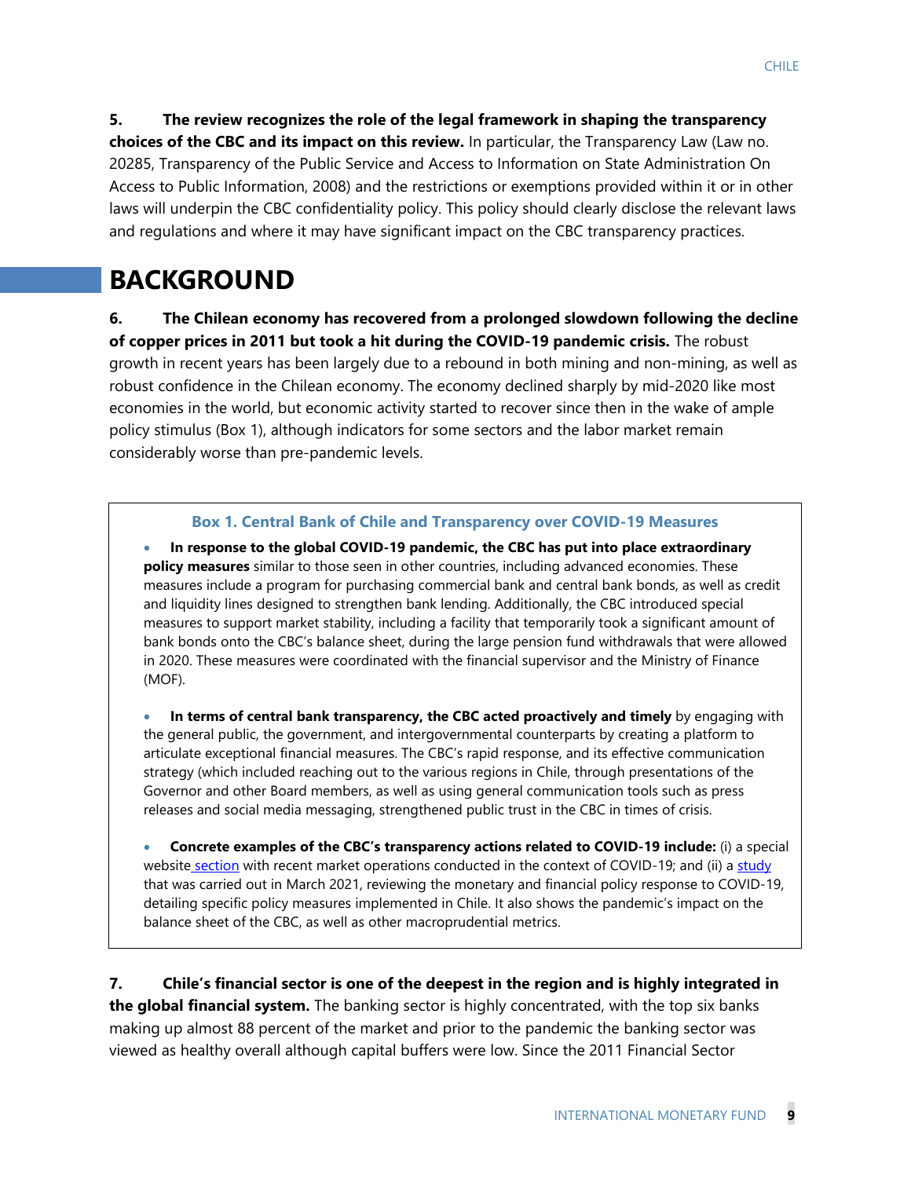**5. The review recognizes the role of the legal framework in shaping the transparency choices of the CBC and its impact on this review.** In particular, the Transparency Law (Law no. 20285, Transparency of the Public Service and Access to Information on State Administration On Access to Public Information, 2008) and the restrictions or exemptions provided within it or in other laws will underpin the CBC confidentiality policy. This policy should clearly disclose the relevant laws and regulations and where it may have significant impact on the CBC transparency practices.

# BACKGROUND

**6. The Chilean economy has recovered from a prolonged slowdown following the decline of copper prices in 2011 but took a hit during the COVID-19 pandemic crisis.** The robust growth in recent years has been largely due to a rebound in both mining and non-mining, as well as robust confidence in the Chilean economy. The economy declined sharply by mid-2020 like most economies in the world, but economic activity started to recover since then in the wake of ample policy stimulus (Box 1), although indicators for some sectors and the labor market remain considerably worse than pre-pandemic levels.

### Box 1. Central Bank of Chile and Transparency over COVID-19 Measures

- **In response to the global COVID-19 pandemic, the CBC has put into place extraordinary policy measures** similar to those seen in other countries, including advanced economies. These measures include a program for purchasing commercial bank and central bank bonds, as well as credit and liquidity lines designed to strengthen bank lending. Additionally, the CBC introduced special measures to support market stability, including a facility that temporarily took a significant amount of bank bonds onto the CBC's balance sheet, during the large pension fund withdrawals that were allowed in 2020. These measures were coordinated with the financial supervisor and the Ministry of Finance (MOF).

- **In terms of central bank transparency, the CBC acted proactively and timely** by engaging with the general public, the government, and intergovernmental counterparts by creating a platform to articulate exceptional financial measures. The CBC's rapid response, and its effective communication strategy (which included reaching out to the various regions in Chile, through presentations of the Governor and other Board members, as well as using general communication tools such as press releases and social media messaging, strengthened public trust in the CBC in times of crisis.

- **Concrete examples of the CBC's transparency actions related to COVID-19 include:** (i) a special website section with recent market operations conducted in the context of COVID-19; and (ii) a study that was carried out in March 2021, reviewing the monetary and financial policy response to COVID-19, detailing specific policy measures implemented in Chile. It also shows the pandemic's impact on the balance sheet of the CBC, as well as other macroprudential metrics.

**7. Chile's financial sector is one of the deepest in the region and is highly integrated in the global financial system.** The banking sector is highly concentrated, with the top six banks making up almost 88 percent of the market and prior to the pandemic the banking sector was viewed as healthy overall although capital buffers were low. Since the 2011 Financial Sector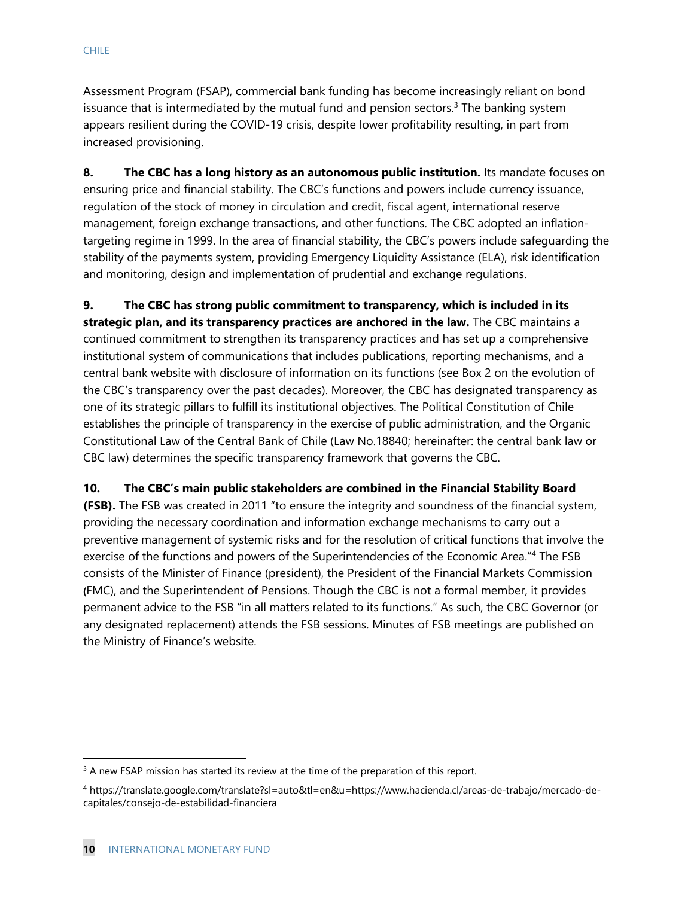Assessment Program (FSAP), commercial bank funding has become increasingly reliant on bond issuance that is intermediated by the mutual fund and pension sectors.[3] The banking system appears resilient during the COVID-19 crisis, despite lower profitability resulting, in part from increased provisioning.

**8. The CBC has a long history as an autonomous public institution.** Its mandate focuses on ensuring price and financial stability. The CBC's functions and powers include currency issuance, regulation of the stock of money in circulation and credit, fiscal agent, international reserve management, foreign exchange transactions, and other functions. The CBC adopted an inflation-targeting regime in 1999. In the area of financial stability, the CBC's powers include safeguarding the stability of the payments system, providing Emergency Liquidity Assistance (ELA), risk identification and monitoring, design and implementation of prudential and exchange regulations.

**9. The CBC has strong public commitment to transparency, which is included in its strategic plan, and its transparency practices are anchored in the law.** The CBC maintains a continued commitment to strengthen its transparency practices and has set up a comprehensive institutional system of communications that includes publications, reporting mechanisms, and a central bank website with disclosure of information on its functions (see Box 2 on the evolution of the CBC's transparency over the past decades). Moreover, the CBC has designated transparency as one of its strategic pillars to fulfill its institutional objectives. The Political Constitution of Chile establishes the principle of transparency in the exercise of public administration, and the Organic Constitutional Law of the Central Bank of Chile (Law No.18840; hereinafter: the central bank law or CBC law) determines the specific transparency framework that governs the CBC.

**10. The CBC's main public stakeholders are combined in the Financial Stability Board (FSB).** The FSB was created in 2011 "to ensure the integrity and soundness of the financial system, providing the necessary coordination and information exchange mechanisms to carry out a preventive management of systemic risks and for the resolution of critical functions that involve the exercise of the functions and powers of the Superintendencies of the Economic Area."[4] The FSB consists of the Minister of Finance (president), the President of the Financial Markets Commission (FMC), and the Superintendent of Pensions. Though the CBC is not a formal member, it provides permanent advice to the FSB "in all matters related to its functions." As such, the CBC Governor (or any designated replacement) attends the FSB sessions. Minutes of FSB meetings are published on the Ministry of Finance's website.

---

[3] A new FSAP mission has started its review at the time of the preparation of this report.

[4] https://translate.google.com/translate?sl=auto&tl=en&u=https://www.hacienda.cl/areas-de-trabajo/mercado-de-capitales/consejo-de-estabilidad-financiera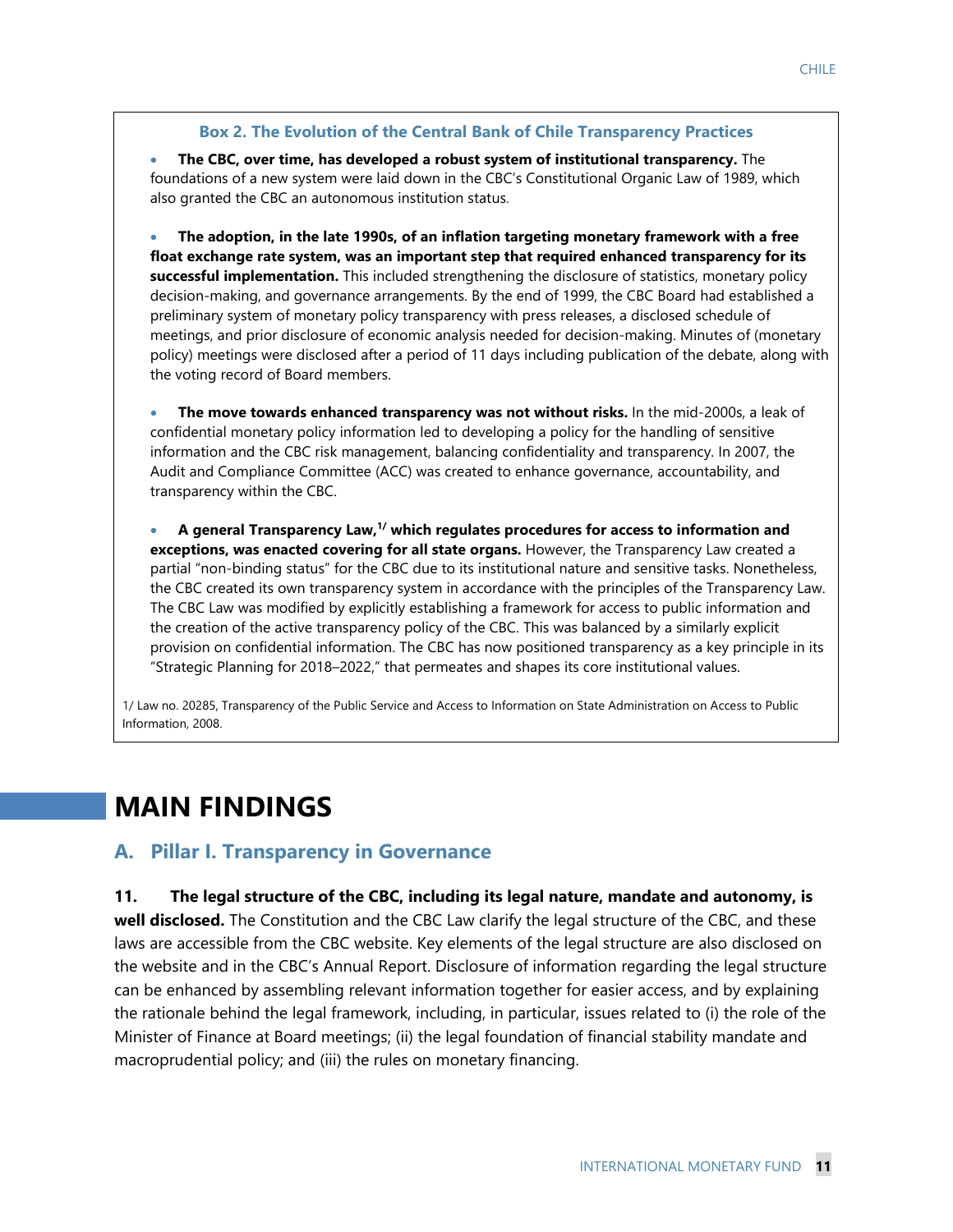### Box 2. The Evolution of the Central Bank of Chile Transparency Practices

- **The CBC, over time, has developed a robust system of institutional transparency.** The foundations of a new system were laid down in the CBC's Constitutional Organic Law of 1989, which also granted the CBC an autonomous institution status.

- **The adoption, in the late 1990s, of an inflation targeting monetary framework with a free float exchange rate system, was an important step that required enhanced transparency for its successful implementation.** This included strengthening the disclosure of statistics, monetary policy decision-making, and governance arrangements. By the end of 1999, the CBC Board had established a preliminary system of monetary policy transparency with press releases, a disclosed schedule of meetings, and prior disclosure of economic analysis needed for decision-making. Minutes of (monetary policy) meetings were disclosed after a period of 11 days including publication of the debate, along with the voting record of Board members.

- **The move towards enhanced transparency was not without risks.** In the mid-2000s, a leak of confidential monetary policy information led to developing a policy for the handling of sensitive information and the CBC risk management, balancing confidentiality and transparency. In 2007, the Audit and Compliance Committee (ACC) was created to enhance governance, accountability, and transparency within the CBC.

- **A general Transparency Law,[1/] which regulates procedures for access to information and exceptions, was enacted covering for all state organs.** However, the Transparency Law created a partial "non-binding status" for the CBC due to its institutional nature and sensitive tasks. Nonetheless, the CBC created its own transparency system in accordance with the principles of the Transparency Law. The CBC Law was modified by explicitly establishing a framework for access to public information and the creation of the active transparency policy of the CBC. This was balanced by a similarly explicit provision on confidential information. The CBC has now positioned transparency as a key principle in its "Strategic Planning for 2018–2022," that permeates and shapes its core institutional values.

1/ Law no. 20285, Transparency of the Public Service and Access to Information on State Administration on Access to Public Information, 2008.

# MAIN FINDINGS

## A. Pillar I. Transparency in Governance

**11. The legal structure of the CBC, including its legal nature, mandate and autonomy, is well disclosed.** The Constitution and the CBC Law clarify the legal structure of the CBC, and these laws are accessible from the CBC website. Key elements of the legal structure are also disclosed on the website and in the CBC's Annual Report. Disclosure of information regarding the legal structure can be enhanced by assembling relevant information together for easier access, and by explaining the rationale behind the legal framework, including, in particular, issues related to (i) the role of the Minister of Finance at Board meetings; (ii) the legal foundation of financial stability mandate and macroprudential policy; and (iii) the rules on monetary financing.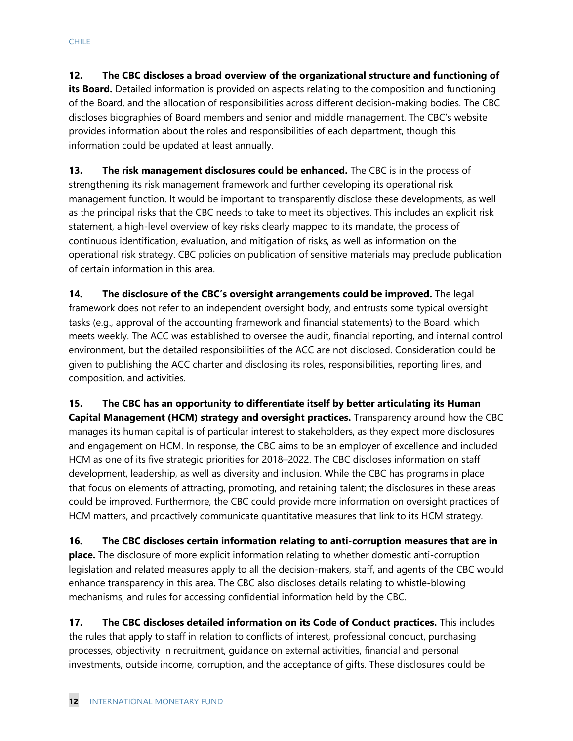**12. The CBC discloses a broad overview of the organizational structure and functioning of its Board.** Detailed information is provided on aspects relating to the composition and functioning of the Board, and the allocation of responsibilities across different decision-making bodies. The CBC discloses biographies of Board members and senior and middle management. The CBC's website provides information about the roles and responsibilities of each department, though this information could be updated at least annually.

**13. The risk management disclosures could be enhanced.** The CBC is in the process of strengthening its risk management framework and further developing its operational risk management function. It would be important to transparently disclose these developments, as well as the principal risks that the CBC needs to take to meet its objectives. This includes an explicit risk statement, a high-level overview of key risks clearly mapped to its mandate, the process of continuous identification, evaluation, and mitigation of risks, as well as information on the operational risk strategy. CBC policies on publication of sensitive materials may preclude publication of certain information in this area.

**14. The disclosure of the CBC's oversight arrangements could be improved.** The legal framework does not refer to an independent oversight body, and entrusts some typical oversight tasks (e.g., approval of the accounting framework and financial statements) to the Board, which meets weekly. The ACC was established to oversee the audit, financial reporting, and internal control environment, but the detailed responsibilities of the ACC are not disclosed. Consideration could be given to publishing the ACC charter and disclosing its roles, responsibilities, reporting lines, and composition, and activities.

**15. The CBC has an opportunity to differentiate itself by better articulating its Human Capital Management (HCM) strategy and oversight practices.** Transparency around how the CBC manages its human capital is of particular interest to stakeholders, as they expect more disclosures and engagement on HCM. In response, the CBC aims to be an employer of excellence and included HCM as one of its five strategic priorities for 2018–2022. The CBC discloses information on staff development, leadership, as well as diversity and inclusion. While the CBC has programs in place that focus on elements of attracting, promoting, and retaining talent; the disclosures in these areas could be improved. Furthermore, the CBC could provide more information on oversight practices of HCM matters, and proactively communicate quantitative measures that link to its HCM strategy.

**16. The CBC discloses certain information relating to anti-corruption measures that are in place.** The disclosure of more explicit information relating to whether domestic anti-corruption legislation and related measures apply to all the decision-makers, staff, and agents of the CBC would enhance transparency in this area. The CBC also discloses details relating to whistle-blowing mechanisms, and rules for accessing confidential information held by the CBC.

**17. The CBC discloses detailed information on its Code of Conduct practices.** This includes the rules that apply to staff in relation to conflicts of interest, professional conduct, purchasing processes, objectivity in recruitment, guidance on external activities, financial and personal investments, outside income, corruption, and the acceptance of gifts. These disclosures could be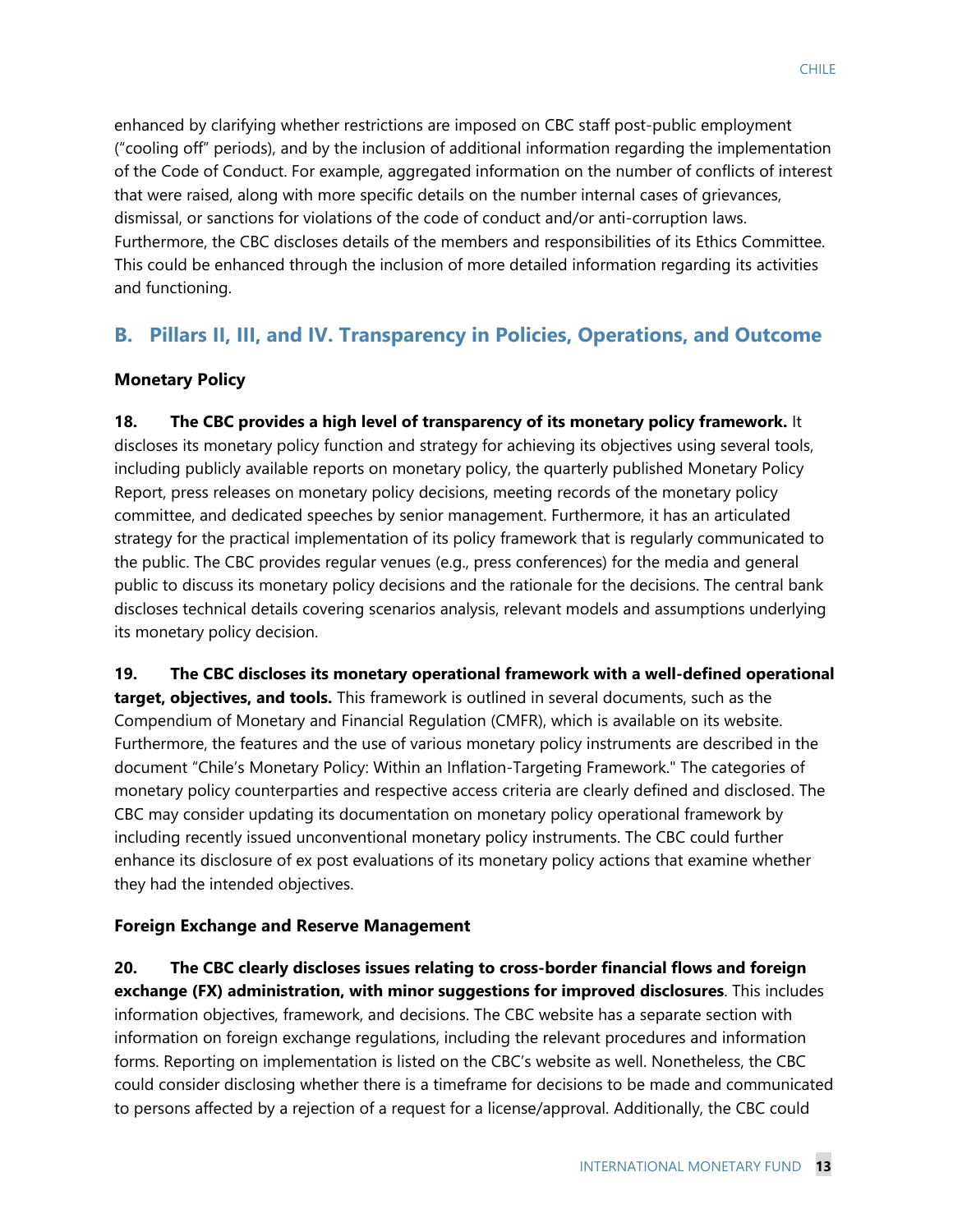enhanced by clarifying whether restrictions are imposed on CBC staff post-public employment ("cooling off" periods), and by the inclusion of additional information regarding the implementation of the Code of Conduct. For example, aggregated information on the number of conflicts of interest that were raised, along with more specific details on the number internal cases of grievances, dismissal, or sanctions for violations of the code of conduct and/or anti-corruption laws. Furthermore, the CBC discloses details of the members and responsibilities of its Ethics Committee. This could be enhanced through the inclusion of more detailed information regarding its activities and functioning.

## B. Pillars II, III, and IV. Transparency in Policies, Operations, and Outcome

### Monetary Policy

**18. The CBC provides a high level of transparency of its monetary policy framework.** It discloses its monetary policy function and strategy for achieving its objectives using several tools, including publicly available reports on monetary policy, the quarterly published Monetary Policy Report, press releases on monetary policy decisions, meeting records of the monetary policy committee, and dedicated speeches by senior management. Furthermore, it has an articulated strategy for the practical implementation of its policy framework that is regularly communicated to the public. The CBC provides regular venues (e.g., press conferences) for the media and general public to discuss its monetary policy decisions and the rationale for the decisions. The central bank discloses technical details covering scenarios analysis, relevant models and assumptions underlying its monetary policy decision.

**19. The CBC discloses its monetary operational framework with a well-defined operational target, objectives, and tools.** This framework is outlined in several documents, such as the Compendium of Monetary and Financial Regulation (CMFR), which is available on its website. Furthermore, the features and the use of various monetary policy instruments are described in the document "Chile's Monetary Policy: Within an Inflation-Targeting Framework." The categories of monetary policy counterparties and respective access criteria are clearly defined and disclosed. The CBC may consider updating its documentation on monetary policy operational framework by including recently issued unconventional monetary policy instruments. The CBC could further enhance its disclosure of ex post evaluations of its monetary policy actions that examine whether they had the intended objectives.

### Foreign Exchange and Reserve Management

**20. The CBC clearly discloses issues relating to cross-border financial flows and foreign exchange (FX) administration, with minor suggestions for improved disclosures**. This includes information objectives, framework, and decisions. The CBC website has a separate section with information on foreign exchange regulations, including the relevant procedures and information forms. Reporting on implementation is listed on the CBC's website as well. Nonetheless, the CBC could consider disclosing whether there is a timeframe for decisions to be made and communicated to persons affected by a rejection of a request for a license/approval. Additionally, the CBC could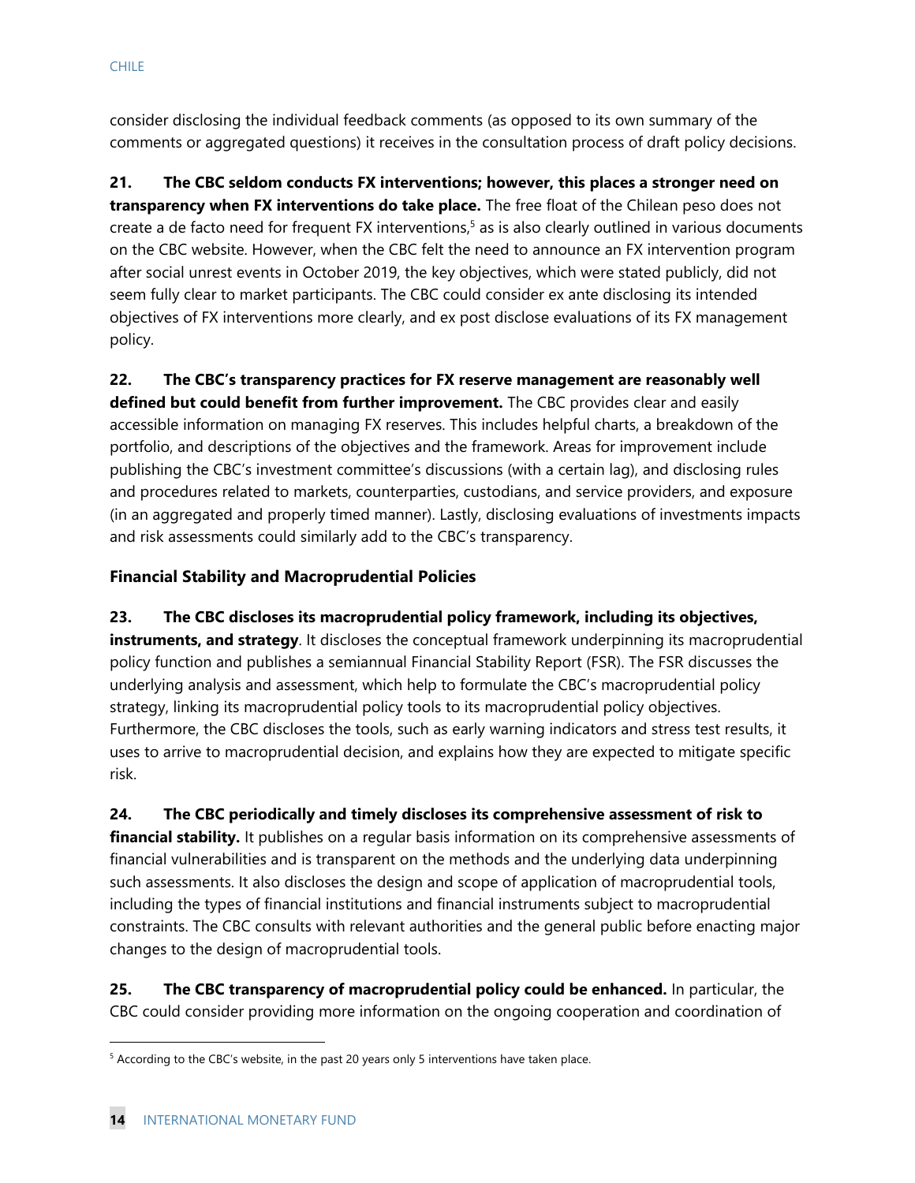consider disclosing the individual feedback comments (as opposed to its own summary of the comments or aggregated questions) it receives in the consultation process of draft policy decisions.

**21. The CBC seldom conducts FX interventions; however, this places a stronger need on transparency when FX interventions do take place.** The free float of the Chilean peso does not create a de facto need for frequent FX interventions,[5] as is also clearly outlined in various documents on the CBC website. However, when the CBC felt the need to announce an FX intervention program after social unrest events in October 2019, the key objectives, which were stated publicly, did not seem fully clear to market participants. The CBC could consider ex ante disclosing its intended objectives of FX interventions more clearly, and ex post disclose evaluations of its FX management policy.

**22. The CBC's transparency practices for FX reserve management are reasonably well defined but could benefit from further improvement.** The CBC provides clear and easily accessible information on managing FX reserves. This includes helpful charts, a breakdown of the portfolio, and descriptions of the objectives and the framework. Areas for improvement include publishing the CBC's investment committee's discussions (with a certain lag), and disclosing rules and procedures related to markets, counterparties, custodians, and service providers, and exposure (in an aggregated and properly timed manner). Lastly, disclosing evaluations of investments impacts and risk assessments could similarly add to the CBC's transparency.

### Financial Stability and Macroprudential Policies

**23. The CBC discloses its macroprudential policy framework, including its objectives, instruments, and strategy**. It discloses the conceptual framework underpinning its macroprudential policy function and publishes a semiannual Financial Stability Report (FSR). The FSR discusses the underlying analysis and assessment, which help to formulate the CBC's macroprudential policy strategy, linking its macroprudential policy tools to its macroprudential policy objectives. Furthermore, the CBC discloses the tools, such as early warning indicators and stress test results, it uses to arrive to macroprudential decision, and explains how they are expected to mitigate specific risk.

**24. The CBC periodically and timely discloses its comprehensive assessment of risk to financial stability.** It publishes on a regular basis information on its comprehensive assessments of financial vulnerabilities and is transparent on the methods and the underlying data underpinning such assessments. It also discloses the design and scope of application of macroprudential tools, including the types of financial institutions and financial instruments subject to macroprudential constraints. The CBC consults with relevant authorities and the general public before enacting major changes to the design of macroprudential tools.

**25. The CBC transparency of macroprudential policy could be enhanced.** In particular, the CBC could consider providing more information on the ongoing cooperation and coordination of

[5] According to the CBC's website, in the past 20 years only 5 interventions have taken place.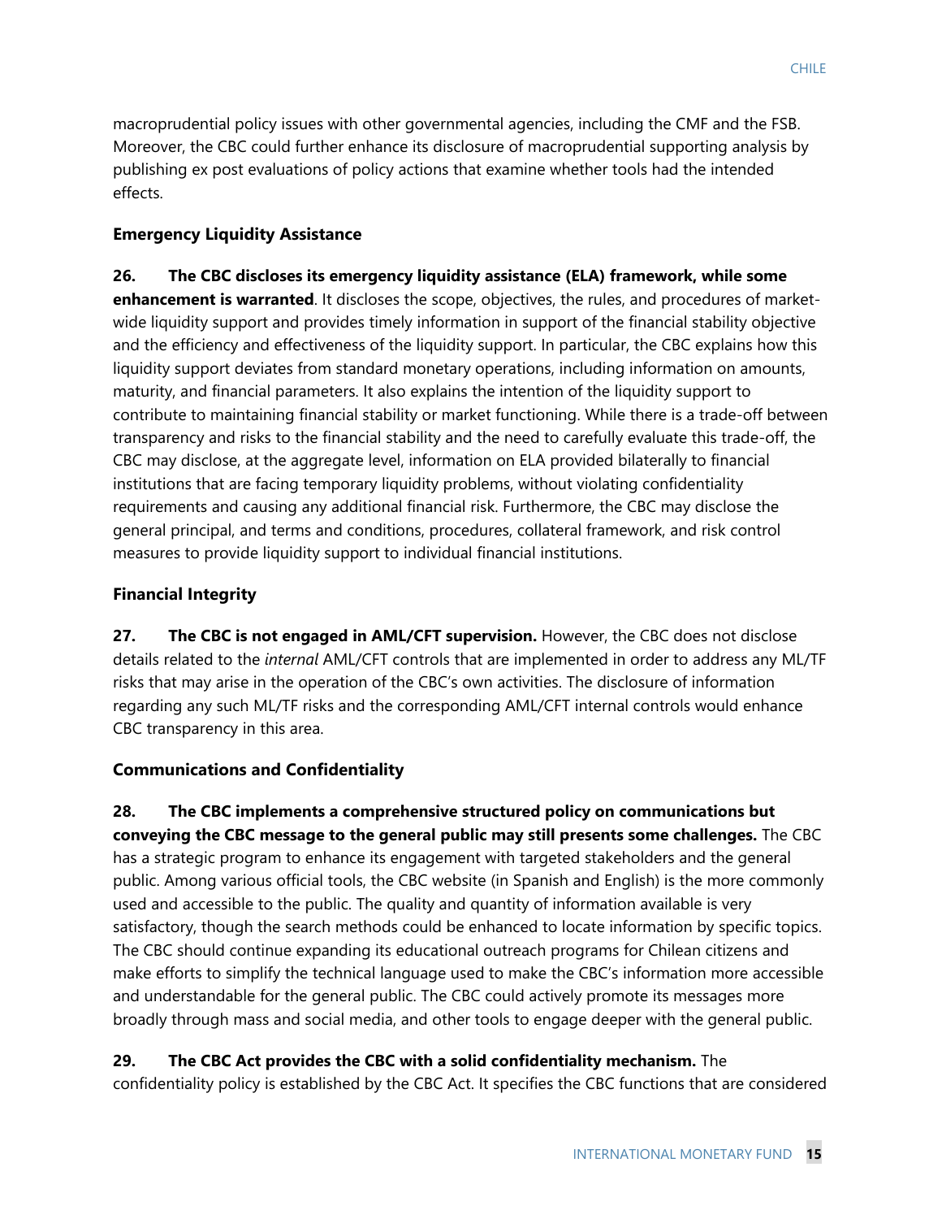macroprudential policy issues with other governmental agencies, including the CMF and the FSB. Moreover, the CBC could further enhance its disclosure of macroprudential supporting analysis by publishing ex post evaluations of policy actions that examine whether tools had the intended effects.

### Emergency Liquidity Assistance

**26. The CBC discloses its emergency liquidity assistance (ELA) framework, while some enhancement is warranted**. It discloses the scope, objectives, the rules, and procedures of market-wide liquidity support and provides timely information in support of the financial stability objective and the efficiency and effectiveness of the liquidity support. In particular, the CBC explains how this liquidity support deviates from standard monetary operations, including information on amounts, maturity, and financial parameters. It also explains the intention of the liquidity support to contribute to maintaining financial stability or market functioning. While there is a trade-off between transparency and risks to the financial stability and the need to carefully evaluate this trade-off, the CBC may disclose, at the aggregate level, information on ELA provided bilaterally to financial institutions that are facing temporary liquidity problems, without violating confidentiality requirements and causing any additional financial risk. Furthermore, the CBC may disclose the general principal, and terms and conditions, procedures, collateral framework, and risk control measures to provide liquidity support to individual financial institutions.

### Financial Integrity

**27. The CBC is not engaged in AML/CFT supervision.** However, the CBC does not disclose details related to the *internal* AML/CFT controls that are implemented in order to address any ML/TF risks that may arise in the operation of the CBC's own activities. The disclosure of information regarding any such ML/TF risks and the corresponding AML/CFT internal controls would enhance CBC transparency in this area.

### Communications and Confidentiality

**28. The CBC implements a comprehensive structured policy on communications but conveying the CBC message to the general public may still presents some challenges.** The CBC has a strategic program to enhance its engagement with targeted stakeholders and the general public. Among various official tools, the CBC website (in Spanish and English) is the more commonly used and accessible to the public. The quality and quantity of information available is very satisfactory, though the search methods could be enhanced to locate information by specific topics. The CBC should continue expanding its educational outreach programs for Chilean citizens and make efforts to simplify the technical language used to make the CBC's information more accessible and understandable for the general public. The CBC could actively promote its messages more broadly through mass and social media, and other tools to engage deeper with the general public.

**29. The CBC Act provides the CBC with a solid confidentiality mechanism.** The confidentiality policy is established by the CBC Act. It specifies the CBC functions that are considered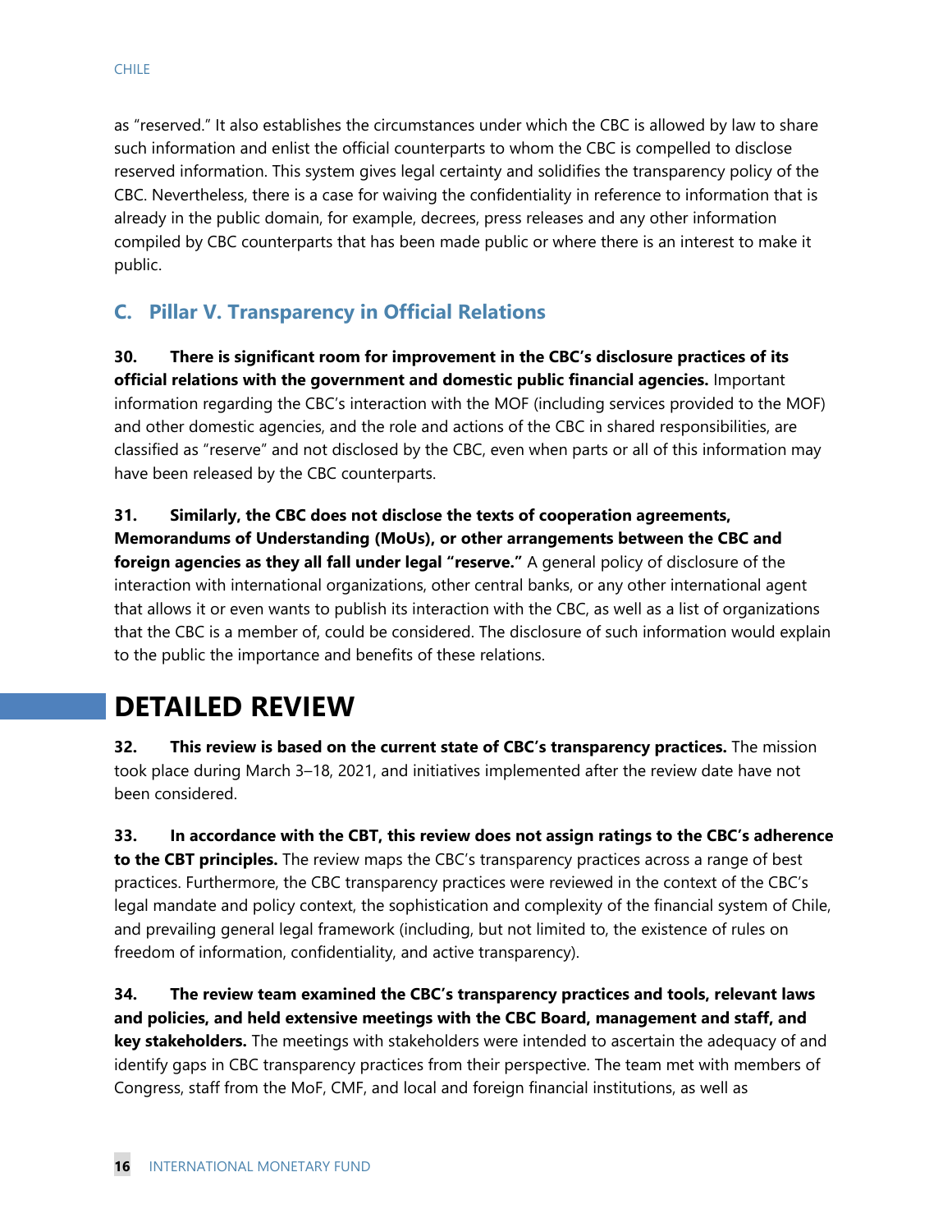as "reserved." It also establishes the circumstances under which the CBC is allowed by law to share such information and enlist the official counterparts to whom the CBC is compelled to disclose reserved information. This system gives legal certainty and solidifies the transparency policy of the CBC. Nevertheless, there is a case for waiving the confidentiality in reference to information that is already in the public domain, for example, decrees, press releases and any other information compiled by CBC counterparts that has been made public or where there is an interest to make it public.

### C. Pillar V. Transparency in Official Relations

**30. There is significant room for improvement in the CBC's disclosure practices of its official relations with the government and domestic public financial agencies.** Important information regarding the CBC's interaction with the MOF (including services provided to the MOF) and other domestic agencies, and the role and actions of the CBC in shared responsibilities, are classified as "reserve" and not disclosed by the CBC, even when parts or all of this information may have been released by the CBC counterparts.

**31. Similarly, the CBC does not disclose the texts of cooperation agreements, Memorandums of Understanding (MoUs), or other arrangements between the CBC and foreign agencies as they all fall under legal "reserve."** A general policy of disclosure of the interaction with international organizations, other central banks, or any other international agent that allows it or even wants to publish its interaction with the CBC, as well as a list of organizations that the CBC is a member of, could be considered. The disclosure of such information would explain to the public the importance and benefits of these relations.

## DETAILED REVIEW

**32. This review is based on the current state of CBC's transparency practices.** The mission took place during March 3–18, 2021, and initiatives implemented after the review date have not been considered.

**33. In accordance with the CBT, this review does not assign ratings to the CBC's adherence to the CBT principles.** The review maps the CBC's transparency practices across a range of best practices. Furthermore, the CBC transparency practices were reviewed in the context of the CBC's legal mandate and policy context, the sophistication and complexity of the financial system of Chile, and prevailing general legal framework (including, but not limited to, the existence of rules on freedom of information, confidentiality, and active transparency).

**34. The review team examined the CBC's transparency practices and tools, relevant laws and policies, and held extensive meetings with the CBC Board, management and staff, and key stakeholders.** The meetings with stakeholders were intended to ascertain the adequacy of and identify gaps in CBC transparency practices from their perspective. The team met with members of Congress, staff from the MoF, CMF, and local and foreign financial institutions, as well as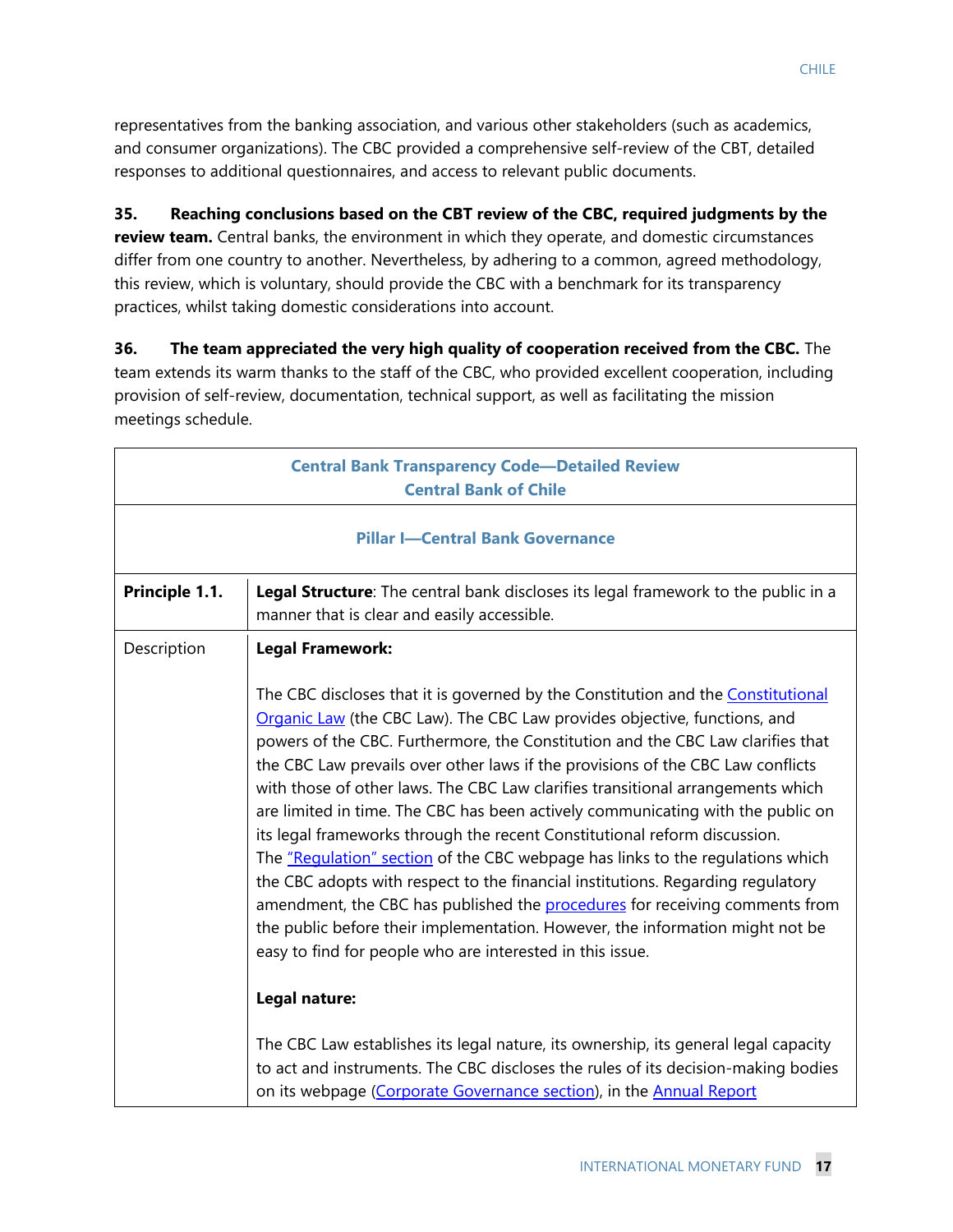representatives from the banking association, and various other stakeholders (such as academics, and consumer organizations). The CBC provided a comprehensive self-review of the CBT, detailed responses to additional questionnaires, and access to relevant public documents.

**35. Reaching conclusions based on the CBT review of the CBC, required judgments by the review team.** Central banks, the environment in which they operate, and domestic circumstances differ from one country to another. Nevertheless, by adhering to a common, agreed methodology, this review, which is voluntary, should provide the CBC with a benchmark for its transparency practices, whilst taking domestic considerations into account.

**36. The team appreciated the very high quality of cooperation received from the CBC.** The team extends its warm thanks to the staff of the CBC, who provided excellent cooperation, including provision of self-review, documentation, technical support, as well as facilitating the mission meetings schedule.

| Central Bank Transparency Code—Detailed Review<br>Central Bank of Chile | |
|---|---|
| **Pillar I—Central Bank Governance** | |
| **Principle 1.1.** | **Legal Structure**: The central bank discloses its legal framework to the public in a manner that is clear and easily accessible. |
| Description | **Legal Framework:**<br><br>The CBC discloses that it is governed by the Constitution and the Constitutional Organic Law (the CBC Law). The CBC Law provides objective, functions, and powers of the CBC. Furthermore, the Constitution and the CBC Law clarifies that the CBC Law prevails over other laws if the provisions of the CBC Law conflicts with those of other laws. The CBC Law clarifies transitional arrangements which are limited in time. The CBC has been actively communicating with the public on its legal frameworks through the recent Constitutional reform discussion. The "Regulation" section of the CBC webpage has links to the regulations which the CBC adopts with respect to the financial institutions. Regarding regulatory amendment, the CBC has published the procedures for receiving comments from the public before their implementation. However, the information might not be easy to find for people who are interested in this issue.<br><br>**Legal nature:**<br><br>The CBC Law establishes its legal nature, its ownership, its general legal capacity to act and instruments. The CBC discloses the rules of its decision-making bodies on its webpage (Corporate Governance section), in the Annual Report |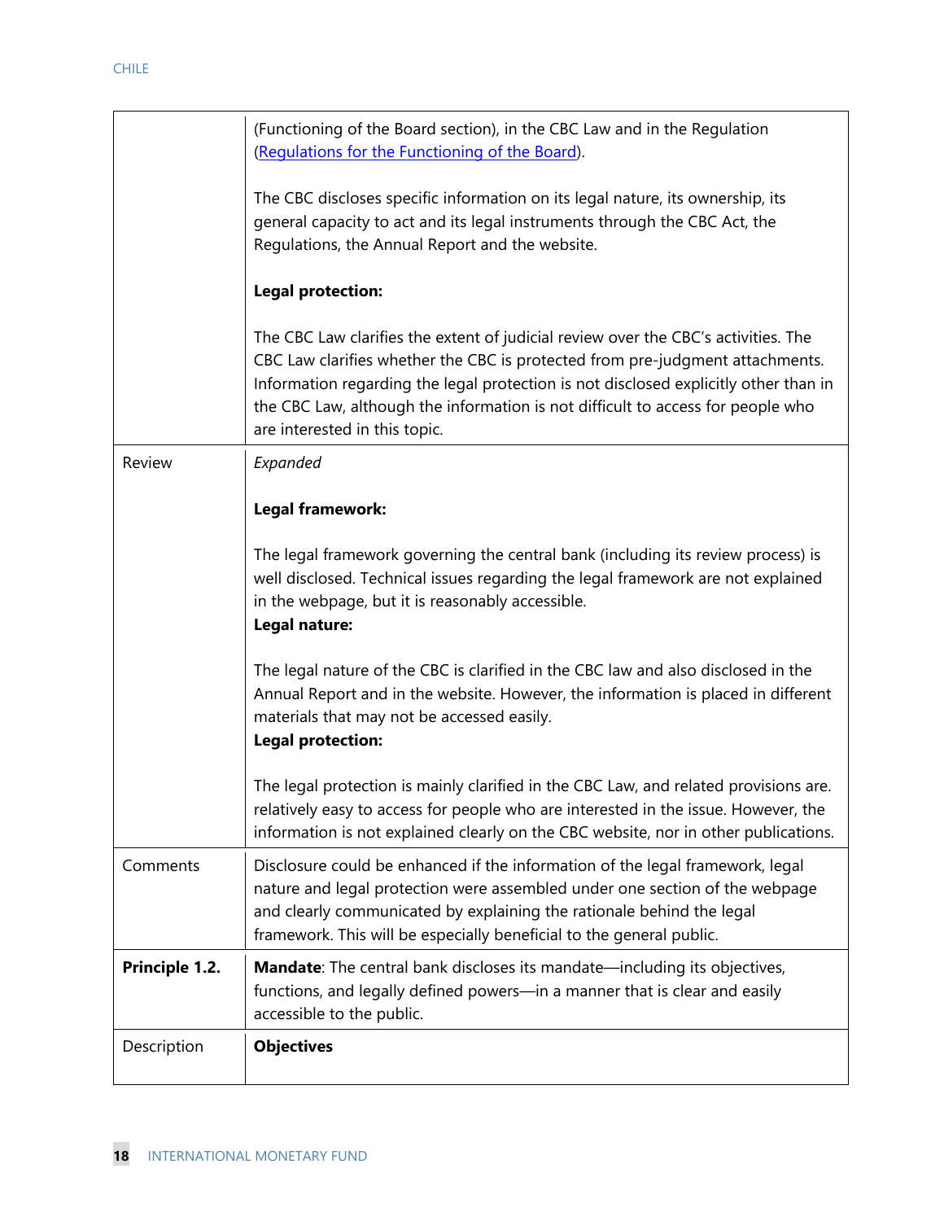| | |
|---|---|
| | (Functioning of the Board section), in the CBC Law and in the Regulation ([Regulations for the Functioning of the Board](Regulations for the Functioning of the Board)).<br><br>The CBC discloses specific information on its legal nature, its ownership, its general capacity to act and its legal instruments through the CBC Act, the Regulations, the Annual Report and the website.<br><br>**Legal protection:**<br><br>The CBC Law clarifies the extent of judicial review over the CBC's activities. The CBC Law clarifies whether the CBC is protected from pre-judgment attachments. Information regarding the legal protection is not disclosed explicitly other than in the CBC Law, although the information is not difficult to access for people who are interested in this topic. |
| Review | *Expanded*<br><br>**Legal framework:**<br><br>The legal framework governing the central bank (including its review process) is well disclosed. Technical issues regarding the legal framework are not explained in the webpage, but it is reasonably accessible.<br>**Legal nature:**<br><br>The legal nature of the CBC is clarified in the CBC law and also disclosed in the Annual Report and in the website. However, the information is placed in different materials that may not be accessed easily.<br>**Legal protection:**<br><br>The legal protection is mainly clarified in the CBC Law, and related provisions are. relatively easy to access for people who are interested in the issue. However, the information is not explained clearly on the CBC website, nor in other publications. |
| Comments | Disclosure could be enhanced if the information of the legal framework, legal nature and legal protection were assembled under one section of the webpage and clearly communicated by explaining the rationale behind the legal framework. This will be especially beneficial to the general public. |
| **Principle 1.2.** | **Mandate**: The central bank discloses its mandate—including its objectives, functions, and legally defined powers—in a manner that is clear and easily accessible to the public. |
| Description | **Objectives** |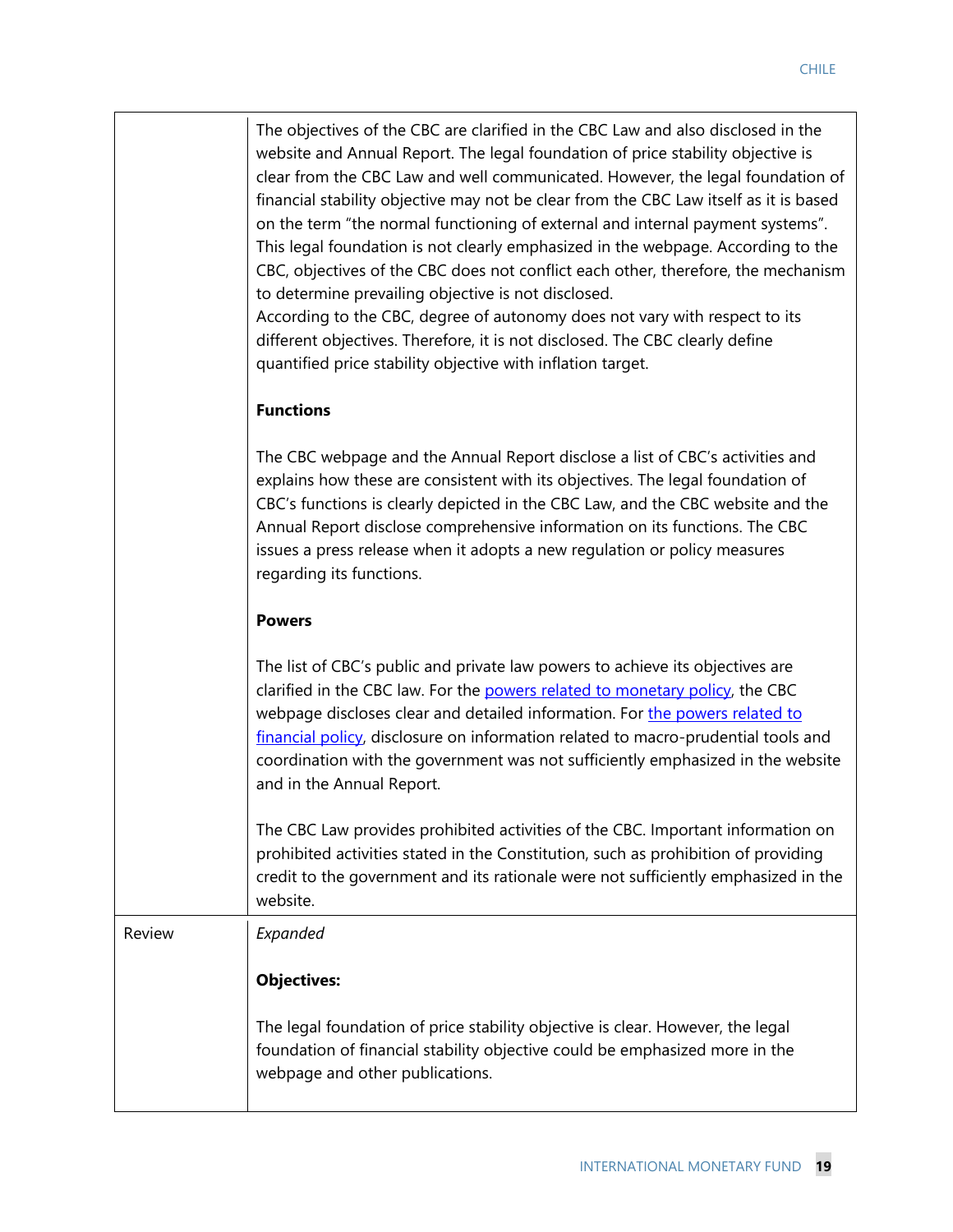| | |
|---|---|
| | The objectives of the CBC are clarified in the CBC Law and also disclosed in the website and Annual Report. The legal foundation of price stability objective is clear from the CBC Law and well communicated. However, the legal foundation of financial stability objective may not be clear from the CBC Law itself as it is based on the term "the normal functioning of external and internal payment systems". This legal foundation is not clearly emphasized in the webpage. According to the CBC, objectives of the CBC does not conflict each other, therefore, the mechanism to determine prevailing objective is not disclosed.<br>According to the CBC, degree of autonomy does not vary with respect to its different objectives. Therefore, it is not disclosed. The CBC clearly define quantified price stability objective with inflation target.<br><br>**Functions**<br><br>The CBC webpage and the Annual Report disclose a list of CBC's activities and explains how these are consistent with its objectives. The legal foundation of CBC's functions is clearly depicted in the CBC Law, and the CBC website and the Annual Report disclose comprehensive information on its functions. The CBC issues a press release when it adopts a new regulation or policy measures regarding its functions.<br><br>**Powers**<br><br>The list of CBC's public and private law powers to achieve its objectives are clarified in the CBC law. For the powers related to monetary policy, the CBC webpage discloses clear and detailed information. For the powers related to financial policy, disclosure on information related to macro-prudential tools and coordination with the government was not sufficiently emphasized in the website and in the Annual Report.<br><br>The CBC Law provides prohibited activities of the CBC. Important information on prohibited activities stated in the Constitution, such as prohibition of providing credit to the government and its rationale were not sufficiently emphasized in the website. |
| Review | *Expanded*<br><br>**Objectives:**<br><br>The legal foundation of price stability objective is clear. However, the legal foundation of financial stability objective could be emphasized more in the webpage and other publications. |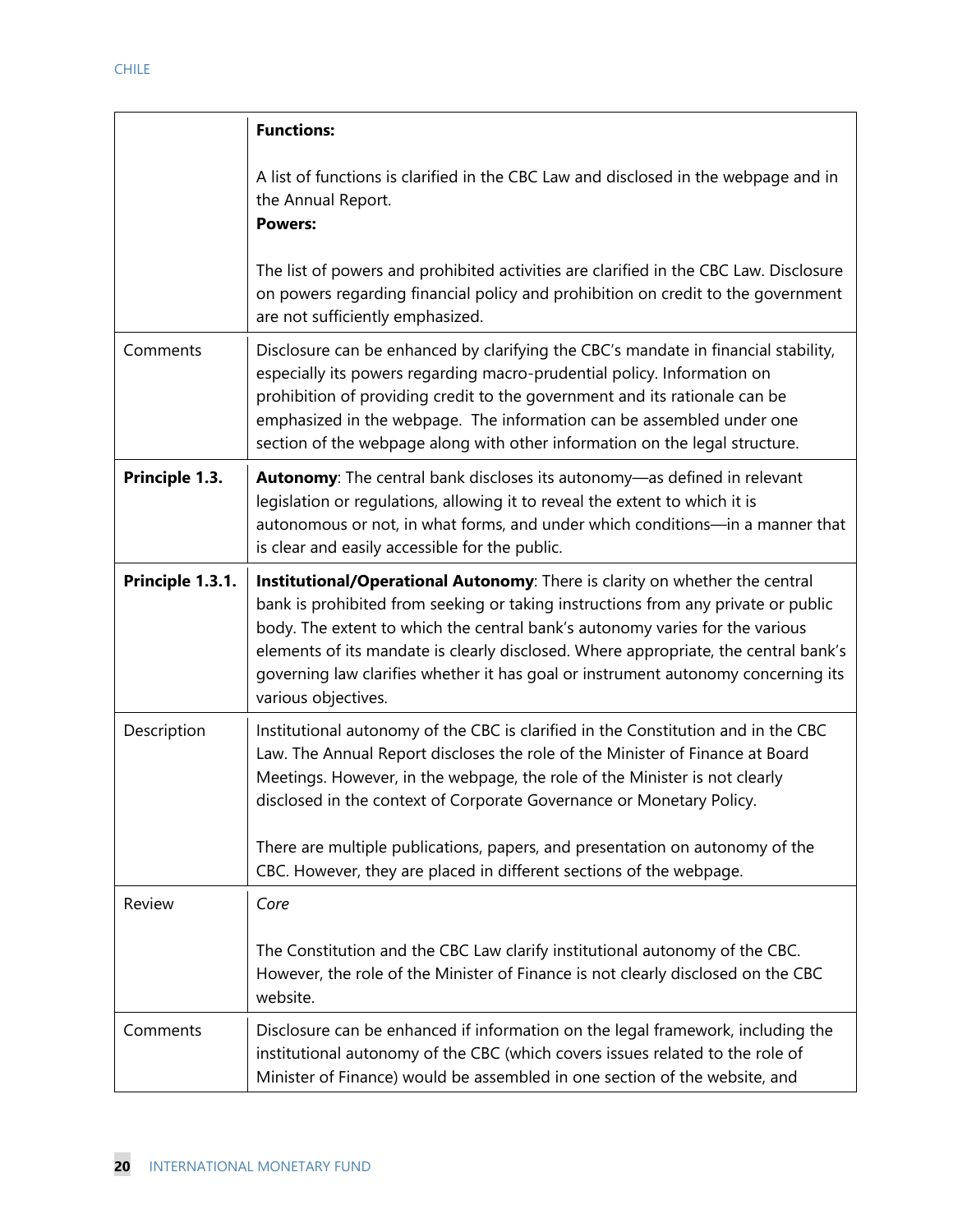| | |
|---|---|
| | **Functions:**<br><br>A list of functions is clarified in the CBC Law and disclosed in the webpage and in the Annual Report.<br>**Powers:**<br><br>The list of powers and prohibited activities are clarified in the CBC Law. Disclosure on powers regarding financial policy and prohibition on credit to the government are not sufficiently emphasized. |
| Comments | Disclosure can be enhanced by clarifying the CBC's mandate in financial stability, especially its powers regarding macro-prudential policy. Information on prohibition of providing credit to the government and its rationale can be emphasized in the webpage. The information can be assembled under one section of the webpage along with other information on the legal structure. |
| **Principle 1.3.** | **Autonomy**: The central bank discloses its autonomy—as defined in relevant legislation or regulations, allowing it to reveal the extent to which it is autonomous or not, in what forms, and under which conditions—in a manner that is clear and easily accessible for the public. |
| **Principle 1.3.1.** | **Institutional/Operational Autonomy**: There is clarity on whether the central bank is prohibited from seeking or taking instructions from any private or public body. The extent to which the central bank's autonomy varies for the various elements of its mandate is clearly disclosed. Where appropriate, the central bank's governing law clarifies whether it has goal or instrument autonomy concerning its various objectives. |
| Description | Institutional autonomy of the CBC is clarified in the Constitution and in the CBC Law. The Annual Report discloses the role of the Minister of Finance at Board Meetings. However, in the webpage, the role of the Minister is not clearly disclosed in the context of Corporate Governance or Monetary Policy.<br><br>There are multiple publications, papers, and presentation on autonomy of the CBC. However, they are placed in different sections of the webpage. |
| Review | *Core*<br><br>The Constitution and the CBC Law clarify institutional autonomy of the CBC. However, the role of the Minister of Finance is not clearly disclosed on the CBC website. |
| Comments | Disclosure can be enhanced if information on the legal framework, including the institutional autonomy of the CBC (which covers issues related to the role of Minister of Finance) would be assembled in one section of the website, and |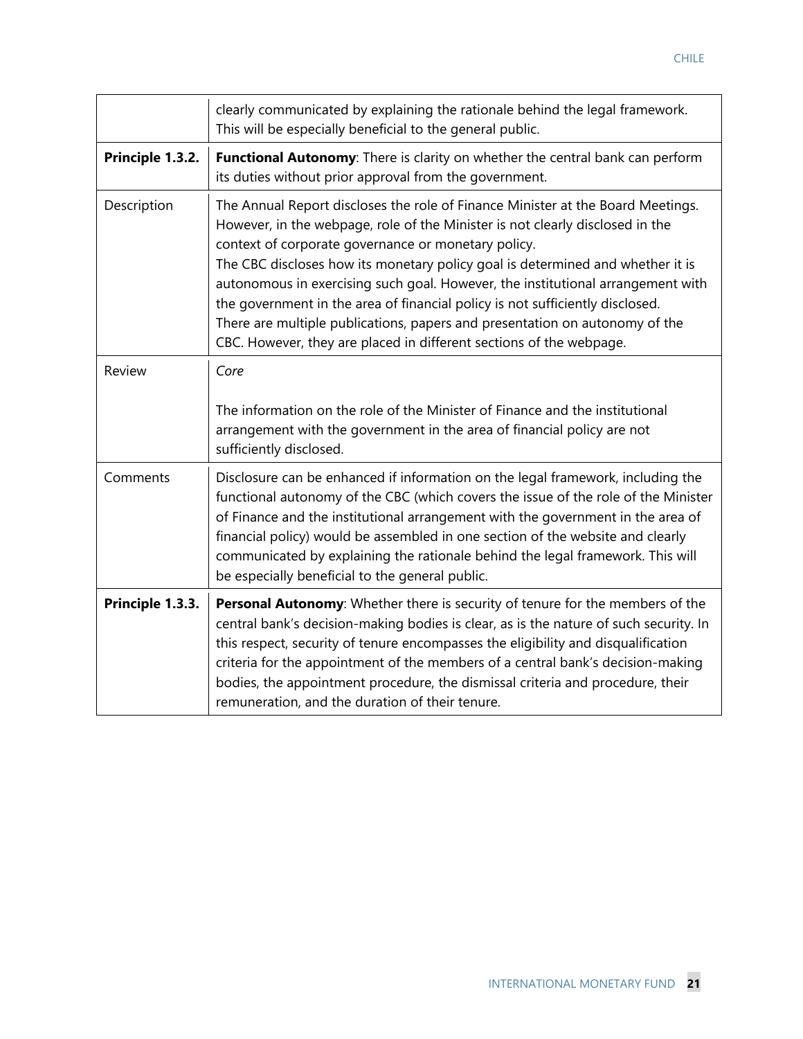| | |
|---|---|
| | clearly communicated by explaining the rationale behind the legal framework. This will be especially beneficial to the general public. |
| **Principle 1.3.2.** | **Functional Autonomy**: There is clarity on whether the central bank can perform its duties without prior approval from the government. |
| Description | The Annual Report discloses the role of Finance Minister at the Board Meetings. However, in the webpage, role of the Minister is not clearly disclosed in the context of corporate governance or monetary policy.<br>The CBC discloses how its monetary policy goal is determined and whether it is autonomous in exercising such goal. However, the institutional arrangement with the government in the area of financial policy is not sufficiently disclosed.<br>There are multiple publications, papers and presentation on autonomy of the CBC. However, they are placed in different sections of the webpage. |
| Review | *Core*<br><br>The information on the role of the Minister of Finance and the institutional arrangement with the government in the area of financial policy are not sufficiently disclosed. |
| Comments | Disclosure can be enhanced if information on the legal framework, including the functional autonomy of the CBC (which covers the issue of the role of the Minister of Finance and the institutional arrangement with the government in the area of financial policy) would be assembled in one section of the website and clearly communicated by explaining the rationale behind the legal framework. This will be especially beneficial to the general public. |
| **Principle 1.3.3.** | **Personal Autonomy**: Whether there is security of tenure for the members of the central bank's decision-making bodies is clear, as is the nature of such security. In this respect, security of tenure encompasses the eligibility and disqualification criteria for the appointment of the members of a central bank's decision-making bodies, the appointment procedure, the dismissal criteria and procedure, their remuneration, and the duration of their tenure. |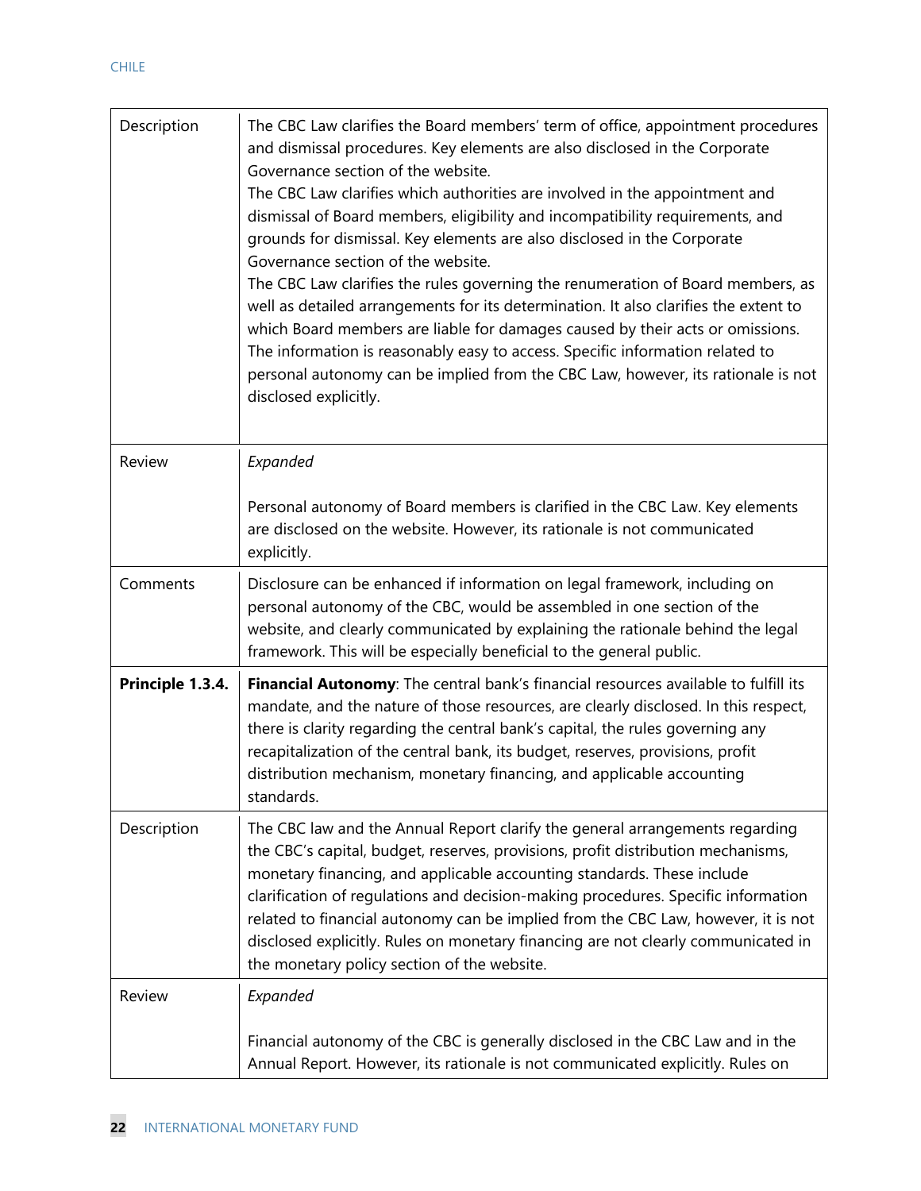| | |
|---|---|
| Description | The CBC Law clarifies the Board members' term of office, appointment procedures and dismissal procedures. Key elements are also disclosed in the Corporate Governance section of the website.<br>The CBC Law clarifies which authorities are involved in the appointment and dismissal of Board members, eligibility and incompatibility requirements, and grounds for dismissal. Key elements are also disclosed in the Corporate Governance section of the website.<br>The CBC Law clarifies the rules governing the renumeration of Board members, as well as detailed arrangements for its determination. It also clarifies the extent to which Board members are liable for damages caused by their acts or omissions.<br>The information is reasonably easy to access. Specific information related to personal autonomy can be implied from the CBC Law, however, its rationale is not disclosed explicitly. |
| Review | *Expanded*<br><br>Personal autonomy of Board members is clarified in the CBC Law. Key elements are disclosed on the website. However, its rationale is not communicated explicitly. |
| Comments | Disclosure can be enhanced if information on legal framework, including on personal autonomy of the CBC, would be assembled in one section of the website, and clearly communicated by explaining the rationale behind the legal framework. This will be especially beneficial to the general public. |
| **Principle 1.3.4.** | **Financial Autonomy**: The central bank's financial resources available to fulfill its mandate, and the nature of those resources, are clearly disclosed. In this respect, there is clarity regarding the central bank's capital, the rules governing any recapitalization of the central bank, its budget, reserves, provisions, profit distribution mechanism, monetary financing, and applicable accounting standards. |
| Description | The CBC law and the Annual Report clarify the general arrangements regarding the CBC's capital, budget, reserves, provisions, profit distribution mechanisms, monetary financing, and applicable accounting standards. These include clarification of regulations and decision-making procedures. Specific information related to financial autonomy can be implied from the CBC Law, however, it is not disclosed explicitly. Rules on monetary financing are not clearly communicated in the monetary policy section of the website. |
| Review | *Expanded*<br><br>Financial autonomy of the CBC is generally disclosed in the CBC Law and in the Annual Report. However, its rationale is not communicated explicitly. Rules on |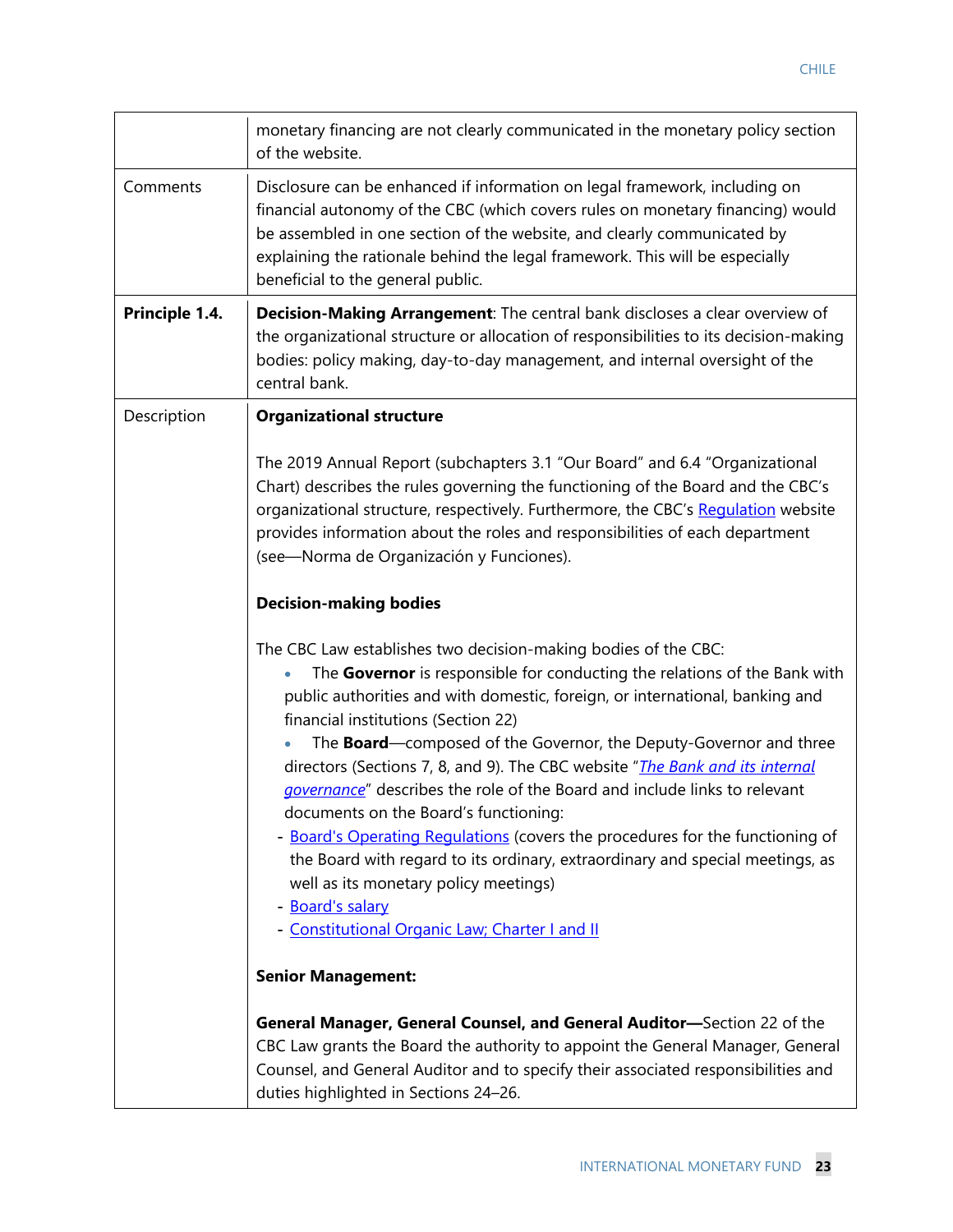| | |
|---|---|
| | monetary financing are not clearly communicated in the monetary policy section of the website. |
| Comments | Disclosure can be enhanced if information on legal framework, including on financial autonomy of the CBC (which covers rules on monetary financing) would be assembled in one section of the website, and clearly communicated by explaining the rationale behind the legal framework. This will be especially beneficial to the general public. |
| **Principle 1.4.** | **Decision-Making Arrangement**: The central bank discloses a clear overview of the organizational structure or allocation of responsibilities to its decision-making bodies: policy making, day-to-day management, and internal oversight of the central bank. |
| Description | **Organizational structure**<br><br>The 2019 Annual Report (subchapters 3.1 "Our Board" and 6.4 "Organizational Chart) describes the rules governing the functioning of the Board and the CBC's organizational structure, respectively. Furthermore, the CBC's Regulation website provides information about the roles and responsibilities of each department (see—Norma de Organización y Funciones).<br><br>**Decision-making bodies**<br><br>The CBC Law establishes two decision-making bodies of the CBC:<br>• The **Governor** is responsible for conducting the relations of the Bank with public authorities and with domestic, foreign, or international, banking and financial institutions (Section 22)<br>• The **Board**—composed of the Governor, the Deputy-Governor and three directors (Sections 7, 8, and 9). The CBC website "*The Bank and its internal governance*" describes the role of the Board and include links to relevant documents on the Board's functioning:<br>- Board's Operating Regulations (covers the procedures for the functioning of the Board with regard to its ordinary, extraordinary and special meetings, as well as its monetary policy meetings)<br>- Board's salary<br>- Constitutional Organic Law; Charter I and II<br><br>**Senior Management:**<br><br>**General Manager, General Counsel, and General Auditor—**Section 22 of the CBC Law grants the Board the authority to appoint the General Manager, General Counsel, and General Auditor and to specify their associated responsibilities and duties highlighted in Sections 24–26. |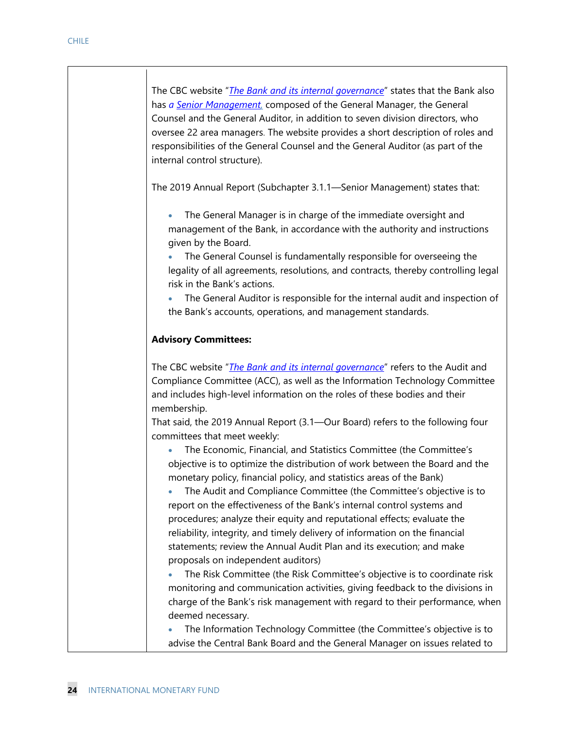The CBC website "*The Bank and its internal governance*" states that the Bank also has *a Senior Management,* composed of the General Manager, the General Counsel and the General Auditor, in addition to seven division directors, who oversee 22 area managers. The website provides a short description of roles and responsibilities of the General Counsel and the General Auditor (as part of the internal control structure).

The 2019 Annual Report (Subchapter 3.1.1—Senior Management) states that:

- The General Manager is in charge of the immediate oversight and management of the Bank, in accordance with the authority and instructions given by the Board.
- The General Counsel is fundamentally responsible for overseeing the legality of all agreements, resolutions, and contracts, thereby controlling legal risk in the Bank's actions.
- The General Auditor is responsible for the internal audit and inspection of the Bank's accounts, operations, and management standards.

**Advisory Committees:**

The CBC website "*The Bank and its internal governance*" refers to the Audit and Compliance Committee (ACC), as well as the Information Technology Committee and includes high-level information on the roles of these bodies and their membership.

That said, the 2019 Annual Report (3.1—Our Board) refers to the following four committees that meet weekly:

- The Economic, Financial, and Statistics Committee (the Committee's objective is to optimize the distribution of work between the Board and the monetary policy, financial policy, and statistics areas of the Bank)
- The Audit and Compliance Committee (the Committee's objective is to report on the effectiveness of the Bank's internal control systems and procedures; analyze their equity and reputational effects; evaluate the reliability, integrity, and timely delivery of information on the financial statements; review the Annual Audit Plan and its execution; and make proposals on independent auditors)
- The Risk Committee (the Risk Committee's objective is to coordinate risk monitoring and communication activities, giving feedback to the divisions in charge of the Bank's risk management with regard to their performance, when deemed necessary.
- The Information Technology Committee (the Committee's objective is to advise the Central Bank Board and the General Manager on issues related to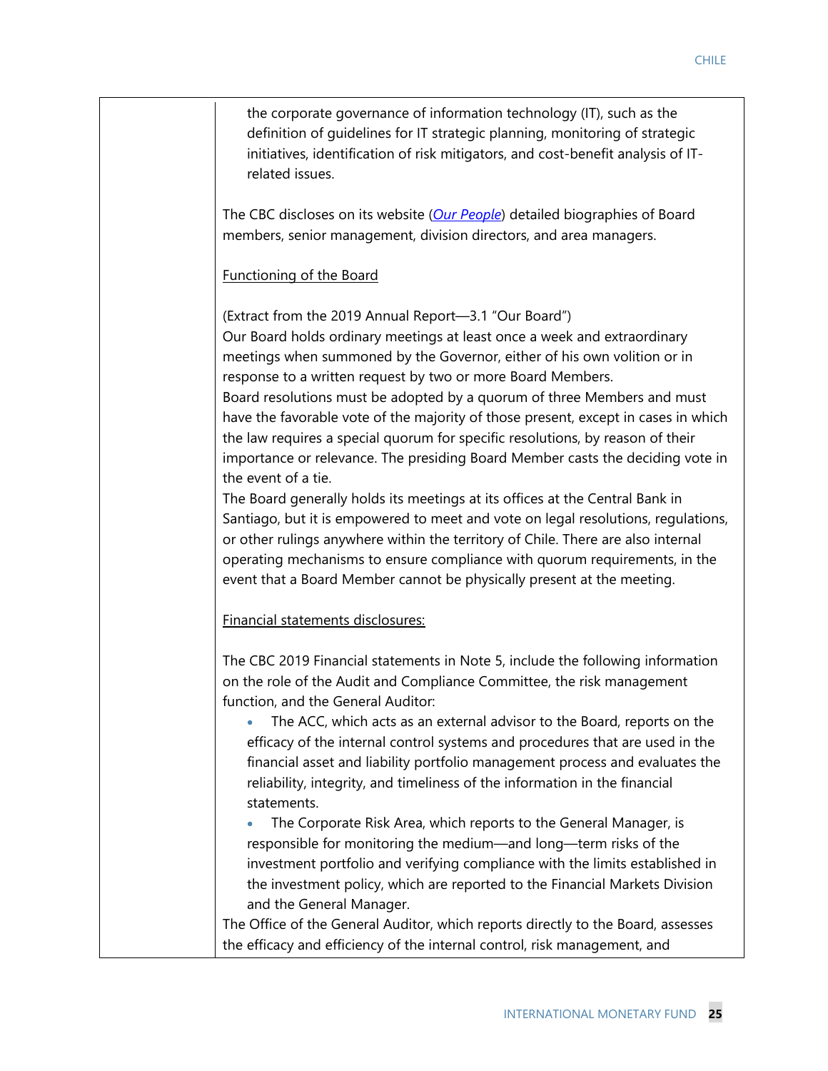the corporate governance of information technology (IT), such as the definition of guidelines for IT strategic planning, monitoring of strategic initiatives, identification of risk mitigators, and cost-benefit analysis of IT-related issues.

The CBC discloses on its website (*Our People*) detailed biographies of Board members, senior management, division directors, and area managers.

Functioning of the Board

(Extract from the 2019 Annual Report—3.1 "Our Board")
Our Board holds ordinary meetings at least once a week and extraordinary meetings when summoned by the Governor, either of his own volition or in response to a written request by two or more Board Members.
Board resolutions must be adopted by a quorum of three Members and must have the favorable vote of the majority of those present, except in cases in which the law requires a special quorum for specific resolutions, by reason of their importance or relevance. The presiding Board Member casts the deciding vote in the event of a tie.
The Board generally holds its meetings at its offices at the Central Bank in Santiago, but it is empowered to meet and vote on legal resolutions, regulations, or other rulings anywhere within the territory of Chile. There are also internal operating mechanisms to ensure compliance with quorum requirements, in the event that a Board Member cannot be physically present at the meeting.

Financial statements disclosures:

The CBC 2019 Financial statements in Note 5, include the following information on the role of the Audit and Compliance Committee, the risk management function, and the General Auditor:

- The ACC, which acts as an external advisor to the Board, reports on the efficacy of the internal control systems and procedures that are used in the financial asset and liability portfolio management process and evaluates the reliability, integrity, and timeliness of the information in the financial statements.
- The Corporate Risk Area, which reports to the General Manager, is responsible for monitoring the medium—and long—term risks of the investment portfolio and verifying compliance with the limits established in the investment policy, which are reported to the Financial Markets Division and the General Manager.

The Office of the General Auditor, which reports directly to the Board, assesses the efficacy and efficiency of the internal control, risk management, and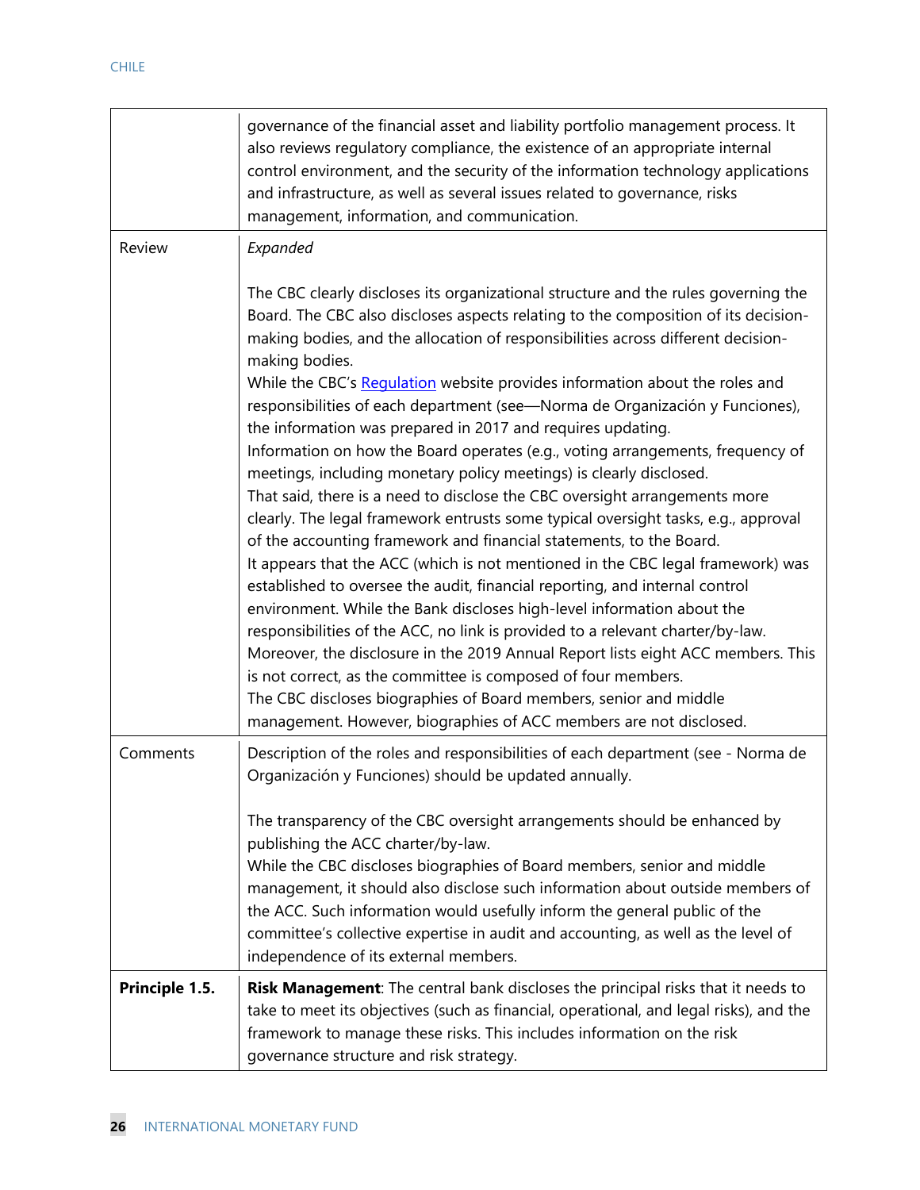| | |
|---|---|
| | governance of the financial asset and liability portfolio management process. It also reviews regulatory compliance, the existence of an appropriate internal control environment, and the security of the information technology applications and infrastructure, as well as several issues related to governance, risks management, information, and communication. |
| Review | *Expanded*<br><br>The CBC clearly discloses its organizational structure and the rules governing the Board. The CBC also discloses aspects relating to the composition of its decision-making bodies, and the allocation of responsibilities across different decision-making bodies.<br>While the CBC's [Regulation](#) website provides information about the roles and responsibilities of each department (see—Norma de Organización y Funciones), the information was prepared in 2017 and requires updating.<br>Information on how the Board operates (e.g., voting arrangements, frequency of meetings, including monetary policy meetings) is clearly disclosed.<br>That said, there is a need to disclose the CBC oversight arrangements more clearly. The legal framework entrusts some typical oversight tasks, e.g., approval of the accounting framework and financial statements, to the Board.<br>It appears that the ACC (which is not mentioned in the CBC legal framework) was established to oversee the audit, financial reporting, and internal control environment. While the Bank discloses high-level information about the responsibilities of the ACC, no link is provided to a relevant charter/by-law.<br>Moreover, the disclosure in the 2019 Annual Report lists eight ACC members. This is not correct, as the committee is composed of four members.<br>The CBC discloses biographies of Board members, senior and middle management. However, biographies of ACC members are not disclosed. |
| Comments | Description of the roles and responsibilities of each department (see - Norma de Organización y Funciones) should be updated annually.<br><br>The transparency of the CBC oversight arrangements should be enhanced by publishing the ACC charter/by-law.<br>While the CBC discloses biographies of Board members, senior and middle management, it should also disclose such information about outside members of the ACC. Such information would usefully inform the general public of the committee's collective expertise in audit and accounting, as well as the level of independence of its external members. |
| **Principle 1.5.** | **Risk Management**: The central bank discloses the principal risks that it needs to take to meet its objectives (such as financial, operational, and legal risks), and the framework to manage these risks. This includes information on the risk governance structure and risk strategy. |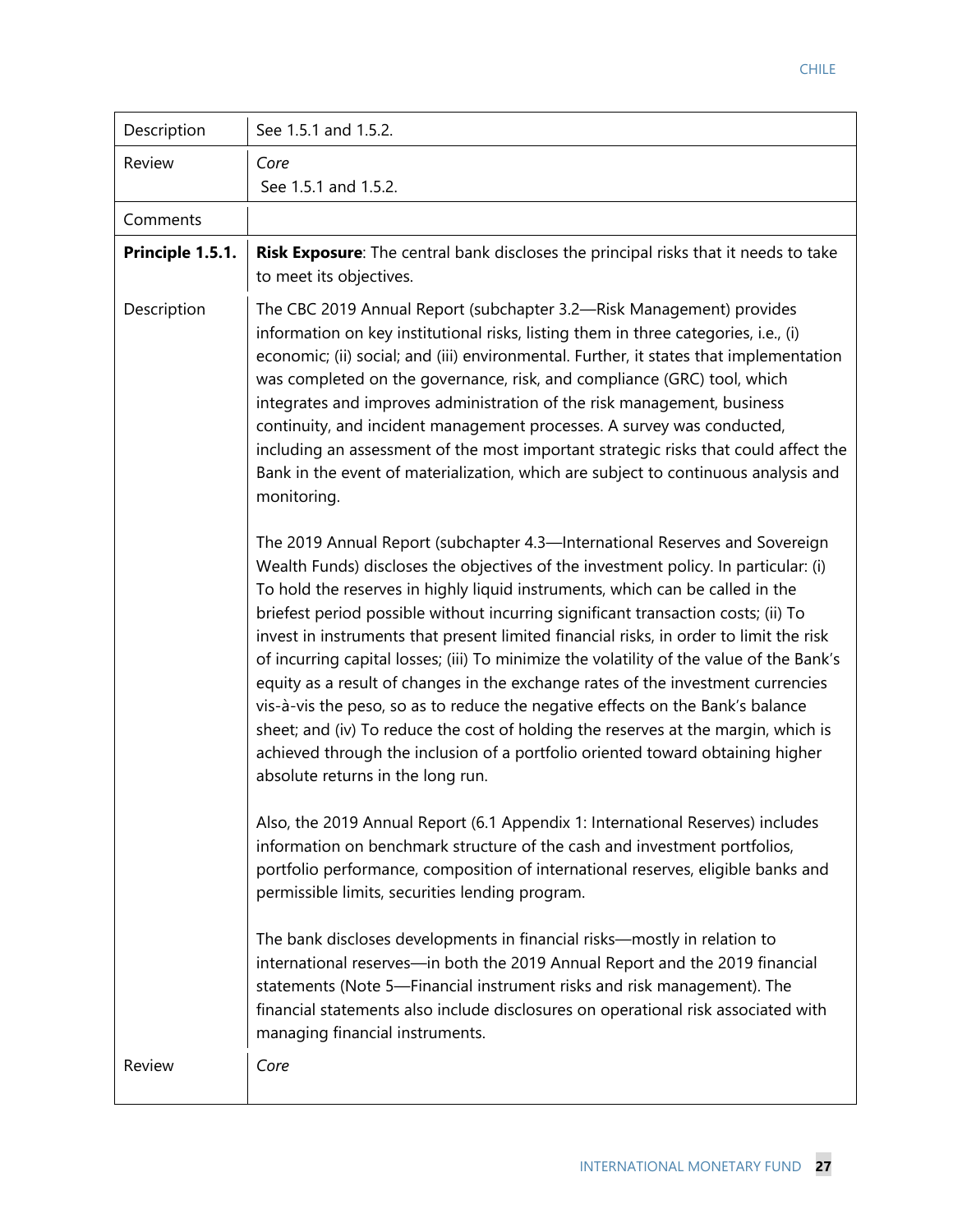| | |
|---|---|
| Description | See 1.5.1 and 1.5.2. |
| Review | *Core*<br>See 1.5.1 and 1.5.2. |
| Comments | |
| **Principle 1.5.1.** | **Risk Exposure**: The central bank discloses the principal risks that it needs to take to meet its objectives. |
| Description | The CBC 2019 Annual Report (subchapter 3.2—Risk Management) provides information on key institutional risks, listing them in three categories, i.e., (i) economic; (ii) social; and (iii) environmental. Further, it states that implementation was completed on the governance, risk, and compliance (GRC) tool, which integrates and improves administration of the risk management, business continuity, and incident management processes. A survey was conducted, including an assessment of the most important strategic risks that could affect the Bank in the event of materialization, which are subject to continuous analysis and monitoring.<br><br>The 2019 Annual Report (subchapter 4.3—International Reserves and Sovereign Wealth Funds) discloses the objectives of the investment policy. In particular: (i) To hold the reserves in highly liquid instruments, which can be called in the briefest period possible without incurring significant transaction costs; (ii) To invest in instruments that present limited financial risks, in order to limit the risk of incurring capital losses; (iii) To minimize the volatility of the value of the Bank's equity as a result of changes in the exchange rates of the investment currencies vis-à-vis the peso, so as to reduce the negative effects on the Bank's balance sheet; and (iv) To reduce the cost of holding the reserves at the margin, which is achieved through the inclusion of a portfolio oriented toward obtaining higher absolute returns in the long run.<br><br>Also, the 2019 Annual Report (6.1 Appendix 1: International Reserves) includes information on benchmark structure of the cash and investment portfolios, portfolio performance, composition of international reserves, eligible banks and permissible limits, securities lending program.<br><br>The bank discloses developments in financial risks—mostly in relation to international reserves—in both the 2019 Annual Report and the 2019 financial statements (Note 5—Financial instrument risks and risk management). The financial statements also include disclosures on operational risk associated with managing financial instruments. |
| Review | *Core* |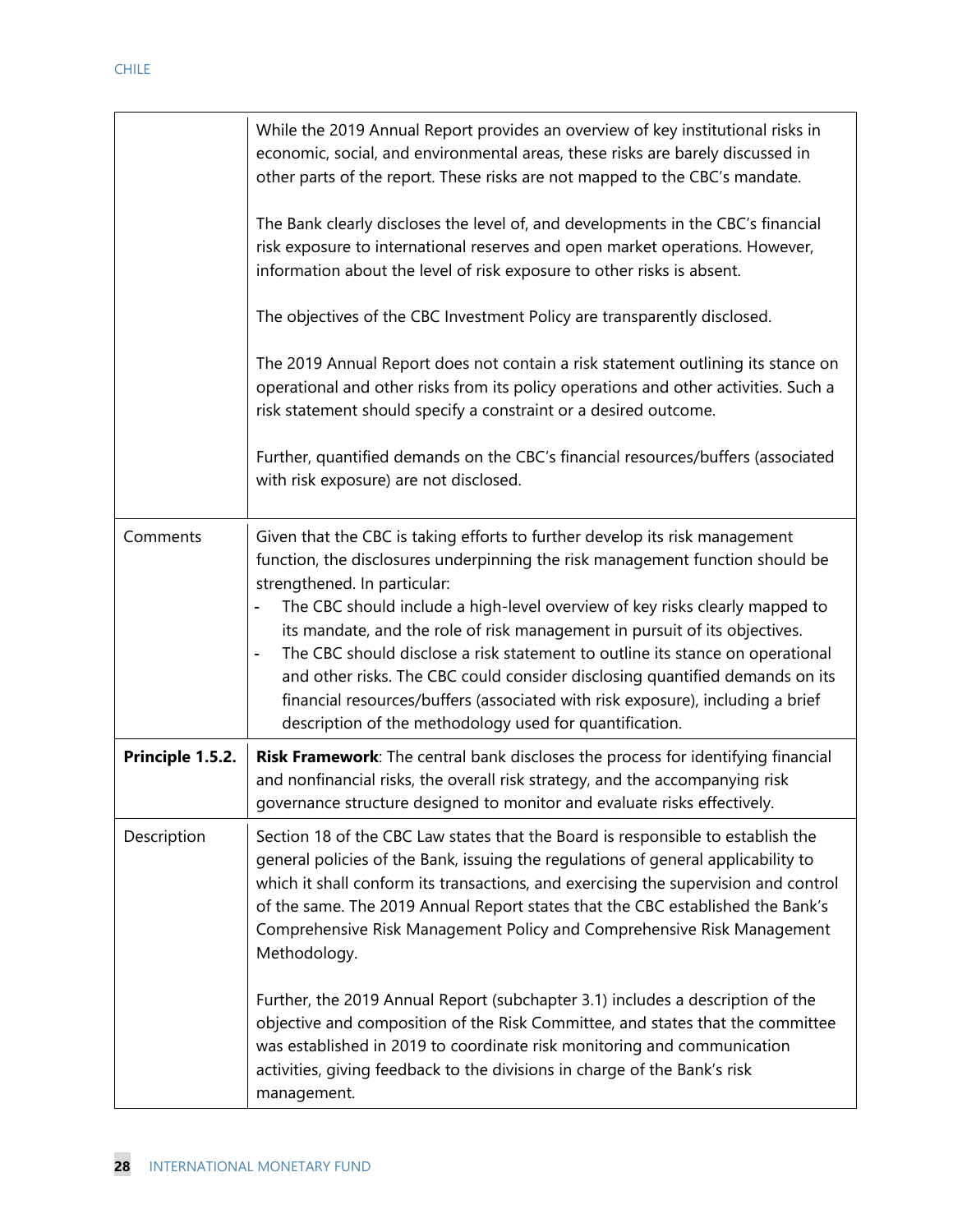| | |
|---|---|
| | While the 2019 Annual Report provides an overview of key institutional risks in economic, social, and environmental areas, these risks are barely discussed in other parts of the report. These risks are not mapped to the CBC's mandate.<br><br>The Bank clearly discloses the level of, and developments in the CBC's financial risk exposure to international reserves and open market operations. However, information about the level of risk exposure to other risks is absent.<br><br>The objectives of the CBC Investment Policy are transparently disclosed.<br><br>The 2019 Annual Report does not contain a risk statement outlining its stance on operational and other risks from its policy operations and other activities. Such a risk statement should specify a constraint or a desired outcome.<br><br>Further, quantified demands on the CBC's financial resources/buffers (associated with risk exposure) are not disclosed. |
| Comments | Given that the CBC is taking efforts to further develop its risk management function, the disclosures underpinning the risk management function should be strengthened. In particular:<br>- The CBC should include a high-level overview of key risks clearly mapped to its mandate, and the role of risk management in pursuit of its objectives.<br>- The CBC should disclose a risk statement to outline its stance on operational and other risks. The CBC could consider disclosing quantified demands on its financial resources/buffers (associated with risk exposure), including a brief description of the methodology used for quantification. |
| **Principle 1.5.2.** | **Risk Framework**: The central bank discloses the process for identifying financial and nonfinancial risks, the overall risk strategy, and the accompanying risk governance structure designed to monitor and evaluate risks effectively. |
| Description | Section 18 of the CBC Law states that the Board is responsible to establish the general policies of the Bank, issuing the regulations of general applicability to which it shall conform its transactions, and exercising the supervision and control of the same. The 2019 Annual Report states that the CBC established the Bank's Comprehensive Risk Management Policy and Comprehensive Risk Management Methodology.<br><br>Further, the 2019 Annual Report (subchapter 3.1) includes a description of the objective and composition of the Risk Committee, and states that the committee was established in 2019 to coordinate risk monitoring and communication activities, giving feedback to the divisions in charge of the Bank's risk management. |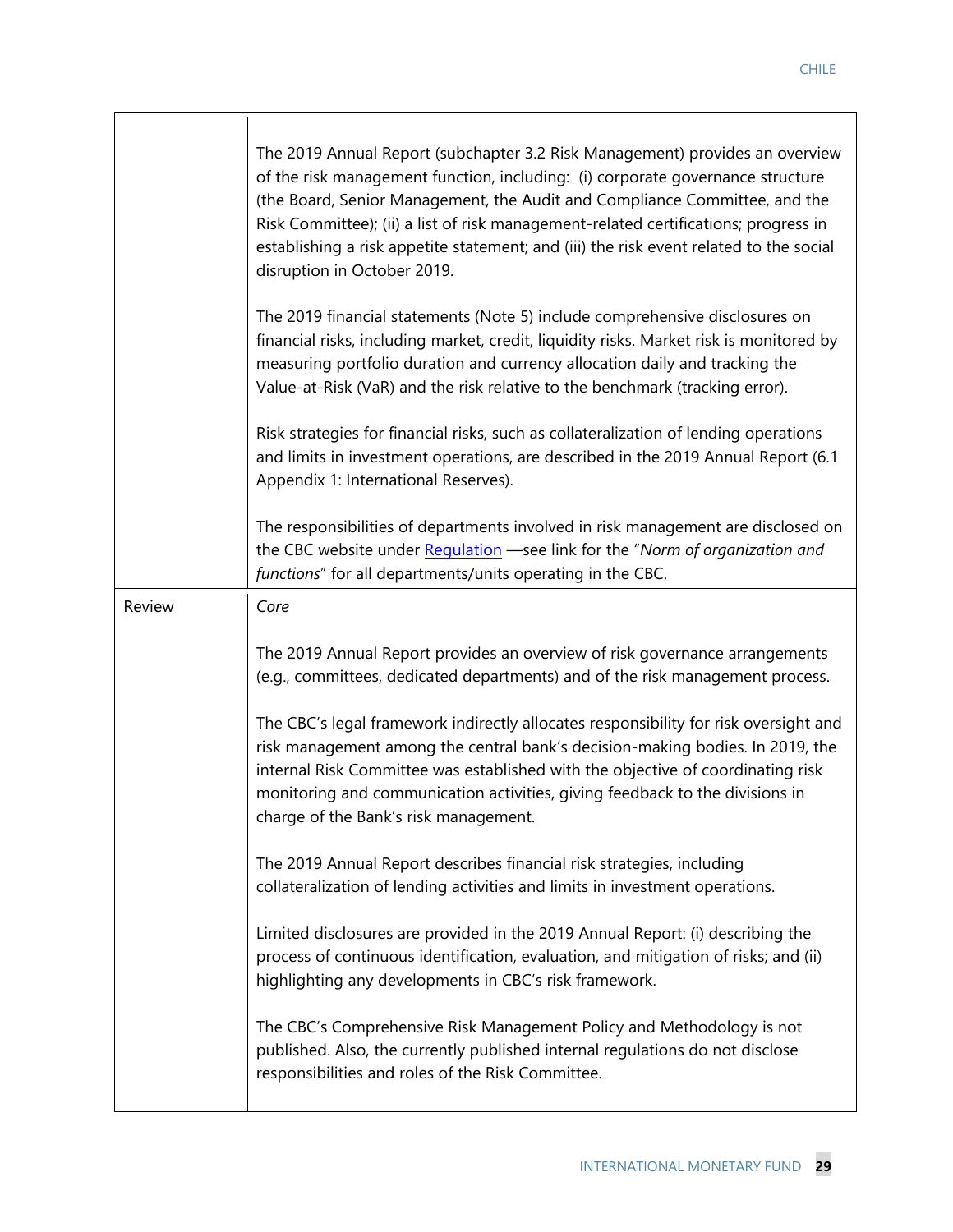| | |
|---|---|
| | The 2019 Annual Report (subchapter 3.2 Risk Management) provides an overview of the risk management function, including: (i) corporate governance structure (the Board, Senior Management, the Audit and Compliance Committee, and the Risk Committee); (ii) a list of risk management-related certifications; progress in establishing a risk appetite statement; and (iii) the risk event related to the social disruption in October 2019.<br><br>The 2019 financial statements (Note 5) include comprehensive disclosures on financial risks, including market, credit, liquidity risks. Market risk is monitored by measuring portfolio duration and currency allocation daily and tracking the Value-at-Risk (VaR) and the risk relative to the benchmark (tracking error).<br><br>Risk strategies for financial risks, such as collateralization of lending operations and limits in investment operations, are described in the 2019 Annual Report (6.1 Appendix 1: International Reserves).<br><br>The responsibilities of departments involved in risk management are disclosed on the CBC website under Regulation —see link for the "*Norm of organization and functions*" for all departments/units operating in the CBC. |
| Review | *Core*<br><br>The 2019 Annual Report provides an overview of risk governance arrangements (e.g., committees, dedicated departments) and of the risk management process.<br><br>The CBC's legal framework indirectly allocates responsibility for risk oversight and risk management among the central bank's decision-making bodies. In 2019, the internal Risk Committee was established with the objective of coordinating risk monitoring and communication activities, giving feedback to the divisions in charge of the Bank's risk management.<br><br>The 2019 Annual Report describes financial risk strategies, including collateralization of lending activities and limits in investment operations.<br><br>Limited disclosures are provided in the 2019 Annual Report: (i) describing the process of continuous identification, evaluation, and mitigation of risks; and (ii) highlighting any developments in CBC's risk framework.<br><br>The CBC's Comprehensive Risk Management Policy and Methodology is not published. Also, the currently published internal regulations do not disclose responsibilities and roles of the Risk Committee. |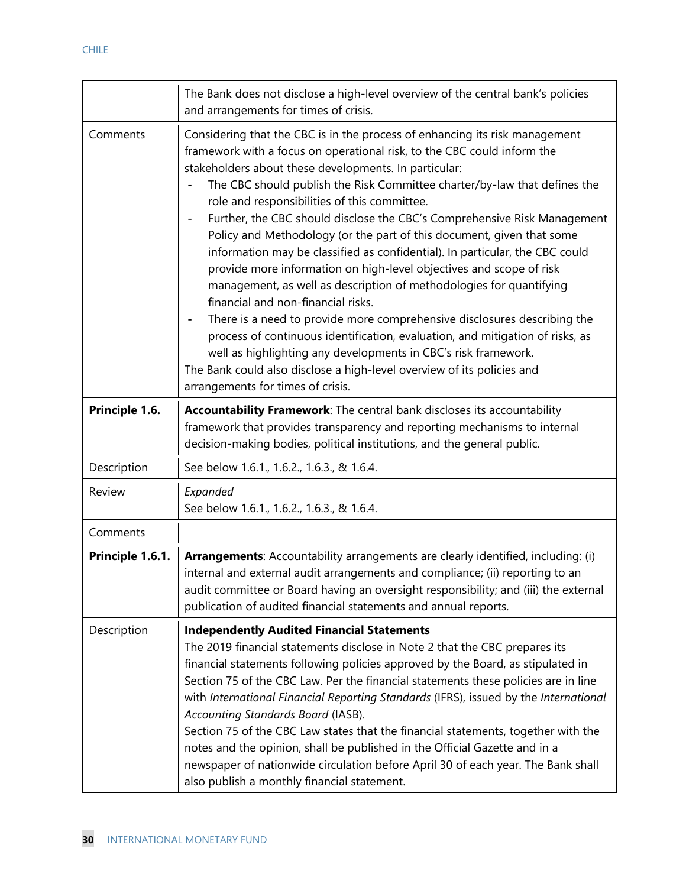|  |  |
| --- | --- |
|  | The Bank does not disclose a high-level overview of the central bank's policies and arrangements for times of crisis. |
| Comments | Considering that the CBC is in the process of enhancing its risk management framework with a focus on operational risk, to the CBC could inform the stakeholders about these developments. In particular:<br>- The CBC should publish the Risk Committee charter/by-law that defines the role and responsibilities of this committee.<br>- Further, the CBC should disclose the CBC's Comprehensive Risk Management Policy and Methodology (or the part of this document, given that some information may be classified as confidential). In particular, the CBC could provide more information on high-level objectives and scope of risk management, as well as description of methodologies for quantifying financial and non-financial risks.<br>- There is a need to provide more comprehensive disclosures describing the process of continuous identification, evaluation, and mitigation of risks, as well as highlighting any developments in CBC's risk framework.<br>The Bank could also disclose a high-level overview of its policies and arrangements for times of crisis. |
| **Principle 1.6.** | **Accountability Framework**: The central bank discloses its accountability framework that provides transparency and reporting mechanisms to internal decision-making bodies, political institutions, and the general public. |
| Description | See below 1.6.1., 1.6.2., 1.6.3., & 1.6.4. |
| Review | *Expanded*<br>See below 1.6.1., 1.6.2., 1.6.3., & 1.6.4. |
| Comments |  |
| **Principle 1.6.1.** | **Arrangements**: Accountability arrangements are clearly identified, including: (i) internal and external audit arrangements and compliance; (ii) reporting to an audit committee or Board having an oversight responsibility; and (iii) the external publication of audited financial statements and annual reports. |
| Description | **Independently Audited Financial Statements**<br>The 2019 financial statements disclose in Note 2 that the CBC prepares its financial statements following policies approved by the Board, as stipulated in Section 75 of the CBC Law. Per the financial statements these policies are in line with *International Financial Reporting Standards* (IFRS), issued by the *International Accounting Standards Board* (IASB).<br>Section 75 of the CBC Law states that the financial statements, together with the notes and the opinion, shall be published in the Official Gazette and in a newspaper of nationwide circulation before April 30 of each year. The Bank shall also publish a monthly financial statement. |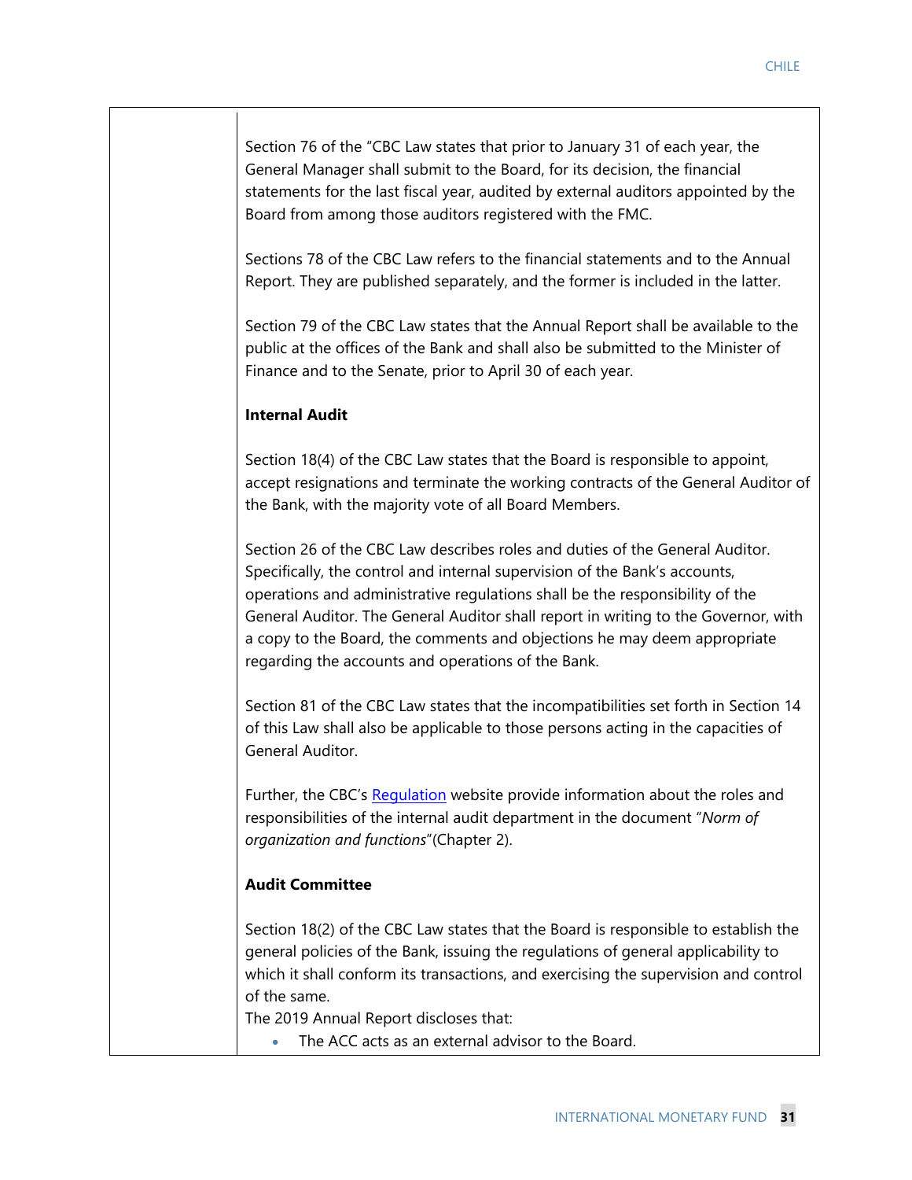| | |
|---|---|
| | Section 76 of the "CBC Law states that prior to January 31 of each year, the General Manager shall submit to the Board, for its decision, the financial statements for the last fiscal year, audited by external auditors appointed by the Board from among those auditors registered with the FMC.<br><br>Sections 78 of the CBC Law refers to the financial statements and to the Annual Report. They are published separately, and the former is included in the latter.<br><br>Section 79 of the CBC Law states that the Annual Report shall be available to the public at the offices of the Bank and shall also be submitted to the Minister of Finance and to the Senate, prior to April 30 of each year.<br><br>**Internal Audit**<br><br>Section 18(4) of the CBC Law states that the Board is responsible to appoint, accept resignations and terminate the working contracts of the General Auditor of the Bank, with the majority vote of all Board Members.<br><br>Section 26 of the CBC Law describes roles and duties of the General Auditor. Specifically, the control and internal supervision of the Bank's accounts, operations and administrative regulations shall be the responsibility of the General Auditor. The General Auditor shall report in writing to the Governor, with a copy to the Board, the comments and objections he may deem appropriate regarding the accounts and operations of the Bank.<br><br>Section 81 of the CBC Law states that the incompatibilities set forth in Section 14 of this Law shall also be applicable to those persons acting in the capacities of General Auditor.<br><br>Further, the CBC's Regulation website provide information about the roles and responsibilities of the internal audit department in the document "*Norm of organization and functions*"(Chapter 2).<br><br>**Audit Committee**<br><br>Section 18(2) of the CBC Law states that the Board is responsible to establish the general policies of the Bank, issuing the regulations of general applicability to which it shall conform its transactions, and exercising the supervision and control of the same.<br>The 2019 Annual Report discloses that:<br>• The ACC acts as an external advisor to the Board. |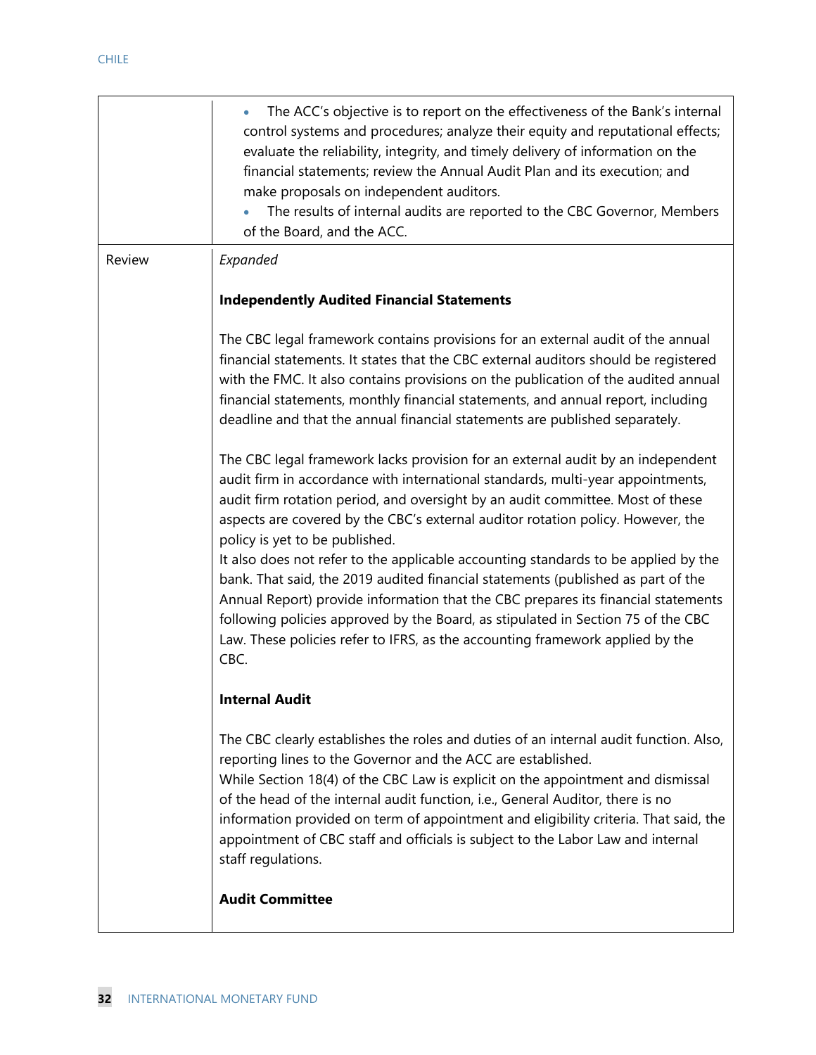| | |
|---|---|
| | • The ACC's objective is to report on the effectiveness of the Bank's internal control systems and procedures; analyze their equity and reputational effects; evaluate the reliability, integrity, and timely delivery of information on the financial statements; review the Annual Audit Plan and its execution; and make proposals on independent auditors.<br>• The results of internal audits are reported to the CBC Governor, Members of the Board, and the ACC. |
| Review | *Expanded*<br><br>**Independently Audited Financial Statements**<br><br>The CBC legal framework contains provisions for an external audit of the annual financial statements. It states that the CBC external auditors should be registered with the FMC. It also contains provisions on the publication of the audited annual financial statements, monthly financial statements, and annual report, including deadline and that the annual financial statements are published separately.<br><br>The CBC legal framework lacks provision for an external audit by an independent audit firm in accordance with international standards, multi-year appointments, audit firm rotation period, and oversight by an audit committee. Most of these aspects are covered by the CBC's external auditor rotation policy. However, the policy is yet to be published.<br>It also does not refer to the applicable accounting standards to be applied by the bank. That said, the 2019 audited financial statements (published as part of the Annual Report) provide information that the CBC prepares its financial statements following policies approved by the Board, as stipulated in Section 75 of the CBC Law. These policies refer to IFRS, as the accounting framework applied by the CBC.<br><br>**Internal Audit**<br><br>The CBC clearly establishes the roles and duties of an internal audit function. Also, reporting lines to the Governor and the ACC are established.<br>While Section 18(4) of the CBC Law is explicit on the appointment and dismissal of the head of the internal audit function, i.e., General Auditor, there is no information provided on term of appointment and eligibility criteria. That said, the appointment of CBC staff and officials is subject to the Labor Law and internal staff regulations.<br><br>**Audit Committee** |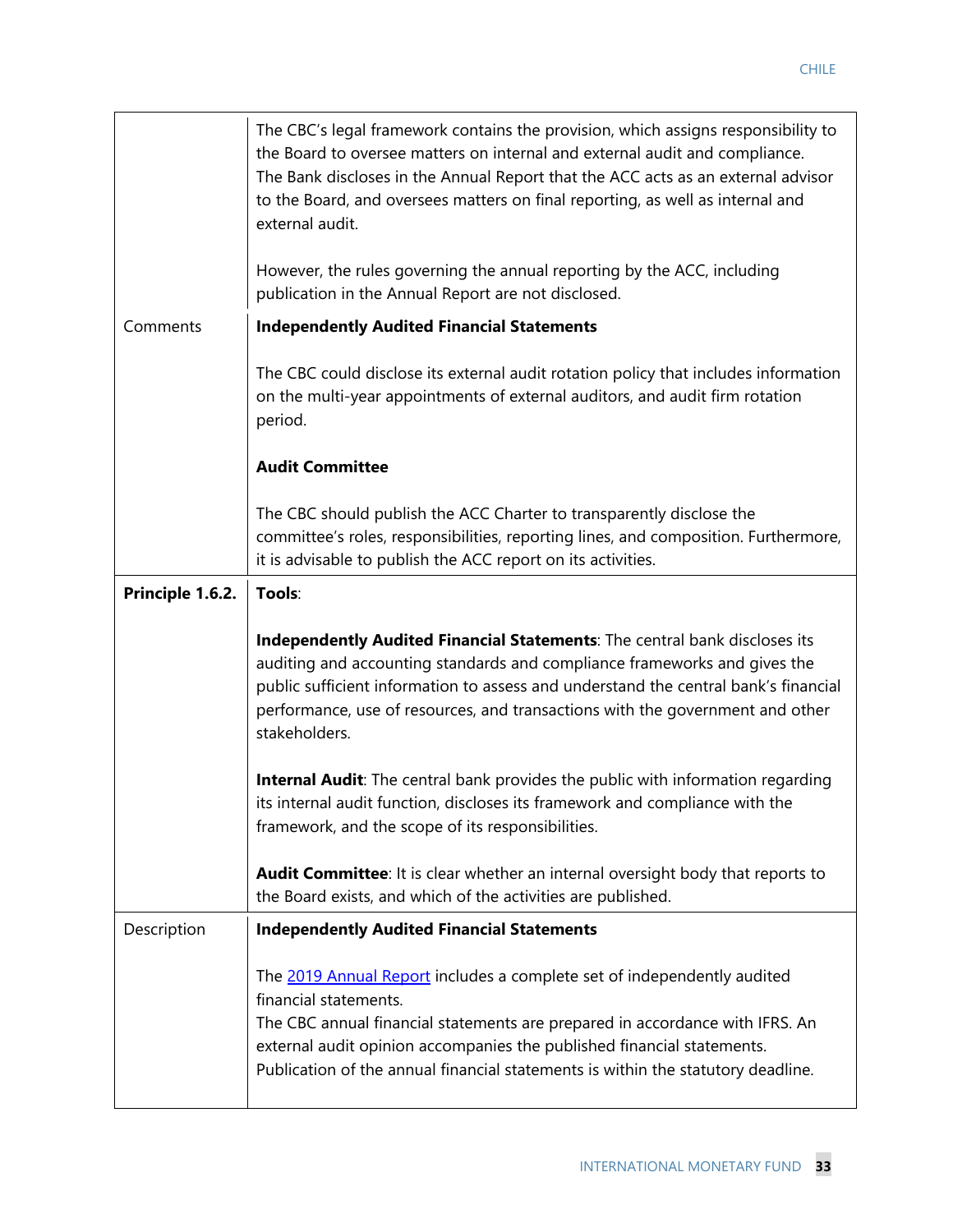| | |
|---|---|
| | The CBC's legal framework contains the provision, which assigns responsibility to the Board to oversee matters on internal and external audit and compliance.<br>The Bank discloses in the Annual Report that the ACC acts as an external advisor to the Board, and oversees matters on final reporting, as well as internal and external audit.<br><br>However, the rules governing the annual reporting by the ACC, including publication in the Annual Report are not disclosed. |
| Comments | **Independently Audited Financial Statements**<br><br>The CBC could disclose its external audit rotation policy that includes information on the multi-year appointments of external auditors, and audit firm rotation period.<br><br>**Audit Committee**<br><br>The CBC should publish the ACC Charter to transparently disclose the committee's roles, responsibilities, reporting lines, and composition. Furthermore, it is advisable to publish the ACC report on its activities. |
| **Principle 1.6.2.** | **Tools**:<br><br>**Independently Audited Financial Statements**: The central bank discloses its auditing and accounting standards and compliance frameworks and gives the public sufficient information to assess and understand the central bank's financial performance, use of resources, and transactions with the government and other stakeholders.<br><br>**Internal Audit**: The central bank provides the public with information regarding its internal audit function, discloses its framework and compliance with the framework, and the scope of its responsibilities.<br><br>**Audit Committee**: It is clear whether an internal oversight body that reports to the Board exists, and which of the activities are published. |
| Description | **Independently Audited Financial Statements**<br><br>The [2019 Annual Report]() includes a complete set of independently audited financial statements.<br>The CBC annual financial statements are prepared in accordance with IFRS. An external audit opinion accompanies the published financial statements.<br>Publication of the annual financial statements is within the statutory deadline. |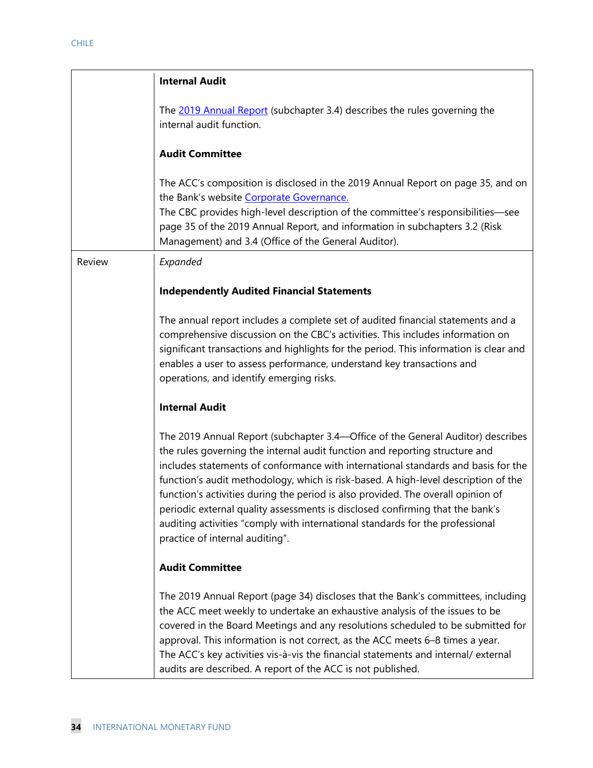| | |
|---|---|
| | **Internal Audit**<br><br>The [2019 Annual Report](#) (subchapter 3.4) describes the rules governing the internal audit function.<br><br>**Audit Committee**<br><br>The ACC's composition is disclosed in the 2019 Annual Report on page 35, and on the Bank's website [Corporate Governance.](#)<br>The CBC provides high-level description of the committee's responsibilities—see page 35 of the 2019 Annual Report, and information in subchapters 3.2 (Risk Management) and 3.4 (Office of the General Auditor). |
| Review | *Expanded*<br><br>**Independently Audited Financial Statements**<br><br>The annual report includes a complete set of audited financial statements and a comprehensive discussion on the CBC's activities. This includes information on significant transactions and highlights for the period. This information is clear and enables a user to assess performance, understand key transactions and operations, and identify emerging risks.<br><br>**Internal Audit**<br><br>The 2019 Annual Report (subchapter 3.4—Office of the General Auditor) describes the rules governing the internal audit function and reporting structure and includes statements of conformance with international standards and basis for the function's audit methodology, which is risk-based. A high-level description of the function's activities during the period is also provided. The overall opinion of periodic external quality assessments is disclosed confirming that the bank's auditing activities "comply with international standards for the professional practice of internal auditing".<br><br>**Audit Committee**<br><br>The 2019 Annual Report (page 34) discloses that the Bank's committees, including the ACC meet weekly to undertake an exhaustive analysis of the issues to be covered in the Board Meetings and any resolutions scheduled to be submitted for approval. This information is not correct, as the ACC meets 6–8 times a year.<br>The ACC's key activities vis-à-vis the financial statements and internal/ external audits are described. A report of the ACC is not published. |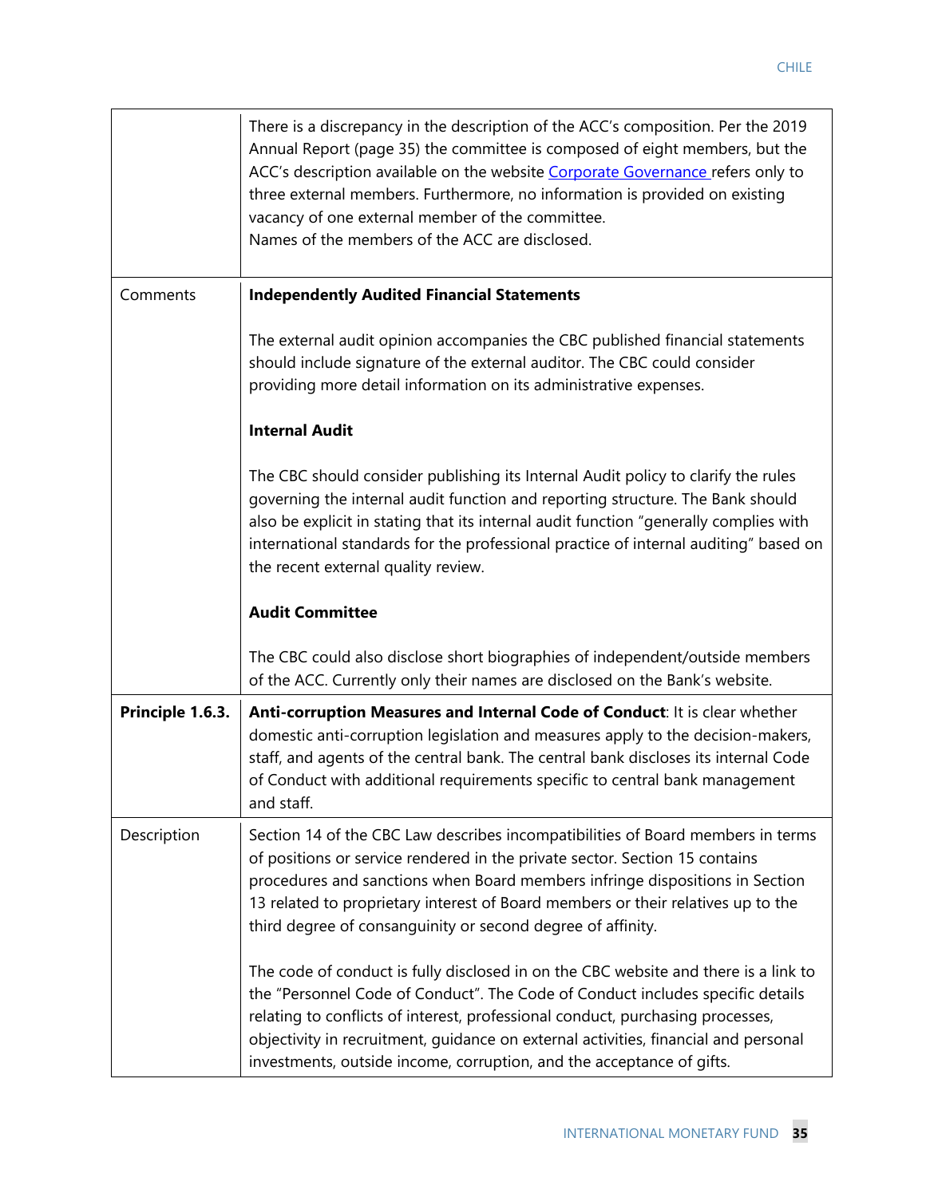| | |
|---|---|
| | There is a discrepancy in the description of the ACC's composition. Per the 2019 Annual Report (page 35) the committee is composed of eight members, but the ACC's description available on the website Corporate Governance refers only to three external members. Furthermore, no information is provided on existing vacancy of one external member of the committee.<br>Names of the members of the ACC are disclosed. |
| Comments | **Independently Audited Financial Statements**<br><br>The external audit opinion accompanies the CBC published financial statements should include signature of the external auditor. The CBC could consider providing more detail information on its administrative expenses.<br><br>**Internal Audit**<br><br>The CBC should consider publishing its Internal Audit policy to clarify the rules governing the internal audit function and reporting structure. The Bank should also be explicit in stating that its internal audit function "generally complies with international standards for the professional practice of internal auditing" based on the recent external quality review.<br><br>**Audit Committee**<br><br>The CBC could also disclose short biographies of independent/outside members of the ACC. Currently only their names are disclosed on the Bank's website. |
| **Principle 1.6.3.** | **Anti-corruption Measures and Internal Code of Conduct**: It is clear whether domestic anti-corruption legislation and measures apply to the decision-makers, staff, and agents of the central bank. The central bank discloses its internal Code of Conduct with additional requirements specific to central bank management and staff. |
| Description | Section 14 of the CBC Law describes incompatibilities of Board members in terms of positions or service rendered in the private sector. Section 15 contains procedures and sanctions when Board members infringe dispositions in Section 13 related to proprietary interest of Board members or their relatives up to the third degree of consanguinity or second degree of affinity.<br><br>The code of conduct is fully disclosed in on the CBC website and there is a link to the "Personnel Code of Conduct". The Code of Conduct includes specific details relating to conflicts of interest, professional conduct, purchasing processes, objectivity in recruitment, guidance on external activities, financial and personal investments, outside income, corruption, and the acceptance of gifts. |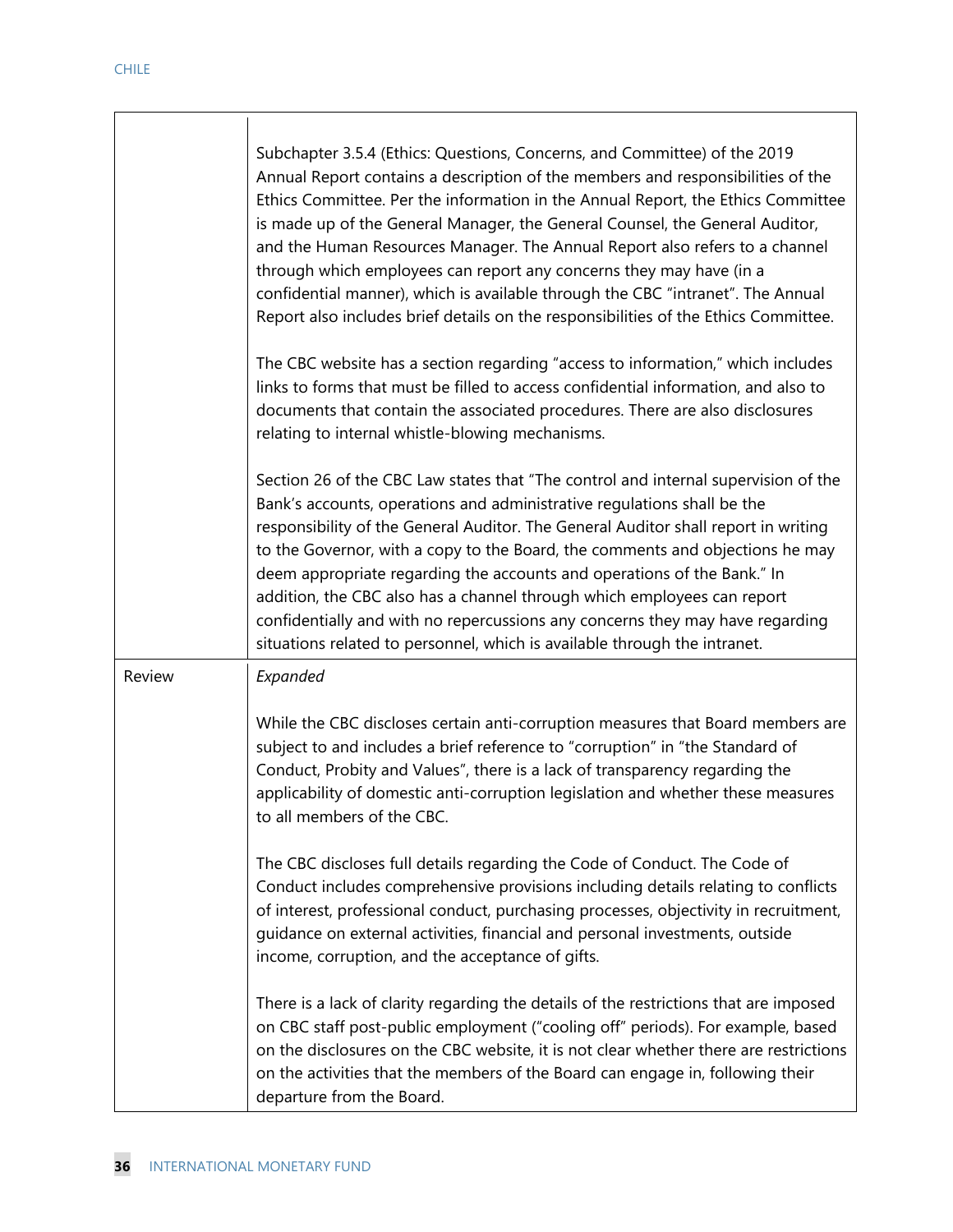| | |
|---|---|
| | Subchapter 3.5.4 (Ethics: Questions, Concerns, and Committee) of the 2019 Annual Report contains a description of the members and responsibilities of the Ethics Committee. Per the information in the Annual Report, the Ethics Committee is made up of the General Manager, the General Counsel, the General Auditor, and the Human Resources Manager. The Annual Report also refers to a channel through which employees can report any concerns they may have (in a confidential manner), which is available through the CBC "intranet". The Annual Report also includes brief details on the responsibilities of the Ethics Committee.<br><br>The CBC website has a section regarding "access to information," which includes links to forms that must be filled to access confidential information, and also to documents that contain the associated procedures. There are also disclosures relating to internal whistle-blowing mechanisms.<br><br>Section 26 of the CBC Law states that "The control and internal supervision of the Bank's accounts, operations and administrative regulations shall be the responsibility of the General Auditor. The General Auditor shall report in writing to the Governor, with a copy to the Board, the comments and objections he may deem appropriate regarding the accounts and operations of the Bank." In addition, the CBC also has a channel through which employees can report confidentially and with no repercussions any concerns they may have regarding situations related to personnel, which is available through the intranet. |
| Review | *Expanded*<br><br>While the CBC discloses certain anti-corruption measures that Board members are subject to and includes a brief reference to "corruption" in "the Standard of Conduct, Probity and Values", there is a lack of transparency regarding the applicability of domestic anti-corruption legislation and whether these measures to all members of the CBC.<br><br>The CBC discloses full details regarding the Code of Conduct. The Code of Conduct includes comprehensive provisions including details relating to conflicts of interest, professional conduct, purchasing processes, objectivity in recruitment, guidance on external activities, financial and personal investments, outside income, corruption, and the acceptance of gifts.<br><br>There is a lack of clarity regarding the details of the restrictions that are imposed on CBC staff post-public employment ("cooling off" periods). For example, based on the disclosures on the CBC website, it is not clear whether there are restrictions on the activities that the members of the Board can engage in, following their departure from the Board. |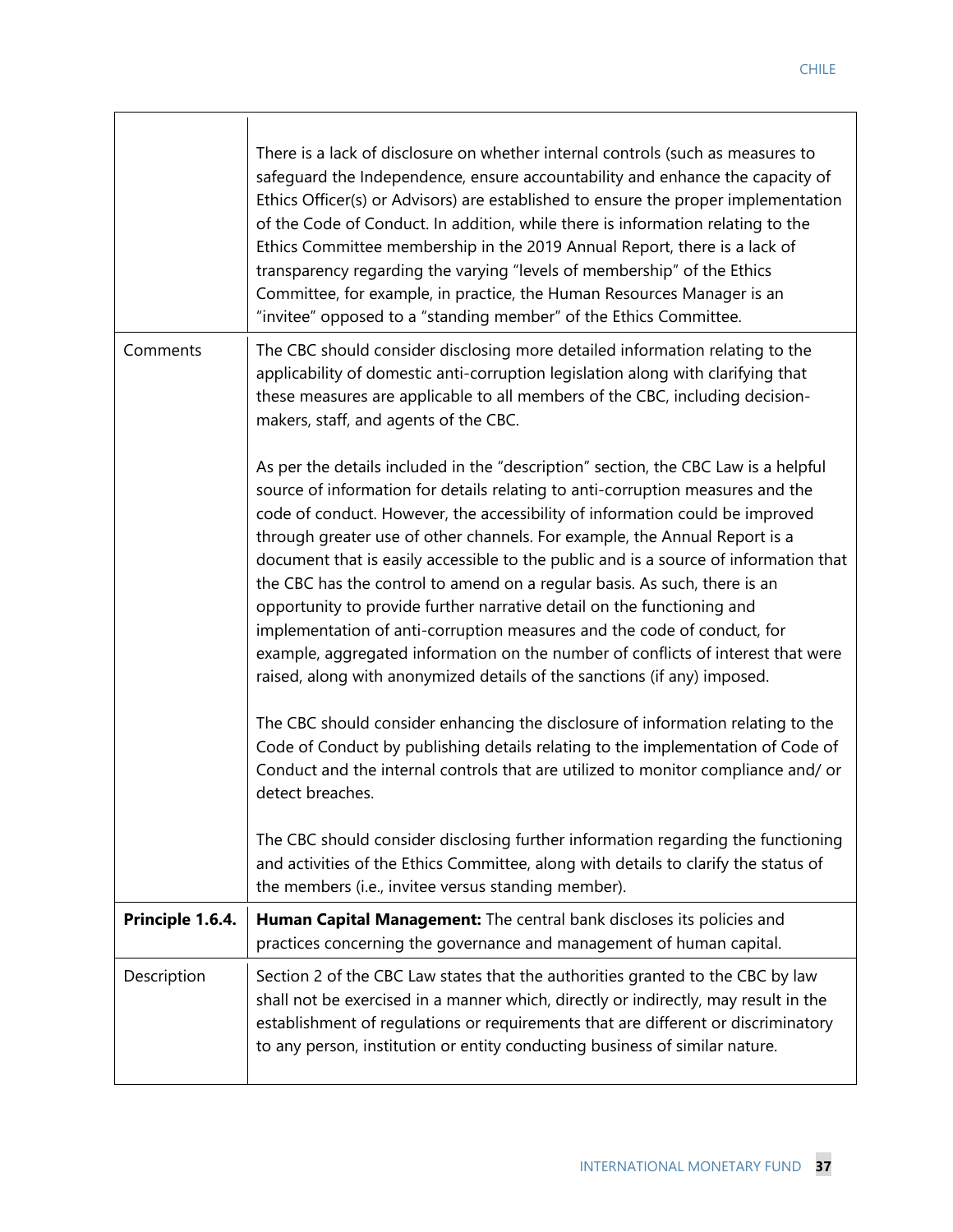| | |
|---|---|
| | There is a lack of disclosure on whether internal controls (such as measures to safeguard the Independence, ensure accountability and enhance the capacity of Ethics Officer(s) or Advisors) are established to ensure the proper implementation of the Code of Conduct. In addition, while there is information relating to the Ethics Committee membership in the 2019 Annual Report, there is a lack of transparency regarding the varying "levels of membership" of the Ethics Committee, for example, in practice, the Human Resources Manager is an "invitee" opposed to a "standing member" of the Ethics Committee. |
| Comments | The CBC should consider disclosing more detailed information relating to the applicability of domestic anti-corruption legislation along with clarifying that these measures are applicable to all members of the CBC, including decision-makers, staff, and agents of the CBC.<br><br>As per the details included in the "description" section, the CBC Law is a helpful source of information for details relating to anti-corruption measures and the code of conduct. However, the accessibility of information could be improved through greater use of other channels. For example, the Annual Report is a document that is easily accessible to the public and is a source of information that the CBC has the control to amend on a regular basis. As such, there is an opportunity to provide further narrative detail on the functioning and implementation of anti-corruption measures and the code of conduct, for example, aggregated information on the number of conflicts of interest that were raised, along with anonymized details of the sanctions (if any) imposed.<br><br>The CBC should consider enhancing the disclosure of information relating to the Code of Conduct by publishing details relating to the implementation of Code of Conduct and the internal controls that are utilized to monitor compliance and/ or detect breaches.<br><br>The CBC should consider disclosing further information regarding the functioning and activities of the Ethics Committee, along with details to clarify the status of the members (i.e., invitee versus standing member). |
| **Principle 1.6.4.** | **Human Capital Management:** The central bank discloses its policies and practices concerning the governance and management of human capital. |
| Description | Section 2 of the CBC Law states that the authorities granted to the CBC by law shall not be exercised in a manner which, directly or indirectly, may result in the establishment of regulations or requirements that are different or discriminatory to any person, institution or entity conducting business of similar nature. |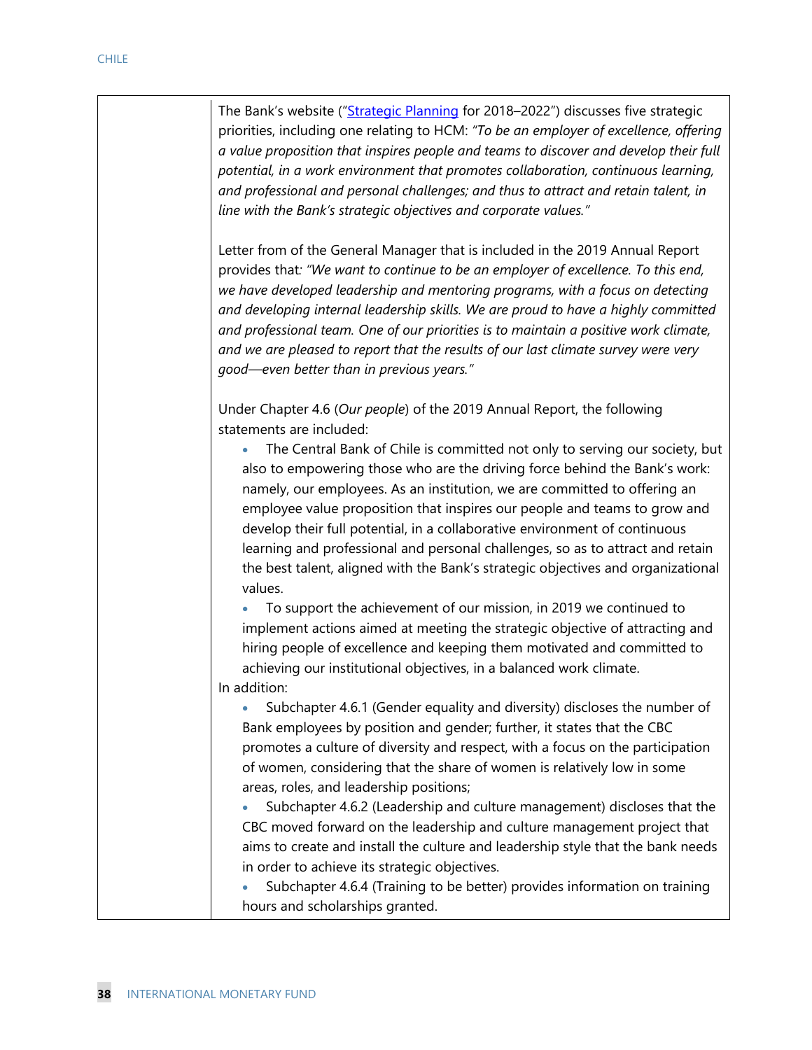| | The Bank's website ("Strategic Planning for 2018–2022") discusses five strategic priorities, including one relating to HCM: *"To be an employer of excellence, offering a value proposition that inspires people and teams to discover and develop their full potential, in a work environment that promotes collaboration, continuous learning, and professional and personal challenges; and thus to attract and retain talent, in line with the Bank's strategic objectives and corporate values."*<br><br>Letter from of the General Manager that is included in the 2019 Annual Report provides that: *"We want to continue to be an employer of excellence. To this end, we have developed leadership and mentoring programs, with a focus on detecting and developing internal leadership skills. We are proud to have a highly committed and professional team. One of our priorities is to maintain a positive work climate, and we are pleased to report that the results of our last climate survey were very good—even better than in previous years."*<br><br>Under Chapter 4.6 (*Our people*) of the 2019 Annual Report, the following statements are included:<br>• The Central Bank of Chile is committed not only to serving our society, but also to empowering those who are the driving force behind the Bank's work: namely, our employees. As an institution, we are committed to offering an employee value proposition that inspires our people and teams to grow and develop their full potential, in a collaborative environment of continuous learning and professional and personal challenges, so as to attract and retain the best talent, aligned with the Bank's strategic objectives and organizational values.<br>• To support the achievement of our mission, in 2019 we continued to implement actions aimed at meeting the strategic objective of attracting and hiring people of excellence and keeping them motivated and committed to achieving our institutional objectives, in a balanced work climate.<br>In addition:<br>• Subchapter 4.6.1 (Gender equality and diversity) discloses the number of Bank employees by position and gender; further, it states that the CBC promotes a culture of diversity and respect, with a focus on the participation of women, considering that the share of women is relatively low in some areas, roles, and leadership positions;<br>• Subchapter 4.6.2 (Leadership and culture management) discloses that the CBC moved forward on the leadership and culture management project that aims to create and install the culture and leadership style that the bank needs in order to achieve its strategic objectives.<br>• Subchapter 4.6.4 (Training to be better) provides information on training hours and scholarships granted. |
|---|---|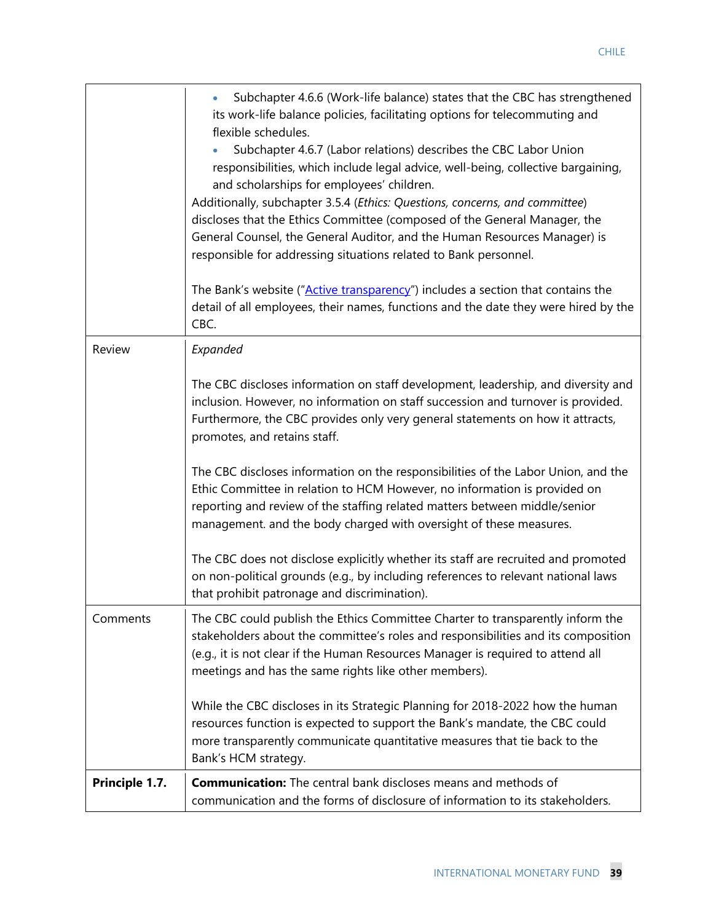| | |
|---|---|
| | • Subchapter 4.6.6 (Work-life balance) states that the CBC has strengthened its work-life balance policies, facilitating options for telecommuting and flexible schedules.<br>• Subchapter 4.6.7 (Labor relations) describes the CBC Labor Union responsibilities, which include legal advice, well-being, collective bargaining, and scholarships for employees' children.<br>Additionally, subchapter 3.5.4 (*Ethics: Questions, concerns, and committee*) discloses that the Ethics Committee (composed of the General Manager, the General Counsel, the General Auditor, and the Human Resources Manager) is responsible for addressing situations related to Bank personnel.<br><br>The Bank's website ("Active transparency") includes a section that contains the detail of all employees, their names, functions and the date they were hired by the CBC. |
| Review | *Expanded*<br><br>The CBC discloses information on staff development, leadership, and diversity and inclusion. However, no information on staff succession and turnover is provided. Furthermore, the CBC provides only very general statements on how it attracts, promotes, and retains staff.<br><br>The CBC discloses information on the responsibilities of the Labor Union, and the Ethic Committee in relation to HCM However, no information is provided on reporting and review of the staffing related matters between middle/senior management. and the body charged with oversight of these measures.<br><br>The CBC does not disclose explicitly whether its staff are recruited and promoted on non-political grounds (e.g., by including references to relevant national laws that prohibit patronage and discrimination). |
| Comments | The CBC could publish the Ethics Committee Charter to transparently inform the stakeholders about the committee's roles and responsibilities and its composition (e.g., it is not clear if the Human Resources Manager is required to attend all meetings and has the same rights like other members).<br><br>While the CBC discloses in its Strategic Planning for 2018-2022 how the human resources function is expected to support the Bank's mandate, the CBC could more transparently communicate quantitative measures that tie back to the Bank's HCM strategy. |
| **Principle 1.7.** | **Communication:** The central bank discloses means and methods of communication and the forms of disclosure of information to its stakeholders. |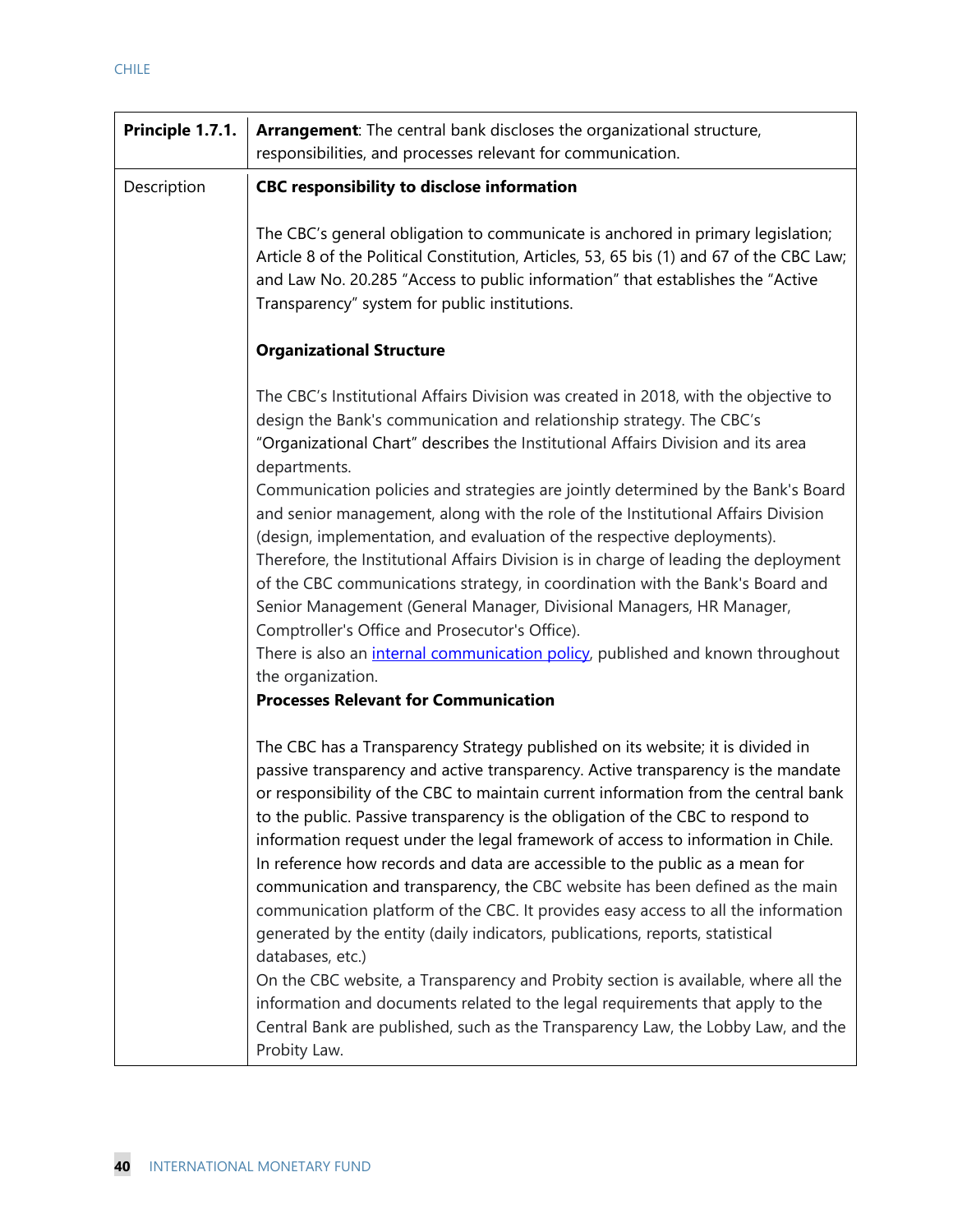| Principle 1.7.1. | **Arrangement**: The central bank discloses the organizational structure, responsibilities, and processes relevant for communication. |
|---|---|
| Description | **CBC responsibility to disclose information**<br><br>The CBC's general obligation to communicate is anchored in primary legislation; Article 8 of the Political Constitution, Articles, 53, 65 bis (1) and 67 of the CBC Law; and Law No. 20.285 "Access to public information" that establishes the "Active Transparency" system for public institutions.<br><br>**Organizational Structure**<br><br>The CBC's Institutional Affairs Division was created in 2018, with the objective to design the Bank's communication and relationship strategy. The CBC's "Organizational Chart" describes the Institutional Affairs Division and its area departments.<br>Communication policies and strategies are jointly determined by the Bank's Board and senior management, along with the role of the Institutional Affairs Division (design, implementation, and evaluation of the respective deployments).<br>Therefore, the Institutional Affairs Division is in charge of leading the deployment of the CBC communications strategy, in coordination with the Bank's Board and Senior Management (General Manager, Divisional Managers, HR Manager, Comptroller's Office and Prosecutor's Office).<br>There is also an internal communication policy, published and known throughout the organization.<br>**Processes Relevant for Communication**<br><br>The CBC has a Transparency Strategy published on its website; it is divided in passive transparency and active transparency. Active transparency is the mandate or responsibility of the CBC to maintain current information from the central bank to the public. Passive transparency is the obligation of the CBC to respond to information request under the legal framework of access to information in Chile.<br>In reference how records and data are accessible to the public as a mean for communication and transparency, the CBC website has been defined as the main communication platform of the CBC. It provides easy access to all the information generated by the entity (daily indicators, publications, reports, statistical databases, etc.)<br>On the CBC website, a Transparency and Probity section is available, where all the information and documents related to the legal requirements that apply to the Central Bank are published, such as the Transparency Law, the Lobby Law, and the Probity Law. |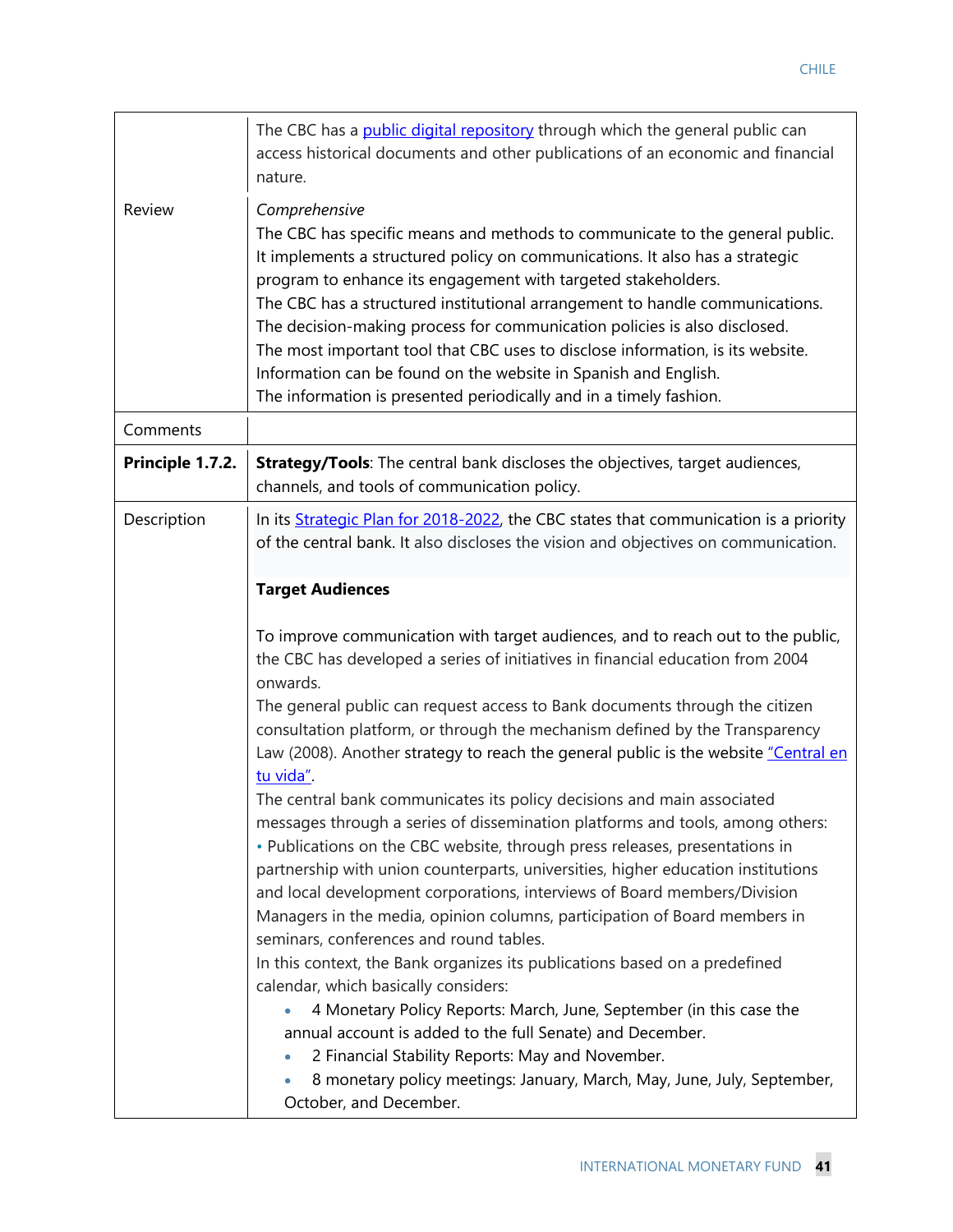| | |
|---|---|
| | The CBC has a public digital repository through which the general public can access historical documents and other publications of an economic and financial nature. |
| Review | *Comprehensive*<br>The CBC has specific means and methods to communicate to the general public. It implements a structured policy on communications. It also has a strategic program to enhance its engagement with targeted stakeholders.<br>The CBC has a structured institutional arrangement to handle communications. The decision-making process for communication policies is also disclosed.<br>The most important tool that CBC uses to disclose information, is its website. Information can be found on the website in Spanish and English.<br>The information is presented periodically and in a timely fashion. |
| Comments | |
| **Principle 1.7.2.** | **Strategy/Tools**: The central bank discloses the objectives, target audiences, channels, and tools of communication policy. |
| Description | In its Strategic Plan for 2018-2022, the CBC states that communication is a priority of the central bank. It also discloses the vision and objectives on communication.<br><br>**Target Audiences**<br><br>To improve communication with target audiences, and to reach out to the public, the CBC has developed a series of initiatives in financial education from 2004 onwards.<br>The general public can request access to Bank documents through the citizen consultation platform, or through the mechanism defined by the Transparency Law (2008). Another strategy to reach the general public is the website "Central en tu vida".<br>The central bank communicates its policy decisions and main associated messages through a series of dissemination platforms and tools, among others:<br>• Publications on the CBC website, through press releases, presentations in partnership with union counterparts, universities, higher education institutions and local development corporations, interviews of Board members/Division Managers in the media, opinion columns, participation of Board members in seminars, conferences and round tables.<br>In this context, the Bank organizes its publications based on a predefined calendar, which basically considers:<br>• 4 Monetary Policy Reports: March, June, September (in this case the annual account is added to the full Senate) and December.<br>• 2 Financial Stability Reports: May and November.<br>• 8 monetary policy meetings: January, March, May, June, July, September, October, and December. |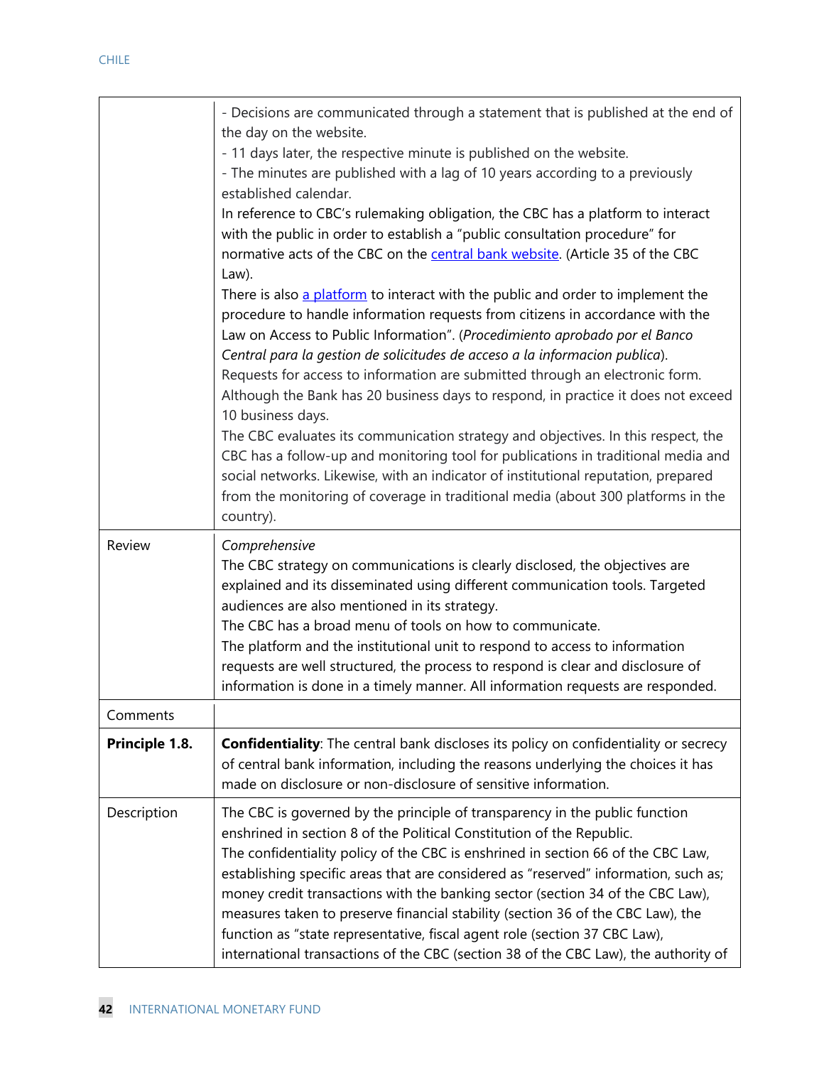| | |
|---|---|
| | - Decisions are communicated through a statement that is published at the end of the day on the website.<br>- 11 days later, the respective minute is published on the website.<br>- The minutes are published with a lag of 10 years according to a previously established calendar.<br>In reference to CBC's rulemaking obligation, the CBC has a platform to interact with the public in order to establish a "public consultation procedure" for normative acts of the CBC on the central bank website. (Article 35 of the CBC Law).<br>There is also a platform to interact with the public and order to implement the procedure to handle information requests from citizens in accordance with the Law on Access to Public Information". (*Procedimiento aprobado por el Banco Central para la gestion de solicitudes de acceso a la informacion publica*).<br>Requests for access to information are submitted through an electronic form. Although the Bank has 20 business days to respond, in practice it does not exceed 10 business days.<br>The CBC evaluates its communication strategy and objectives. In this respect, the CBC has a follow-up and monitoring tool for publications in traditional media and social networks. Likewise, with an indicator of institutional reputation, prepared from the monitoring of coverage in traditional media (about 300 platforms in the country). |
| Review | *Comprehensive*<br>The CBC strategy on communications is clearly disclosed, the objectives are explained and its disseminated using different communication tools. Targeted audiences are also mentioned in its strategy.<br>The CBC has a broad menu of tools on how to communicate.<br>The platform and the institutional unit to respond to access to information requests are well structured, the process to respond is clear and disclosure of information is done in a timely manner. All information requests are responded. |
| Comments | |
| **Principle 1.8.** | **Confidentiality**: The central bank discloses its policy on confidentiality or secrecy of central bank information, including the reasons underlying the choices it has made on disclosure or non-disclosure of sensitive information. |
| Description | The CBC is governed by the principle of transparency in the public function enshrined in section 8 of the Political Constitution of the Republic.<br>The confidentiality policy of the CBC is enshrined in section 66 of the CBC Law, establishing specific areas that are considered as "reserved" information, such as; money credit transactions with the banking sector (section 34 of the CBC Law), measures taken to preserve financial stability (section 36 of the CBC Law), the function as "state representative, fiscal agent role (section 37 CBC Law), international transactions of the CBC (section 38 of the CBC Law), the authority of |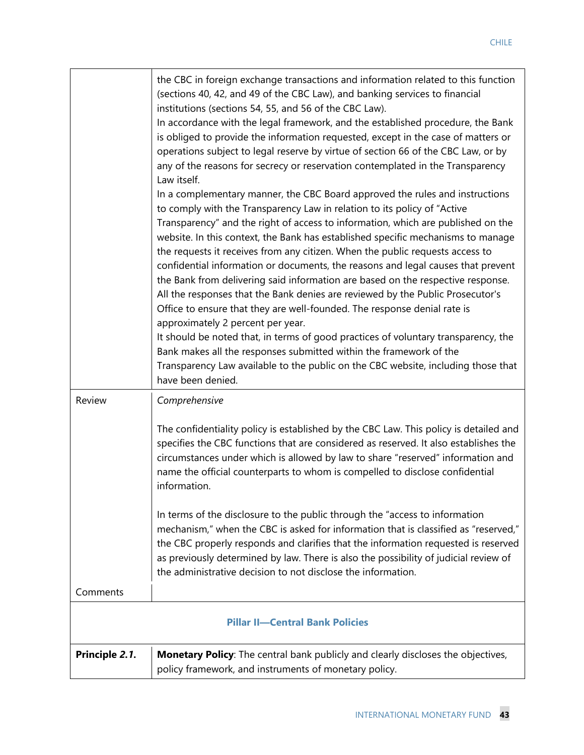| | |
|---|---|
| | the CBC in foreign exchange transactions and information related to this function (sections 40, 42, and 49 of the CBC Law), and banking services to financial institutions (sections 54, 55, and 56 of the CBC Law).<br>In accordance with the legal framework, and the established procedure, the Bank is obliged to provide the information requested, except in the case of matters or operations subject to legal reserve by virtue of section 66 of the CBC Law, or by any of the reasons for secrecy or reservation contemplated in the Transparency Law itself.<br>In a complementary manner, the CBC Board approved the rules and instructions to comply with the Transparency Law in relation to its policy of "Active Transparency" and the right of access to information, which are published on the website. In this context, the Bank has established specific mechanisms to manage the requests it receives from any citizen. When the public requests access to confidential information or documents, the reasons and legal causes that prevent the Bank from delivering said information are based on the respective response. All the responses that the Bank denies are reviewed by the Public Prosecutor's Office to ensure that they are well-founded. The response denial rate is approximately 2 percent per year.<br>It should be noted that, in terms of good practices of voluntary transparency, the Bank makes all the responses submitted within the framework of the Transparency Law available to the public on the CBC website, including those that have been denied. |
| Review | *Comprehensive*<br><br>The confidentiality policy is established by the CBC Law. This policy is detailed and specifies the CBC functions that are considered as reserved. It also establishes the circumstances under which is allowed by law to share "reserved" information and name the official counterparts to whom is compelled to disclose confidential information.<br><br>In terms of the disclosure to the public through the "access to information mechanism," when the CBC is asked for information that is classified as "reserved," the CBC properly responds and clarifies that the information requested is reserved as previously determined by law. There is also the possibility of judicial review of the administrative decision to not disclose the information. |
| Comments | |
| **Pillar II—Central Bank Policies** | |
| **Principle *2.1.*** | **Monetary Policy**: The central bank publicly and clearly discloses the objectives, policy framework, and instruments of monetary policy. |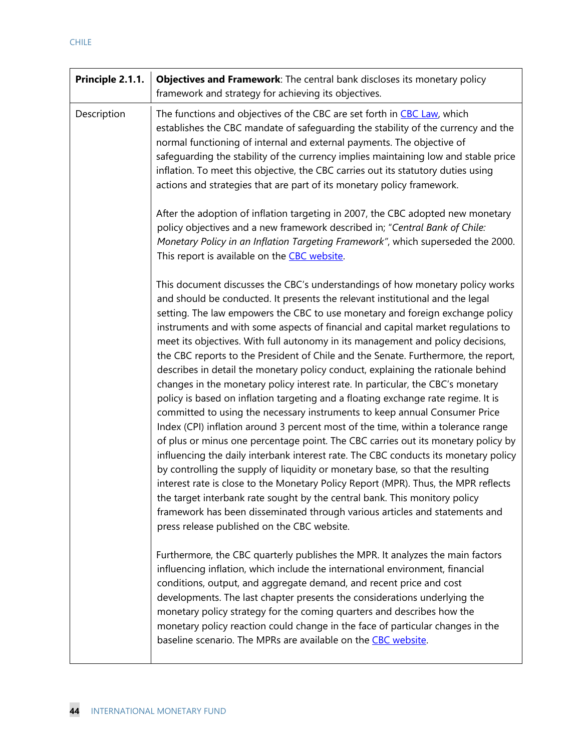| **Principle 2.1.1.** | **Objectives and Framework**: The central bank discloses its monetary policy framework and strategy for achieving its objectives. |
| --- | --- |
| Description | The functions and objectives of the CBC are set forth in CBC Law, which establishes the CBC mandate of safeguarding the stability of the currency and the normal functioning of internal and external payments. The objective of safeguarding the stability of the currency implies maintaining low and stable price inflation. To meet this objective, the CBC carries out its statutory duties using actions and strategies that are part of its monetary policy framework.<br><br>After the adoption of inflation targeting in 2007, the CBC adopted new monetary policy objectives and a new framework described in; "*Central Bank of Chile: Monetary Policy in an Inflation Targeting Framework*", which superseded the 2000. This report is available on the CBC website.<br><br>This document discusses the CBC's understandings of how monetary policy works and should be conducted. It presents the relevant institutional and the legal setting. The law empowers the CBC to use monetary and foreign exchange policy instruments and with some aspects of financial and capital market regulations to meet its objectives. With full autonomy in its management and policy decisions, the CBC reports to the President of Chile and the Senate. Furthermore, the report, describes in detail the monetary policy conduct, explaining the rationale behind changes in the monetary policy interest rate. In particular, the CBC's monetary policy is based on inflation targeting and a floating exchange rate regime. It is committed to using the necessary instruments to keep annual Consumer Price Index (CPI) inflation around 3 percent most of the time, within a tolerance range of plus or minus one percentage point. The CBC carries out its monetary policy by influencing the daily interbank interest rate. The CBC conducts its monetary policy by controlling the supply of liquidity or monetary base, so that the resulting interest rate is close to the Monetary Policy Report (MPR). Thus, the MPR reflects the target interbank rate sought by the central bank. This monitory policy framework has been disseminated through various articles and statements and press release published on the CBC website.<br><br>Furthermore, the CBC quarterly publishes the MPR. It analyzes the main factors influencing inflation, which include the international environment, financial conditions, output, and aggregate demand, and recent price and cost developments. The last chapter presents the considerations underlying the monetary policy strategy for the coming quarters and describes how the monetary policy reaction could change in the face of particular changes in the baseline scenario. The MPRs are available on the CBC website. |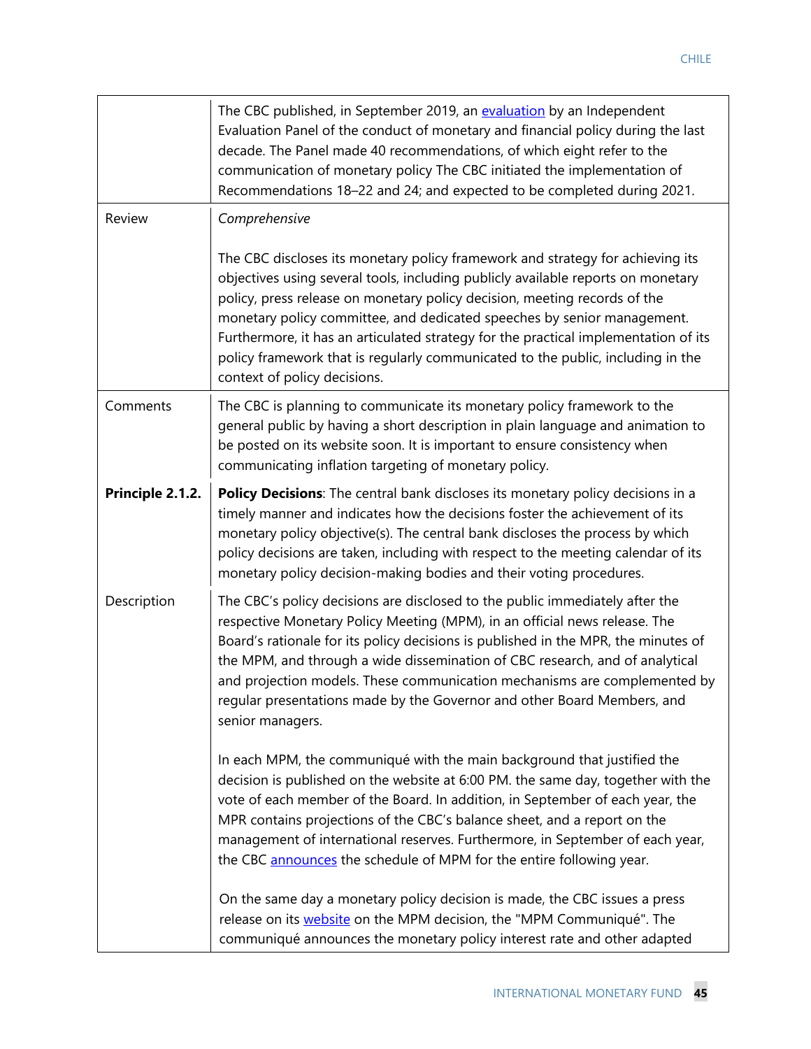|  |  |
|---|---|
|  | The CBC published, in September 2019, an evaluation by an Independent Evaluation Panel of the conduct of monetary and financial policy during the last decade. The Panel made 40 recommendations, of which eight refer to the communication of monetary policy The CBC initiated the implementation of Recommendations 18–22 and 24; and expected to be completed during 2021. |
| Review | *Comprehensive*<br><br>The CBC discloses its monetary policy framework and strategy for achieving its objectives using several tools, including publicly available reports on monetary policy, press release on monetary policy decision, meeting records of the monetary policy committee, and dedicated speeches by senior management. Furthermore, it has an articulated strategy for the practical implementation of its policy framework that is regularly communicated to the public, including in the context of policy decisions. |
| Comments | The CBC is planning to communicate its monetary policy framework to the general public by having a short description in plain language and animation to be posted on its website soon. It is important to ensure consistency when communicating inflation targeting of monetary policy. |
| **Principle 2.1.2.** | **Policy Decisions**: The central bank discloses its monetary policy decisions in a timely manner and indicates how the decisions foster the achievement of its monetary policy objective(s). The central bank discloses the process by which policy decisions are taken, including with respect to the meeting calendar of its monetary policy decision-making bodies and their voting procedures. |
| Description | The CBC's policy decisions are disclosed to the public immediately after the respective Monetary Policy Meeting (MPM), in an official news release. The Board's rationale for its policy decisions is published in the MPR, the minutes of the MPM, and through a wide dissemination of CBC research, and of analytical and projection models. These communication mechanisms are complemented by regular presentations made by the Governor and other Board Members, and senior managers.<br><br>In each MPM, the communiqué with the main background that justified the decision is published on the website at 6:00 PM. the same day, together with the vote of each member of the Board. In addition, in September of each year, the MPR contains projections of the CBC's balance sheet, and a report on the management of international reserves. Furthermore, in September of each year, the CBC announces the schedule of MPM for the entire following year.<br><br>On the same day a monetary policy decision is made, the CBC issues a press release on its website on the MPM decision, the "MPM Communiqué". The communiqué announces the monetary policy interest rate and other adapted |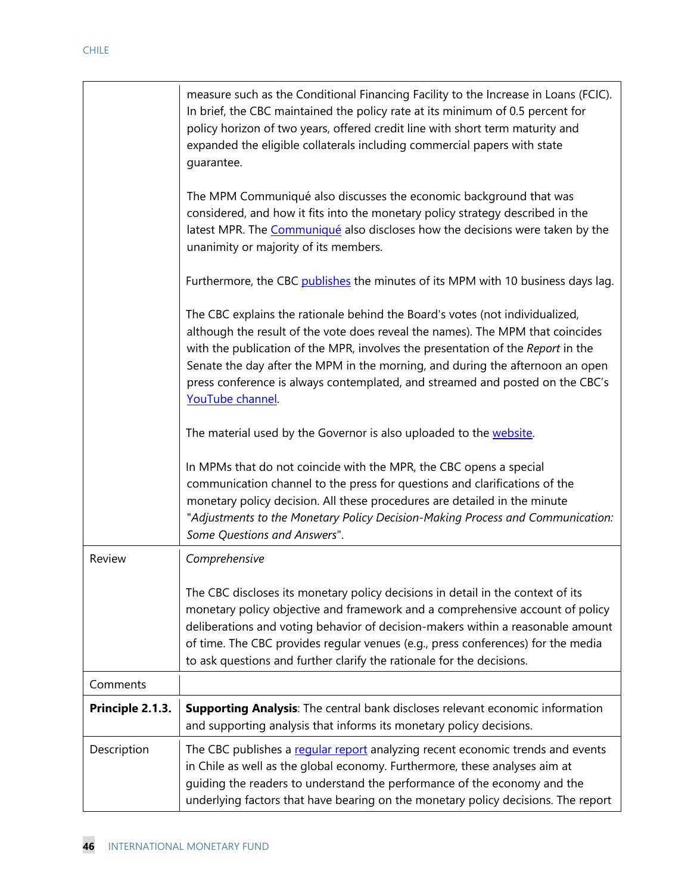| | |
|---|---|
| | measure such as the Conditional Financing Facility to the Increase in Loans (FCIC). In brief, the CBC maintained the policy rate at its minimum of 0.5 percent for policy horizon of two years, offered credit line with short term maturity and expanded the eligible collaterals including commercial papers with state guarantee.<br><br>The MPM Communiqué also discusses the economic background that was considered, and how it fits into the monetary policy strategy described in the latest MPR. The Communiqué also discloses how the decisions were taken by the unanimity or majority of its members.<br><br>Furthermore, the CBC publishes the minutes of its MPM with 10 business days lag.<br><br>The CBC explains the rationale behind the Board's votes (not individualized, although the result of the vote does reveal the names). The MPM that coincides with the publication of the MPR, involves the presentation of the *Report* in the Senate the day after the MPM in the morning, and during the afternoon an open press conference is always contemplated, and streamed and posted on the CBC's YouTube channel.<br><br>The material used by the Governor is also uploaded to the website.<br><br>In MPMs that do not coincide with the MPR, the CBC opens a special communication channel to the press for questions and clarifications of the monetary policy decision. All these procedures are detailed in the minute "*Adjustments to the Monetary Policy Decision-Making Process and Communication: Some Questions and Answers*". |
| Review | *Comprehensive*<br><br>The CBC discloses its monetary policy decisions in detail in the context of its monetary policy objective and framework and a comprehensive account of policy deliberations and voting behavior of decision-makers within a reasonable amount of time. The CBC provides regular venues (e.g., press conferences) for the media to ask questions and further clarify the rationale for the decisions. |
| Comments | |
| **Principle 2.1.3.** | **Supporting Analysis**: The central bank discloses relevant economic information and supporting analysis that informs its monetary policy decisions. |
| Description | The CBC publishes a regular report analyzing recent economic trends and events in Chile as well as the global economy. Furthermore, these analyses aim at guiding the readers to understand the performance of the economy and the underlying factors that have bearing on the monetary policy decisions. The report |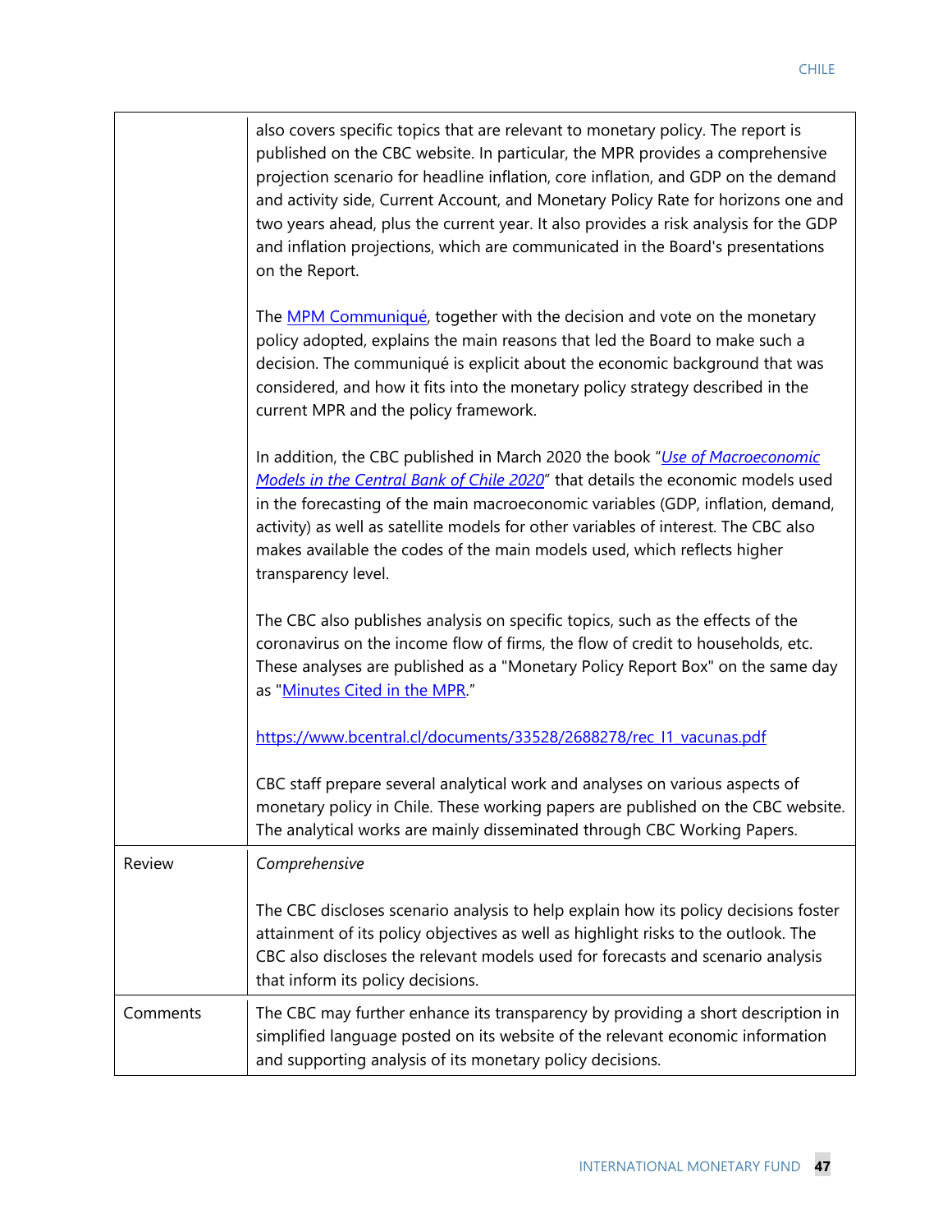| | |
|---|---|
| | also covers specific topics that are relevant to monetary policy. The report is published on the CBC website. In particular, the MPR provides a comprehensive projection scenario for headline inflation, core inflation, and GDP on the demand and activity side, Current Account, and Monetary Policy Rate for horizons one and two years ahead, plus the current year. It also provides a risk analysis for the GDP and inflation projections, which are communicated in the Board's presentations on the Report.<br><br>The [MPM Communiqué](), together with the decision and vote on the monetary policy adopted, explains the main reasons that led the Board to make such a decision. The communiqué is explicit about the economic background that was considered, and how it fits into the monetary policy strategy described in the current MPR and the policy framework.<br><br>In addition, the CBC published in March 2020 the book "*[Use of Macroeconomic Models in the Central Bank of Chile 2020]()*" that details the economic models used in the forecasting of the main macroeconomic variables (GDP, inflation, demand, activity) as well as satellite models for other variables of interest. The CBC also makes available the codes of the main models used, which reflects higher transparency level.<br><br>The CBC also publishes analysis on specific topics, such as the effects of the coronavirus on the income flow of firms, the flow of credit to households, etc. These analyses are published as a "Monetary Policy Report Box" on the same day as "[Minutes Cited in the MPR]()."<br><br>https://www.bcentral.cl/documents/33528/2688278/rec_I1_vacunas.pdf<br><br>CBC staff prepare several analytical work and analyses on various aspects of monetary policy in Chile. These working papers are published on the CBC website. The analytical works are mainly disseminated through CBC Working Papers. |
| Review | *Comprehensive*<br><br>The CBC discloses scenario analysis to help explain how its policy decisions foster attainment of its policy objectives as well as highlight risks to the outlook. The CBC also discloses the relevant models used for forecasts and scenario analysis that inform its policy decisions. |
| Comments | The CBC may further enhance its transparency by providing a short description in simplified language posted on its website of the relevant economic information and supporting analysis of its monetary policy decisions. |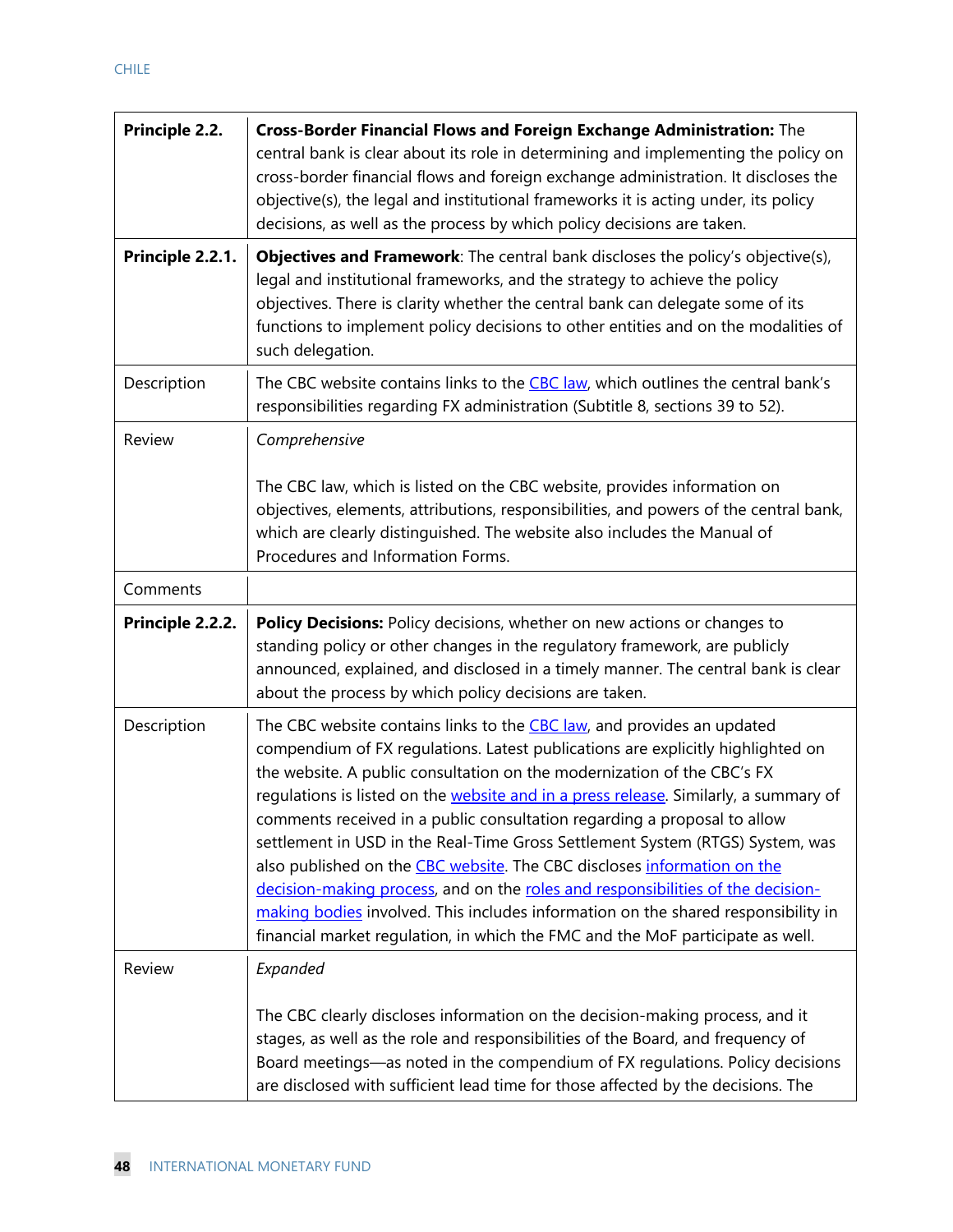| Principle 2.2. | **Cross-Border Financial Flows and Foreign Exchange Administration:** The central bank is clear about its role in determining and implementing the policy on cross-border financial flows and foreign exchange administration. It discloses the objective(s), the legal and institutional frameworks it is acting under, its policy decisions, as well as the process by which policy decisions are taken. |
|---|---|
| **Principle 2.2.1.** | **Objectives and Framework**: The central bank discloses the policy's objective(s), legal and institutional frameworks, and the strategy to achieve the policy objectives. There is clarity whether the central bank can delegate some of its functions to implement policy decisions to other entities and on the modalities of such delegation. |
| Description | The CBC website contains links to the CBC law, which outlines the central bank's responsibilities regarding FX administration (Subtitle 8, sections 39 to 52). |
| Review | *Comprehensive*<br><br>The CBC law, which is listed on the CBC website, provides information on objectives, elements, attributions, responsibilities, and powers of the central bank, which are clearly distinguished. The website also includes the Manual of Procedures and Information Forms. |
| Comments | |
| **Principle 2.2.2.** | **Policy Decisions:** Policy decisions, whether on new actions or changes to standing policy or other changes in the regulatory framework, are publicly announced, explained, and disclosed in a timely manner. The central bank is clear about the process by which policy decisions are taken. |
| Description | The CBC website contains links to the CBC law, and provides an updated compendium of FX regulations. Latest publications are explicitly highlighted on the website. A public consultation on the modernization of the CBC's FX regulations is listed on the website and in a press release. Similarly, a summary of comments received in a public consultation regarding a proposal to allow settlement in USD in the Real-Time Gross Settlement System (RTGS) System, was also published on the CBC website. The CBC discloses information on the decision-making process, and on the roles and responsibilities of the decision-making bodies involved. This includes information on the shared responsibility in financial market regulation, in which the FMC and the MoF participate as well. |
| Review | *Expanded*<br><br>The CBC clearly discloses information on the decision-making process, and it stages, as well as the role and responsibilities of the Board, and frequency of Board meetings—as noted in the compendium of FX regulations. Policy decisions are disclosed with sufficient lead time for those affected by the decisions. The |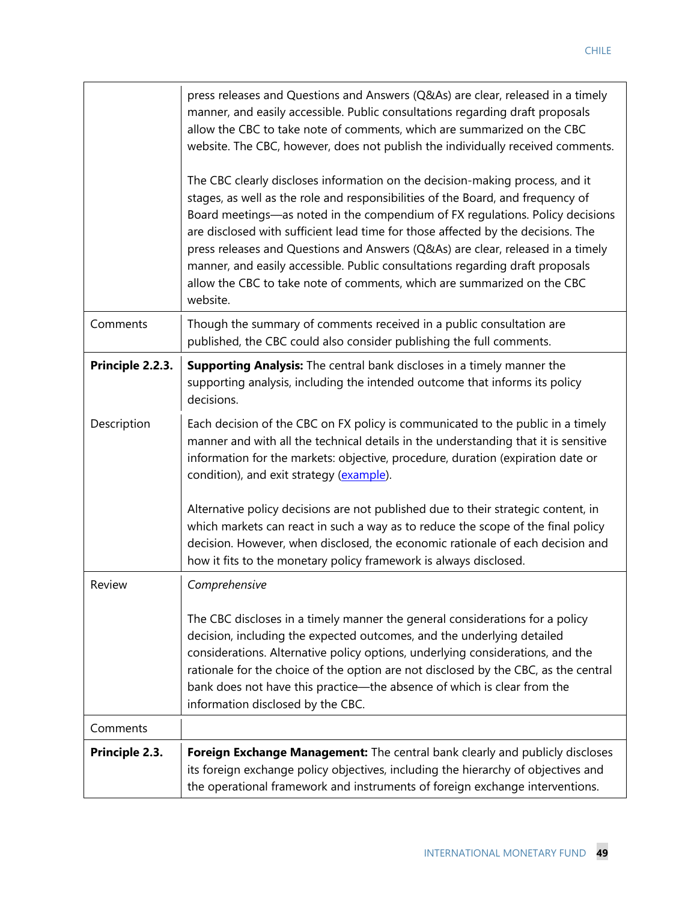| | |
|---|---|
| | press releases and Questions and Answers (Q&As) are clear, released in a timely manner, and easily accessible. Public consultations regarding draft proposals allow the CBC to take note of comments, which are summarized on the CBC website. The CBC, however, does not publish the individually received comments.<br><br>The CBC clearly discloses information on the decision-making process, and it stages, as well as the role and responsibilities of the Board, and frequency of Board meetings—as noted in the compendium of FX regulations. Policy decisions are disclosed with sufficient lead time for those affected by the decisions. The press releases and Questions and Answers (Q&As) are clear, released in a timely manner, and easily accessible. Public consultations regarding draft proposals allow the CBC to take note of comments, which are summarized on the CBC website. |
| Comments | Though the summary of comments received in a public consultation are published, the CBC could also consider publishing the full comments. |
| **Principle 2.2.3.** | **Supporting Analysis:** The central bank discloses in a timely manner the supporting analysis, including the intended outcome that informs its policy decisions. |
| Description | Each decision of the CBC on FX policy is communicated to the public in a timely manner and with all the technical details in the understanding that it is sensitive information for the markets: objective, procedure, duration (expiration date or condition), and exit strategy (example).<br><br>Alternative policy decisions are not published due to their strategic content, in which markets can react in such a way as to reduce the scope of the final policy decision. However, when disclosed, the economic rationale of each decision and how it fits to the monetary policy framework is always disclosed. |
| Review | *Comprehensive*<br><br>The CBC discloses in a timely manner the general considerations for a policy decision, including the expected outcomes, and the underlying detailed considerations. Alternative policy options, underlying considerations, and the rationale for the choice of the option are not disclosed by the CBC, as the central bank does not have this practice—the absence of which is clear from the information disclosed by the CBC. |
| Comments | |
| **Principle 2.3.** | **Foreign Exchange Management:** The central bank clearly and publicly discloses its foreign exchange policy objectives, including the hierarchy of objectives and the operational framework and instruments of foreign exchange interventions. |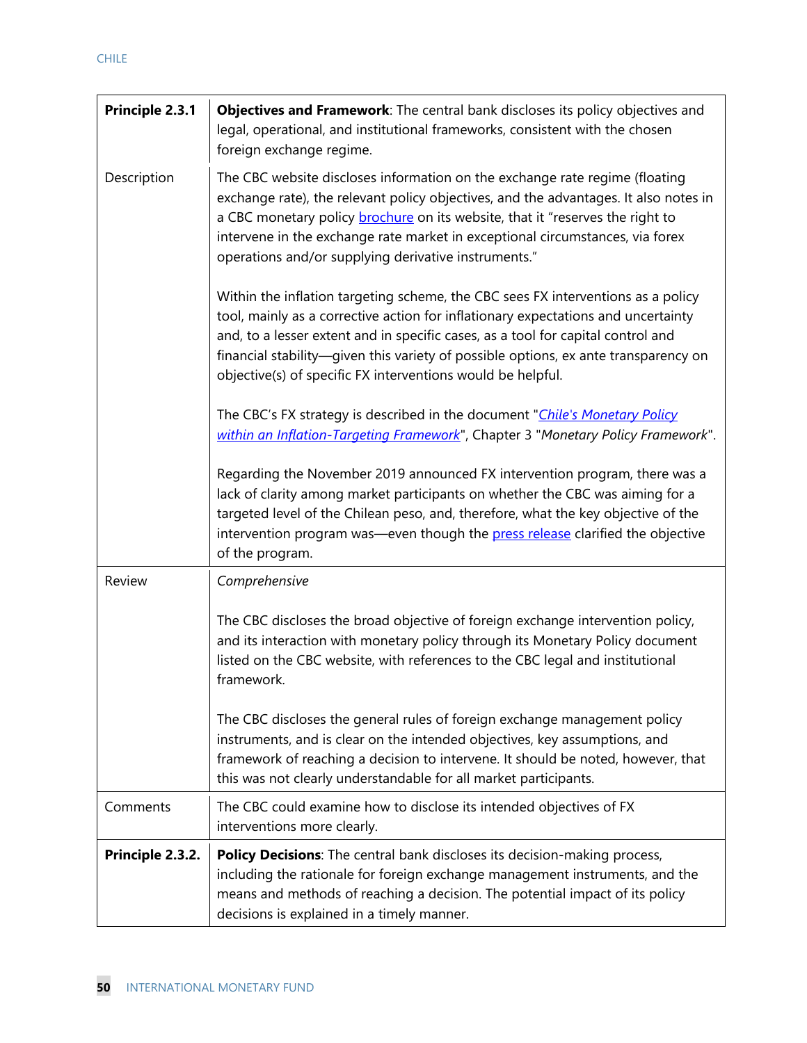| **Principle 2.3.1** | **Objectives and Framework**: The central bank discloses its policy objectives and legal, operational, and institutional frameworks, consistent with the chosen foreign exchange regime. |
|---|---|
| Description | The CBC website discloses information on the exchange rate regime (floating exchange rate), the relevant policy objectives, and the advantages. It also notes in a CBC monetary policy brochure on its website, that it "reserves the right to intervene in the exchange rate market in exceptional circumstances, via forex operations and/or supplying derivative instruments."<br><br>Within the inflation targeting scheme, the CBC sees FX interventions as a policy tool, mainly as a corrective action for inflationary expectations and uncertainty and, to a lesser extent and in specific cases, as a tool for capital control and financial stability—given this variety of possible options, ex ante transparency on objective(s) of specific FX interventions would be helpful.<br><br>The CBC's FX strategy is described in the document "*Chile's Monetary Policy within an Inflation-Targeting Framework*", Chapter 3 "*Monetary Policy Framework*".<br><br>Regarding the November 2019 announced FX intervention program, there was a lack of clarity among market participants on whether the CBC was aiming for a targeted level of the Chilean peso, and, therefore, what the key objective of the intervention program was—even though the press release clarified the objective of the program. |
| Review | *Comprehensive*<br><br>The CBC discloses the broad objective of foreign exchange intervention policy, and its interaction with monetary policy through its Monetary Policy document listed on the CBC website, with references to the CBC legal and institutional framework.<br><br>The CBC discloses the general rules of foreign exchange management policy instruments, and is clear on the intended objectives, key assumptions, and framework of reaching a decision to intervene. It should be noted, however, that this was not clearly understandable for all market participants. |
| Comments | The CBC could examine how to disclose its intended objectives of FX interventions more clearly. |
| **Principle 2.3.2.** | **Policy Decisions**: The central bank discloses its decision-making process, including the rationale for foreign exchange management instruments, and the means and methods of reaching a decision. The potential impact of its policy decisions is explained in a timely manner. |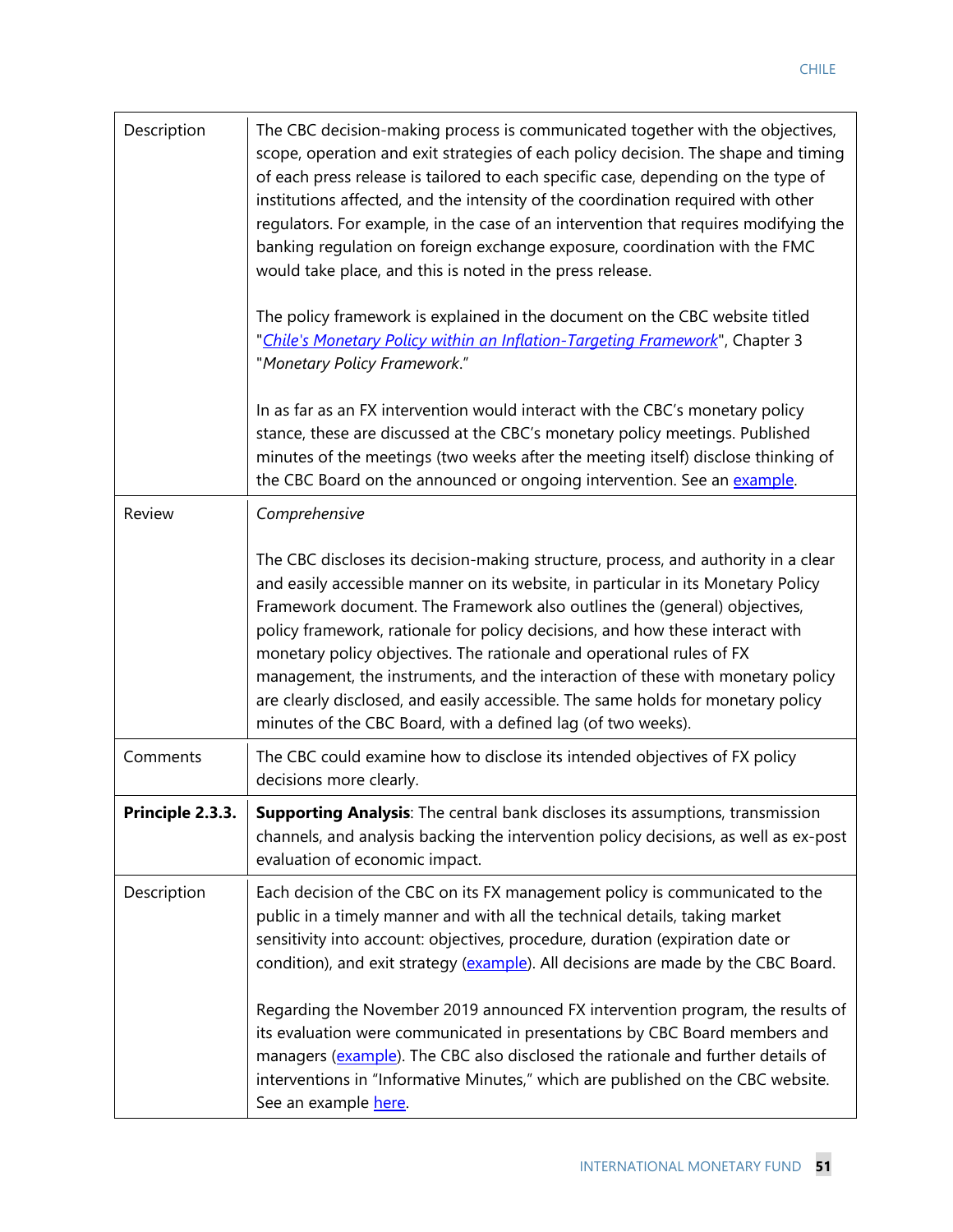| | |
|---|---|
| Description | The CBC decision-making process is communicated together with the objectives, scope, operation and exit strategies of each policy decision. The shape and timing of each press release is tailored to each specific case, depending on the type of institutions affected, and the intensity of the coordination required with other regulators. For example, in the case of an intervention that requires modifying the banking regulation on foreign exchange exposure, coordination with the FMC would take place, and this is noted in the press release.<br><br>The policy framework is explained in the document on the CBC website titled "*Chile's Monetary Policy within an Inflation-Targeting Framework*", Chapter 3 "*Monetary Policy Framework*."<br><br>In as far as an FX intervention would interact with the CBC's monetary policy stance, these are discussed at the CBC's monetary policy meetings. Published minutes of the meetings (two weeks after the meeting itself) disclose thinking of the CBC Board on the announced or ongoing intervention. See an example. |
| Review | *Comprehensive*<br><br>The CBC discloses its decision-making structure, process, and authority in a clear and easily accessible manner on its website, in particular in its Monetary Policy Framework document. The Framework also outlines the (general) objectives, policy framework, rationale for policy decisions, and how these interact with monetary policy objectives. The rationale and operational rules of FX management, the instruments, and the interaction of these with monetary policy are clearly disclosed, and easily accessible. The same holds for monetary policy minutes of the CBC Board, with a defined lag (of two weeks). |
| Comments | The CBC could examine how to disclose its intended objectives of FX policy decisions more clearly. |
| **Principle 2.3.3.** | **Supporting Analysis**: The central bank discloses its assumptions, transmission channels, and analysis backing the intervention policy decisions, as well as ex-post evaluation of economic impact. |
| Description | Each decision of the CBC on its FX management policy is communicated to the public in a timely manner and with all the technical details, taking market sensitivity into account: objectives, procedure, duration (expiration date or condition), and exit strategy (example). All decisions are made by the CBC Board.<br><br>Regarding the November 2019 announced FX intervention program, the results of its evaluation were communicated in presentations by CBC Board members and managers (example). The CBC also disclosed the rationale and further details of interventions in "Informative Minutes," which are published on the CBC website. See an example here. |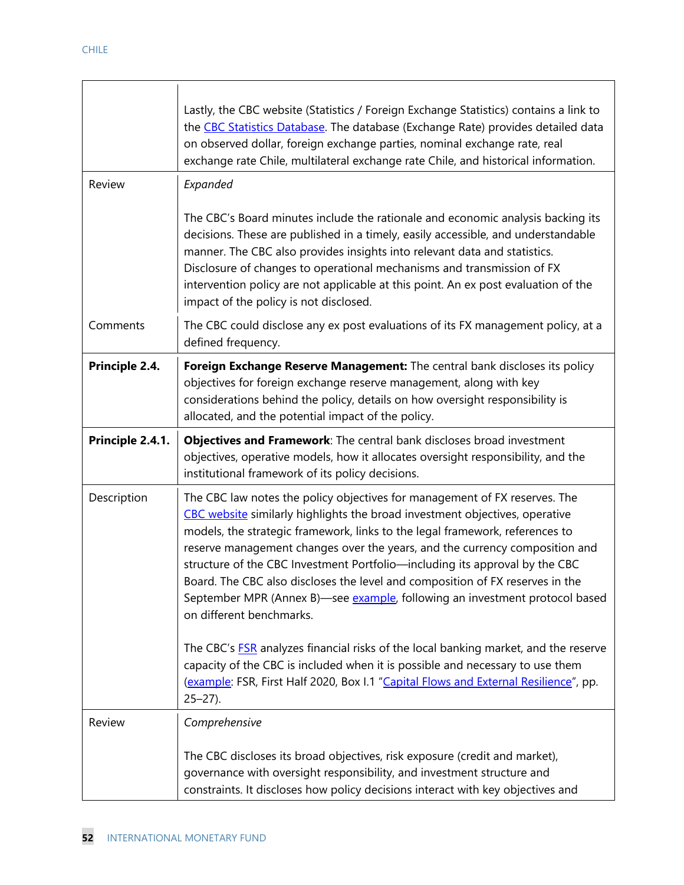| | |
|---|---|
| | Lastly, the CBC website (Statistics / Foreign Exchange Statistics) contains a link to the CBC Statistics Database. The database (Exchange Rate) provides detailed data on observed dollar, foreign exchange parties, nominal exchange rate, real exchange rate Chile, multilateral exchange rate Chile, and historical information. |
| Review | *Expanded*<br><br>The CBC's Board minutes include the rationale and economic analysis backing its decisions. These are published in a timely, easily accessible, and understandable manner. The CBC also provides insights into relevant data and statistics. Disclosure of changes to operational mechanisms and transmission of FX intervention policy are not applicable at this point. An ex post evaluation of the impact of the policy is not disclosed. |
| Comments | The CBC could disclose any ex post evaluations of its FX management policy, at a defined frequency. |
| **Principle 2.4.** | **Foreign Exchange Reserve Management:** The central bank discloses its policy objectives for foreign exchange reserve management, along with key considerations behind the policy, details on how oversight responsibility is allocated, and the potential impact of the policy. |
| **Principle 2.4.1.** | **Objectives and Framework**: The central bank discloses broad investment objectives, operative models, how it allocates oversight responsibility, and the institutional framework of its policy decisions. |
| Description | The CBC law notes the policy objectives for management of FX reserves. The CBC website similarly highlights the broad investment objectives, operative models, the strategic framework, links to the legal framework, references to reserve management changes over the years, and the currency composition and structure of the CBC Investment Portfolio—including its approval by the CBC Board. The CBC also discloses the level and composition of FX reserves in the September MPR (Annex B)—see example, following an investment protocol based on different benchmarks.<br><br>The CBC's FSR analyzes financial risks of the local banking market, and the reserve capacity of the CBC is included when it is possible and necessary to use them (example: FSR, First Half 2020, Box I.1 "Capital Flows and External Resilience", pp. 25–27). |
| Review | *Comprehensive*<br><br>The CBC discloses its broad objectives, risk exposure (credit and market), governance with oversight responsibility, and investment structure and constraints. It discloses how policy decisions interact with key objectives and |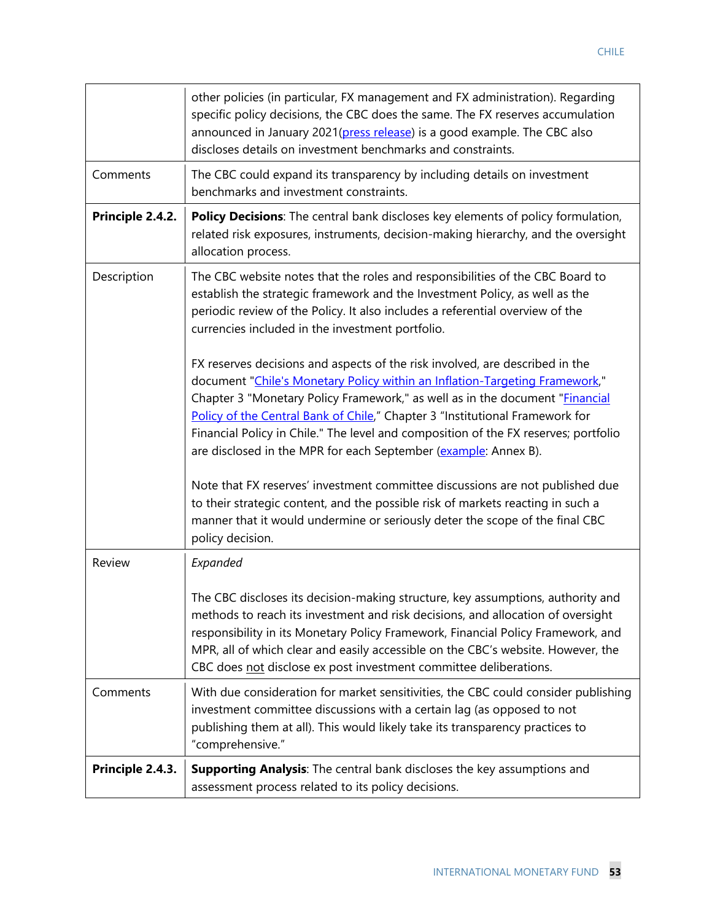| | |
|---|---|
| | other policies (in particular, FX management and FX administration). Regarding specific policy decisions, the CBC does the same. The FX reserves accumulation announced in January 2021(press release) is a good example. The CBC also discloses details on investment benchmarks and constraints. |
| Comments | The CBC could expand its transparency by including details on investment benchmarks and investment constraints. |
| **Principle 2.4.2.** | **Policy Decisions**: The central bank discloses key elements of policy formulation, related risk exposures, instruments, decision-making hierarchy, and the oversight allocation process. |
| Description | The CBC website notes that the roles and responsibilities of the CBC Board to establish the strategic framework and the Investment Policy, as well as the periodic review of the Policy. It also includes a referential overview of the currencies included in the investment portfolio.<br><br>FX reserves decisions and aspects of the risk involved, are described in the document "Chile's Monetary Policy within an Inflation-Targeting Framework," Chapter 3 "Monetary Policy Framework," as well as in the document "Financial Policy of the Central Bank of Chile," Chapter 3 "Institutional Framework for Financial Policy in Chile." The level and composition of the FX reserves; portfolio are disclosed in the MPR for each September (example: Annex B).<br><br>Note that FX reserves' investment committee discussions are not published due to their strategic content, and the possible risk of markets reacting in such a manner that it would undermine or seriously deter the scope of the final CBC policy decision. |
| Review | *Expanded*<br><br>The CBC discloses its decision-making structure, key assumptions, authority and methods to reach its investment and risk decisions, and allocation of oversight responsibility in its Monetary Policy Framework, Financial Policy Framework, and MPR, all of which clear and easily accessible on the CBC's website. However, the CBC does not disclose ex post investment committee deliberations. |
| Comments | With due consideration for market sensitivities, the CBC could consider publishing investment committee discussions with a certain lag (as opposed to not publishing them at all). This would likely take its transparency practices to "comprehensive." |
| **Principle 2.4.3.** | **Supporting Analysis**: The central bank discloses the key assumptions and assessment process related to its policy decisions. |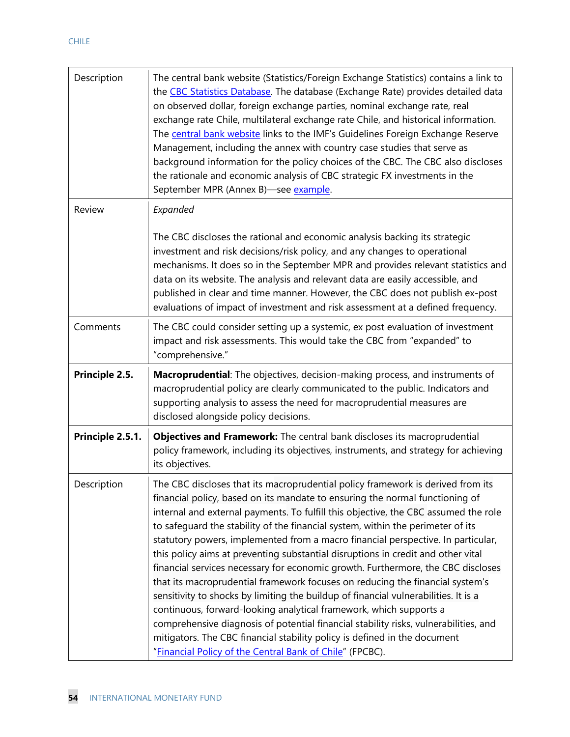| | |
|---|---|
| Description | The central bank website (Statistics/Foreign Exchange Statistics) contains a link to the [CBC Statistics Database](). The database (Exchange Rate) provides detailed data on observed dollar, foreign exchange parties, nominal exchange rate, real exchange rate Chile, multilateral exchange rate Chile, and historical information. The [central bank website]() links to the IMF's Guidelines Foreign Exchange Reserve Management, including the annex with country case studies that serve as background information for the policy choices of the CBC. The CBC also discloses the rationale and economic analysis of CBC strategic FX investments in the September MPR (Annex B)—see [example](). |
| Review | *Expanded*<br><br>The CBC discloses the rational and economic analysis backing its strategic investment and risk decisions/risk policy, and any changes to operational mechanisms. It does so in the September MPR and provides relevant statistics and data on its website. The analysis and relevant data are easily accessible, and published in clear and time manner. However, the CBC does not publish ex-post evaluations of impact of investment and risk assessment at a defined frequency. |
| Comments | The CBC could consider setting up a systemic, ex post evaluation of investment impact and risk assessments. This would take the CBC from "expanded" to "comprehensive." |
| **Principle 2.5.** | **Macroprudential**: The objectives, decision-making process, and instruments of macroprudential policy are clearly communicated to the public. Indicators and supporting analysis to assess the need for macroprudential measures are disclosed alongside policy decisions. |
| **Principle 2.5.1.** | **Objectives and Framework:** The central bank discloses its macroprudential policy framework, including its objectives, instruments, and strategy for achieving its objectives. |
| Description | The CBC discloses that its macroprudential policy framework is derived from its financial policy, based on its mandate to ensuring the normal functioning of internal and external payments. To fulfill this objective, the CBC assumed the role to safeguard the stability of the financial system, within the perimeter of its statutory powers, implemented from a macro financial perspective. In particular, this policy aims at preventing substantial disruptions in credit and other vital financial services necessary for economic growth. Furthermore, the CBC discloses that its macroprudential framework focuses on reducing the financial system's sensitivity to shocks by limiting the buildup of financial vulnerabilities. It is a continuous, forward-looking analytical framework, which supports a comprehensive diagnosis of potential financial stability risks, vulnerabilities, and mitigators. The CBC financial stability policy is defined in the document "[Financial Policy of the Central Bank of Chile]()" (FPCBC). |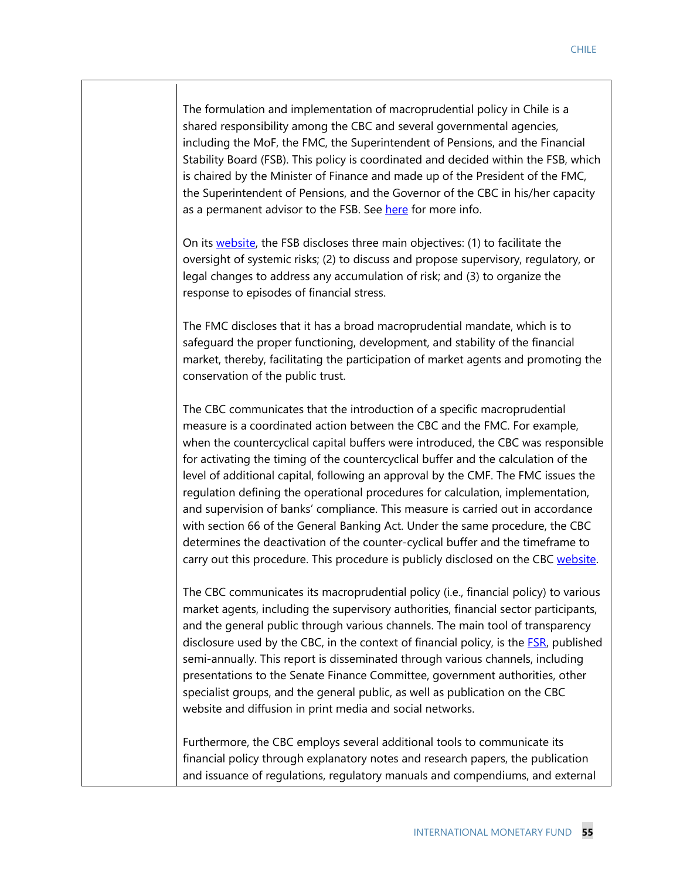| | |
|---|---|
| | The formulation and implementation of macroprudential policy in Chile is a shared responsibility among the CBC and several governmental agencies, including the MoF, the FMC, the Superintendent of Pensions, and the Financial Stability Board (FSB). This policy is coordinated and decided within the FSB, which is chaired by the Minister of Finance and made up of the President of the FMC, the Superintendent of Pensions, and the Governor of the CBC in his/her capacity as a permanent advisor to the FSB. See here for more info.<br><br>On its website, the FSB discloses three main objectives: (1) to facilitate the oversight of systemic risks; (2) to discuss and propose supervisory, regulatory, or legal changes to address any accumulation of risk; and (3) to organize the response to episodes of financial stress.<br><br>The FMC discloses that it has a broad macroprudential mandate, which is to safeguard the proper functioning, development, and stability of the financial market, thereby, facilitating the participation of market agents and promoting the conservation of the public trust.<br><br>The CBC communicates that the introduction of a specific macroprudential measure is a coordinated action between the CBC and the FMC. For example, when the countercyclical capital buffers were introduced, the CBC was responsible for activating the timing of the countercyclical buffer and the calculation of the level of additional capital, following an approval by the CMF. The FMC issues the regulation defining the operational procedures for calculation, implementation, and supervision of banks' compliance. This measure is carried out in accordance with section 66 of the General Banking Act. Under the same procedure, the CBC determines the deactivation of the counter-cyclical buffer and the timeframe to carry out this procedure. This procedure is publicly disclosed on the CBC website.<br><br>The CBC communicates its macroprudential policy (i.e., financial policy) to various market agents, including the supervisory authorities, financial sector participants, and the general public through various channels. The main tool of transparency disclosure used by the CBC, in the context of financial policy, is the FSR, published semi-annually. This report is disseminated through various channels, including presentations to the Senate Finance Committee, government authorities, other specialist groups, and the general public, as well as publication on the CBC website and diffusion in print media and social networks.<br><br>Furthermore, the CBC employs several additional tools to communicate its financial policy through explanatory notes and research papers, the publication and issuance of regulations, regulatory manuals and compendiums, and external |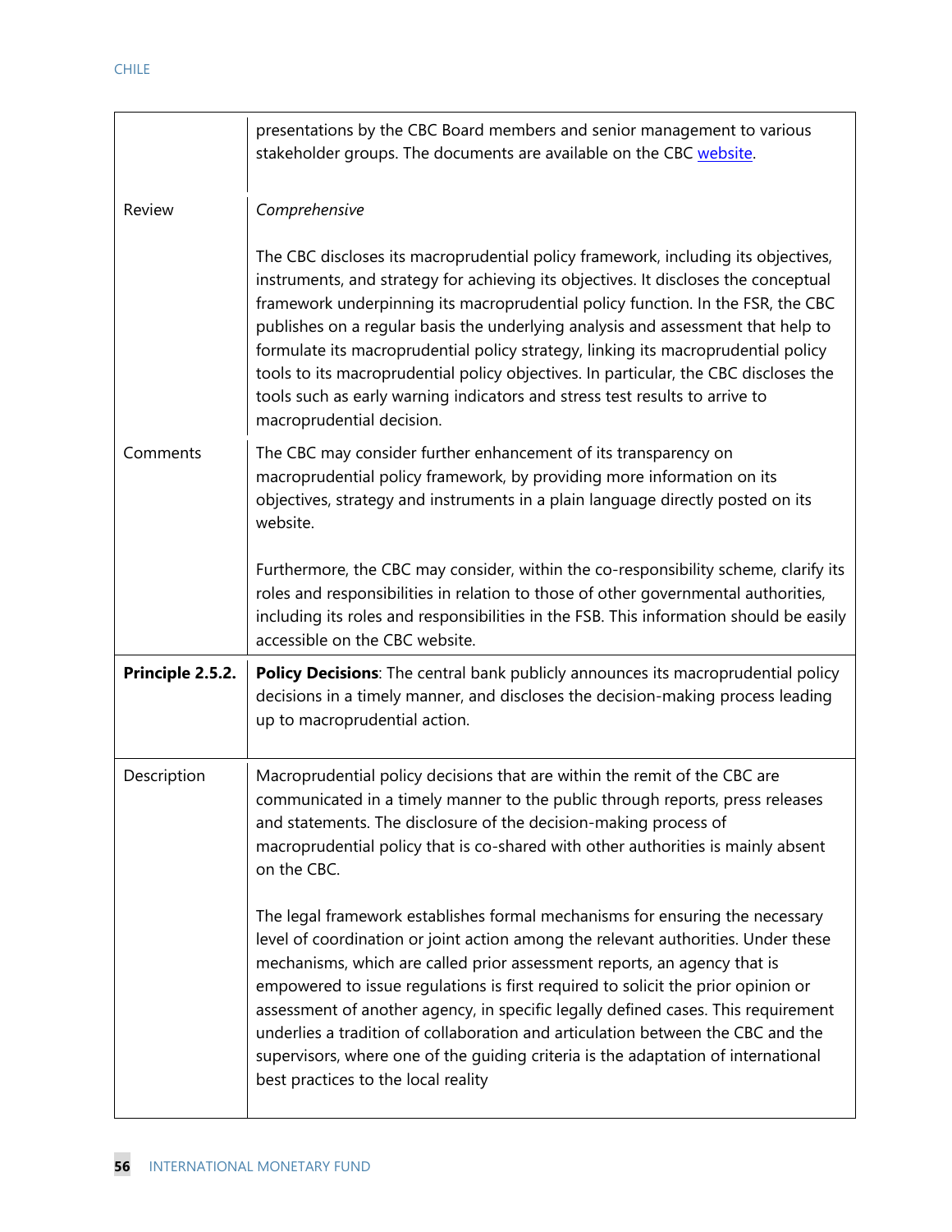| | |
|---|---|
| | presentations by the CBC Board members and senior management to various stakeholder groups. The documents are available on the CBC website. |
| Review | *Comprehensive*<br><br>The CBC discloses its macroprudential policy framework, including its objectives, instruments, and strategy for achieving its objectives. It discloses the conceptual framework underpinning its macroprudential policy function. In the FSR, the CBC publishes on a regular basis the underlying analysis and assessment that help to formulate its macroprudential policy strategy, linking its macroprudential policy tools to its macroprudential policy objectives. In particular, the CBC discloses the tools such as early warning indicators and stress test results to arrive to macroprudential decision. |
| Comments | The CBC may consider further enhancement of its transparency on macroprudential policy framework, by providing more information on its objectives, strategy and instruments in a plain language directly posted on its website.<br><br>Furthermore, the CBC may consider, within the co-responsibility scheme, clarify its roles and responsibilities in relation to those of other governmental authorities, including its roles and responsibilities in the FSB. This information should be easily accessible on the CBC website. |
| **Principle 2.5.2.** | **Policy Decisions**: The central bank publicly announces its macroprudential policy decisions in a timely manner, and discloses the decision-making process leading up to macroprudential action. |
| Description | Macroprudential policy decisions that are within the remit of the CBC are communicated in a timely manner to the public through reports, press releases and statements. The disclosure of the decision-making process of macroprudential policy that is co-shared with other authorities is mainly absent on the CBC.<br><br>The legal framework establishes formal mechanisms for ensuring the necessary level of coordination or joint action among the relevant authorities. Under these mechanisms, which are called prior assessment reports, an agency that is empowered to issue regulations is first required to solicit the prior opinion or assessment of another agency, in specific legally defined cases. This requirement underlies a tradition of collaboration and articulation between the CBC and the supervisors, where one of the guiding criteria is the adaptation of international best practices to the local reality |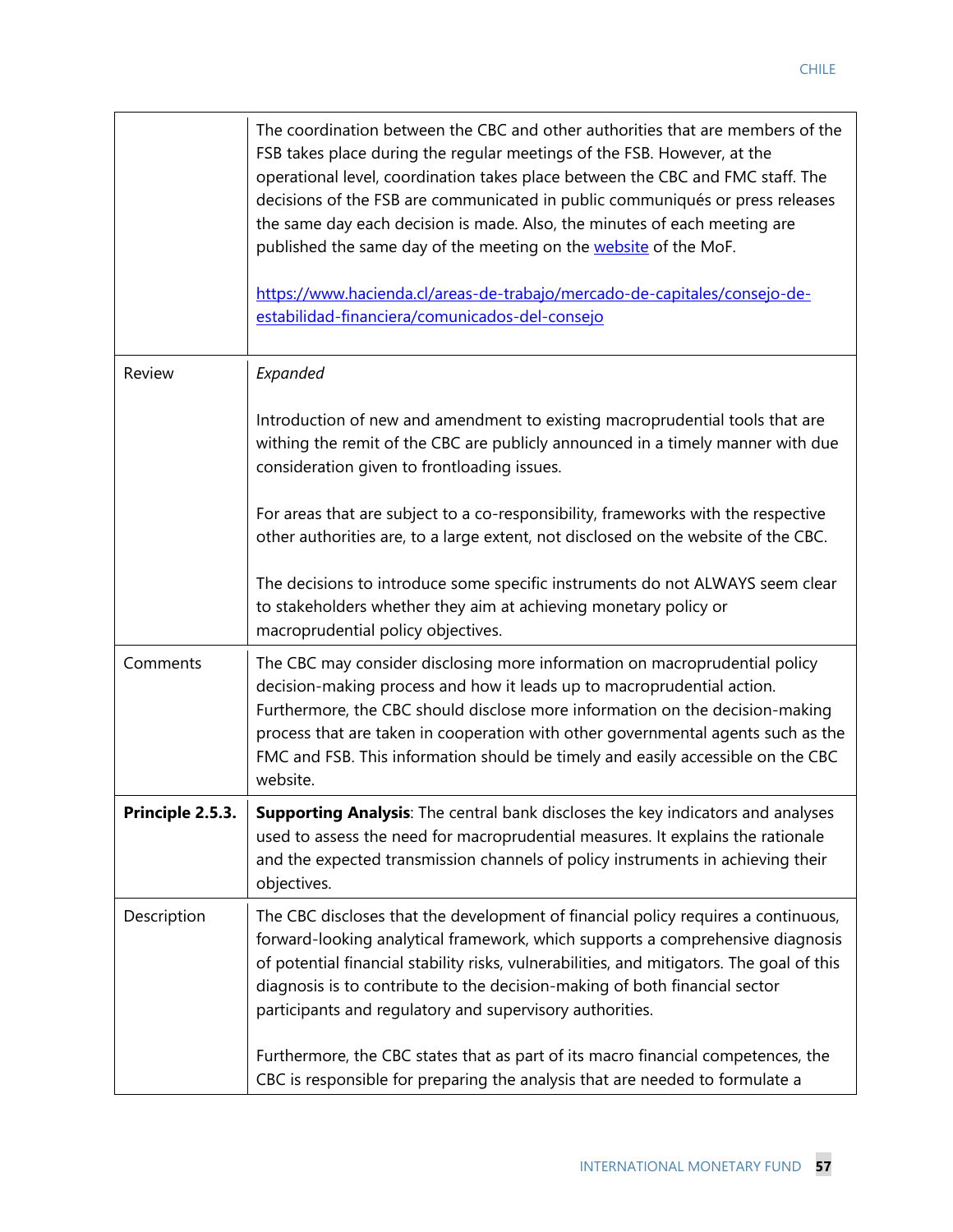| | |
|---|---|
| | The coordination between the CBC and other authorities that are members of the FSB takes place during the regular meetings of the FSB. However, at the operational level, coordination takes place between the CBC and FMC staff. The decisions of the FSB are communicated in public communiqués or press releases the same day each decision is made. Also, the minutes of each meeting are published the same day of the meeting on the [website](https://www.hacienda.cl/areas-de-trabajo/mercado-de-capitales/consejo-de-estabilidad-financiera/comunicados-del-consejo) of the MoF.<br><br>https://www.hacienda.cl/areas-de-trabajo/mercado-de-capitales/consejo-de-estabilidad-financiera/comunicados-del-consejo |
| Review | *Expanded*<br><br>Introduction of new and amendment to existing macroprudential tools that are withing the remit of the CBC are publicly announced in a timely manner with due consideration given to frontloading issues.<br><br>For areas that are subject to a co-responsibility, frameworks with the respective other authorities are, to a large extent, not disclosed on the website of the CBC.<br><br>The decisions to introduce some specific instruments do not ALWAYS seem clear to stakeholders whether they aim at achieving monetary policy or macroprudential policy objectives. |
| Comments | The CBC may consider disclosing more information on macroprudential policy decision-making process and how it leads up to macroprudential action. Furthermore, the CBC should disclose more information on the decision-making process that are taken in cooperation with other governmental agents such as the FMC and FSB. This information should be timely and easily accessible on the CBC website. |
| **Principle 2.5.3.** | **Supporting Analysis**: The central bank discloses the key indicators and analyses used to assess the need for macroprudential measures. It explains the rationale and the expected transmission channels of policy instruments in achieving their objectives. |
| Description | The CBC discloses that the development of financial policy requires a continuous, forward-looking analytical framework, which supports a comprehensive diagnosis of potential financial stability risks, vulnerabilities, and mitigators. The goal of this diagnosis is to contribute to the decision-making of both financial sector participants and regulatory and supervisory authorities.<br><br>Furthermore, the CBC states that as part of its macro financial competences, the CBC is responsible for preparing the analysis that are needed to formulate a |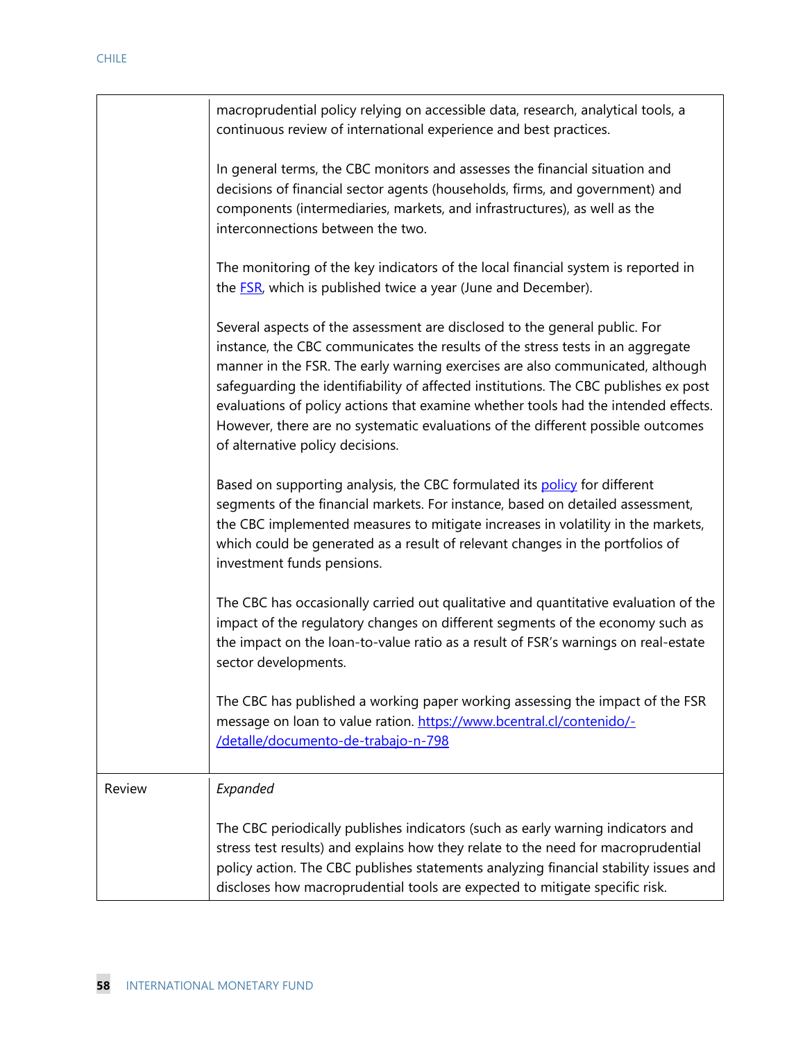| | |
|---|---|
| | macroprudential policy relying on accessible data, research, analytical tools, a continuous review of international experience and best practices.<br><br>In general terms, the CBC monitors and assesses the financial situation and decisions of financial sector agents (households, firms, and government) and components (intermediaries, markets, and infrastructures), as well as the interconnections between the two.<br><br>The monitoring of the key indicators of the local financial system is reported in the [FSR](), which is published twice a year (June and December).<br><br>Several aspects of the assessment are disclosed to the general public. For instance, the CBC communicates the results of the stress tests in an aggregate manner in the FSR. The early warning exercises are also communicated, although safeguarding the identifiability of affected institutions. The CBC publishes ex post evaluations of policy actions that examine whether tools had the intended effects. However, there are no systematic evaluations of the different possible outcomes of alternative policy decisions.<br><br>Based on supporting analysis, the CBC formulated its [policy]() for different segments of the financial markets. For instance, based on detailed assessment, the CBC implemented measures to mitigate increases in volatility in the markets, which could be generated as a result of relevant changes in the portfolios of investment funds pensions.<br><br>The CBC has occasionally carried out qualitative and quantitative evaluation of the impact of the regulatory changes on different segments of the economy such as the impact on the loan-to-value ratio as a result of FSR's warnings on real-estate sector developments.<br><br>The CBC has published a working paper working assessing the impact of the FSR message on loan to value ration. https://www.bcentral.cl/contenido/-/detalle/documento-de-trabajo-n-798 |
| Review | *Expanded*<br><br>The CBC periodically publishes indicators (such as early warning indicators and stress test results) and explains how they relate to the need for macroprudential policy action. The CBC publishes statements analyzing financial stability issues and discloses how macroprudential tools are expected to mitigate specific risk. |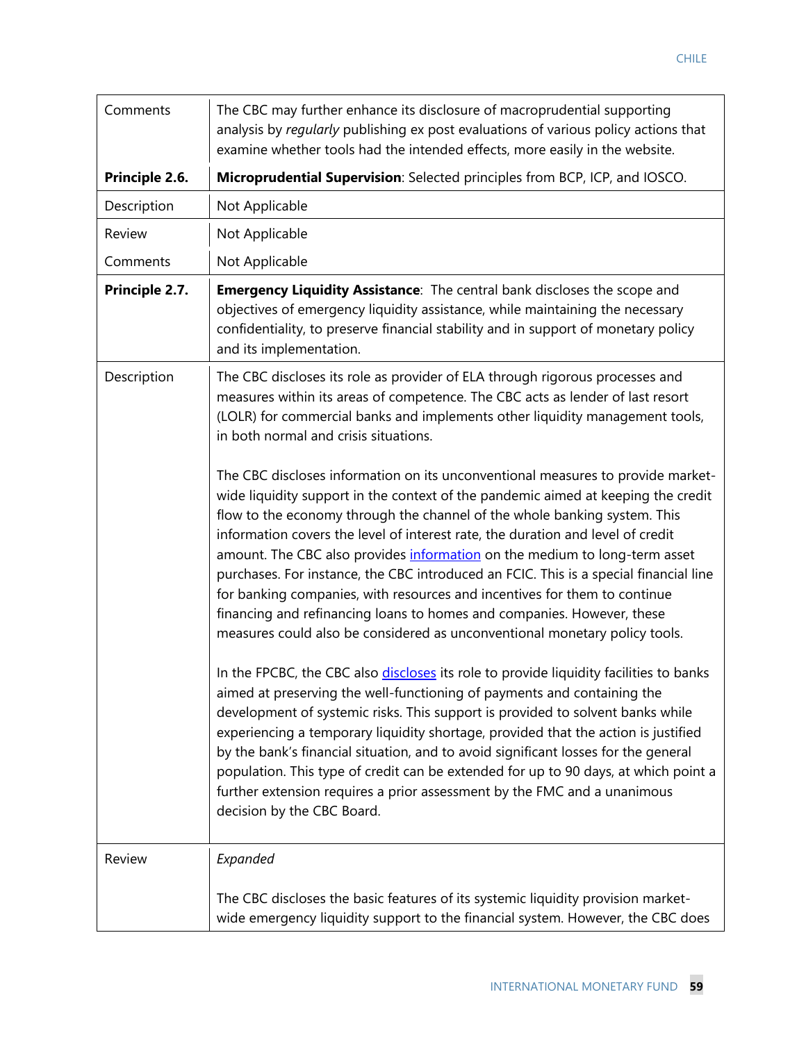| | |
|---|---|
| Comments | The CBC may further enhance its disclosure of macroprudential supporting analysis by *regularly* publishing ex post evaluations of various policy actions that examine whether tools had the intended effects, more easily in the website. |
| **Principle 2.6.** | **Microprudential Supervision**: Selected principles from BCP, ICP, and IOSCO. |
| Description | Not Applicable |
| Review | Not Applicable |
| Comments | Not Applicable |
| **Principle 2.7.** | **Emergency Liquidity Assistance**: The central bank discloses the scope and objectives of emergency liquidity assistance, while maintaining the necessary confidentiality, to preserve financial stability and in support of monetary policy and its implementation. |
| Description | The CBC discloses its role as provider of ELA through rigorous processes and measures within its areas of competence. The CBC acts as lender of last resort (LOLR) for commercial banks and implements other liquidity management tools, in both normal and crisis situations.<br><br>The CBC discloses information on its unconventional measures to provide market-wide liquidity support in the context of the pandemic aimed at keeping the credit flow to the economy through the channel of the whole banking system. This information covers the level of interest rate, the duration and level of credit amount. The CBC also provides information on the medium to long-term asset purchases. For instance, the CBC introduced an FCIC. This is a special financial line for banking companies, with resources and incentives for them to continue financing and refinancing loans to homes and companies. However, these measures could also be considered as unconventional monetary policy tools.<br><br>In the FPCBC, the CBC also discloses its role to provide liquidity facilities to banks aimed at preserving the well-functioning of payments and containing the development of systemic risks. This support is provided to solvent banks while experiencing a temporary liquidity shortage, provided that the action is justified by the bank's financial situation, and to avoid significant losses for the general population. This type of credit can be extended for up to 90 days, at which point a further extension requires a prior assessment by the FMC and a unanimous decision by the CBC Board. |
| Review | *Expanded*<br><br>The CBC discloses the basic features of its systemic liquidity provision market-wide emergency liquidity support to the financial system. However, the CBC does |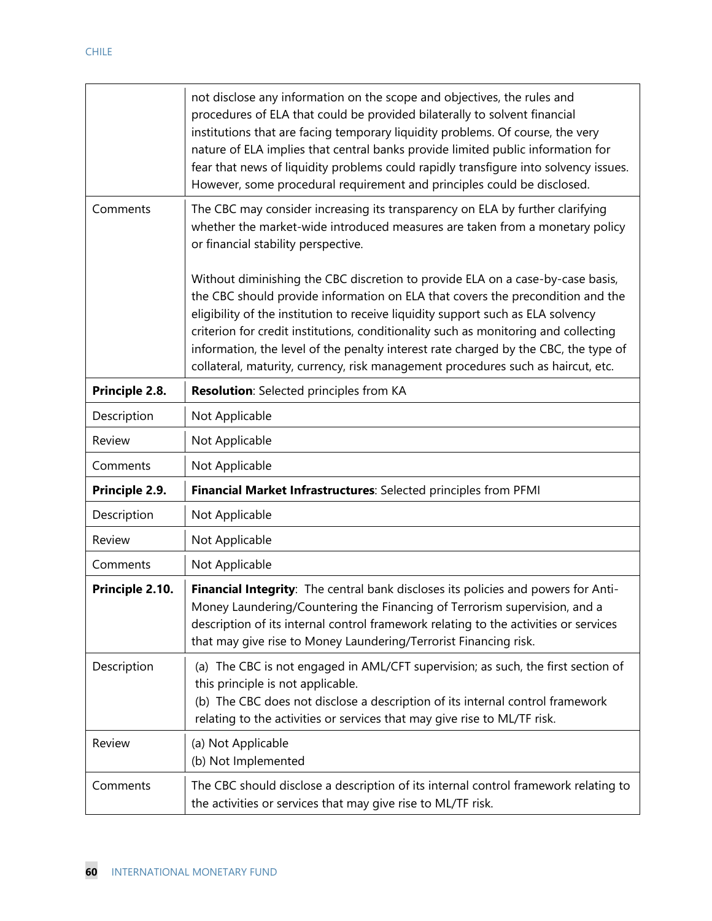| | |
|---|---|
| | not disclose any information on the scope and objectives, the rules and procedures of ELA that could be provided bilaterally to solvent financial institutions that are facing temporary liquidity problems. Of course, the very nature of ELA implies that central banks provide limited public information for fear that news of liquidity problems could rapidly transfigure into solvency issues. However, some procedural requirement and principles could be disclosed. |
| Comments | The CBC may consider increasing its transparency on ELA by further clarifying whether the market-wide introduced measures are taken from a monetary policy or financial stability perspective.<br><br>Without diminishing the CBC discretion to provide ELA on a case-by-case basis, the CBC should provide information on ELA that covers the precondition and the eligibility of the institution to receive liquidity support such as ELA solvency criterion for credit institutions, conditionality such as monitoring and collecting information, the level of the penalty interest rate charged by the CBC, the type of collateral, maturity, currency, risk management procedures such as haircut, etc. |
| **Principle 2.8.** | **Resolution**: Selected principles from KA |
| Description | Not Applicable |
| Review | Not Applicable |
| Comments | Not Applicable |
| **Principle 2.9.** | **Financial Market Infrastructures**: Selected principles from PFMI |
| Description | Not Applicable |
| Review | Not Applicable |
| Comments | Not Applicable |
| **Principle 2.10.** | **Financial Integrity**: The central bank discloses its policies and powers for Anti-Money Laundering/Countering the Financing of Terrorism supervision, and a description of its internal control framework relating to the activities or services that may give rise to Money Laundering/Terrorist Financing risk. |
| Description | (a) The CBC is not engaged in AML/CFT supervision; as such, the first section of this principle is not applicable.<br>(b) The CBC does not disclose a description of its internal control framework relating to the activities or services that may give rise to ML/TF risk. |
| Review | (a) Not Applicable<br>(b) Not Implemented |
| Comments | The CBC should disclose a description of its internal control framework relating to the activities or services that may give rise to ML/TF risk. |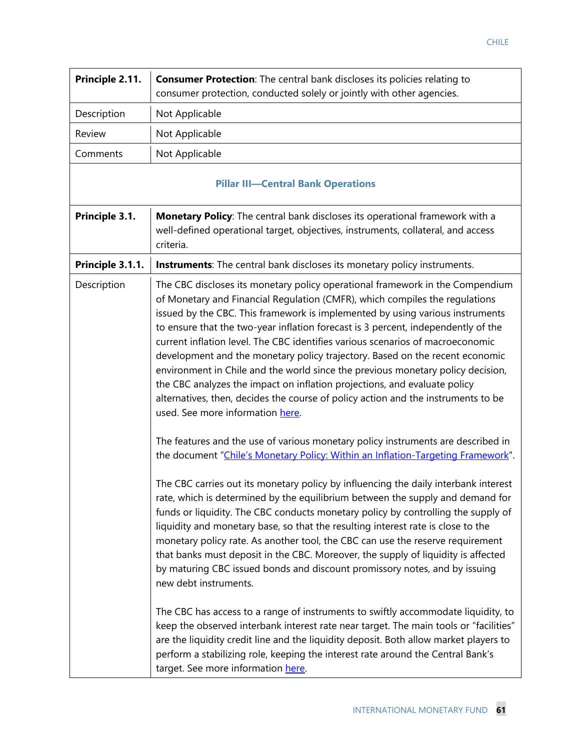| **Principle 2.11.** | **Consumer Protection**: The central bank discloses its policies relating to consumer protection, conducted solely or jointly with other agencies. |
|---|---|
| Description | Not Applicable |
| Review | Not Applicable |
| Comments | Not Applicable |
| **Pillar III—Central Bank Operations** | |
| **Principle 3.1.** | **Monetary Policy**: The central bank discloses its operational framework with a well-defined operational target, objectives, instruments, collateral, and access criteria. |
| **Principle 3.1.1.** | **Instruments**: The central bank discloses its monetary policy instruments. |
| Description | The CBC discloses its monetary policy operational framework in the Compendium of Monetary and Financial Regulation (CMFR), which compiles the regulations issued by the CBC. This framework is implemented by using various instruments to ensure that the two-year inflation forecast is 3 percent, independently of the current inflation level. The CBC identifies various scenarios of macroeconomic development and the monetary policy trajectory. Based on the recent economic environment in Chile and the world since the previous monetary policy decision, the CBC analyzes the impact on inflation projections, and evaluate policy alternatives, then, decides the course of policy action and the instruments to be used. See more information here.<br><br>The features and the use of various monetary policy instruments are described in the document "Chile's Monetary Policy: Within an Inflation-Targeting Framework".<br><br>The CBC carries out its monetary policy by influencing the daily interbank interest rate, which is determined by the equilibrium between the supply and demand for funds or liquidity. The CBC conducts monetary policy by controlling the supply of liquidity and monetary base, so that the resulting interest rate is close to the monetary policy rate. As another tool, the CBC can use the reserve requirement that banks must deposit in the CBC. Moreover, the supply of liquidity is affected by maturing CBC issued bonds and discount promissory notes, and by issuing new debt instruments.<br><br>The CBC has access to a range of instruments to swiftly accommodate liquidity, to keep the observed interbank interest rate near target. The main tools or "facilities" are the liquidity credit line and the liquidity deposit. Both allow market players to perform a stabilizing role, keeping the interest rate around the Central Bank's target. See more information here. |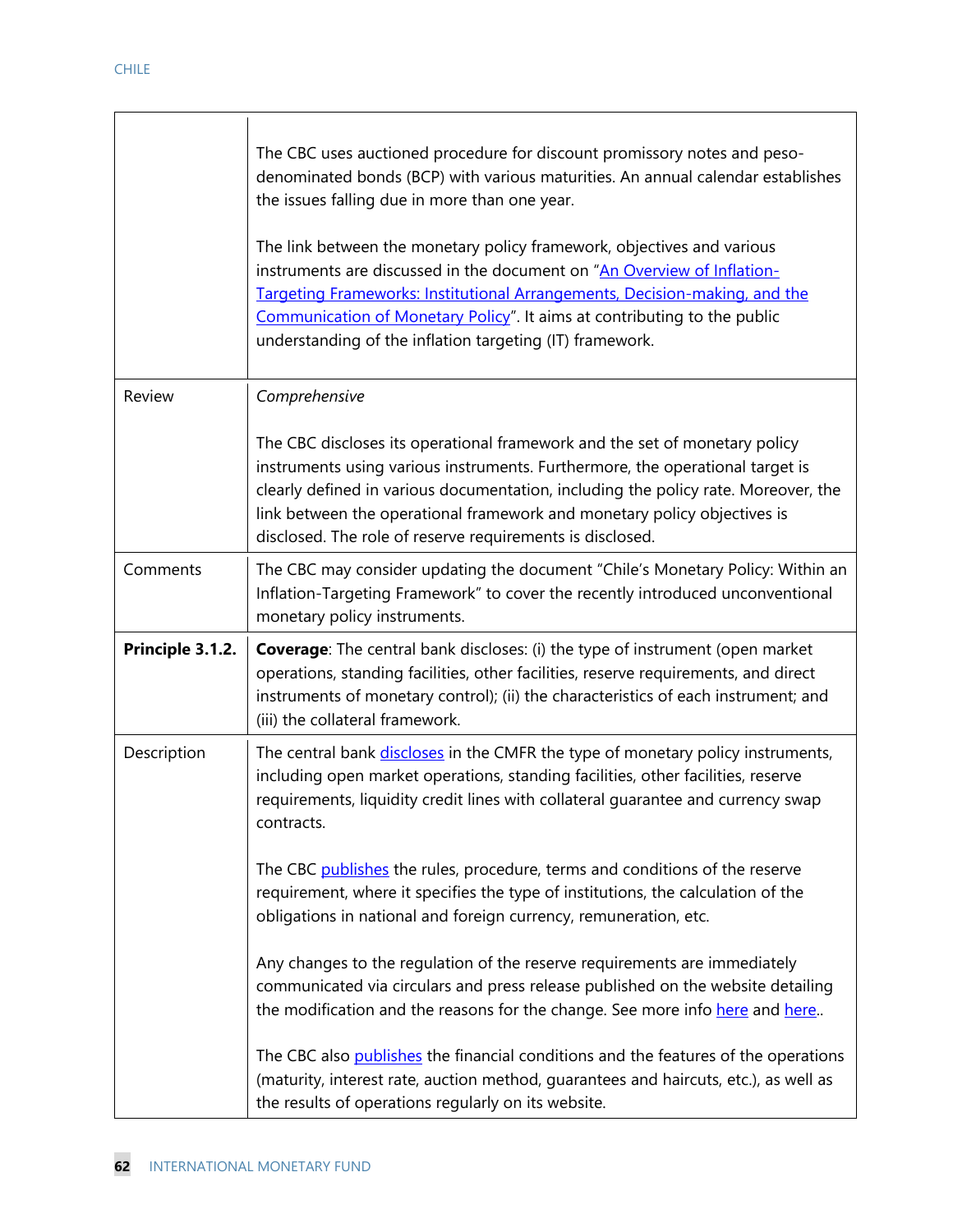| | |
|---|---|
| | The CBC uses auctioned procedure for discount promissory notes and peso-denominated bonds (BCP) with various maturities. An annual calendar establishes the issues falling due in more than one year.<br><br>The link between the monetary policy framework, objectives and various instruments are discussed in the document on "An Overview of Inflation-Targeting Frameworks: Institutional Arrangements, Decision-making, and the Communication of Monetary Policy". It aims at contributing to the public understanding of the inflation targeting (IT) framework. |
| Review | *Comprehensive*<br><br>The CBC discloses its operational framework and the set of monetary policy instruments using various instruments. Furthermore, the operational target is clearly defined in various documentation, including the policy rate. Moreover, the link between the operational framework and monetary policy objectives is disclosed. The role of reserve requirements is disclosed. |
| Comments | The CBC may consider updating the document "Chile's Monetary Policy: Within an Inflation-Targeting Framework" to cover the recently introduced unconventional monetary policy instruments. |
| **Principle 3.1.2.** | **Coverage**: The central bank discloses: (i) the type of instrument (open market operations, standing facilities, other facilities, reserve requirements, and direct instruments of monetary control); (ii) the characteristics of each instrument; and (iii) the collateral framework. |
| Description | The central bank discloses in the CMFR the type of monetary policy instruments, including open market operations, standing facilities, other facilities, reserve requirements, liquidity credit lines with collateral guarantee and currency swap contracts.<br><br>The CBC publishes the rules, procedure, terms and conditions of the reserve requirement, where it specifies the type of institutions, the calculation of the obligations in national and foreign currency, remuneration, etc.<br><br>Any changes to the regulation of the reserve requirements are immediately communicated via circulars and press release published on the website detailing the modification and the reasons for the change. See more info here and here..<br><br>The CBC also publishes the financial conditions and the features of the operations (maturity, interest rate, auction method, guarantees and haircuts, etc.), as well as the results of operations regularly on its website. |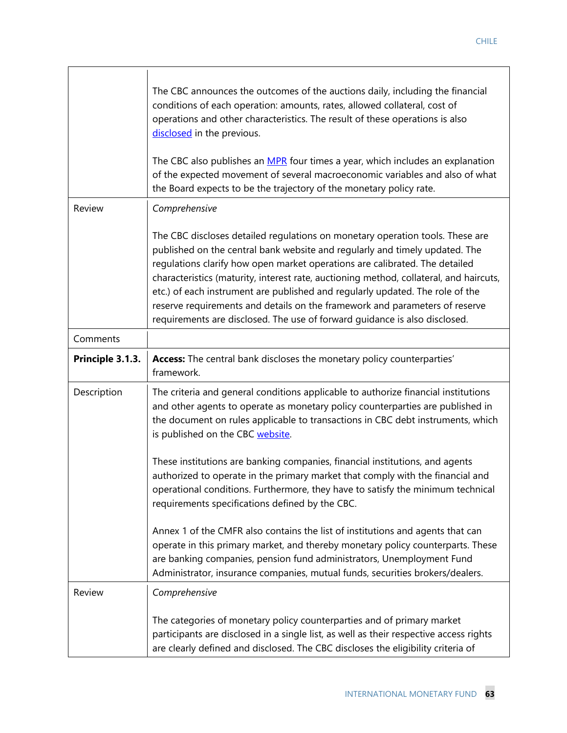| | |
|---|---|
| | The CBC announces the outcomes of the auctions daily, including the financial conditions of each operation: amounts, rates, allowed collateral, cost of operations and other characteristics. The result of these operations is also disclosed in the previous.<br><br>The CBC also publishes an MPR four times a year, which includes an explanation of the expected movement of several macroeconomic variables and also of what the Board expects to be the trajectory of the monetary policy rate. |
| Review | *Comprehensive*<br><br>The CBC discloses detailed regulations on monetary operation tools. These are published on the central bank website and regularly and timely updated. The regulations clarify how open market operations are calibrated. The detailed characteristics (maturity, interest rate, auctioning method, collateral, and haircuts, etc.) of each instrument are published and regularly updated. The role of the reserve requirements and details on the framework and parameters of reserve requirements are disclosed. The use of forward guidance is also disclosed. |
| Comments | |
| **Principle 3.1.3.** | **Access:** The central bank discloses the monetary policy counterparties' framework. |
| Description | The criteria and general conditions applicable to authorize financial institutions and other agents to operate as monetary policy counterparties are published in the document on rules applicable to transactions in CBC debt instruments, which is published on the CBC website.<br><br>These institutions are banking companies, financial institutions, and agents authorized to operate in the primary market that comply with the financial and operational conditions. Furthermore, they have to satisfy the minimum technical requirements specifications defined by the CBC.<br><br>Annex 1 of the CMFR also contains the list of institutions and agents that can operate in this primary market, and thereby monetary policy counterparts. These are banking companies, pension fund administrators, Unemployment Fund Administrator, insurance companies, mutual funds, securities brokers/dealers. |
| Review | *Comprehensive*<br><br>The categories of monetary policy counterparties and of primary market participants are disclosed in a single list, as well as their respective access rights are clearly defined and disclosed. The CBC discloses the eligibility criteria of |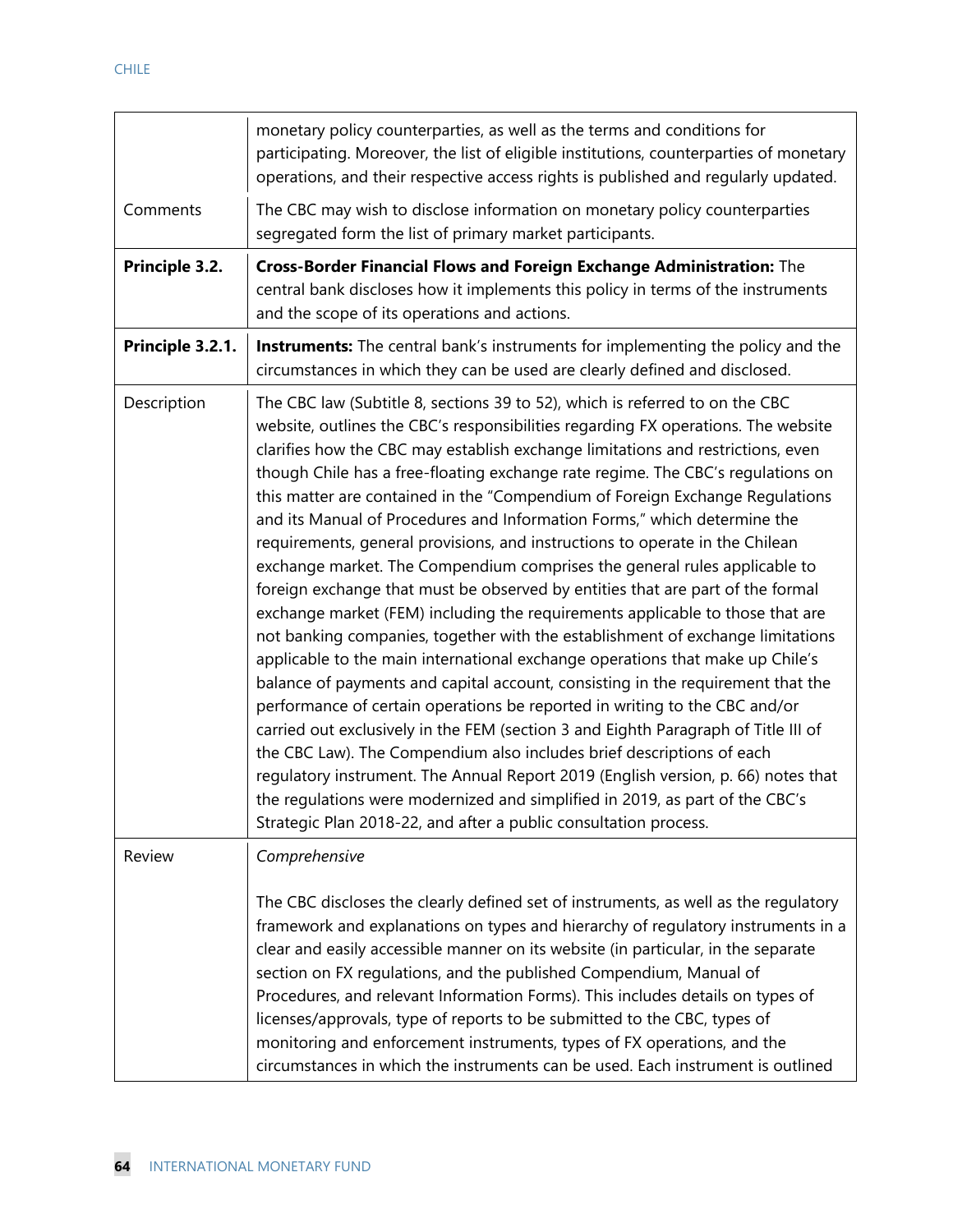| | |
|---|---|
| | monetary policy counterparties, as well as the terms and conditions for participating. Moreover, the list of eligible institutions, counterparties of monetary operations, and their respective access rights is published and regularly updated. |
| Comments | The CBC may wish to disclose information on monetary policy counterparties segregated form the list of primary market participants. |
| **Principle 3.2.** | **Cross-Border Financial Flows and Foreign Exchange Administration:** The central bank discloses how it implements this policy in terms of the instruments and the scope of its operations and actions. |
| **Principle 3.2.1.** | **Instruments:** The central bank's instruments for implementing the policy and the circumstances in which they can be used are clearly defined and disclosed. |
| Description | The CBC law (Subtitle 8, sections 39 to 52), which is referred to on the CBC website, outlines the CBC's responsibilities regarding FX operations. The website clarifies how the CBC may establish exchange limitations and restrictions, even though Chile has a free-floating exchange rate regime. The CBC's regulations on this matter are contained in the "Compendium of Foreign Exchange Regulations and its Manual of Procedures and Information Forms," which determine the requirements, general provisions, and instructions to operate in the Chilean exchange market. The Compendium comprises the general rules applicable to foreign exchange that must be observed by entities that are part of the formal exchange market (FEM) including the requirements applicable to those that are not banking companies, together with the establishment of exchange limitations applicable to the main international exchange operations that make up Chile's balance of payments and capital account, consisting in the requirement that the performance of certain operations be reported in writing to the CBC and/or carried out exclusively in the FEM (section 3 and Eighth Paragraph of Title III of the CBC Law). The Compendium also includes brief descriptions of each regulatory instrument. The Annual Report 2019 (English version, p. 66) notes that the regulations were modernized and simplified in 2019, as part of the CBC's Strategic Plan 2018-22, and after a public consultation process. |
| Review | *Comprehensive*<br><br>The CBC discloses the clearly defined set of instruments, as well as the regulatory framework and explanations on types and hierarchy of regulatory instruments in a clear and easily accessible manner on its website (in particular, in the separate section on FX regulations, and the published Compendium, Manual of Procedures, and relevant Information Forms). This includes details on types of licenses/approvals, type of reports to be submitted to the CBC, types of monitoring and enforcement instruments, types of FX operations, and the circumstances in which the instruments can be used. Each instrument is outlined |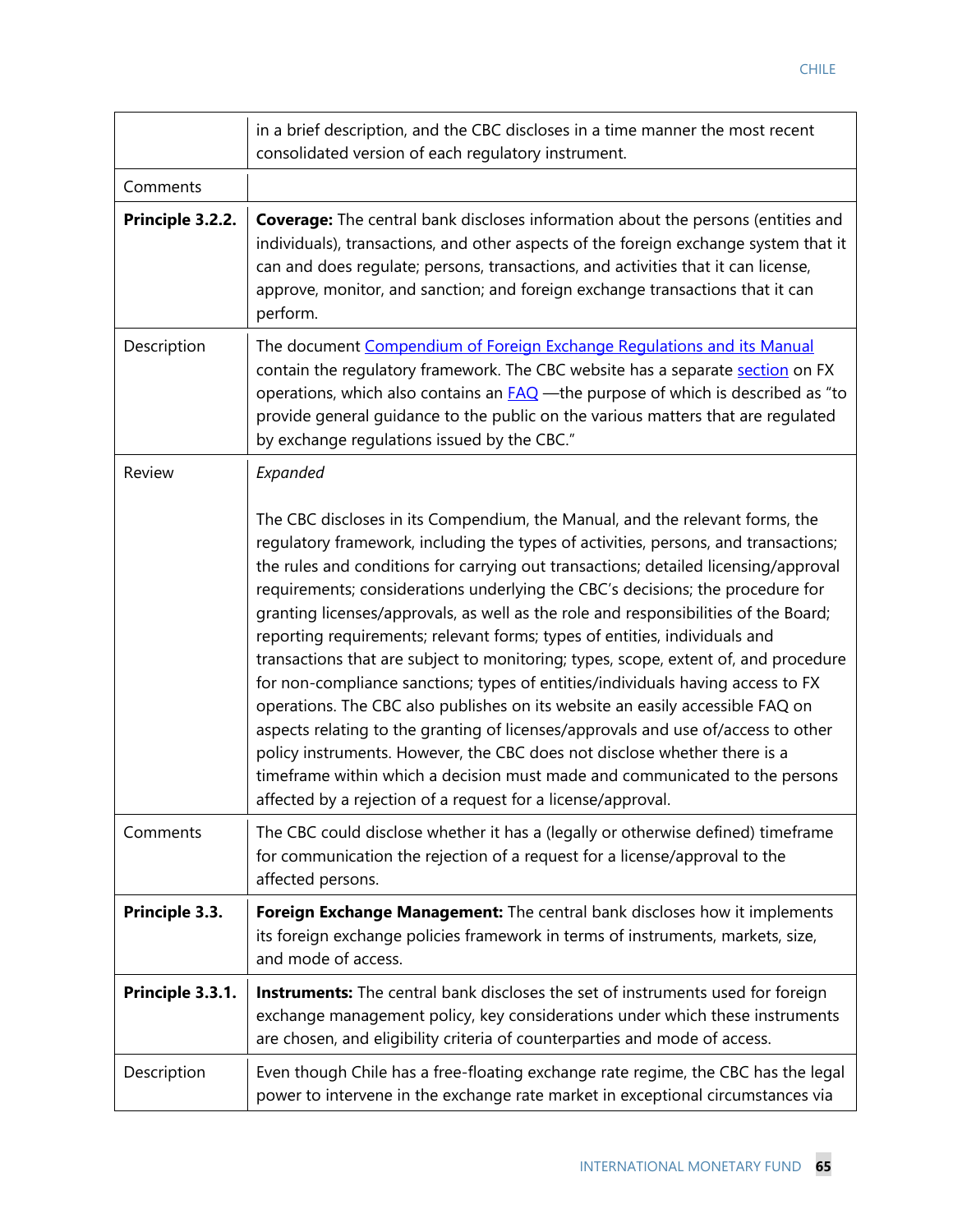| | |
|---|---|
| | in a brief description, and the CBC discloses in a time manner the most recent consolidated version of each regulatory instrument. |
| Comments | |
| **Principle 3.2.2.** | **Coverage:** The central bank discloses information about the persons (entities and individuals), transactions, and other aspects of the foreign exchange system that it can and does regulate; persons, transactions, and activities that it can license, approve, monitor, and sanction; and foreign exchange transactions that it can perform. |
| Description | The document Compendium of Foreign Exchange Regulations and its Manual contain the regulatory framework. The CBC website has a separate section on FX operations, which also contains an FAQ —the purpose of which is described as "to provide general guidance to the public on the various matters that are regulated by exchange regulations issued by the CBC." |
| Review | *Expanded*<br><br>The CBC discloses in its Compendium, the Manual, and the relevant forms, the regulatory framework, including the types of activities, persons, and transactions; the rules and conditions for carrying out transactions; detailed licensing/approval requirements; considerations underlying the CBC's decisions; the procedure for granting licenses/approvals, as well as the role and responsibilities of the Board; reporting requirements; relevant forms; types of entities, individuals and transactions that are subject to monitoring; types, scope, extent of, and procedure for non-compliance sanctions; types of entities/individuals having access to FX operations. The CBC also publishes on its website an easily accessible FAQ on aspects relating to the granting of licenses/approvals and use of/access to other policy instruments. However, the CBC does not disclose whether there is a timeframe within which a decision must made and communicated to the persons affected by a rejection of a request for a license/approval. |
| Comments | The CBC could disclose whether it has a (legally or otherwise defined) timeframe for communication the rejection of a request for a license/approval to the affected persons. |
| **Principle 3.3.** | **Foreign Exchange Management:** The central bank discloses how it implements its foreign exchange policies framework in terms of instruments, markets, size, and mode of access. |
| **Principle 3.3.1.** | **Instruments:** The central bank discloses the set of instruments used for foreign exchange management policy, key considerations under which these instruments are chosen, and eligibility criteria of counterparties and mode of access. |
| Description | Even though Chile has a free-floating exchange rate regime, the CBC has the legal power to intervene in the exchange rate market in exceptional circumstances via |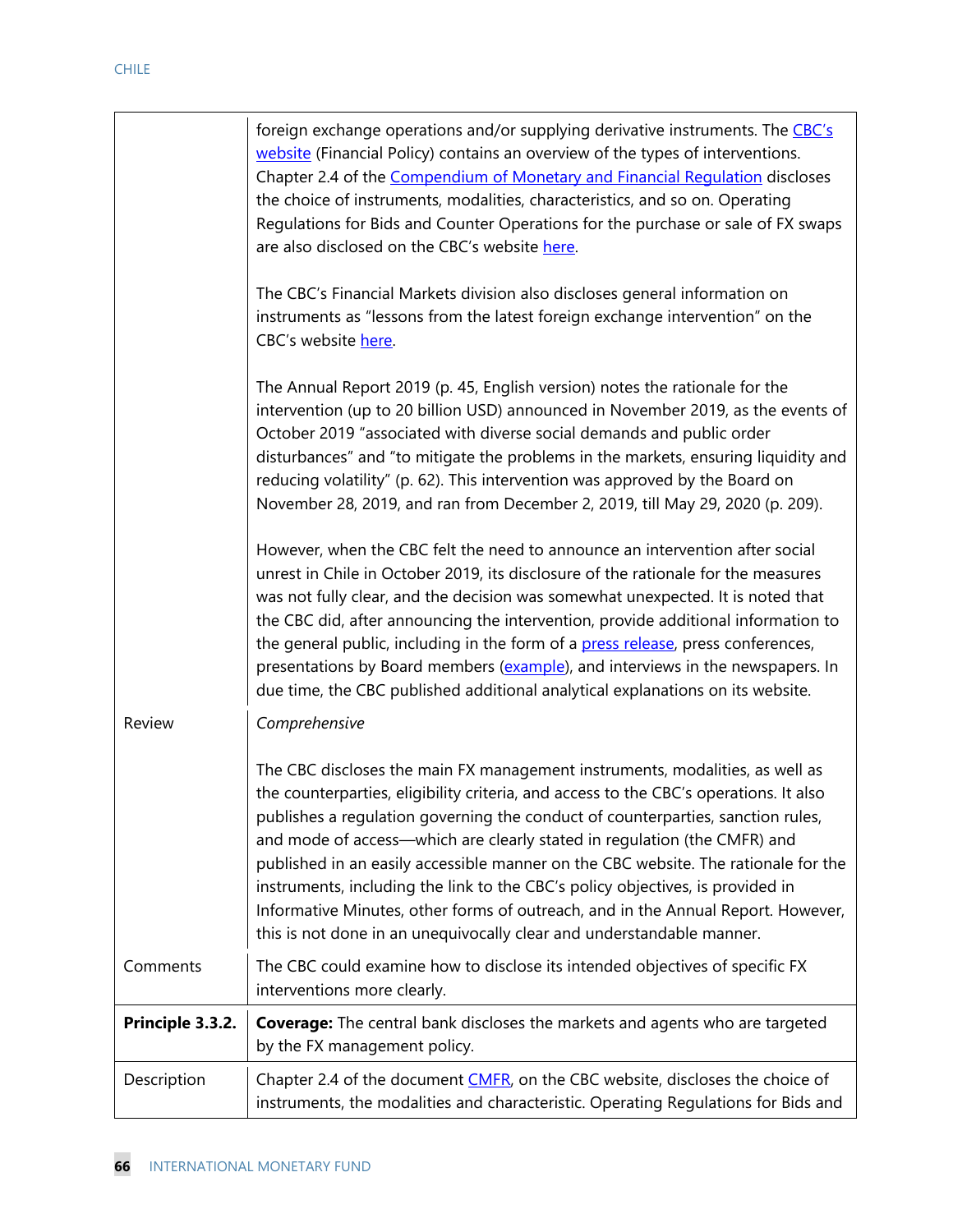| | |
|---|---|
| | foreign exchange operations and/or supplying derivative instruments. The CBC's website (Financial Policy) contains an overview of the types of interventions. Chapter 2.4 of the Compendium of Monetary and Financial Regulation discloses the choice of instruments, modalities, characteristics, and so on. Operating Regulations for Bids and Counter Operations for the purchase or sale of FX swaps are also disclosed on the CBC's website here.<br><br>The CBC's Financial Markets division also discloses general information on instruments as "lessons from the latest foreign exchange intervention" on the CBC's website here.<br><br>The Annual Report 2019 (p. 45, English version) notes the rationale for the intervention (up to 20 billion USD) announced in November 2019, as the events of October 2019 "associated with diverse social demands and public order disturbances" and "to mitigate the problems in the markets, ensuring liquidity and reducing volatility" (p. 62). This intervention was approved by the Board on November 28, 2019, and ran from December 2, 2019, till May 29, 2020 (p. 209).<br><br>However, when the CBC felt the need to announce an intervention after social unrest in Chile in October 2019, its disclosure of the rationale for the measures was not fully clear, and the decision was somewhat unexpected. It is noted that the CBC did, after announcing the intervention, provide additional information to the general public, including in the form of a press release, press conferences, presentations by Board members (example), and interviews in the newspapers. In due time, the CBC published additional analytical explanations on its website. |
| Review | *Comprehensive*<br><br>The CBC discloses the main FX management instruments, modalities, as well as the counterparties, eligibility criteria, and access to the CBC's operations. It also publishes a regulation governing the conduct of counterparties, sanction rules, and mode of access—which are clearly stated in regulation (the CMFR) and published in an easily accessible manner on the CBC website. The rationale for the instruments, including the link to the CBC's policy objectives, is provided in Informative Minutes, other forms of outreach, and in the Annual Report. However, this is not done in an unequivocally clear and understandable manner. |
| Comments | The CBC could examine how to disclose its intended objectives of specific FX interventions more clearly. |
| **Principle 3.3.2.** | **Coverage:** The central bank discloses the markets and agents who are targeted by the FX management policy. |
| Description | Chapter 2.4 of the document CMFR, on the CBC website, discloses the choice of instruments, the modalities and characteristic. Operating Regulations for Bids and |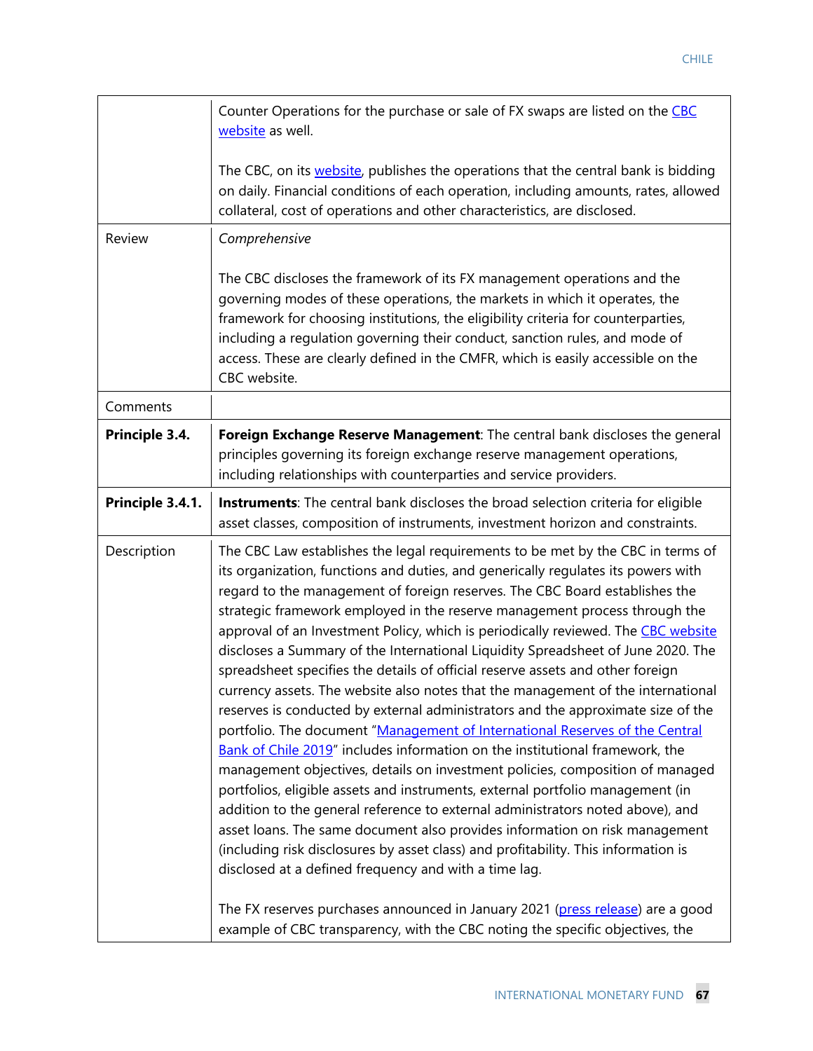|  |  |
| --- | --- |
|  | Counter Operations for the purchase or sale of FX swaps are listed on the CBC website as well.<br><br>The CBC, on its website, publishes the operations that the central bank is bidding on daily. Financial conditions of each operation, including amounts, rates, allowed collateral, cost of operations and other characteristics, are disclosed. |
| Review | *Comprehensive*<br><br>The CBC discloses the framework of its FX management operations and the governing modes of these operations, the markets in which it operates, the framework for choosing institutions, the eligibility criteria for counterparties, including a regulation governing their conduct, sanction rules, and mode of access. These are clearly defined in the CMFR, which is easily accessible on the CBC website. |
| Comments |  |
| **Principle 3.4.** | **Foreign Exchange Reserve Management**: The central bank discloses the general principles governing its foreign exchange reserve management operations, including relationships with counterparties and service providers. |
| **Principle 3.4.1.** | **Instruments**: The central bank discloses the broad selection criteria for eligible asset classes, composition of instruments, investment horizon and constraints. |
| Description | The CBC Law establishes the legal requirements to be met by the CBC in terms of its organization, functions and duties, and generically regulates its powers with regard to the management of foreign reserves. The CBC Board establishes the strategic framework employed in the reserve management process through the approval of an Investment Policy, which is periodically reviewed. The CBC website discloses a Summary of the International Liquidity Spreadsheet of June 2020. The spreadsheet specifies the details of official reserve assets and other foreign currency assets. The website also notes that the management of the international reserves is conducted by external administrators and the approximate size of the portfolio. The document "Management of International Reserves of the Central Bank of Chile 2019" includes information on the institutional framework, the management objectives, details on investment policies, composition of managed portfolios, eligible assets and instruments, external portfolio management (in addition to the general reference to external administrators noted above), and asset loans. The same document also provides information on risk management (including risk disclosures by asset class) and profitability. This information is disclosed at a defined frequency and with a time lag.<br><br>The FX reserves purchases announced in January 2021 (press release) are a good example of CBC transparency, with the CBC noting the specific objectives, the |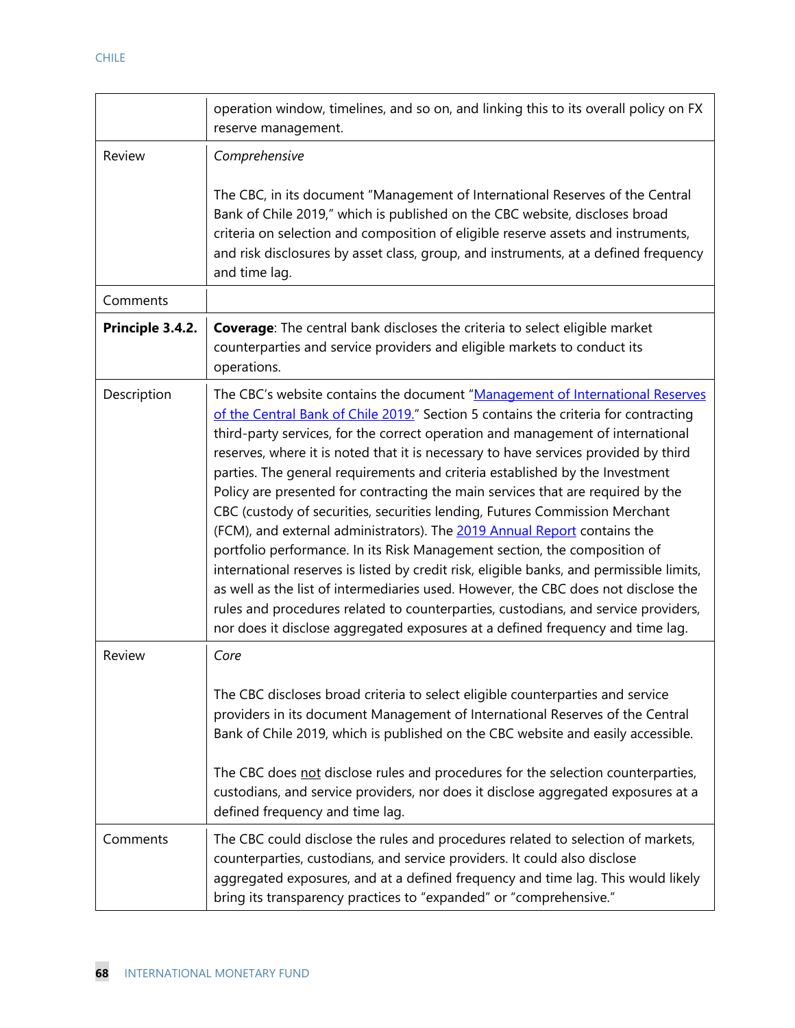| | |
|---|---|
| | operation window, timelines, and so on, and linking this to its overall policy on FX reserve management. |
| Review | *Comprehensive*<br><br>The CBC, in its document "Management of International Reserves of the Central Bank of Chile 2019," which is published on the CBC website, discloses broad criteria on selection and composition of eligible reserve assets and instruments, and risk disclosures by asset class, group, and instruments, at a defined frequency and time lag. |
| Comments | |
| **Principle 3.4.2.** | **Coverage**: The central bank discloses the criteria to select eligible market counterparties and service providers and eligible markets to conduct its operations. |
| Description | The CBC's website contains the document "Management of International Reserves of the Central Bank of Chile 2019." Section 5 contains the criteria for contracting third-party services, for the correct operation and management of international reserves, where it is noted that it is necessary to have services provided by third parties. The general requirements and criteria established by the Investment Policy are presented for contracting the main services that are required by the CBC (custody of securities, securities lending, Futures Commission Merchant (FCM), and external administrators). The 2019 Annual Report contains the portfolio performance. In its Risk Management section, the composition of international reserves is listed by credit risk, eligible banks, and permissible limits, as well as the list of intermediaries used. However, the CBC does not disclose the rules and procedures related to counterparties, custodians, and service providers, nor does it disclose aggregated exposures at a defined frequency and time lag. |
| Review | *Core*<br><br>The CBC discloses broad criteria to select eligible counterparties and service providers in its document Management of International Reserves of the Central Bank of Chile 2019, which is published on the CBC website and easily accessible.<br><br>The CBC does not disclose rules and procedures for the selection counterparties, custodians, and service providers, nor does it disclose aggregated exposures at a defined frequency and time lag. |
| Comments | The CBC could disclose the rules and procedures related to selection of markets, counterparties, custodians, and service providers. It could also disclose aggregated exposures, and at a defined frequency and time lag. This would likely bring its transparency practices to "expanded" or "comprehensive." |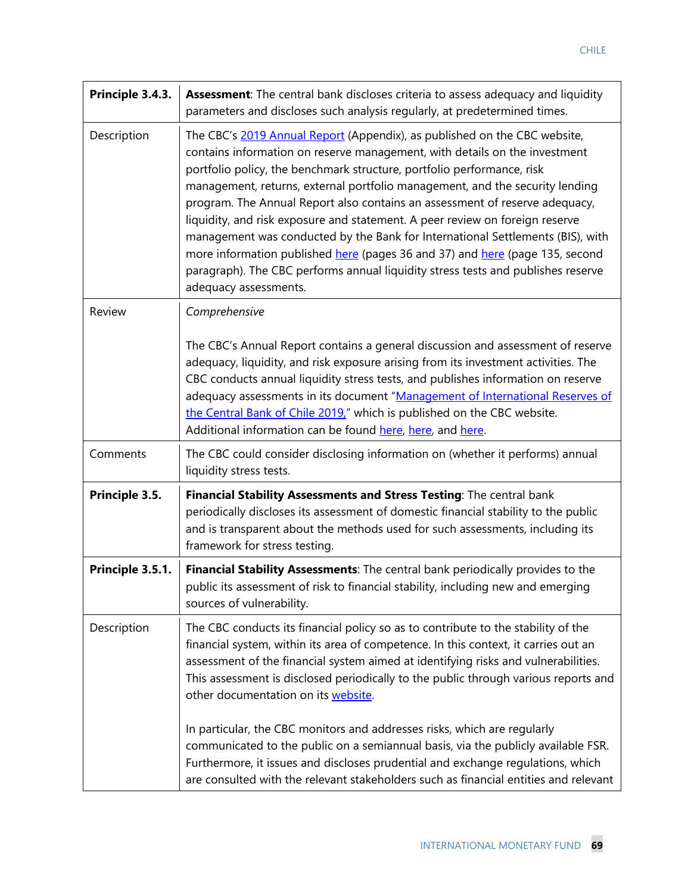| | |
|---|---|
| **Principle 3.4.3.** | **Assessment**: The central bank discloses criteria to assess adequacy and liquidity parameters and discloses such analysis regularly, at predetermined times. |
| Description | The CBC's 2019 Annual Report (Appendix), as published on the CBC website, contains information on reserve management, with details on the investment portfolio policy, the benchmark structure, portfolio performance, risk management, returns, external portfolio management, and the security lending program. The Annual Report also contains an assessment of reserve adequacy, liquidity, and risk exposure and statement. A peer review on foreign reserve management was conducted by the Bank for International Settlements (BIS), with more information published here (pages 36 and 37) and here (page 135, second paragraph). The CBC performs annual liquidity stress tests and publishes reserve adequacy assessments. |
| Review | *Comprehensive*<br><br>The CBC's Annual Report contains a general discussion and assessment of reserve adequacy, liquidity, and risk exposure arising from its investment activities. The CBC conducts annual liquidity stress tests, and publishes information on reserve adequacy assessments in its document "Management of International Reserves of the Central Bank of Chile 2019," which is published on the CBC website. Additional information can be found here, here, and here. |
| Comments | The CBC could consider disclosing information on (whether it performs) annual liquidity stress tests. |
| **Principle 3.5.** | **Financial Stability Assessments and Stress Testing**: The central bank periodically discloses its assessment of domestic financial stability to the public and is transparent about the methods used for such assessments, including its framework for stress testing. |
| **Principle 3.5.1.** | **Financial Stability Assessments**: The central bank periodically provides to the public its assessment of risk to financial stability, including new and emerging sources of vulnerability. |
| Description | The CBC conducts its financial policy so as to contribute to the stability of the financial system, within its area of competence. In this context, it carries out an assessment of the financial system aimed at identifying risks and vulnerabilities. This assessment is disclosed periodically to the public through various reports and other documentation on its website.<br><br>In particular, the CBC monitors and addresses risks, which are regularly communicated to the public on a semiannual basis, via the publicly available FSR. Furthermore, it issues and discloses prudential and exchange regulations, which are consulted with the relevant stakeholders such as financial entities and relevant |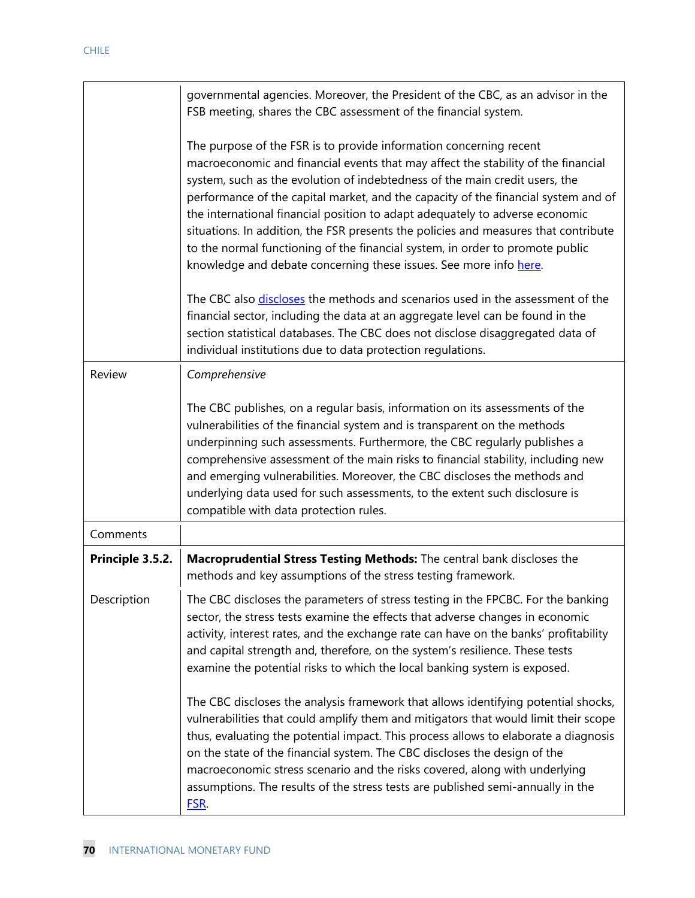| | |
|---|---|
| | governmental agencies. Moreover, the President of the CBC, as an advisor in the FSB meeting, shares the CBC assessment of the financial system.<br><br>The purpose of the FSR is to provide information concerning recent macroeconomic and financial events that may affect the stability of the financial system, such as the evolution of indebtedness of the main credit users, the performance of the capital market, and the capacity of the financial system and of the international financial position to adapt adequately to adverse economic situations. In addition, the FSR presents the policies and measures that contribute to the normal functioning of the financial system, in order to promote public knowledge and debate concerning these issues. See more info here.<br><br>The CBC also discloses the methods and scenarios used in the assessment of the financial sector, including the data at an aggregate level can be found in the section statistical databases. The CBC does not disclose disaggregated data of individual institutions due to data protection regulations. |
| Review | *Comprehensive*<br><br>The CBC publishes, on a regular basis, information on its assessments of the vulnerabilities of the financial system and is transparent on the methods underpinning such assessments. Furthermore, the CBC regularly publishes a comprehensive assessment of the main risks to financial stability, including new and emerging vulnerabilities. Moreover, the CBC discloses the methods and underlying data used for such assessments, to the extent such disclosure is compatible with data protection rules. |
| Comments | |
| **Principle 3.5.2.** | **Macroprudential Stress Testing Methods:** The central bank discloses the methods and key assumptions of the stress testing framework. |
| Description | The CBC discloses the parameters of stress testing in the FPCBC. For the banking sector, the stress tests examine the effects that adverse changes in economic activity, interest rates, and the exchange rate can have on the banks' profitability and capital strength and, therefore, on the system's resilience. These tests examine the potential risks to which the local banking system is exposed.<br><br>The CBC discloses the analysis framework that allows identifying potential shocks, vulnerabilities that could amplify them and mitigators that would limit their scope thus, evaluating the potential impact. This process allows to elaborate a diagnosis on the state of the financial system. The CBC discloses the design of the macroeconomic stress scenario and the risks covered, along with underlying assumptions. The results of the stress tests are published semi-annually in the FSR. |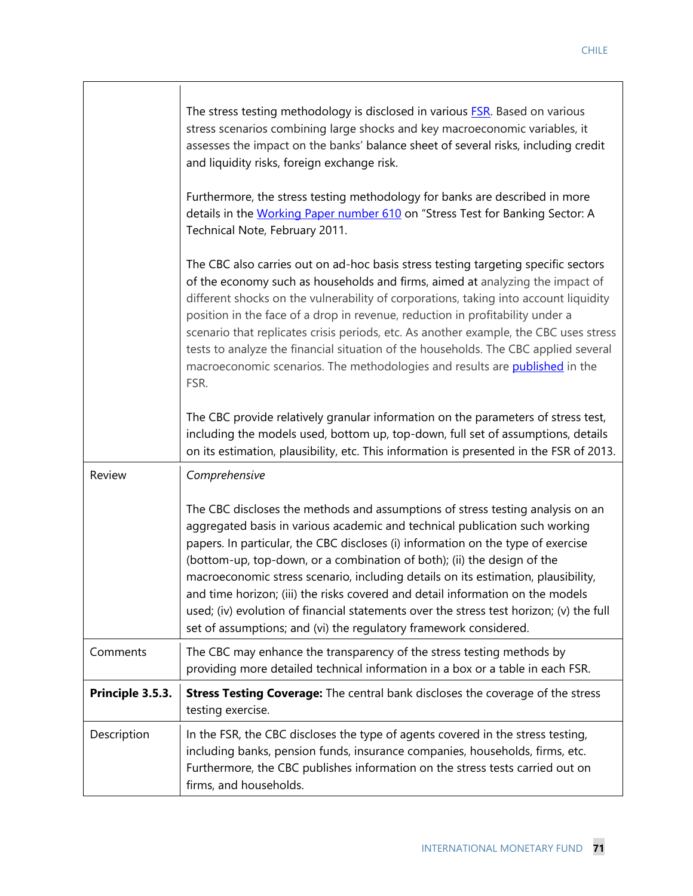| | |
|---|---|
| | The stress testing methodology is disclosed in various FSR. Based on various stress scenarios combining large shocks and key macroeconomic variables, it assesses the impact on the banks' balance sheet of several risks, including credit and liquidity risks, foreign exchange risk.<br><br>Furthermore, the stress testing methodology for banks are described in more details in the Working Paper number 610 on "Stress Test for Banking Sector: A Technical Note, February 2011.<br><br>The CBC also carries out on ad-hoc basis stress testing targeting specific sectors of the economy such as households and firms, aimed at analyzing the impact of different shocks on the vulnerability of corporations, taking into account liquidity position in the face of a drop in revenue, reduction in profitability under a scenario that replicates crisis periods, etc. As another example, the CBC uses stress tests to analyze the financial situation of the households. The CBC applied several macroeconomic scenarios. The methodologies and results are published in the FSR.<br><br>The CBC provide relatively granular information on the parameters of stress test, including the models used, bottom up, top-down, full set of assumptions, details on its estimation, plausibility, etc. This information is presented in the FSR of 2013. |
| Review | *Comprehensive*<br><br>The CBC discloses the methods and assumptions of stress testing analysis on an aggregated basis in various academic and technical publication such working papers. In particular, the CBC discloses (i) information on the type of exercise (bottom-up, top-down, or a combination of both); (ii) the design of the macroeconomic stress scenario, including details on its estimation, plausibility, and time horizon; (iii) the risks covered and detail information on the models used; (iv) evolution of financial statements over the stress test horizon; (v) the full set of assumptions; and (vi) the regulatory framework considered. |
| Comments | The CBC may enhance the transparency of the stress testing methods by providing more detailed technical information in a box or a table in each FSR. |
| **Principle 3.5.3.** | **Stress Testing Coverage:** The central bank discloses the coverage of the stress testing exercise. |
| Description | In the FSR, the CBC discloses the type of agents covered in the stress testing, including banks, pension funds, insurance companies, households, firms, etc. Furthermore, the CBC publishes information on the stress tests carried out on firms, and households. |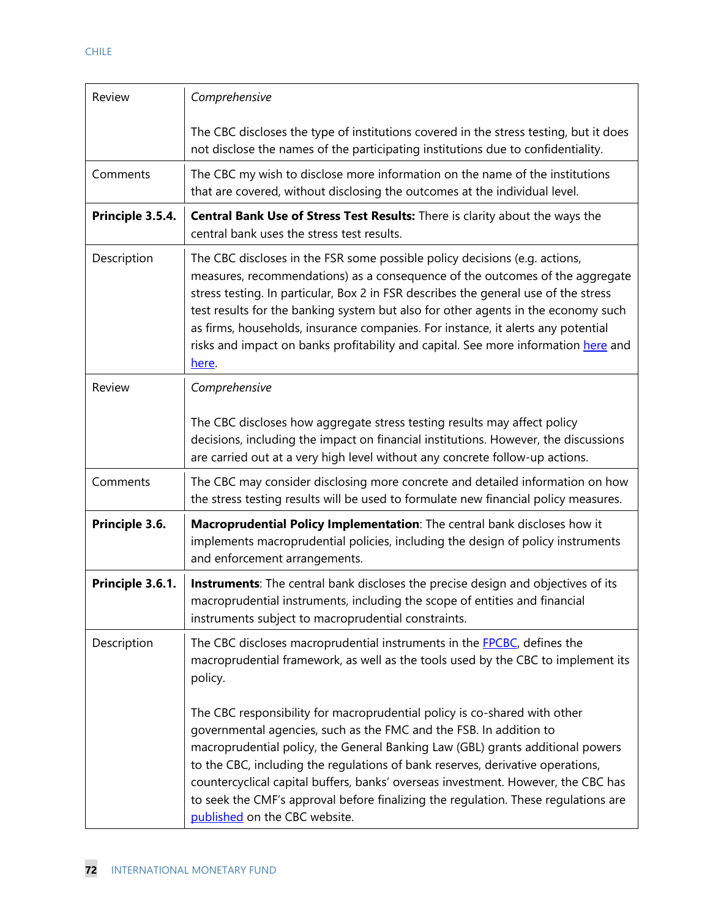| | |
|---|---|
| Review | *Comprehensive*<br><br>The CBC discloses the type of institutions covered in the stress testing, but it does not disclose the names of the participating institutions due to confidentiality. |
| Comments | The CBC my wish to disclose more information on the name of the institutions that are covered, without disclosing the outcomes at the individual level. |
| **Principle 3.5.4.** | **Central Bank Use of Stress Test Results:** There is clarity about the ways the central bank uses the stress test results. |
| Description | The CBC discloses in the FSR some possible policy decisions (e.g. actions, measures, recommendations) as a consequence of the outcomes of the aggregate stress testing. In particular, Box 2 in FSR describes the general use of the stress test results for the banking system but also for other agents in the economy such as firms, households, insurance companies. For instance, it alerts any potential risks and impact on banks profitability and capital. See more information here and here. |
| Review | *Comprehensive*<br><br>The CBC discloses how aggregate stress testing results may affect policy decisions, including the impact on financial institutions. However, the discussions are carried out at a very high level without any concrete follow-up actions. |
| Comments | The CBC may consider disclosing more concrete and detailed information on how the stress testing results will be used to formulate new financial policy measures. |
| **Principle 3.6.** | **Macroprudential Policy Implementation**: The central bank discloses how it implements macroprudential policies, including the design of policy instruments and enforcement arrangements. |
| **Principle 3.6.1.** | **Instruments**: The central bank discloses the precise design and objectives of its macroprudential instruments, including the scope of entities and financial instruments subject to macroprudential constraints. |
| Description | The CBC discloses macroprudential instruments in the FPCBC, defines the macroprudential framework, as well as the tools used by the CBC to implement its policy.<br><br>The CBC responsibility for macroprudential policy is co-shared with other governmental agencies, such as the FMC and the FSB. In addition to macroprudential policy, the General Banking Law (GBL) grants additional powers to the CBC, including the regulations of bank reserves, derivative operations, countercyclical capital buffers, banks' overseas investment. However, the CBC has to seek the CMF's approval before finalizing the regulation. These regulations are published on the CBC website. |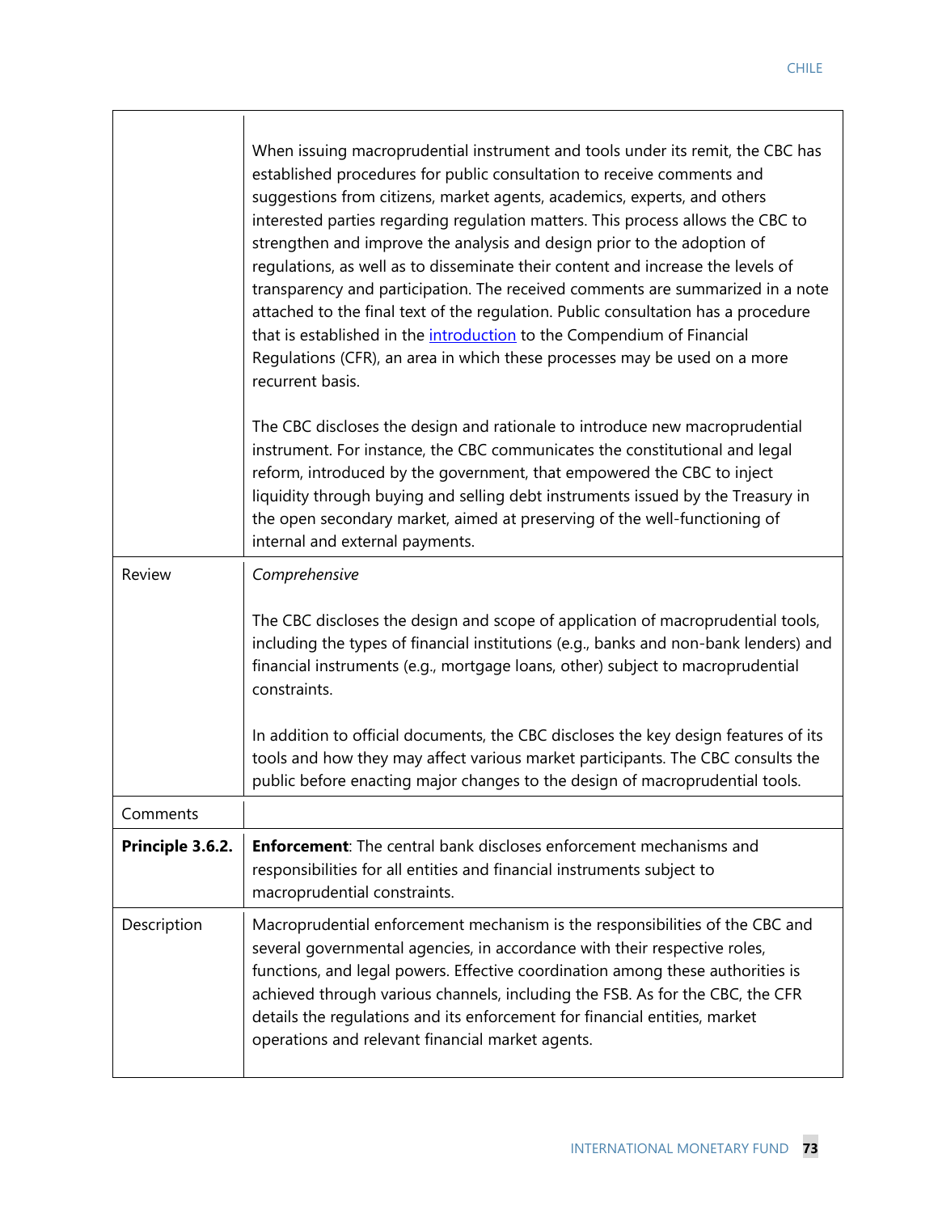| | |
|---|---|
| | When issuing macroprudential instrument and tools under its remit, the CBC has established procedures for public consultation to receive comments and suggestions from citizens, market agents, academics, experts, and others interested parties regarding regulation matters. This process allows the CBC to strengthen and improve the analysis and design prior to the adoption of regulations, as well as to disseminate their content and increase the levels of transparency and participation. The received comments are summarized in a note attached to the final text of the regulation. Public consultation has a procedure that is established in the introduction to the Compendium of Financial Regulations (CFR), an area in which these processes may be used on a more recurrent basis.<br><br>The CBC discloses the design and rationale to introduce new macroprudential instrument. For instance, the CBC communicates the constitutional and legal reform, introduced by the government, that empowered the CBC to inject liquidity through buying and selling debt instruments issued by the Treasury in the open secondary market, aimed at preserving of the well-functioning of internal and external payments. |
| Review | *Comprehensive*<br><br>The CBC discloses the design and scope of application of macroprudential tools, including the types of financial institutions (e.g., banks and non-bank lenders) and financial instruments (e.g., mortgage loans, other) subject to macroprudential constraints.<br><br>In addition to official documents, the CBC discloses the key design features of its tools and how they may affect various market participants. The CBC consults the public before enacting major changes to the design of macroprudential tools. |
| Comments | |
| **Principle 3.6.2.** | **Enforcement**: The central bank discloses enforcement mechanisms and responsibilities for all entities and financial instruments subject to macroprudential constraints. |
| Description | Macroprudential enforcement mechanism is the responsibilities of the CBC and several governmental agencies, in accordance with their respective roles, functions, and legal powers. Effective coordination among these authorities is achieved through various channels, including the FSB. As for the CBC, the CFR details the regulations and its enforcement for financial entities, market operations and relevant financial market agents. |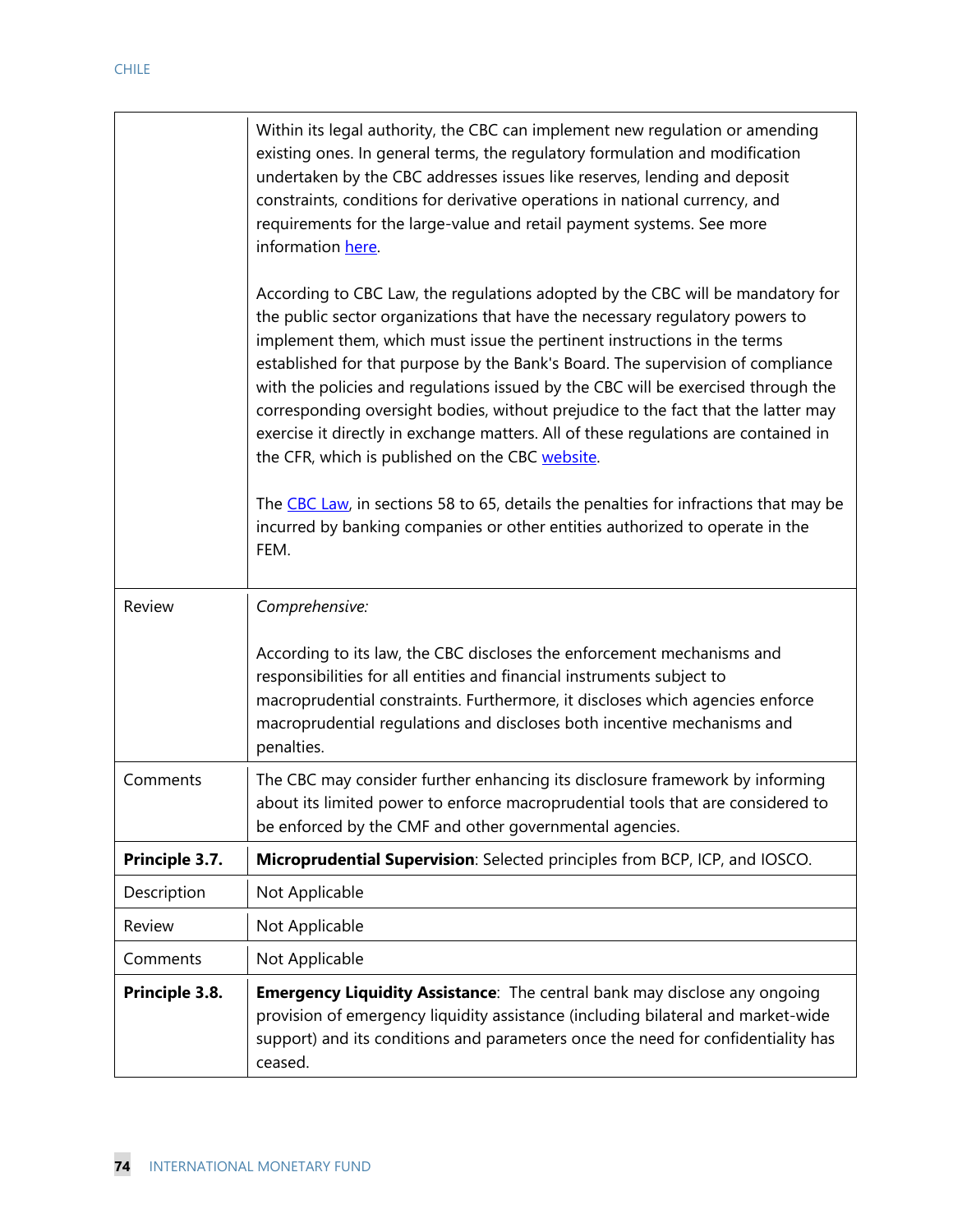| | |
|---|---|
| | Within its legal authority, the CBC can implement new regulation or amending existing ones. In general terms, the regulatory formulation and modification undertaken by the CBC addresses issues like reserves, lending and deposit constraints, conditions for derivative operations in national currency, and requirements for the large-value and retail payment systems. See more information here.<br><br>According to CBC Law, the regulations adopted by the CBC will be mandatory for the public sector organizations that have the necessary regulatory powers to implement them, which must issue the pertinent instructions in the terms established for that purpose by the Bank's Board. The supervision of compliance with the policies and regulations issued by the CBC will be exercised through the corresponding oversight bodies, without prejudice to the fact that the latter may exercise it directly in exchange matters. All of these regulations are contained in the CFR, which is published on the CBC website.<br><br>The CBC Law, in sections 58 to 65, details the penalties for infractions that may be incurred by banking companies or other entities authorized to operate in the FEM. |
| Review | *Comprehensive:*<br><br>According to its law, the CBC discloses the enforcement mechanisms and responsibilities for all entities and financial instruments subject to macroprudential constraints. Furthermore, it discloses which agencies enforce macroprudential regulations and discloses both incentive mechanisms and penalties. |
| Comments | The CBC may consider further enhancing its disclosure framework by informing about its limited power to enforce macroprudential tools that are considered to be enforced by the CMF and other governmental agencies. |
| **Principle 3.7.** | **Microprudential Supervision**: Selected principles from BCP, ICP, and IOSCO. |
| Description | Not Applicable |
| Review | Not Applicable |
| Comments | Not Applicable |
| **Principle 3.8.** | **Emergency Liquidity Assistance**: The central bank may disclose any ongoing provision of emergency liquidity assistance (including bilateral and market-wide support) and its conditions and parameters once the need for confidentiality has ceased. |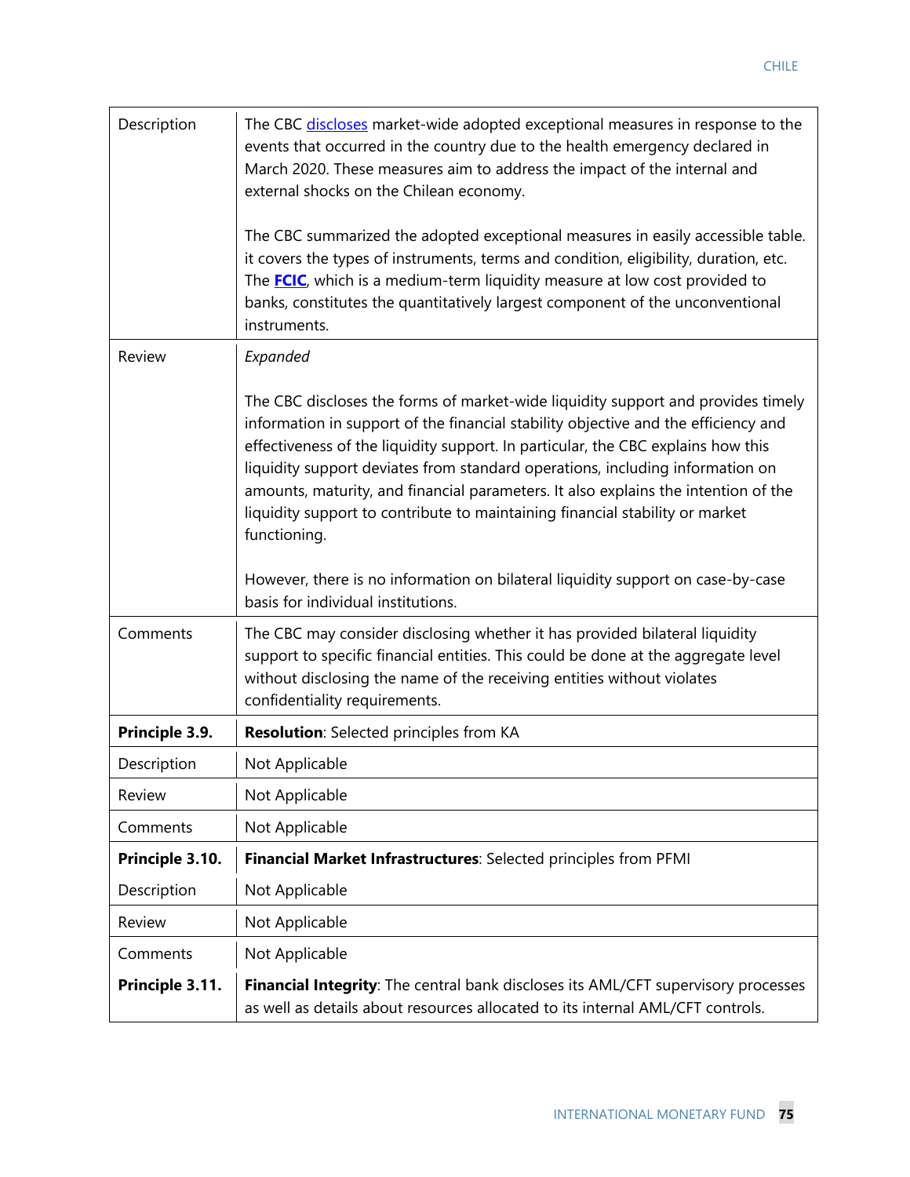| | |
|---|---|
| Description | The CBC [discloses](discloses) market-wide adopted exceptional measures in response to the events that occurred in the country due to the health emergency declared in March 2020. These measures aim to address the impact of the internal and external shocks on the Chilean economy.<br><br>The CBC summarized the adopted exceptional measures in easily accessible table. it covers the types of instruments, terms and condition, eligibility, duration, etc. The **FCIC**, which is a medium-term liquidity measure at low cost provided to banks, constitutes the quantitatively largest component of the unconventional instruments. |
| Review | *Expanded*<br><br>The CBC discloses the forms of market-wide liquidity support and provides timely information in support of the financial stability objective and the efficiency and effectiveness of the liquidity support. In particular, the CBC explains how this liquidity support deviates from standard operations, including information on amounts, maturity, and financial parameters. It also explains the intention of the liquidity support to contribute to maintaining financial stability or market functioning.<br><br>However, there is no information on bilateral liquidity support on case-by-case basis for individual institutions. |
| Comments | The CBC may consider disclosing whether it has provided bilateral liquidity support to specific financial entities. This could be done at the aggregate level without disclosing the name of the receiving entities without violates confidentiality requirements. |
| **Principle 3.9.** | **Resolution**: Selected principles from KA |
| Description | Not Applicable |
| Review | Not Applicable |
| Comments | Not Applicable |
| **Principle 3.10.** | **Financial Market Infrastructures**: Selected principles from PFMI |
| Description | Not Applicable |
| Review | Not Applicable |
| Comments | Not Applicable |
| **Principle 3.11.** | **Financial Integrity**: The central bank discloses its AML/CFT supervisory processes as well as details about resources allocated to its internal AML/CFT controls. |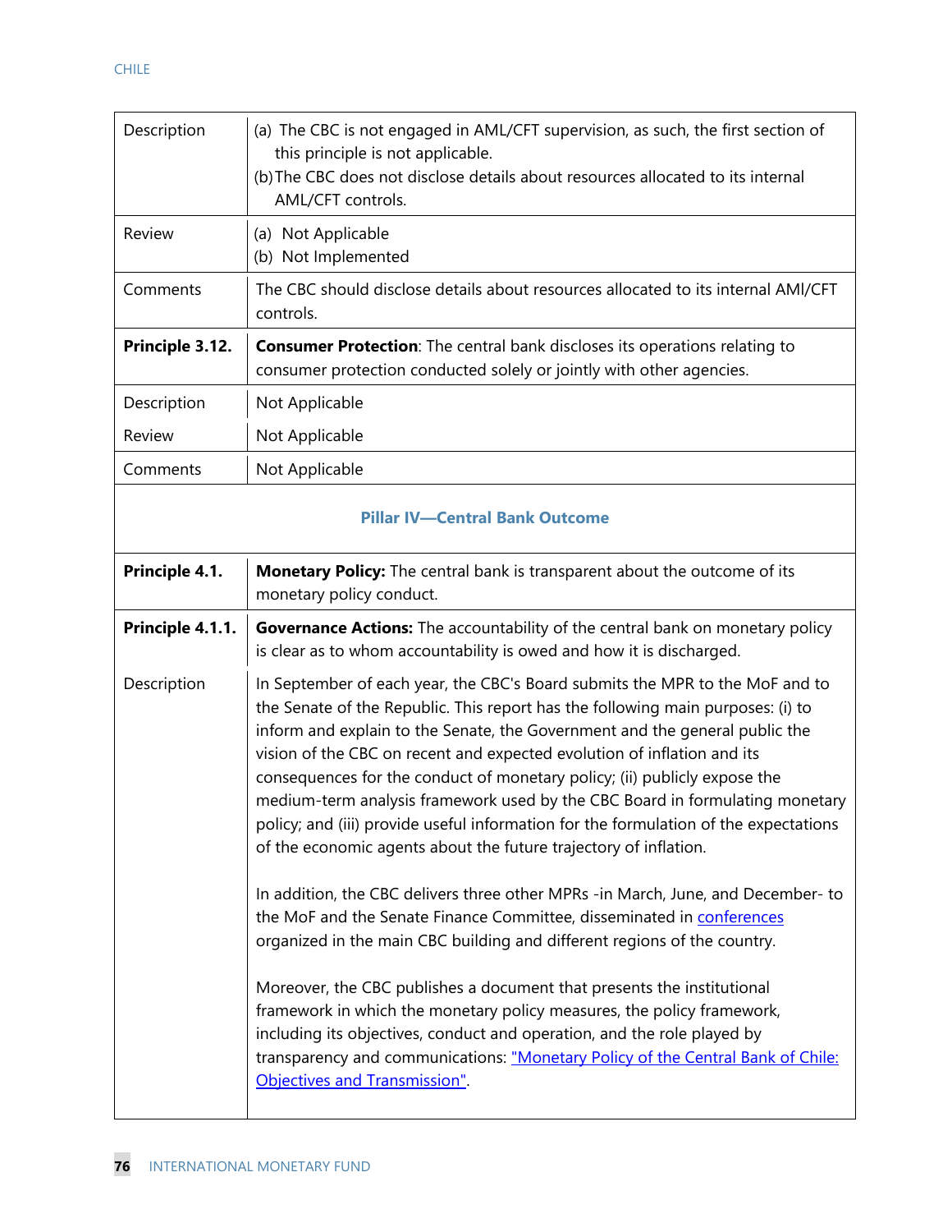| | |
|---|---|
| Description | (a) The CBC is not engaged in AML/CFT supervision, as such, the first section of this principle is not applicable.<br>(b) The CBC does not disclose details about resources allocated to its internal AML/CFT controls. |
| Review | (a) Not Applicable<br>(b) Not Implemented |
| Comments | The CBC should disclose details about resources allocated to its internal AMl/CFT controls. |
| **Principle 3.12.** | **Consumer Protection**: The central bank discloses its operations relating to consumer protection conducted solely or jointly with other agencies. |
| Description | Not Applicable |
| Review | Not Applicable |
| Comments | Not Applicable |
| | **Pillar IV—Central Bank Outcome** |
| **Principle 4.1.** | **Monetary Policy:** The central bank is transparent about the outcome of its monetary policy conduct. |
| **Principle 4.1.1.** | **Governance Actions:** The accountability of the central bank on monetary policy is clear as to whom accountability is owed and how it is discharged. |
| Description | In September of each year, the CBC's Board submits the MPR to the MoF and to the Senate of the Republic. This report has the following main purposes: (i) to inform and explain to the Senate, the Government and the general public the vision of the CBC on recent and expected evolution of inflation and its consequences for the conduct of monetary policy; (ii) publicly expose the medium-term analysis framework used by the CBC Board in formulating monetary policy; and (iii) provide useful information for the formulation of the expectations of the economic agents about the future trajectory of inflation.<br><br>In addition, the CBC delivers three other MPRs -in March, June, and December- to the MoF and the Senate Finance Committee, disseminated in conferences organized in the main CBC building and different regions of the country.<br><br>Moreover, the CBC publishes a document that presents the institutional framework in which the monetary policy measures, the policy framework, including its objectives, conduct and operation, and the role played by transparency and communications: "Monetary Policy of the Central Bank of Chile: Objectives and Transmission". |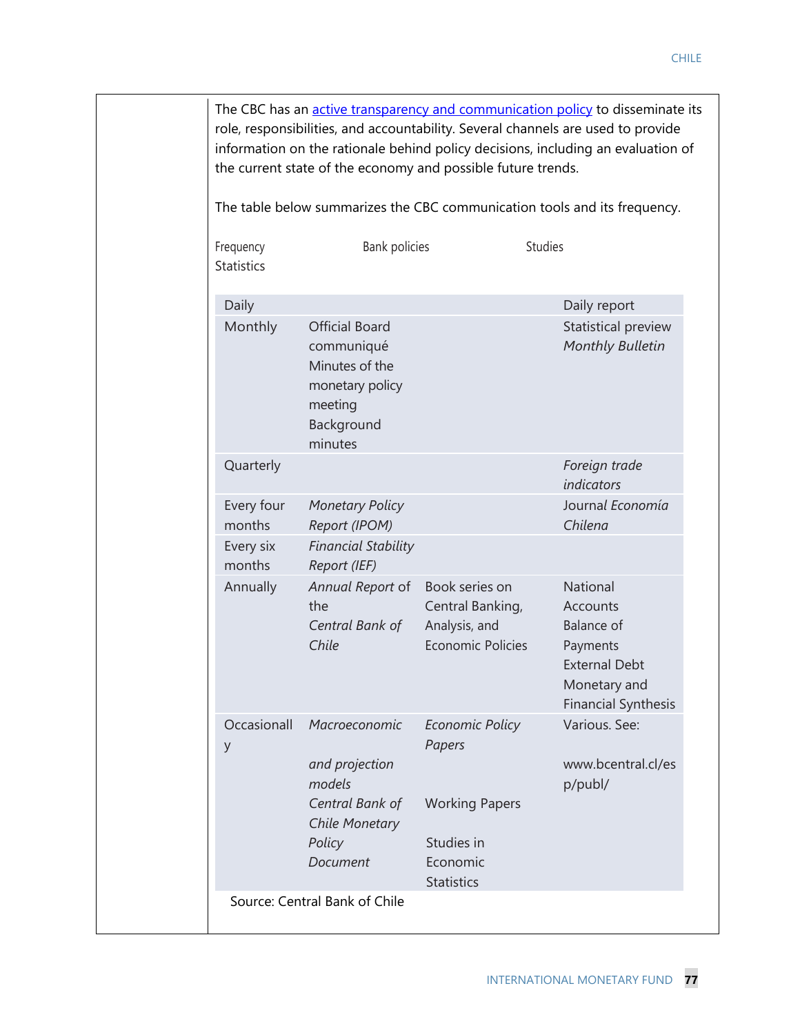The CBC has an active transparency and communication policy to disseminate its role, responsibilities, and accountability. Several channels are used to provide information on the rationale behind policy decisions, including an evaluation of the current state of the economy and possible future trends.

The table below summarizes the CBC communication tools and its frequency.

| Frequency | Bank policies | Studies | Statistics |
|---|---|---|---|
| Daily | | | Daily report |
| Monthly | Official Board communiqué<br>Minutes of the monetary policy meeting<br>Background minutes | | Statistical preview<br>*Monthly Bulletin* |
| Quarterly | | | *Foreign trade indicators* |
| Every four months | *Monetary Policy Report (IPOM)* | | Journal *Economía Chilena* |
| Every six months | *Financial Stability Report (IEF)* | | |
| Annually | *Annual Report* of the *Central Bank of Chile* | Book series on Central Banking, Analysis, and Economic Policies | National Accounts<br>Balance of Payments<br>External Debt<br>Monetary and Financial Synthesis |
| Occasionally | *Macroeconomic and projection models*<br>*Central Bank of Chile Monetary Policy Document* | *Economic Policy Papers*<br>Working Papers<br>Studies in Economic Statistics | Various. See: www.bcentral.cl/esp/publ/ |

Source: Central Bank of Chile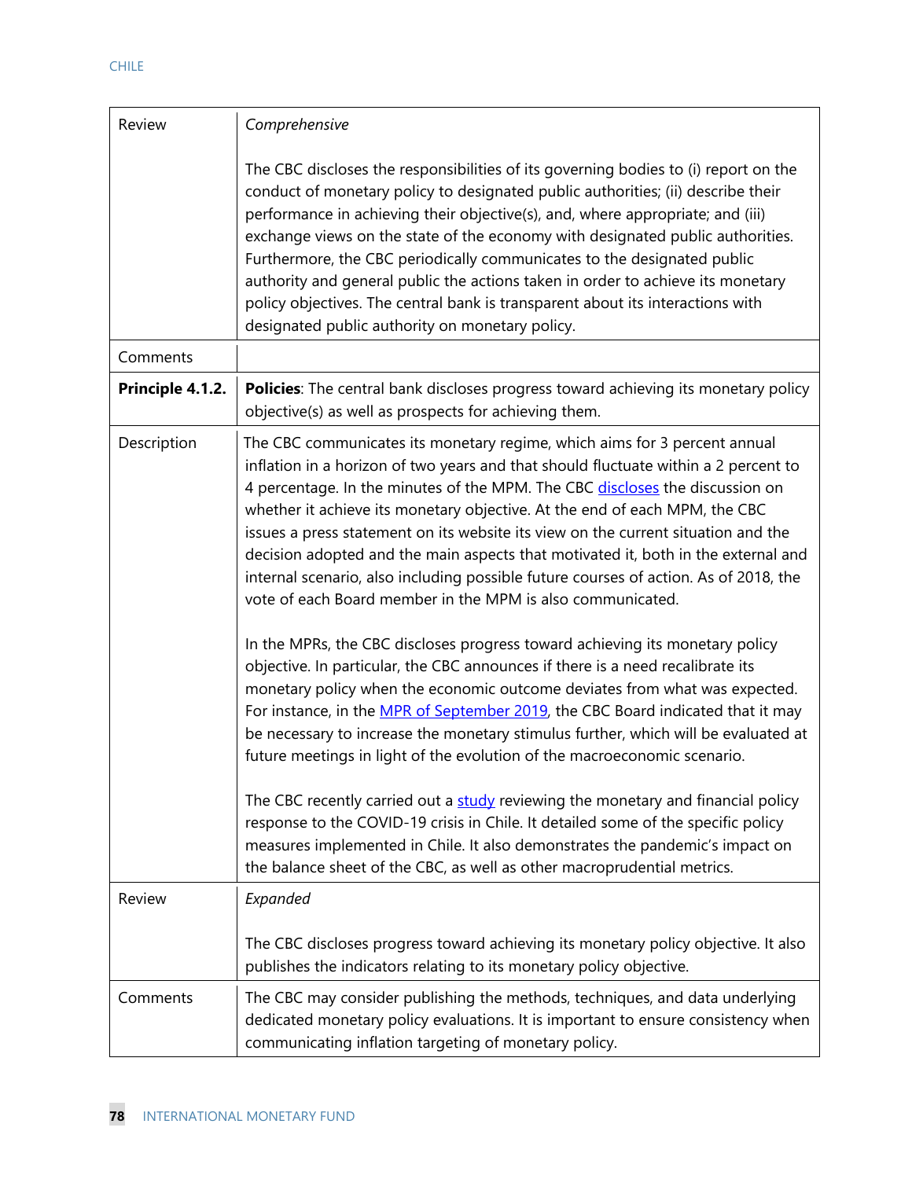| | |
|---|---|
| Review | *Comprehensive*<br><br>The CBC discloses the responsibilities of its governing bodies to (i) report on the conduct of monetary policy to designated public authorities; (ii) describe their performance in achieving their objective(s), and, where appropriate; and (iii) exchange views on the state of the economy with designated public authorities. Furthermore, the CBC periodically communicates to the designated public authority and general public the actions taken in order to achieve its monetary policy objectives. The central bank is transparent about its interactions with designated public authority on monetary policy. |
| Comments | |
| **Principle 4.1.2.** | **Policies**: The central bank discloses progress toward achieving its monetary policy objective(s) as well as prospects for achieving them. |
| Description | The CBC communicates its monetary regime, which aims for 3 percent annual inflation in a horizon of two years and that should fluctuate within a 2 percent to 4 percentage. In the minutes of the MPM. The CBC discloses the discussion on whether it achieve its monetary objective. At the end of each MPM, the CBC issues a press statement on its website its view on the current situation and the decision adopted and the main aspects that motivated it, both in the external and internal scenario, also including possible future courses of action. As of 2018, the vote of each Board member in the MPM is also communicated.<br><br>In the MPRs, the CBC discloses progress toward achieving its monetary policy objective. In particular, the CBC announces if there is a need recalibrate its monetary policy when the economic outcome deviates from what was expected. For instance, in the MPR of September 2019, the CBC Board indicated that it may be necessary to increase the monetary stimulus further, which will be evaluated at future meetings in light of the evolution of the macroeconomic scenario.<br><br>The CBC recently carried out a study reviewing the monetary and financial policy response to the COVID-19 crisis in Chile. It detailed some of the specific policy measures implemented in Chile. It also demonstrates the pandemic's impact on the balance sheet of the CBC, as well as other macroprudential metrics. |
| Review | *Expanded*<br><br>The CBC discloses progress toward achieving its monetary policy objective. It also publishes the indicators relating to its monetary policy objective. |
| Comments | The CBC may consider publishing the methods, techniques, and data underlying dedicated monetary policy evaluations. It is important to ensure consistency when communicating inflation targeting of monetary policy. |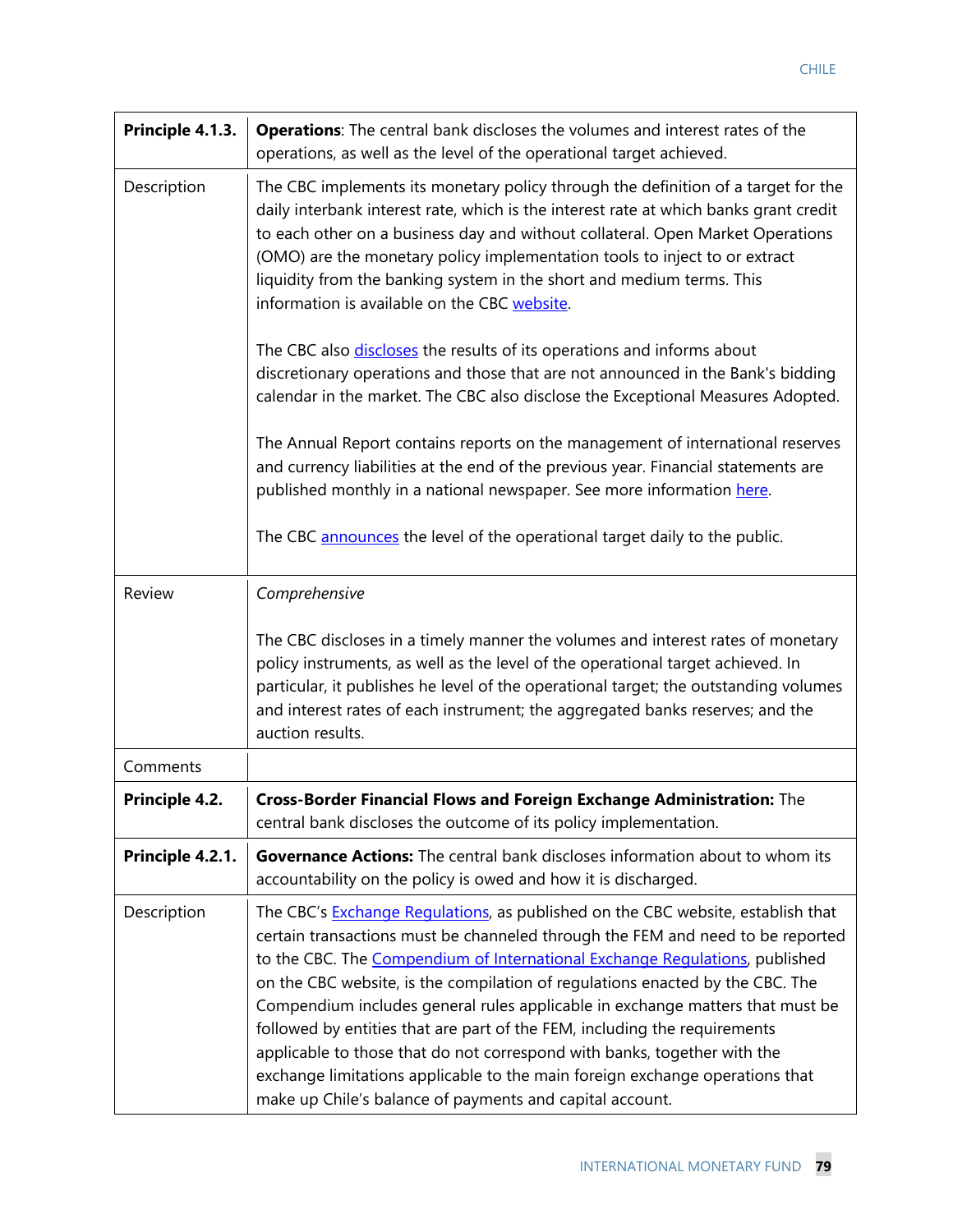| | |
|---|---|
| **Principle 4.1.3.** | **Operations**: The central bank discloses the volumes and interest rates of the operations, as well as the level of the operational target achieved. |
| Description | The CBC implements its monetary policy through the definition of a target for the daily interbank interest rate, which is the interest rate at which banks grant credit to each other on a business day and without collateral. Open Market Operations (OMO) are the monetary policy implementation tools to inject to or extract liquidity from the banking system in the short and medium terms. This information is available on the CBC website.<br><br>The CBC also discloses the results of its operations and informs about discretionary operations and those that are not announced in the Bank's bidding calendar in the market. The CBC also disclose the Exceptional Measures Adopted.<br><br>The Annual Report contains reports on the management of international reserves and currency liabilities at the end of the previous year. Financial statements are published monthly in a national newspaper. See more information here.<br><br>The CBC announces the level of the operational target daily to the public. |
| Review | *Comprehensive*<br><br>The CBC discloses in a timely manner the volumes and interest rates of monetary policy instruments, as well as the level of the operational target achieved. In particular, it publishes he level of the operational target; the outstanding volumes and interest rates of each instrument; the aggregated banks reserves; and the auction results. |
| Comments | |
| **Principle 4.2.** | **Cross-Border Financial Flows and Foreign Exchange Administration:** The central bank discloses the outcome of its policy implementation. |
| **Principle 4.2.1.** | **Governance Actions:** The central bank discloses information about to whom its accountability on the policy is owed and how it is discharged. |
| Description | The CBC's Exchange Regulations, as published on the CBC website, establish that certain transactions must be channeled through the FEM and need to be reported to the CBC. The Compendium of International Exchange Regulations, published on the CBC website, is the compilation of regulations enacted by the CBC. The Compendium includes general rules applicable in exchange matters that must be followed by entities that are part of the FEM, including the requirements applicable to those that do not correspond with banks, together with the exchange limitations applicable to the main foreign exchange operations that make up Chile's balance of payments and capital account. |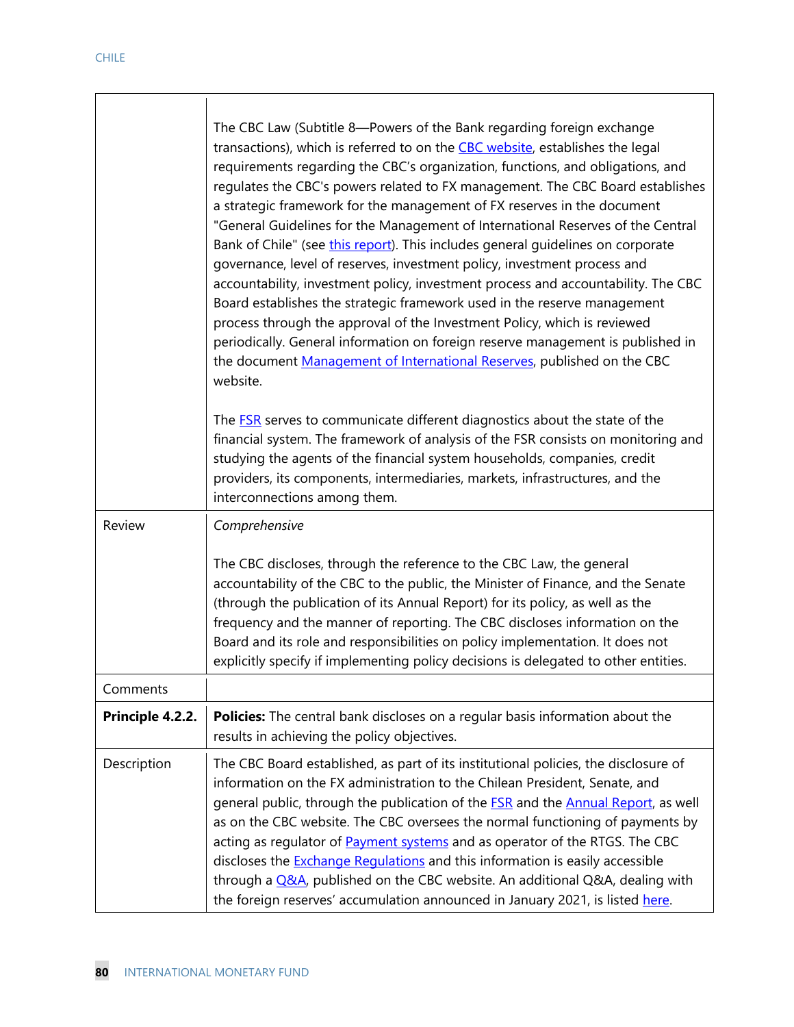| | |
|---|---|
| | The CBC Law (Subtitle 8—Powers of the Bank regarding foreign exchange transactions), which is referred to on the CBC website, establishes the legal requirements regarding the CBC's organization, functions, and obligations, and regulates the CBC's powers related to FX management. The CBC Board establishes a strategic framework for the management of FX reserves in the document "General Guidelines for the Management of International Reserves of the Central Bank of Chile" (see this report). This includes general guidelines on corporate governance, level of reserves, investment policy, investment process and accountability, investment policy, investment process and accountability. The CBC Board establishes the strategic framework used in the reserve management process through the approval of the Investment Policy, which is reviewed periodically. General information on foreign reserve management is published in the document Management of International Reserves, published on the CBC website.<br><br>The FSR serves to communicate different diagnostics about the state of the financial system. The framework of analysis of the FSR consists on monitoring and studying the agents of the financial system households, companies, credit providers, its components, intermediaries, markets, infrastructures, and the interconnections among them. |
| Review | *Comprehensive*<br><br>The CBC discloses, through the reference to the CBC Law, the general accountability of the CBC to the public, the Minister of Finance, and the Senate (through the publication of its Annual Report) for its policy, as well as the frequency and the manner of reporting. The CBC discloses information on the Board and its role and responsibilities on policy implementation. It does not explicitly specify if implementing policy decisions is delegated to other entities. |
| Comments | |
| **Principle 4.2.2.** | **Policies:** The central bank discloses on a regular basis information about the results in achieving the policy objectives. |
| Description | The CBC Board established, as part of its institutional policies, the disclosure of information on the FX administration to the Chilean President, Senate, and general public, through the publication of the FSR and the Annual Report, as well as on the CBC website. The CBC oversees the normal functioning of payments by acting as regulator of Payment systems and as operator of the RTGS. The CBC discloses the Exchange Regulations and this information is easily accessible through a Q&A, published on the CBC website. An additional Q&A, dealing with the foreign reserves' accumulation announced in January 2021, is listed here. |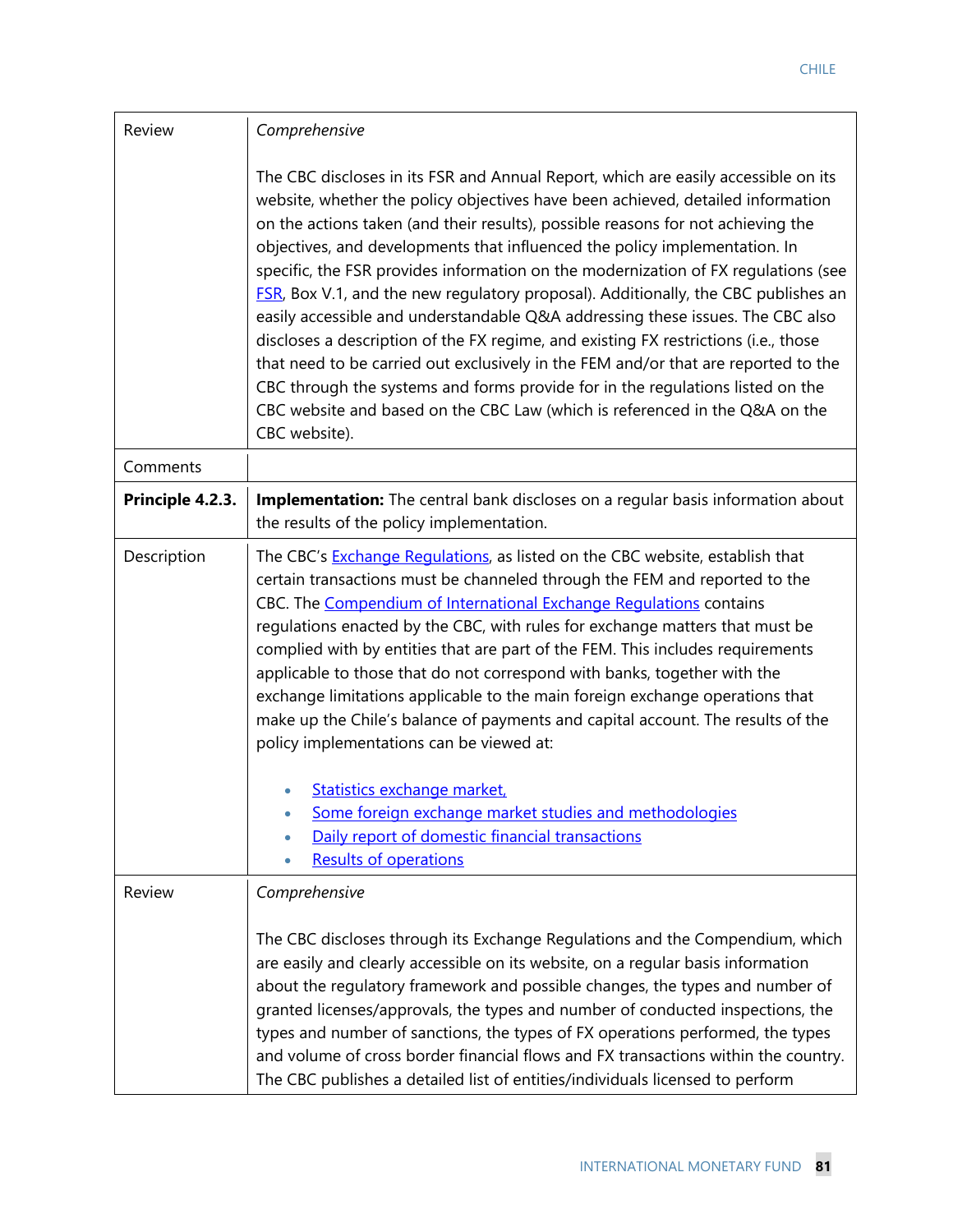| | |
|---|---|
| Review | *Comprehensive*<br><br>The CBC discloses in its FSR and Annual Report, which are easily accessible on its website, whether the policy objectives have been achieved, detailed information on the actions taken (and their results), possible reasons for not achieving the objectives, and developments that influenced the policy implementation. In specific, the FSR provides information on the modernization of FX regulations (see FSR, Box V.1, and the new regulatory proposal). Additionally, the CBC publishes an easily accessible and understandable Q&A addressing these issues. The CBC also discloses a description of the FX regime, and existing FX restrictions (i.e., those that need to be carried out exclusively in the FEM and/or that are reported to the CBC through the systems and forms provide for in the regulations listed on the CBC website and based on the CBC Law (which is referenced in the Q&A on the CBC website). |
| Comments | |
| **Principle 4.2.3.** | **Implementation:** The central bank discloses on a regular basis information about the results of the policy implementation. |
| Description | The CBC's Exchange Regulations, as listed on the CBC website, establish that certain transactions must be channeled through the FEM and reported to the CBC. The Compendium of International Exchange Regulations contains regulations enacted by the CBC, with rules for exchange matters that must be complied with by entities that are part of the FEM. This includes requirements applicable to those that do not correspond with banks, together with the exchange limitations applicable to the main foreign exchange operations that make up the Chile's balance of payments and capital account. The results of the policy implementations can be viewed at:<br><br>• Statistics exchange market,<br>• Some foreign exchange market studies and methodologies<br>• Daily report of domestic financial transactions<br>• Results of operations |
| Review | *Comprehensive*<br><br>The CBC discloses through its Exchange Regulations and the Compendium, which are easily and clearly accessible on its website, on a regular basis information about the regulatory framework and possible changes, the types and number of granted licenses/approvals, the types and number of conducted inspections, the types and number of sanctions, the types of FX operations performed, the types and volume of cross border financial flows and FX transactions within the country. The CBC publishes a detailed list of entities/individuals licensed to perform |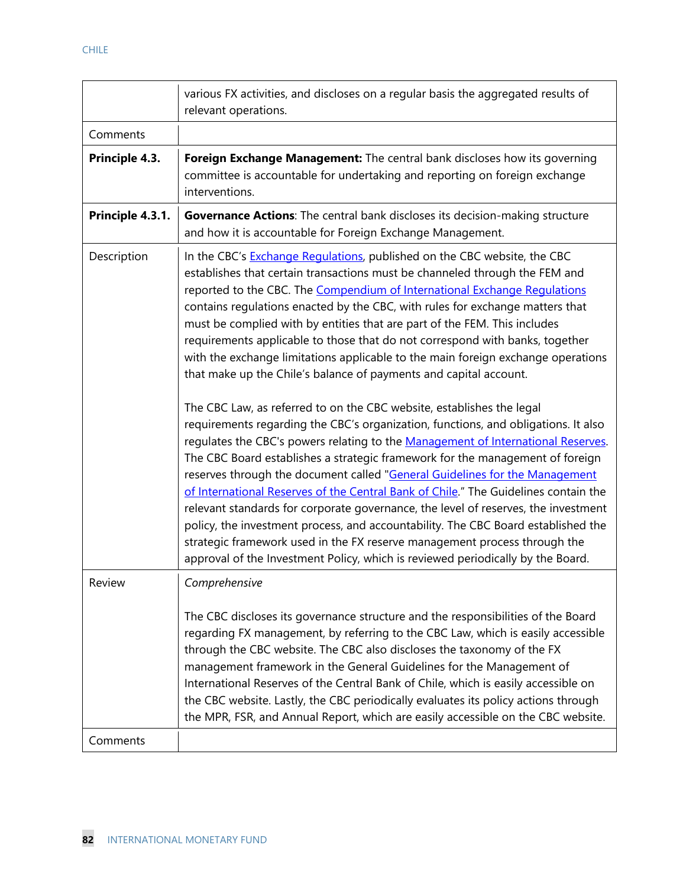|  |  |
|---|---|
|  | various FX activities, and discloses on a regular basis the aggregated results of relevant operations. |
| Comments |  |
| **Principle 4.3.** | **Foreign Exchange Management:** The central bank discloses how its governing committee is accountable for undertaking and reporting on foreign exchange interventions. |
| **Principle 4.3.1.** | **Governance Actions**: The central bank discloses its decision-making structure and how it is accountable for Foreign Exchange Management. |
| Description | In the CBC's Exchange Regulations, published on the CBC website, the CBC establishes that certain transactions must be channeled through the FEM and reported to the CBC. The Compendium of International Exchange Regulations contains regulations enacted by the CBC, with rules for exchange matters that must be complied with by entities that are part of the FEM. This includes requirements applicable to those that do not correspond with banks, together with the exchange limitations applicable to the main foreign exchange operations that make up the Chile's balance of payments and capital account.<br><br>The CBC Law, as referred to on the CBC website, establishes the legal requirements regarding the CBC's organization, functions, and obligations. It also regulates the CBC's powers relating to the Management of International Reserves. The CBC Board establishes a strategic framework for the management of foreign reserves through the document called "General Guidelines for the Management of International Reserves of the Central Bank of Chile." The Guidelines contain the relevant standards for corporate governance, the level of reserves, the investment policy, the investment process, and accountability. The CBC Board established the strategic framework used in the FX reserve management process through the approval of the Investment Policy, which is reviewed periodically by the Board. |
| Review | *Comprehensive*<br><br>The CBC discloses its governance structure and the responsibilities of the Board regarding FX management, by referring to the CBC Law, which is easily accessible through the CBC website. The CBC also discloses the taxonomy of the FX management framework in the General Guidelines for the Management of International Reserves of the Central Bank of Chile, which is easily accessible on the CBC website. Lastly, the CBC periodically evaluates its policy actions through the MPR, FSR, and Annual Report, which are easily accessible on the CBC website. |
| Comments |  |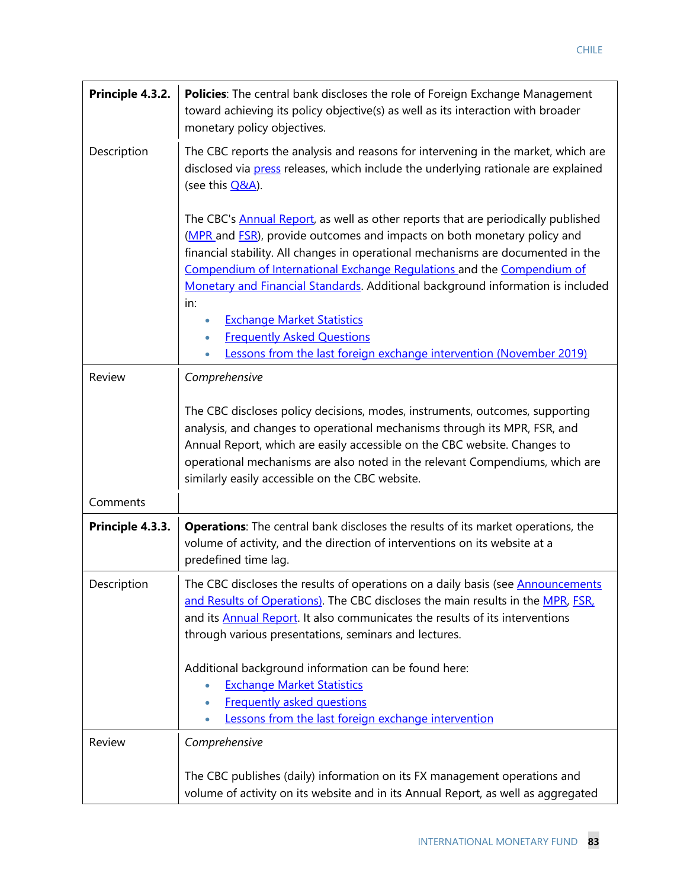| | |
|---|---|
| **Principle 4.3.2.** | **Policies**: The central bank discloses the role of Foreign Exchange Management toward achieving its policy objective(s) as well as its interaction with broader monetary policy objectives. |
| Description | The CBC reports the analysis and reasons for intervening in the market, which are disclosed via press releases, which include the underlying rationale are explained (see this Q&A).<br><br>The CBC's Annual Report, as well as other reports that are periodically published (MPR and FSR), provide outcomes and impacts on both monetary policy and financial stability. All changes in operational mechanisms are documented in the Compendium of International Exchange Regulations and the Compendium of Monetary and Financial Standards. Additional background information is included in:<br>• Exchange Market Statistics<br>• Frequently Asked Questions<br>• Lessons from the last foreign exchange intervention (November 2019) |
| Review | *Comprehensive*<br><br>The CBC discloses policy decisions, modes, instruments, outcomes, supporting analysis, and changes to operational mechanisms through its MPR, FSR, and Annual Report, which are easily accessible on the CBC website. Changes to operational mechanisms are also noted in the relevant Compendiums, which are similarly easily accessible on the CBC website. |
| Comments | |
| **Principle 4.3.3.** | **Operations**: The central bank discloses the results of its market operations, the volume of activity, and the direction of interventions on its website at a predefined time lag. |
| Description | The CBC discloses the results of operations on a daily basis (see Announcements and Results of Operations). The CBC discloses the main results in the MPR, FSR, and its Annual Report. It also communicates the results of its interventions through various presentations, seminars and lectures.<br><br>Additional background information can be found here:<br>• Exchange Market Statistics<br>• Frequently asked questions<br>• Lessons from the last foreign exchange intervention |
| Review | *Comprehensive*<br><br>The CBC publishes (daily) information on its FX management operations and volume of activity on its website and in its Annual Report, as well as aggregated |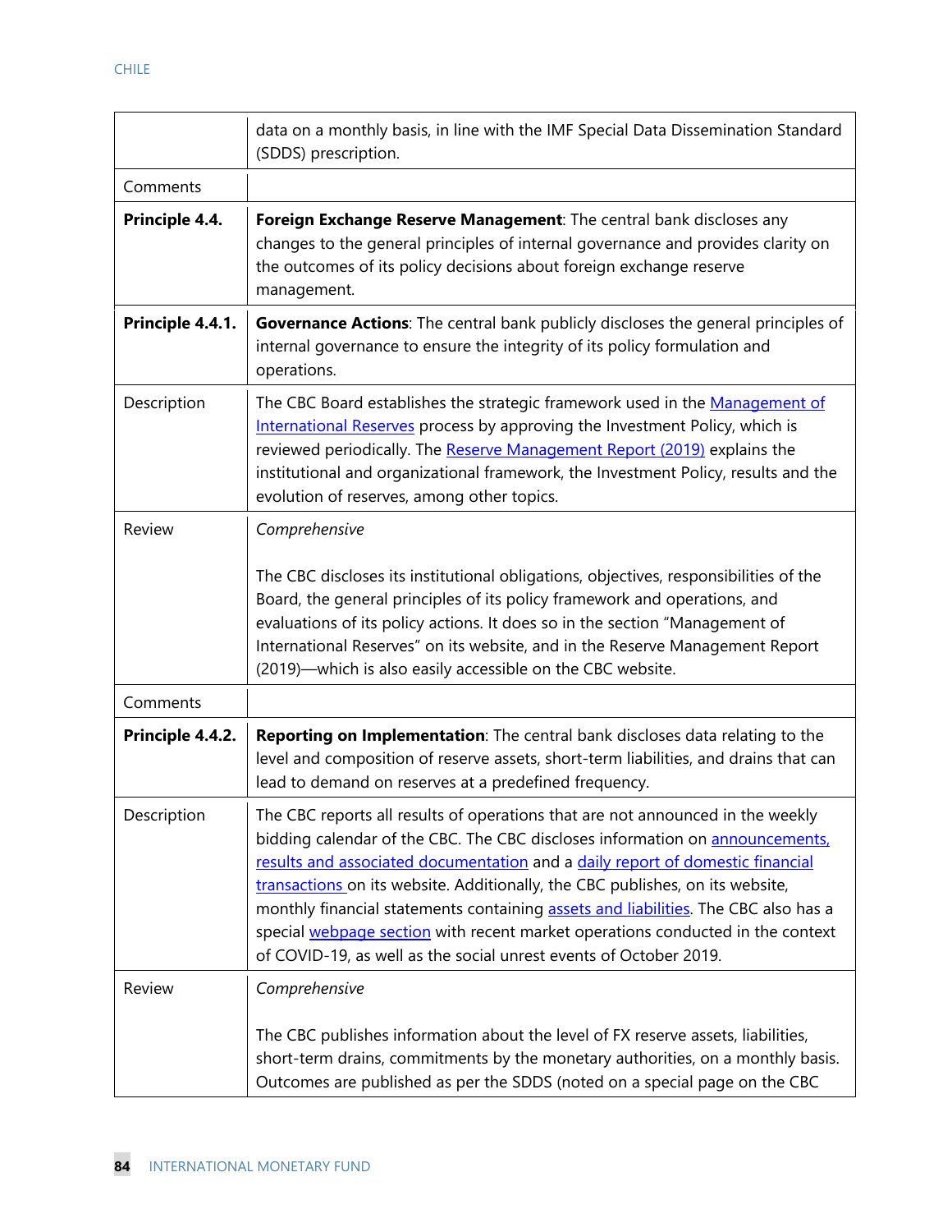| | |
|---|---|
| | data on a monthly basis, in line with the IMF Special Data Dissemination Standard (SDDS) prescription. |
| Comments | |
| **Principle 4.4.** | **Foreign Exchange Reserve Management**: The central bank discloses any changes to the general principles of internal governance and provides clarity on the outcomes of its policy decisions about foreign exchange reserve management. |
| **Principle 4.4.1.** | **Governance Actions**: The central bank publicly discloses the general principles of internal governance to ensure the integrity of its policy formulation and operations. |
| Description | The CBC Board establishes the strategic framework used in the Management of International Reserves process by approving the Investment Policy, which is reviewed periodically. The Reserve Management Report (2019) explains the institutional and organizational framework, the Investment Policy, results and the evolution of reserves, among other topics. |
| Review | *Comprehensive*<br><br>The CBC discloses its institutional obligations, objectives, responsibilities of the Board, the general principles of its policy framework and operations, and evaluations of its policy actions. It does so in the section "Management of International Reserves" on its website, and in the Reserve Management Report (2019)—which is also easily accessible on the CBC website. |
| Comments | |
| **Principle 4.4.2.** | **Reporting on Implementation**: The central bank discloses data relating to the level and composition of reserve assets, short-term liabilities, and drains that can lead to demand on reserves at a predefined frequency. |
| Description | The CBC reports all results of operations that are not announced in the weekly bidding calendar of the CBC. The CBC discloses information on announcements, results and associated documentation and a daily report of domestic financial transactions on its website. Additionally, the CBC publishes, on its website, monthly financial statements containing assets and liabilities. The CBC also has a special webpage section with recent market operations conducted in the context of COVID-19, as well as the social unrest events of October 2019. |
| Review | *Comprehensive*<br><br>The CBC publishes information about the level of FX reserve assets, liabilities, short-term drains, commitments by the monetary authorities, on a monthly basis. Outcomes are published as per the SDDS (noted on a special page on the CBC |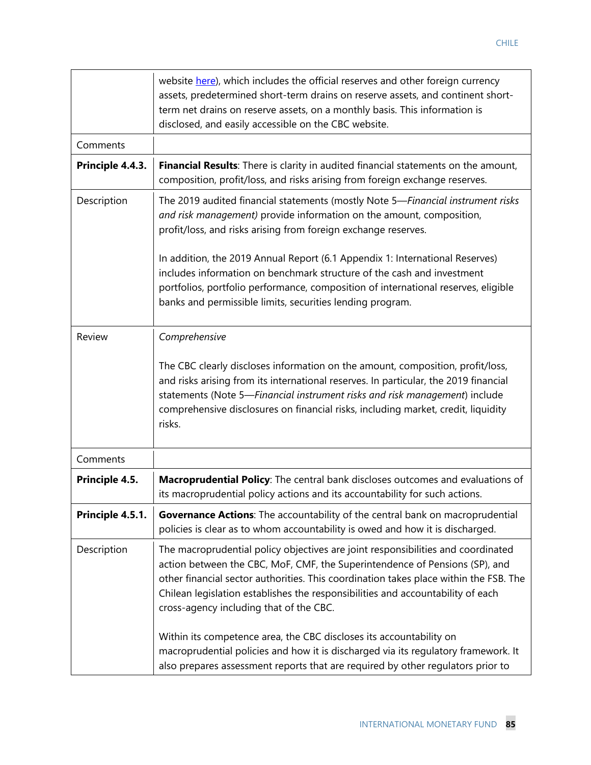| | |
|---|---|
| | website [here](#)), which includes the official reserves and other foreign currency assets, predetermined short-term drains on reserve assets, and continent short-term net drains on reserve assets, on a monthly basis. This information is disclosed, and easily accessible on the CBC website. |
| Comments | |
| **Principle 4.4.3.** | **Financial Results**: There is clarity in audited financial statements on the amount, composition, profit/loss, and risks arising from foreign exchange reserves. |
| Description | The 2019 audited financial statements (mostly Note 5—*Financial instrument risks and risk management)* provide information on the amount, composition, profit/loss, and risks arising from foreign exchange reserves.<br><br>In addition, the 2019 Annual Report (6.1 Appendix 1: International Reserves) includes information on benchmark structure of the cash and investment portfolios, portfolio performance, composition of international reserves, eligible banks and permissible limits, securities lending program. |
| Review | *Comprehensive*<br><br>The CBC clearly discloses information on the amount, composition, profit/loss, and risks arising from its international reserves. In particular, the 2019 financial statements (Note 5—*Financial instrument risks and risk management*) include comprehensive disclosures on financial risks, including market, credit, liquidity risks. |
| Comments | |
| **Principle 4.5.** | **Macroprudential Policy**: The central bank discloses outcomes and evaluations of its macroprudential policy actions and its accountability for such actions. |
| **Principle 4.5.1.** | **Governance Actions**: The accountability of the central bank on macroprudential policies is clear as to whom accountability is owed and how it is discharged. |
| Description | The macroprudential policy objectives are joint responsibilities and coordinated action between the CBC, MoF, CMF, the Superintendence of Pensions (SP), and other financial sector authorities. This coordination takes place within the FSB. The Chilean legislation establishes the responsibilities and accountability of each cross-agency including that of the CBC.<br><br>Within its competence area, the CBC discloses its accountability on macroprudential policies and how it is discharged via its regulatory framework. It also prepares assessment reports that are required by other regulators prior to |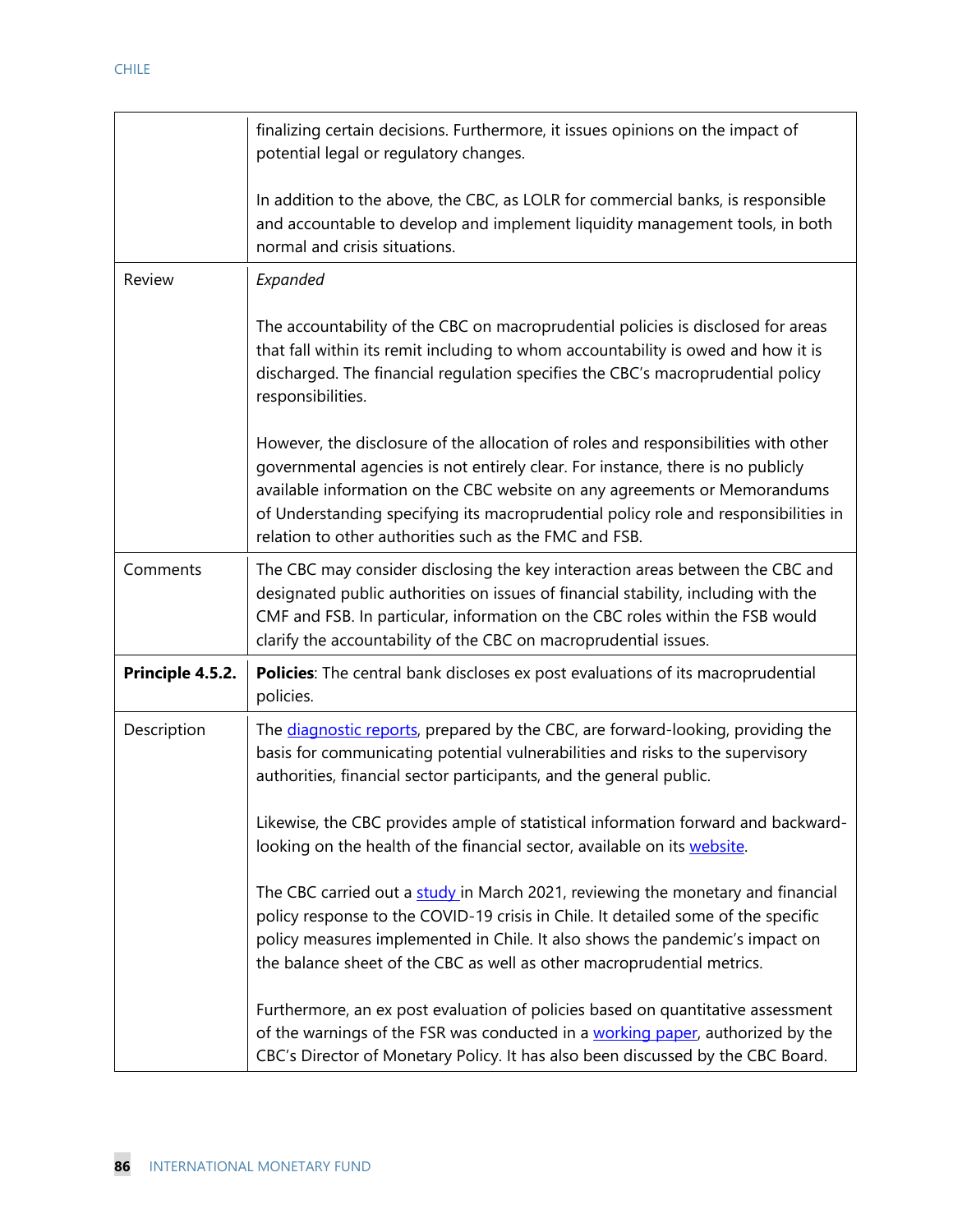| | |
|---|---|
| | finalizing certain decisions. Furthermore, it issues opinions on the impact of potential legal or regulatory changes.<br><br>In addition to the above, the CBC, as LOLR for commercial banks, is responsible and accountable to develop and implement liquidity management tools, in both normal and crisis situations. |
| Review | *Expanded*<br><br>The accountability of the CBC on macroprudential policies is disclosed for areas that fall within its remit including to whom accountability is owed and how it is discharged. The financial regulation specifies the CBC's macroprudential policy responsibilities.<br><br>However, the disclosure of the allocation of roles and responsibilities with other governmental agencies is not entirely clear. For instance, there is no publicly available information on the CBC website on any agreements or Memorandums of Understanding specifying its macroprudential policy role and responsibilities in relation to other authorities such as the FMC and FSB. |
| Comments | The CBC may consider disclosing the key interaction areas between the CBC and designated public authorities on issues of financial stability, including with the CMF and FSB. In particular, information on the CBC roles within the FSB would clarify the accountability of the CBC on macroprudential issues. |
| **Principle 4.5.2.** | **Policies**: The central bank discloses ex post evaluations of its macroprudential policies. |
| Description | The diagnostic reports, prepared by the CBC, are forward-looking, providing the basis for communicating potential vulnerabilities and risks to the supervisory authorities, financial sector participants, and the general public.<br><br>Likewise, the CBC provides ample of statistical information forward and backward-looking on the health of the financial sector, available on its website.<br><br>The CBC carried out a study in March 2021, reviewing the monetary and financial policy response to the COVID-19 crisis in Chile. It detailed some of the specific policy measures implemented in Chile. It also shows the pandemic's impact on the balance sheet of the CBC as well as other macroprudential metrics.<br><br>Furthermore, an ex post evaluation of policies based on quantitative assessment of the warnings of the FSR was conducted in a working paper, authorized by the CBC's Director of Monetary Policy. It has also been discussed by the CBC Board. |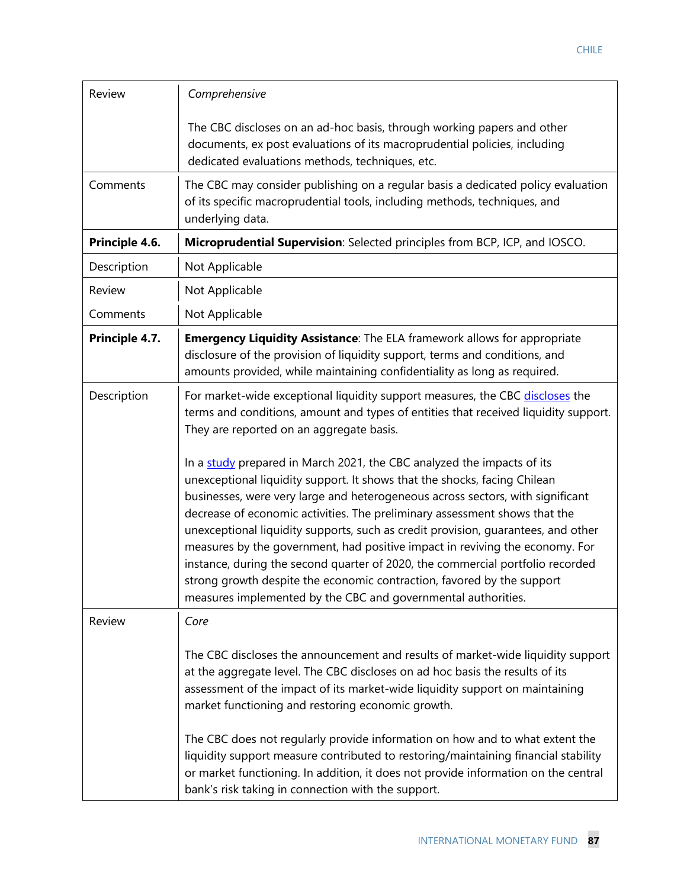| | |
|---|---|
| Review | *Comprehensive*<br><br>The CBC discloses on an ad-hoc basis, through working papers and other documents, ex post evaluations of its macroprudential policies, including dedicated evaluations methods, techniques, etc. |
| Comments | The CBC may consider publishing on a regular basis a dedicated policy evaluation of its specific macroprudential tools, including methods, techniques, and underlying data. |
| **Principle 4.6.** | **Microprudential Supervision**: Selected principles from BCP, ICP, and IOSCO. |
| Description | Not Applicable |
| Review | Not Applicable |
| Comments | Not Applicable |
| **Principle 4.7.** | **Emergency Liquidity Assistance**: The ELA framework allows for appropriate disclosure of the provision of liquidity support, terms and conditions, and amounts provided, while maintaining confidentiality as long as required. |
| Description | For market-wide exceptional liquidity support measures, the CBC discloses the terms and conditions, amount and types of entities that received liquidity support. They are reported on an aggregate basis.<br><br>In a study prepared in March 2021, the CBC analyzed the impacts of its unexceptional liquidity support. It shows that the shocks, facing Chilean businesses, were very large and heterogeneous across sectors, with significant decrease of economic activities. The preliminary assessment shows that the unexceptional liquidity supports, such as credit provision, guarantees, and other measures by the government, had positive impact in reviving the economy. For instance, during the second quarter of 2020, the commercial portfolio recorded strong growth despite the economic contraction, favored by the support measures implemented by the CBC and governmental authorities. |
| Review | *Core*<br><br>The CBC discloses the announcement and results of market-wide liquidity support at the aggregate level. The CBC discloses on ad hoc basis the results of its assessment of the impact of its market-wide liquidity support on maintaining market functioning and restoring economic growth.<br><br>The CBC does not regularly provide information on how and to what extent the liquidity support measure contributed to restoring/maintaining financial stability or market functioning. In addition, it does not provide information on the central bank's risk taking in connection with the support. |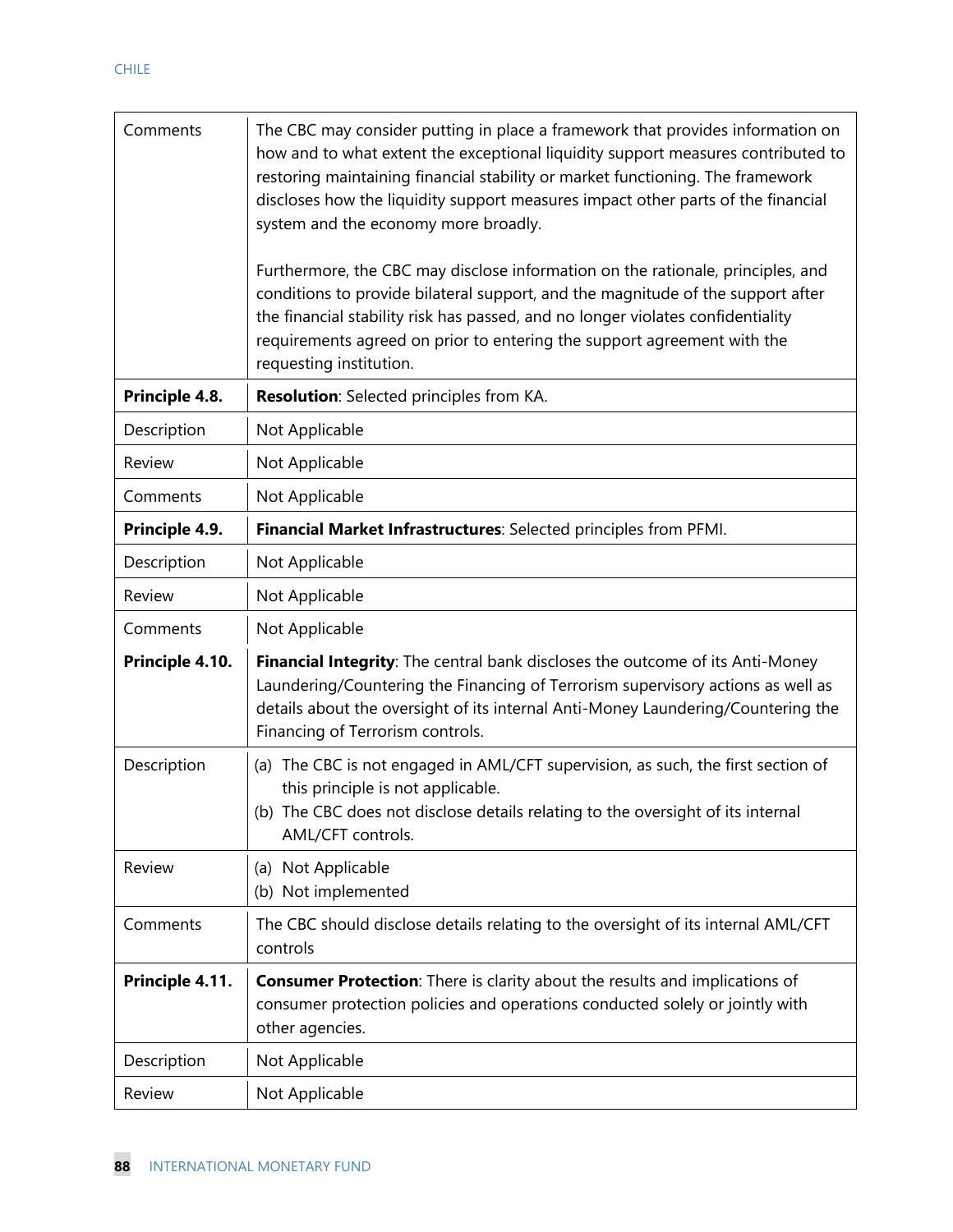| | |
|---|---|
| Comments | The CBC may consider putting in place a framework that provides information on how and to what extent the exceptional liquidity support measures contributed to restoring maintaining financial stability or market functioning. The framework discloses how the liquidity support measures impact other parts of the financial system and the economy more broadly.<br><br>Furthermore, the CBC may disclose information on the rationale, principles, and conditions to provide bilateral support, and the magnitude of the support after the financial stability risk has passed, and no longer violates confidentiality requirements agreed on prior to entering the support agreement with the requesting institution. |
| **Principle 4.8.** | **Resolution**: Selected principles from KA. |
| Description | Not Applicable |
| Review | Not Applicable |
| Comments | Not Applicable |
| **Principle 4.9.** | **Financial Market Infrastructures**: Selected principles from PFMI. |
| Description | Not Applicable |
| Review | Not Applicable |
| Comments | Not Applicable |
| **Principle 4.10.** | **Financial Integrity**: The central bank discloses the outcome of its Anti-Money Laundering/Countering the Financing of Terrorism supervisory actions as well as details about the oversight of its internal Anti-Money Laundering/Countering the Financing of Terrorism controls. |
| Description | (a) The CBC is not engaged in AML/CFT supervision, as such, the first section of this principle is not applicable.<br>(b) The CBC does not disclose details relating to the oversight of its internal AML/CFT controls. |
| Review | (a) Not Applicable<br>(b) Not implemented |
| Comments | The CBC should disclose details relating to the oversight of its internal AML/CFT controls |
| **Principle 4.11.** | **Consumer Protection**: There is clarity about the results and implications of consumer protection policies and operations conducted solely or jointly with other agencies. |
| Description | Not Applicable |
| Review | Not Applicable |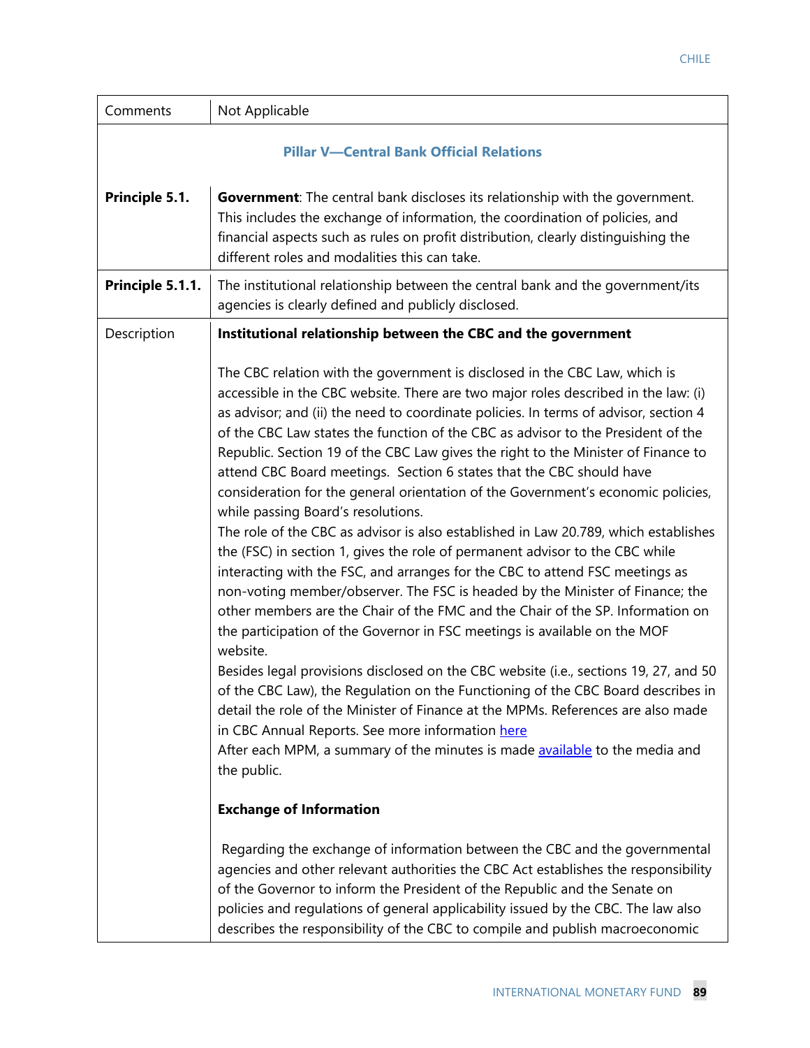| Comments | Not Applicable |
| --- | --- |
| **Pillar V—Central Bank Official Relations** | |
| **Principle 5.1.** | **Government**: The central bank discloses its relationship with the government. This includes the exchange of information, the coordination of policies, and financial aspects such as rules on profit distribution, clearly distinguishing the different roles and modalities this can take. |
| **Principle 5.1.1.** | The institutional relationship between the central bank and the government/its agencies is clearly defined and publicly disclosed. |
| Description | **Institutional relationship between the CBC and the government**<br><br>The CBC relation with the government is disclosed in the CBC Law, which is accessible in the CBC website. There are two major roles described in the law: (i) as advisor; and (ii) the need to coordinate policies. In terms of advisor, section 4 of the CBC Law states the function of the CBC as advisor to the President of the Republic. Section 19 of the CBC Law gives the right to the Minister of Finance to attend CBC Board meetings. Section 6 states that the CBC should have consideration for the general orientation of the Government's economic policies, while passing Board's resolutions.<br>The role of the CBC as advisor is also established in Law 20.789, which establishes the (FSC) in section 1, gives the role of permanent advisor to the CBC while interacting with the FSC, and arranges for the CBC to attend FSC meetings as non-voting member/observer. The FSC is headed by the Minister of Finance; the other members are the Chair of the FMC and the Chair of the SP. Information on the participation of the Governor in FSC meetings is available on the MOF website.<br>Besides legal provisions disclosed on the CBC website (i.e., sections 19, 27, and 50 of the CBC Law), the Regulation on the Functioning of the CBC Board describes in detail the role of the Minister of Finance at the MPMs. References are also made in CBC Annual Reports. See more information here<br>After each MPM, a summary of the minutes is made available to the media and the public.<br><br>**Exchange of Information**<br><br>Regarding the exchange of information between the CBC and the governmental agencies and other relevant authorities the CBC Act establishes the responsibility of the Governor to inform the President of the Republic and the Senate on policies and regulations of general applicability issued by the CBC. The law also describes the responsibility of the CBC to compile and publish macroeconomic |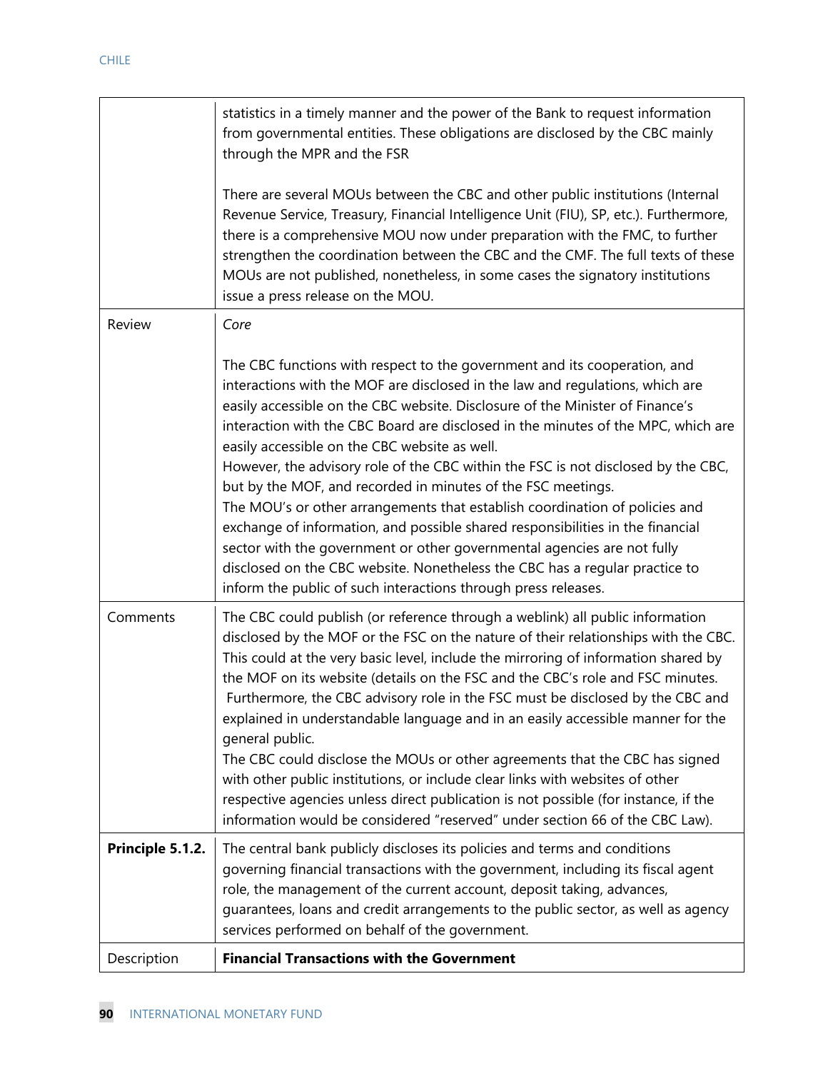| | |
|---|---|
| | statistics in a timely manner and the power of the Bank to request information from governmental entities. These obligations are disclosed by the CBC mainly through the MPR and the FSR<br><br>There are several MOUs between the CBC and other public institutions (Internal Revenue Service, Treasury, Financial Intelligence Unit (FIU), SP, etc.). Furthermore, there is a comprehensive MOU now under preparation with the FMC, to further strengthen the coordination between the CBC and the CMF. The full texts of these MOUs are not published, nonetheless, in some cases the signatory institutions issue a press release on the MOU. |
| Review | *Core*<br><br>The CBC functions with respect to the government and its cooperation, and interactions with the MOF are disclosed in the law and regulations, which are easily accessible on the CBC website. Disclosure of the Minister of Finance's interaction with the CBC Board are disclosed in the minutes of the MPC, which are easily accessible on the CBC website as well.<br>However, the advisory role of the CBC within the FSC is not disclosed by the CBC, but by the MOF, and recorded in minutes of the FSC meetings.<br>The MOU's or other arrangements that establish coordination of policies and exchange of information, and possible shared responsibilities in the financial sector with the government or other governmental agencies are not fully disclosed on the CBC website. Nonetheless the CBC has a regular practice to inform the public of such interactions through press releases. |
| Comments | The CBC could publish (or reference through a weblink) all public information disclosed by the MOF or the FSC on the nature of their relationships with the CBC. This could at the very basic level, include the mirroring of information shared by the MOF on its website (details on the FSC and the CBC's role and FSC minutes. Furthermore, the CBC advisory role in the FSC must be disclosed by the CBC and explained in understandable language and in an easily accessible manner for the general public.<br>The CBC could disclose the MOUs or other agreements that the CBC has signed with other public institutions, or include clear links with websites of other respective agencies unless direct publication is not possible (for instance, if the information would be considered "reserved" under section 66 of the CBC Law). |
| **Principle 5.1.2.** | The central bank publicly discloses its policies and terms and conditions governing financial transactions with the government, including its fiscal agent role, the management of the current account, deposit taking, advances, guarantees, loans and credit arrangements to the public sector, as well as agency services performed on behalf of the government. |
| Description | **Financial Transactions with the Government** |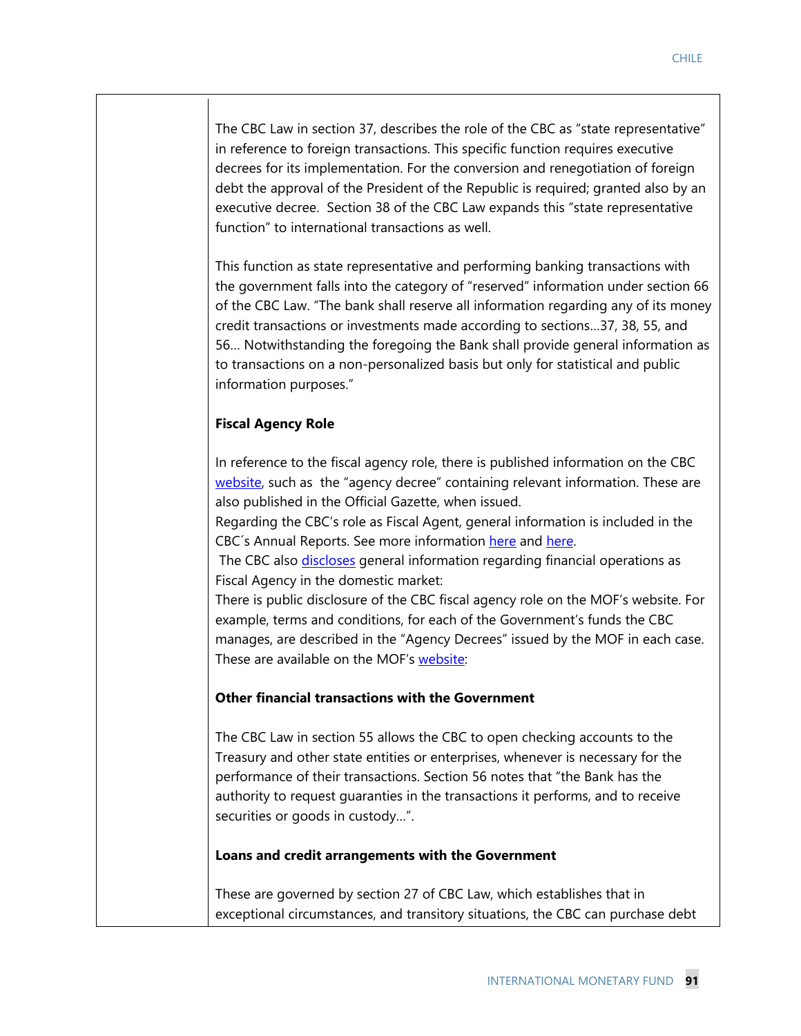The CBC Law in section 37, describes the role of the CBC as "state representative" in reference to foreign transactions. This specific function requires executive decrees for its implementation. For the conversion and renegotiation of foreign debt the approval of the President of the Republic is required; granted also by an executive decree. Section 38 of the CBC Law expands this "state representative function" to international transactions as well.

This function as state representative and performing banking transactions with the government falls into the category of "reserved" information under section 66 of the CBC Law. "The bank shall reserve all information regarding any of its money credit transactions or investments made according to sections…37, 38, 55, and 56… Notwithstanding the foregoing the Bank shall provide general information as to transactions on a non-personalized basis but only for statistical and public information purposes."

**Fiscal Agency Role**

In reference to the fiscal agency role, there is published information on the CBC website, such as the "agency decree" containing relevant information. These are also published in the Official Gazette, when issued.
Regarding the CBC's role as Fiscal Agent, general information is included in the CBC´s Annual Reports. See more information here and here.
The CBC also discloses general information regarding financial operations as Fiscal Agency in the domestic market:
There is public disclosure of the CBC fiscal agency role on the MOF's website. For example, terms and conditions, for each of the Government's funds the CBC manages, are described in the "Agency Decrees" issued by the MOF in each case. These are available on the MOF's website:

**Other financial transactions with the Government**

The CBC Law in section 55 allows the CBC to open checking accounts to the Treasury and other state entities or enterprises, whenever is necessary for the performance of their transactions. Section 56 notes that "the Bank has the authority to request guaranties in the transactions it performs, and to receive securities or goods in custody…".

**Loans and credit arrangements with the Government**

These are governed by section 27 of CBC Law, which establishes that in exceptional circumstances, and transitory situations, the CBC can purchase debt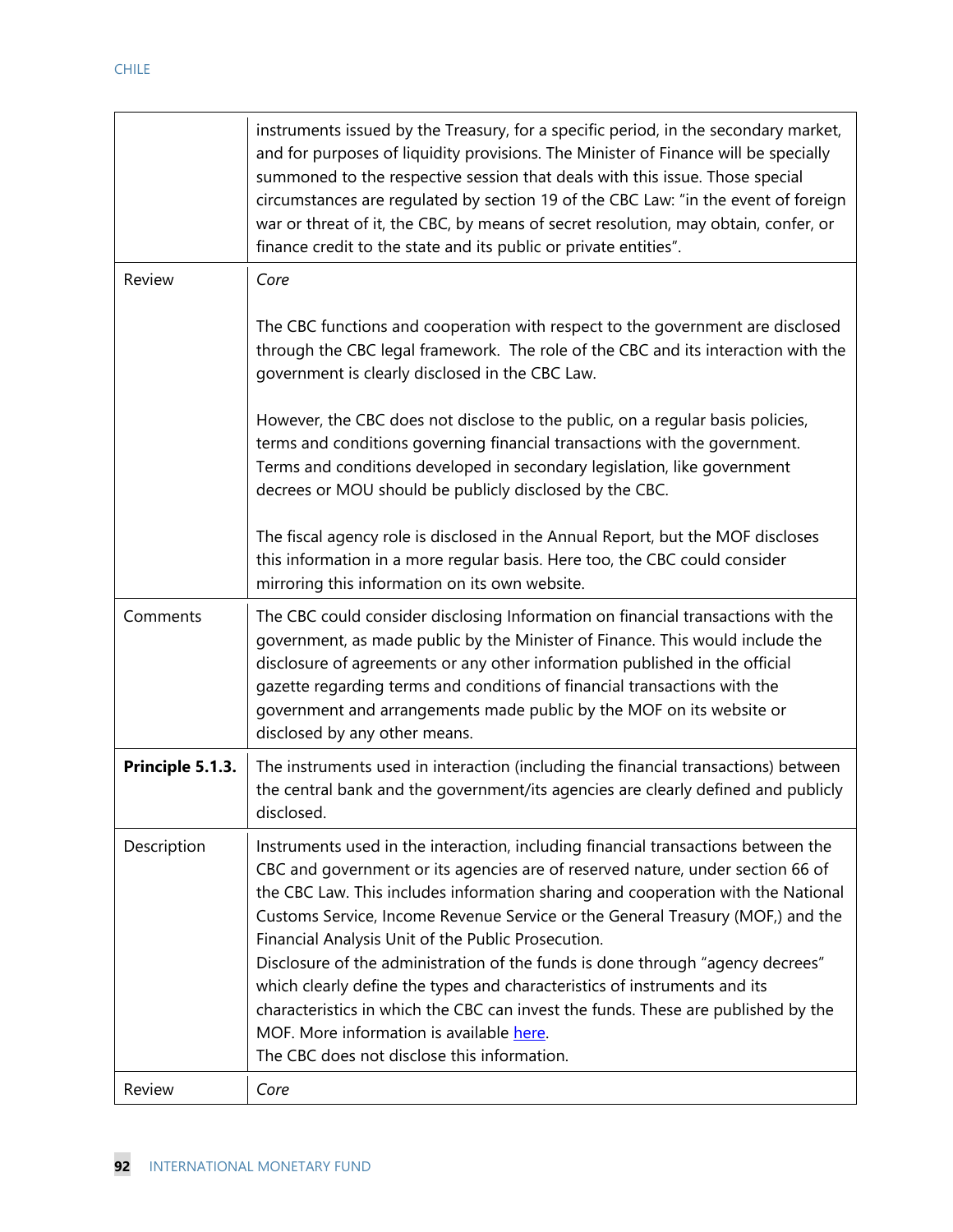| | |
|---|---|
| | instruments issued by the Treasury, for a specific period, in the secondary market, and for purposes of liquidity provisions. The Minister of Finance will be specially summoned to the respective session that deals with this issue. Those special circumstances are regulated by section 19 of the CBC Law: "in the event of foreign war or threat of it, the CBC, by means of secret resolution, may obtain, confer, or finance credit to the state and its public or private entities". |
| Review | *Core*<br><br>The CBC functions and cooperation with respect to the government are disclosed through the CBC legal framework. The role of the CBC and its interaction with the government is clearly disclosed in the CBC Law.<br><br>However, the CBC does not disclose to the public, on a regular basis policies, terms and conditions governing financial transactions with the government. Terms and conditions developed in secondary legislation, like government decrees or MOU should be publicly disclosed by the CBC.<br><br>The fiscal agency role is disclosed in the Annual Report, but the MOF discloses this information in a more regular basis. Here too, the CBC could consider mirroring this information on its own website. |
| Comments | The CBC could consider disclosing Information on financial transactions with the government, as made public by the Minister of Finance. This would include the disclosure of agreements or any other information published in the official gazette regarding terms and conditions of financial transactions with the government and arrangements made public by the MOF on its website or disclosed by any other means. |
| **Principle 5.1.3.** | The instruments used in interaction (including the financial transactions) between the central bank and the government/its agencies are clearly defined and publicly disclosed. |
| Description | Instruments used in the interaction, including financial transactions between the CBC and government or its agencies are of reserved nature, under section 66 of the CBC Law. This includes information sharing and cooperation with the National Customs Service, Income Revenue Service or the General Treasury (MOF,) and the Financial Analysis Unit of the Public Prosecution.<br>Disclosure of the administration of the funds is done through "agency decrees" which clearly define the types and characteristics of instruments and its characteristics in which the CBC can invest the funds. These are published by the MOF. More information is available here.<br>The CBC does not disclose this information. |
| Review | *Core* |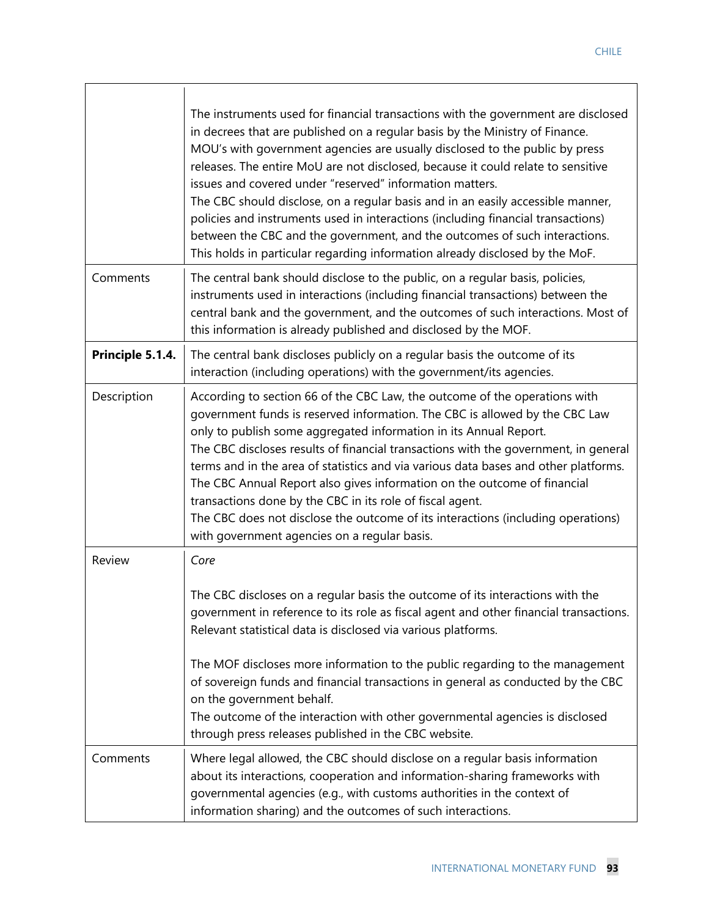| | |
|---|---|
| | The instruments used for financial transactions with the government are disclosed in decrees that are published on a regular basis by the Ministry of Finance. MOU's with government agencies are usually disclosed to the public by press releases. The entire MoU are not disclosed, because it could relate to sensitive issues and covered under "reserved" information matters.<br>The CBC should disclose, on a regular basis and in an easily accessible manner, policies and instruments used in interactions (including financial transactions) between the CBC and the government, and the outcomes of such interactions. This holds in particular regarding information already disclosed by the MoF. |
| Comments | The central bank should disclose to the public, on a regular basis, policies, instruments used in interactions (including financial transactions) between the central bank and the government, and the outcomes of such interactions. Most of this information is already published and disclosed by the MOF. |
| **Principle 5.1.4.** | The central bank discloses publicly on a regular basis the outcome of its interaction (including operations) with the government/its agencies. |
| Description | According to section 66 of the CBC Law, the outcome of the operations with government funds is reserved information. The CBC is allowed by the CBC Law only to publish some aggregated information in its Annual Report.<br>The CBC discloses results of financial transactions with the government, in general terms and in the area of statistics and via various data bases and other platforms. The CBC Annual Report also gives information on the outcome of financial transactions done by the CBC in its role of fiscal agent.<br>The CBC does not disclose the outcome of its interactions (including operations) with government agencies on a regular basis. |
| Review | *Core*<br><br>The CBC discloses on a regular basis the outcome of its interactions with the government in reference to its role as fiscal agent and other financial transactions. Relevant statistical data is disclosed via various platforms.<br><br>The MOF discloses more information to the public regarding to the management of sovereign funds and financial transactions in general as conducted by the CBC on the government behalf.<br>The outcome of the interaction with other governmental agencies is disclosed through press releases published in the CBC website. |
| Comments | Where legal allowed, the CBC should disclose on a regular basis information about its interactions, cooperation and information-sharing frameworks with governmental agencies (e.g., with customs authorities in the context of information sharing) and the outcomes of such interactions. |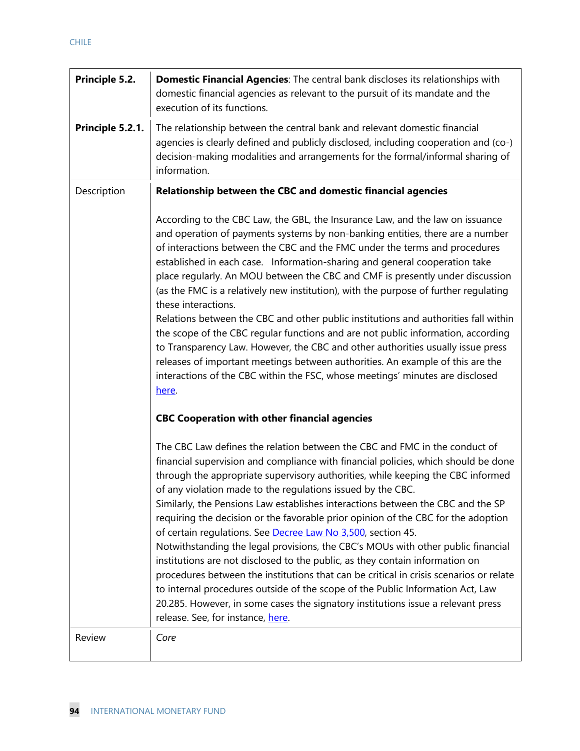| **Principle 5.2.** | **Domestic Financial Agencies**: The central bank discloses its relationships with domestic financial agencies as relevant to the pursuit of its mandate and the execution of its functions. |
|---|---|
| **Principle 5.2.1.** | The relationship between the central bank and relevant domestic financial agencies is clearly defined and publicly disclosed, including cooperation and (co-) decision-making modalities and arrangements for the formal/informal sharing of information. |
| Description | **Relationship between the CBC and domestic financial agencies**<br><br>According to the CBC Law, the GBL, the Insurance Law, and the law on issuance and operation of payments systems by non-banking entities, there are a number of interactions between the CBC and the FMC under the terms and procedures established in each case. Information-sharing and general cooperation take place regularly. An MOU between the CBC and CMF is presently under discussion (as the FMC is a relatively new institution), with the purpose of further regulating these interactions.<br>Relations between the CBC and other public institutions and authorities fall within the scope of the CBC regular functions and are not public information, according to Transparency Law. However, the CBC and other authorities usually issue press releases of important meetings between authorities. An example of this are the interactions of the CBC within the FSC, whose meetings' minutes are disclosed here.<br><br>**CBC Cooperation with other financial agencies**<br><br>The CBC Law defines the relation between the CBC and FMC in the conduct of financial supervision and compliance with financial policies, which should be done through the appropriate supervisory authorities, while keeping the CBC informed of any violation made to the regulations issued by the CBC.<br>Similarly, the Pensions Law establishes interactions between the CBC and the SP requiring the decision or the favorable prior opinion of the CBC for the adoption of certain regulations. See Decree Law No 3,500, section 45.<br>Notwithstanding the legal provisions, the CBC's MOUs with other public financial institutions are not disclosed to the public, as they contain information on procedures between the institutions that can be critical in crisis scenarios or relate to internal procedures outside of the scope of the Public Information Act, Law 20.285. However, in some cases the signatory institutions issue a relevant press release. See, for instance, here. |
| Review | *Core* |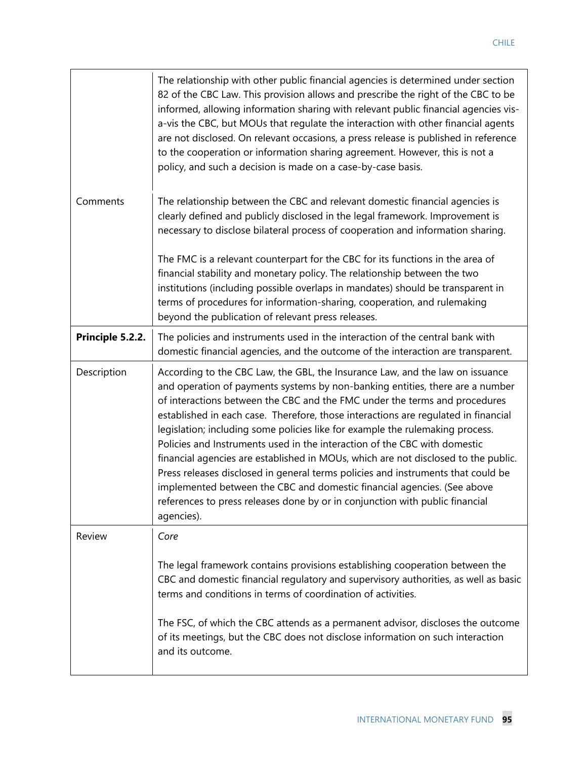| | |
|---|---|
| | The relationship with other public financial agencies is determined under section 82 of the CBC Law. This provision allows and prescribe the right of the CBC to be informed, allowing information sharing with relevant public financial agencies vis-a-vis the CBC, but MOUs that regulate the interaction with other financial agents are not disclosed. On relevant occasions, a press release is published in reference to the cooperation or information sharing agreement. However, this is not a policy, and such a decision is made on a case-by-case basis. |
| Comments | The relationship between the CBC and relevant domestic financial agencies is clearly defined and publicly disclosed in the legal framework. Improvement is necessary to disclose bilateral process of cooperation and information sharing.<br><br>The FMC is a relevant counterpart for the CBC for its functions in the area of financial stability and monetary policy. The relationship between the two institutions (including possible overlaps in mandates) should be transparent in terms of procedures for information-sharing, cooperation, and rulemaking beyond the publication of relevant press releases. |
| **Principle 5.2.2.** | The policies and instruments used in the interaction of the central bank with domestic financial agencies, and the outcome of the interaction are transparent. |
| Description | According to the CBC Law, the GBL, the Insurance Law, and the law on issuance and operation of payments systems by non-banking entities, there are a number of interactions between the CBC and the FMC under the terms and procedures established in each case. Therefore, those interactions are regulated in financial legislation; including some policies like for example the rulemaking process. Policies and Instruments used in the interaction of the CBC with domestic financial agencies are established in MOUs, which are not disclosed to the public. Press releases disclosed in general terms policies and instruments that could be implemented between the CBC and domestic financial agencies. (See above references to press releases done by or in conjunction with public financial agencies). |
| Review | *Core*<br><br>The legal framework contains provisions establishing cooperation between the CBC and domestic financial regulatory and supervisory authorities, as well as basic terms and conditions in terms of coordination of activities.<br><br>The FSC, of which the CBC attends as a permanent advisor, discloses the outcome of its meetings, but the CBC does not disclose information on such interaction and its outcome. |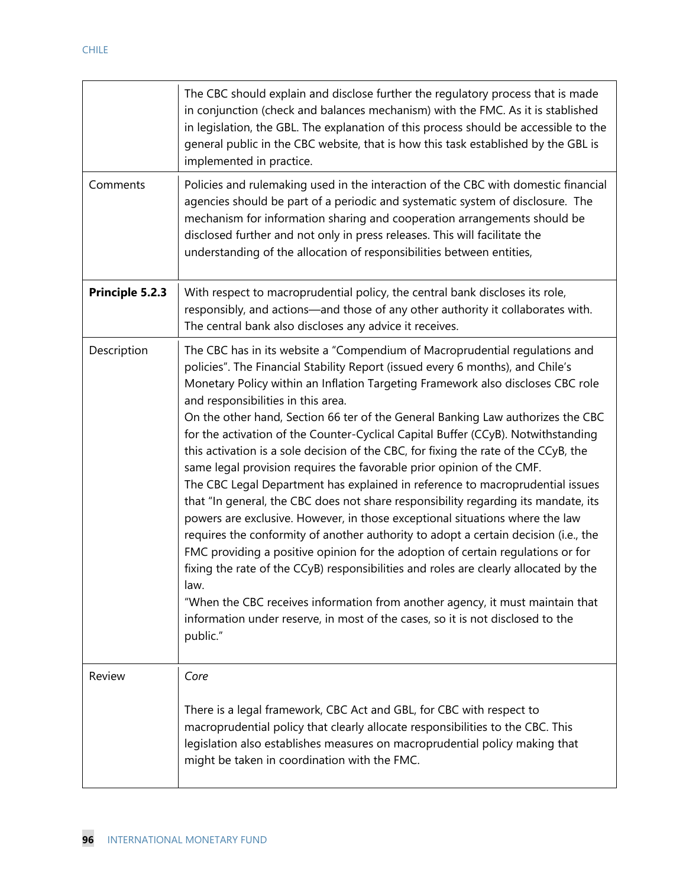|  |  |
|---|---|
|  | The CBC should explain and disclose further the regulatory process that is made in conjunction (check and balances mechanism) with the FMC. As it is stablished in legislation, the GBL. The explanation of this process should be accessible to the general public in the CBC website, that is how this task established by the GBL is implemented in practice. |
| Comments | Policies and rulemaking used in the interaction of the CBC with domestic financial agencies should be part of a periodic and systematic system of disclosure. The mechanism for information sharing and cooperation arrangements should be disclosed further and not only in press releases. This will facilitate the understanding of the allocation of responsibilities between entities, |
| **Principle 5.2.3** | With respect to macroprudential policy, the central bank discloses its role, responsibly, and actions—and those of any other authority it collaborates with. The central bank also discloses any advice it receives. |
| Description | The CBC has in its website a "Compendium of Macroprudential regulations and policies". The Financial Stability Report (issued every 6 months), and Chile's Monetary Policy within an Inflation Targeting Framework also discloses CBC role and responsibilities in this area.<br>On the other hand, Section 66 ter of the General Banking Law authorizes the CBC for the activation of the Counter-Cyclical Capital Buffer (CCyB). Notwithstanding this activation is a sole decision of the CBC, for fixing the rate of the CCyB, the same legal provision requires the favorable prior opinion of the CMF.<br>The CBC Legal Department has explained in reference to macroprudential issues that "In general, the CBC does not share responsibility regarding its mandate, its powers are exclusive. However, in those exceptional situations where the law requires the conformity of another authority to adopt a certain decision (i.e., the FMC providing a positive opinion for the adoption of certain regulations or for fixing the rate of the CCyB) responsibilities and roles are clearly allocated by the law.<br>"When the CBC receives information from another agency, it must maintain that information under reserve, in most of the cases, so it is not disclosed to the public." |
| Review | *Core*<br><br>There is a legal framework, CBC Act and GBL, for CBC with respect to macroprudential policy that clearly allocate responsibilities to the CBC. This legislation also establishes measures on macroprudential policy making that might be taken in coordination with the FMC. |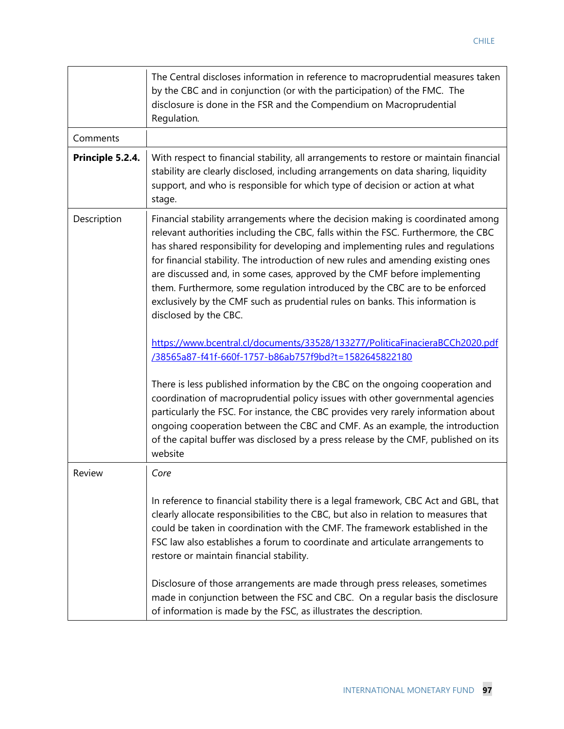| | |
|---|---|
| | The Central discloses information in reference to macroprudential measures taken by the CBC and in conjunction (or with the participation) of the FMC. The disclosure is done in the FSR and the Compendium on Macroprudential Regulation. |
| Comments | |
| **Principle 5.2.4.** | With respect to financial stability, all arrangements to restore or maintain financial stability are clearly disclosed, including arrangements on data sharing, liquidity support, and who is responsible for which type of decision or action at what stage. |
| Description | Financial stability arrangements where the decision making is coordinated among relevant authorities including the CBC, falls within the FSC. Furthermore, the CBC has shared responsibility for developing and implementing rules and regulations for financial stability. The introduction of new rules and amending existing ones are discussed and, in some cases, approved by the CMF before implementing them. Furthermore, some regulation introduced by the CBC are to be enforced exclusively by the CMF such as prudential rules on banks. This information is disclosed by the CBC.<br><br>https://www.bcentral.cl/documents/33528/133277/PoliticaFinacieraBCCh2020.pdf/38565a87-f41f-660f-1757-b86ab757f9bd?t=1582645822180<br><br>There is less published information by the CBC on the ongoing cooperation and coordination of macroprudential policy issues with other governmental agencies particularly the FSC. For instance, the CBC provides very rarely information about ongoing cooperation between the CBC and CMF. As an example, the introduction of the capital buffer was disclosed by a press release by the CMF, published on its website |
| Review | *Core*<br><br>In reference to financial stability there is a legal framework, CBC Act and GBL, that clearly allocate responsibilities to the CBC, but also in relation to measures that could be taken in coordination with the CMF. The framework established in the FSC law also establishes a forum to coordinate and articulate arrangements to restore or maintain financial stability.<br><br>Disclosure of those arrangements are made through press releases, sometimes made in conjunction between the FSC and CBC. On a regular basis the disclosure of information is made by the FSC, as illustrates the description. |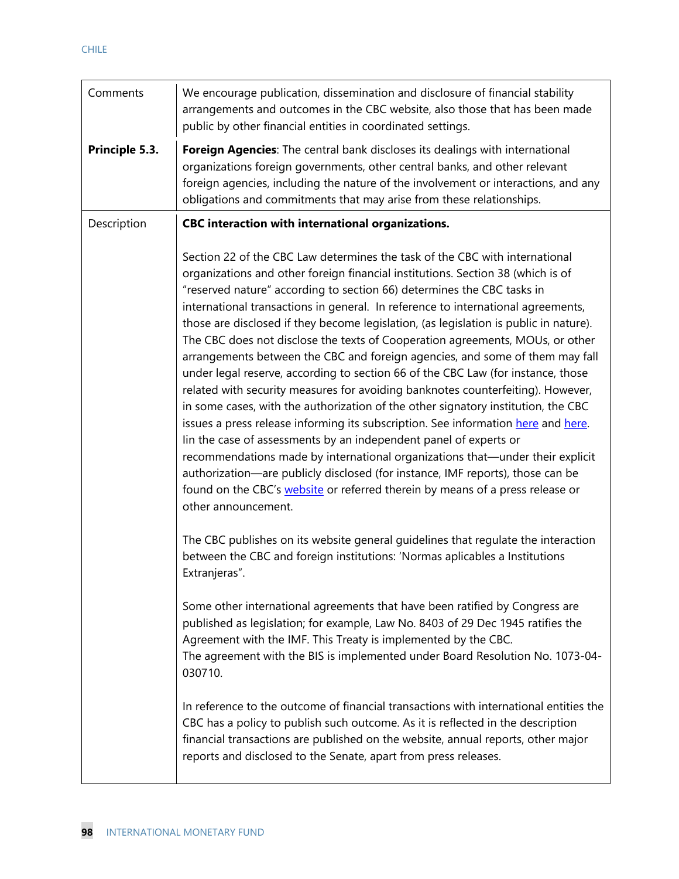| | |
|---|---|
| Comments | We encourage publication, dissemination and disclosure of financial stability arrangements and outcomes in the CBC website, also those that has been made public by other financial entities in coordinated settings. |
| **Principle 5.3.** | **Foreign Agencies**: The central bank discloses its dealings with international organizations foreign governments, other central banks, and other relevant foreign agencies, including the nature of the involvement or interactions, and any obligations and commitments that may arise from these relationships. |
| Description | **CBC interaction with international organizations.**<br><br>Section 22 of the CBC Law determines the task of the CBC with international organizations and other foreign financial institutions. Section 38 (which is of "reserved nature" according to section 66) determines the CBC tasks in international transactions in general. In reference to international agreements, those are disclosed if they become legislation, (as legislation is public in nature). The CBC does not disclose the texts of Cooperation agreements, MOUs, or other arrangements between the CBC and foreign agencies, and some of them may fall under legal reserve, according to section 66 of the CBC Law (for instance, those related with security measures for avoiding banknotes counterfeiting). However, in some cases, with the authorization of the other signatory institution, the CBC issues a press release informing its subscription. See information here and here. Iin the case of assessments by an independent panel of experts or recommendations made by international organizations that—under their explicit authorization—are publicly disclosed (for instance, IMF reports), those can be found on the CBC's website or referred therein by means of a press release or other announcement.<br><br>The CBC publishes on its website general guidelines that regulate the interaction between the CBC and foreign institutions: 'Normas aplicables a Institutions Extranjeras".<br><br>Some other international agreements that have been ratified by Congress are published as legislation; for example, Law No. 8403 of 29 Dec 1945 ratifies the Agreement with the IMF. This Treaty is implemented by the CBC.<br>The agreement with the BIS is implemented under Board Resolution No. 1073-04-030710.<br><br>In reference to the outcome of financial transactions with international entities the CBC has a policy to publish such outcome. As it is reflected in the description financial transactions are published on the website, annual reports, other major reports and disclosed to the Senate, apart from press releases. |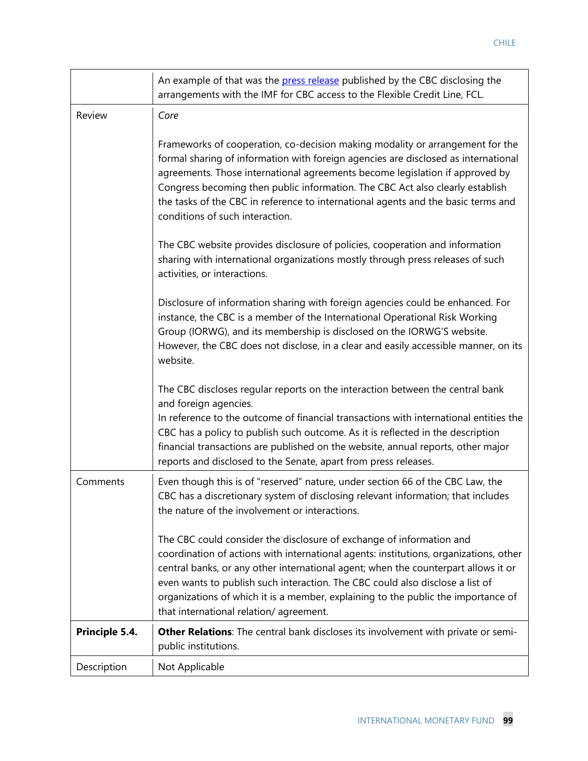|  |  |
|---|---|
|  | An example of that was the [press release](#) published by the CBC disclosing the arrangements with the IMF for CBC access to the Flexible Credit Line, FCL. |
| Review | *Core*<br><br>Frameworks of cooperation, co-decision making modality or arrangement for the formal sharing of information with foreign agencies are disclosed as international agreements. Those international agreements become legislation if approved by Congress becoming then public information. The CBC Act also clearly establish the tasks of the CBC in reference to international agents and the basic terms and conditions of such interaction.<br><br>The CBC website provides disclosure of policies, cooperation and information sharing with international organizations mostly through press releases of such activities, or interactions.<br><br>Disclosure of information sharing with foreign agencies could be enhanced. For instance, the CBC is a member of the International Operational Risk Working Group (IORWG), and its membership is disclosed on the IORWG'S website. However, the CBC does not disclose, in a clear and easily accessible manner, on its website.<br><br>The CBC discloses regular reports on the interaction between the central bank and foreign agencies.<br>In reference to the outcome of financial transactions with international entities the CBC has a policy to publish such outcome. As it is reflected in the description financial transactions are published on the website, annual reports, other major reports and disclosed to the Senate, apart from press releases. |
| Comments | Even though this is of "reserved" nature, under section 66 of the CBC Law, the CBC has a discretionary system of disclosing relevant information; that includes the nature of the involvement or interactions.<br><br>The CBC could consider the disclosure of exchange of information and coordination of actions with international agents: institutions, organizations, other central banks, or any other international agent; when the counterpart allows it or even wants to publish such interaction. The CBC could also disclose a list of organizations of which it is a member, explaining to the public the importance of that international relation/ agreement. |
| **Principle 5.4.** | **Other Relations**: The central bank discloses its involvement with private or semi-public institutions. |
| Description | Not Applicable |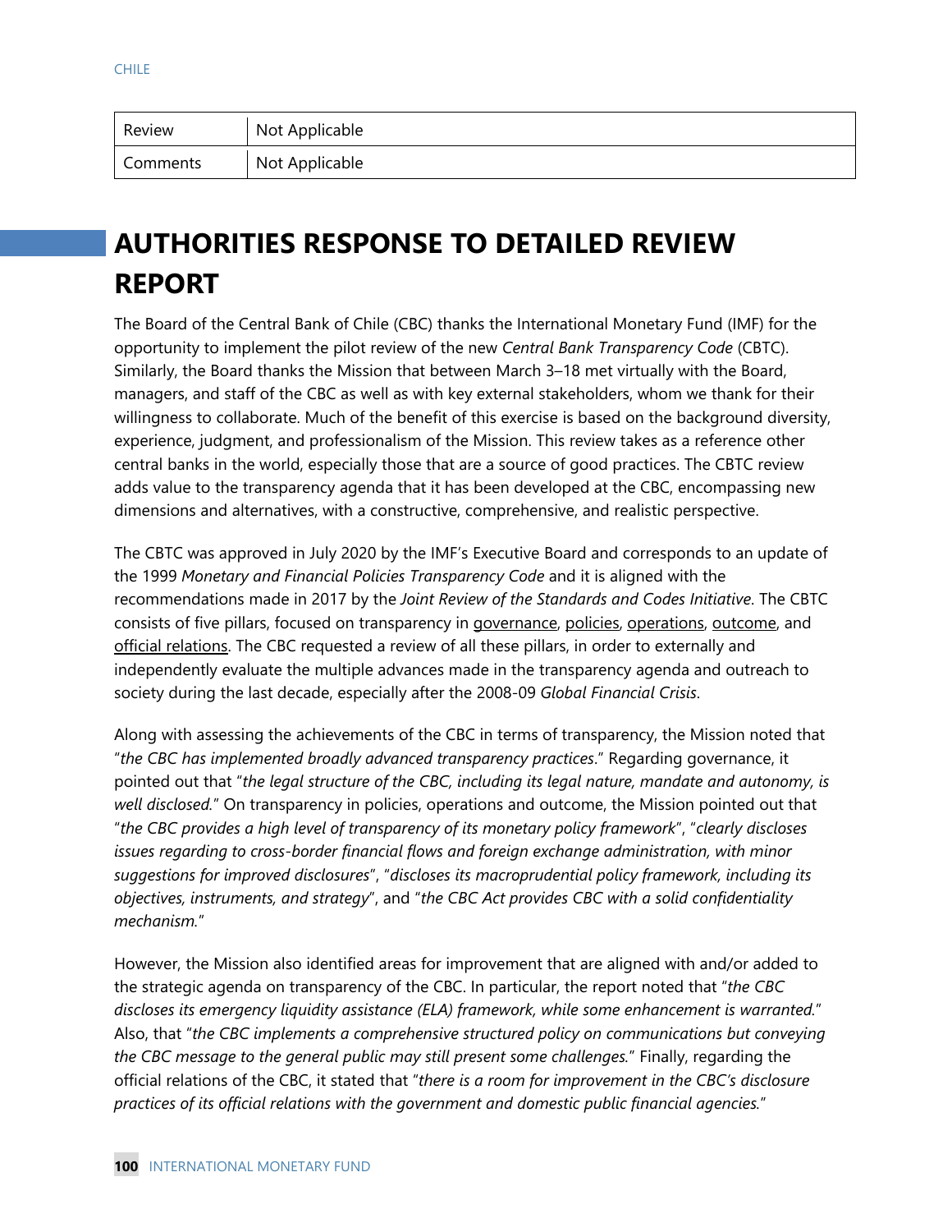| Review | Not Applicable |
| --- | --- |
| Comments | Not Applicable |

# AUTHORITIES RESPONSE TO DETAILED REVIEW REPORT

The Board of the Central Bank of Chile (CBC) thanks the International Monetary Fund (IMF) for the opportunity to implement the pilot review of the new *Central Bank Transparency Code* (CBTC). Similarly, the Board thanks the Mission that between March 3–18 met virtually with the Board, managers, and staff of the CBC as well as with key external stakeholders, whom we thank for their willingness to collaborate. Much of the benefit of this exercise is based on the background diversity, experience, judgment, and professionalism of the Mission. This review takes as a reference other central banks in the world, especially those that are a source of good practices. The CBTC review adds value to the transparency agenda that it has been developed at the CBC, encompassing new dimensions and alternatives, with a constructive, comprehensive, and realistic perspective.

The CBTC was approved in July 2020 by the IMF's Executive Board and corresponds to an update of the 1999 *Monetary and Financial Policies Transparency Code* and it is aligned with the recommendations made in 2017 by the *Joint Review of the Standards and Codes Initiative.* The CBTC consists of five pillars, focused on transparency in governance, policies, operations, outcome, and official relations. The CBC requested a review of all these pillars, in order to externally and independently evaluate the multiple advances made in the transparency agenda and outreach to society during the last decade, especially after the 2008-09 *Global Financial Crisis*.

Along with assessing the achievements of the CBC in terms of transparency, the Mission noted that "*the CBC has implemented broadly advanced transparency practices*." Regarding governance, it pointed out that "*the legal structure of the CBC, including its legal nature, mandate and autonomy, is well disclosed.*" On transparency in policies, operations and outcome, the Mission pointed out that "*the CBC provides a high level of transparency of its monetary policy framework*", "*clearly discloses issues regarding to cross-border financial flows and foreign exchange administration, with minor suggestions for improved disclosures*", "*discloses its macroprudential policy framework, including its objectives, instruments, and strategy*", and "*the CBC Act provides CBC with a solid confidentiality mechanism.*"

However, the Mission also identified areas for improvement that are aligned with and/or added to the strategic agenda on transparency of the CBC. In particular, the report noted that "*the CBC discloses its emergency liquidity assistance (ELA) framework, while some enhancement is warranted.*" Also, that "*the CBC implements a comprehensive structured policy on communications but conveying the CBC message to the general public may still present some challenges.*" Finally, regarding the official relations of the CBC, it stated that "*there is a room for improvement in the CBC's disclosure practices of its official relations with the government and domestic public financial agencies.*"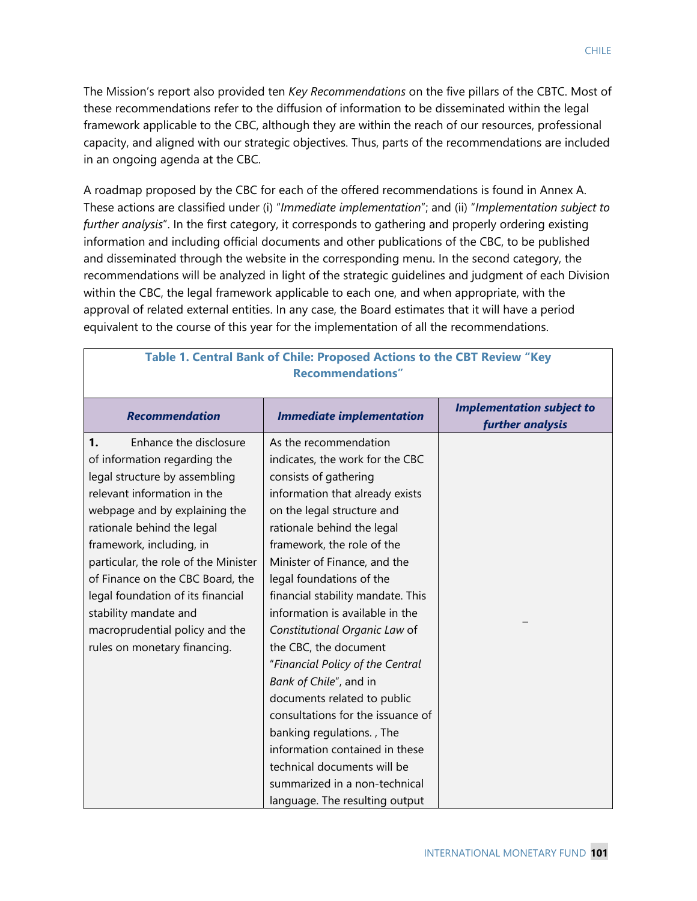The Mission's report also provided ten *Key Recommendations* on the five pillars of the CBTC. Most of these recommendations refer to the diffusion of information to be disseminated within the legal framework applicable to the CBC, although they are within the reach of our resources, professional capacity, and aligned with our strategic objectives. Thus, parts of the recommendations are included in an ongoing agenda at the CBC.

A roadmap proposed by the CBC for each of the offered recommendations is found in Annex A. These actions are classified under (i) "*Immediate implementation*"; and (ii) "*Implementation subject to further analysis*". In the first category, it corresponds to gathering and properly ordering existing information and including official documents and other publications of the CBC, to be published and disseminated through the website in the corresponding menu. In the second category, the recommendations will be analyzed in light of the strategic guidelines and judgment of each Division within the CBC, the legal framework applicable to each one, and when appropriate, with the approval of related external entities. In any case, the Board estimates that it will have a period equivalent to the course of this year for the implementation of all the recommendations.

**Table 1. Central Bank of Chile: Proposed Actions to the CBT Review "Key Recommendations"**

| ***Recommendation*** | ***Immediate implementation*** | ***Implementation subject to further analysis*** |
|---|---|---|
| **1.** Enhance the disclosure of information regarding the legal structure by assembling relevant information in the webpage and by explaining the rationale behind the legal framework, including, in particular, the role of the Minister of Finance on the CBC Board, the legal foundation of its financial stability mandate and macroprudential policy and the rules on monetary financing. | As the recommendation indicates, the work for the CBC consists of gathering information that already exists on the legal structure and rationale behind the legal framework, the role of the Minister of Finance, and the legal foundations of the financial stability mandate. This information is available in the *Constitutional Organic Law* of the CBC, the document "*Financial Policy of the Central Bank of Chile*", and in documents related to public consultations for the issuance of banking regulations. , The information contained in these technical documents will be summarized in a non-technical language. The resulting output | – |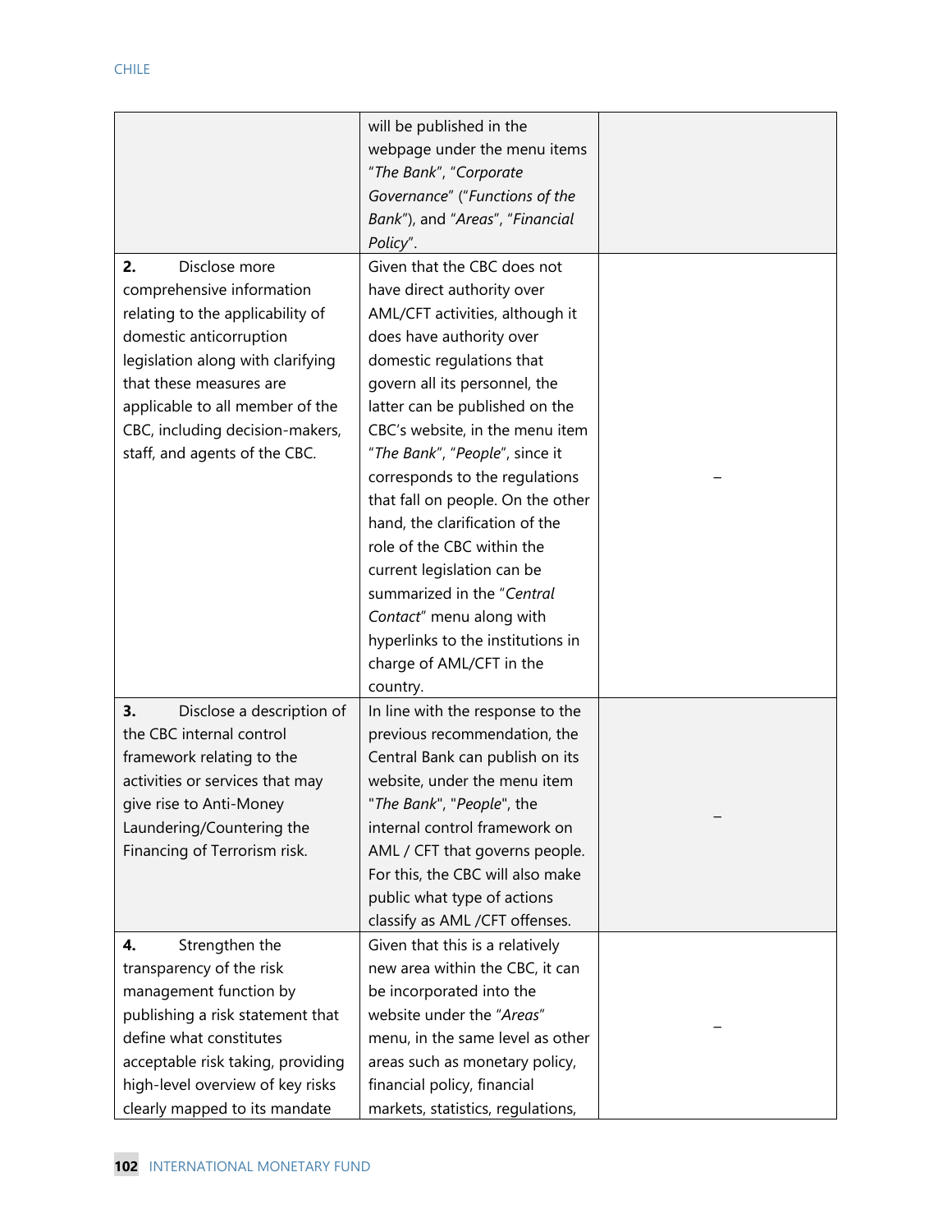| | | |
|---|---|---|
| | will be published in the webpage under the menu items "*The Bank*", "*Corporate Governance*" ("*Functions of the Bank*"), and "*Areas*", "*Financial Policy*". | |
| **2.** Disclose more comprehensive information relating to the applicability of domestic anticorruption legislation along with clarifying that these measures are applicable to all member of the CBC, including decision-makers, staff, and agents of the CBC. | Given that the CBC does not have direct authority over AML/CFT activities, although it does have authority over domestic regulations that govern all its personnel, the latter can be published on the CBC's website, in the menu item "*The Bank*", "*People*", since it corresponds to the regulations that fall on people. On the other hand, the clarification of the role of the CBC within the current legislation can be summarized in the "*Central Contact*" menu along with hyperlinks to the institutions in charge of AML/CFT in the country. | – |
| **3.** Disclose a description of the CBC internal control framework relating to the activities or services that may give rise to Anti-Money Laundering/Countering the Financing of Terrorism risk. | In line with the response to the previous recommendation, the Central Bank can publish on its website, under the menu item "*The Bank*", "*People*", the internal control framework on AML / CFT that governs people. For this, the CBC will also make public what type of actions classify as AML /CFT offenses. | – |
| **4.** Strengthen the transparency of the risk management function by publishing a risk statement that define what constitutes acceptable risk taking, providing high-level overview of key risks clearly mapped to its mandate | Given that this is a relatively new area within the CBC, it can be incorporated into the website under the "*Areas*" menu, in the same level as other areas such as monetary policy, financial policy, financial markets, statistics, regulations, | – |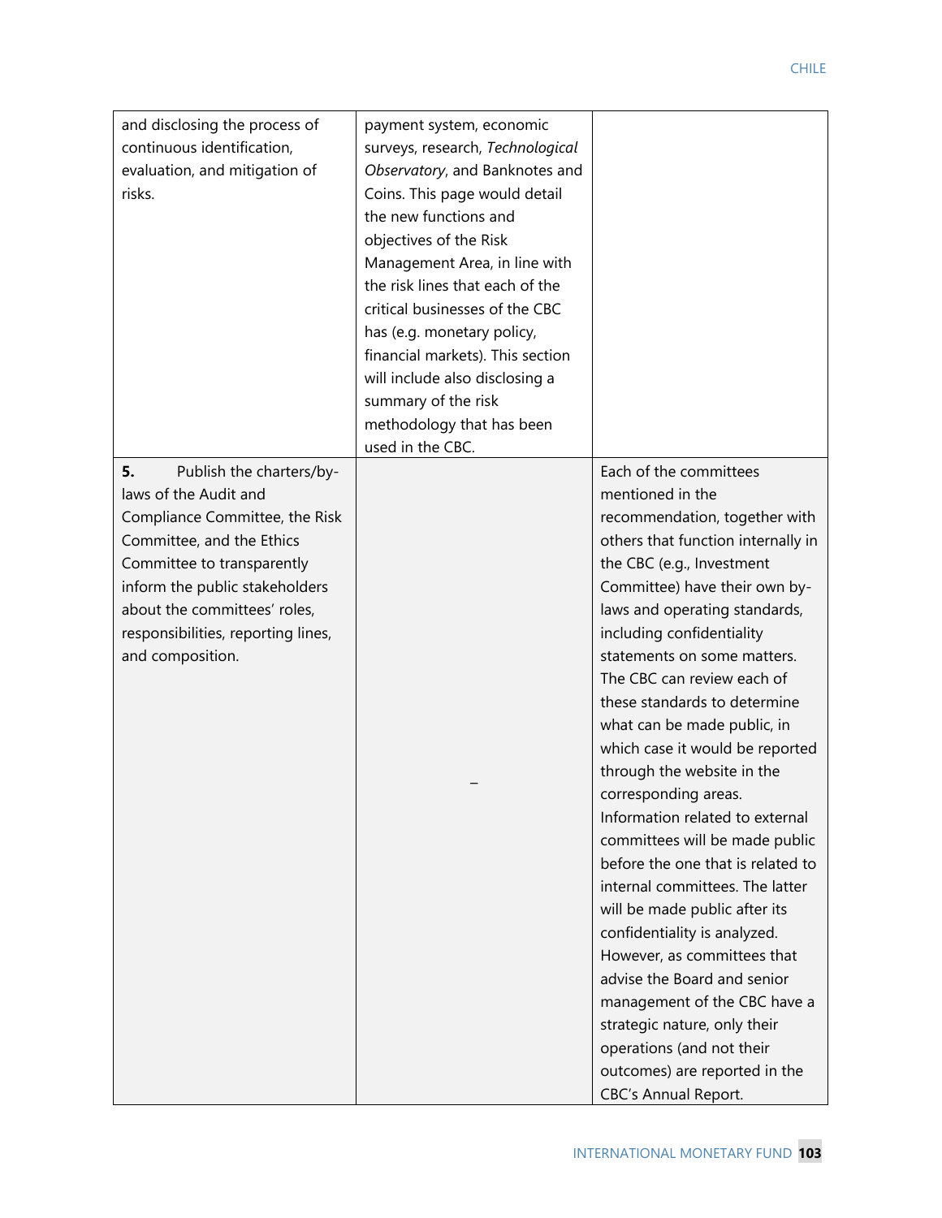| | | |
|---|---|---|
| and disclosing the process of continuous identification, evaluation, and mitigation of risks. | payment system, economic surveys, research, *Technological Observatory*, and Banknotes and Coins. This page would detail the new functions and objectives of the Risk Management Area, in line with the risk lines that each of the critical businesses of the CBC has (e.g. monetary policy, financial markets). This section will include also disclosing a summary of the risk methodology that has been used in the CBC. | |
| **5.** Publish the charters/by-laws of the Audit and Compliance Committee, the Risk Committee, and the Ethics Committee to transparently inform the public stakeholders about the committees' roles, responsibilities, reporting lines, and composition. | – | Each of the committees mentioned in the recommendation, together with others that function internally in the CBC (e.g., Investment Committee) have their own by-laws and operating standards, including confidentiality statements on some matters. The CBC can review each of these standards to determine what can be made public, in which case it would be reported through the website in the corresponding areas. Information related to external committees will be made public before the one that is related to internal committees. The latter will be made public after its confidentiality is analyzed. However, as committees that advise the Board and senior management of the CBC have a strategic nature, only their operations (and not their outcomes) are reported in the CBC's Annual Report. |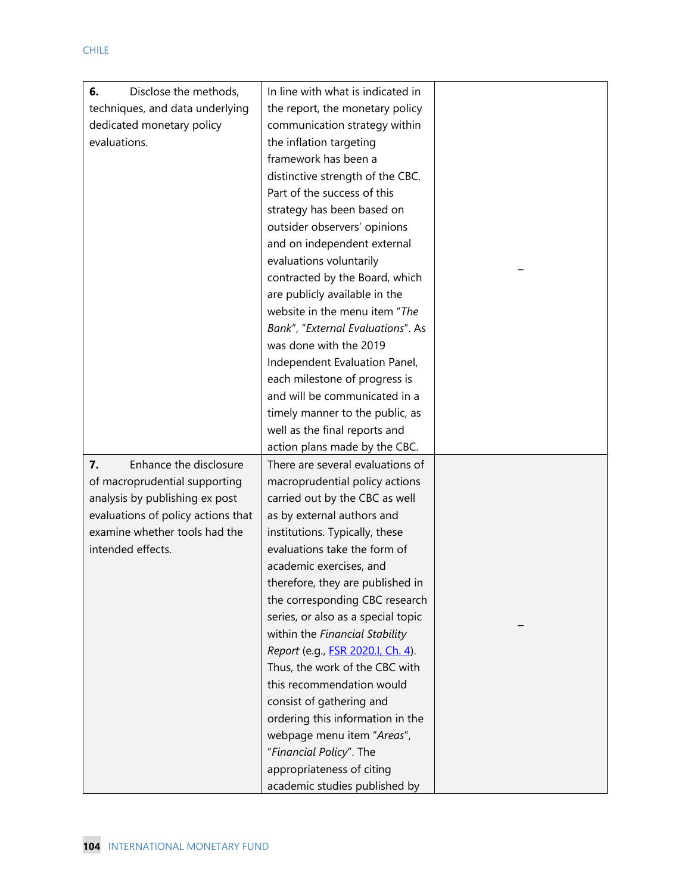| | | |
|---|---|---|
| **6.** Disclose the methods, techniques, and data underlying dedicated monetary policy evaluations. | In line with what is indicated in the report, the monetary policy communication strategy within the inflation targeting framework has been a distinctive strength of the CBC. Part of the success of this strategy has been based on outsider observers' opinions and on independent external evaluations voluntarily contracted by the Board, which are publicly available in the website in the menu item "*The Bank*", "*External Evaluations*". As was done with the 2019 Independent Evaluation Panel, each milestone of progress is and will be communicated in a timely manner to the public, as well as the final reports and action plans made by the CBC. | – |
| **7.** Enhance the disclosure of macroprudential supporting analysis by publishing ex post evaluations of policy actions that examine whether tools had the intended effects. | There are several evaluations of macroprudential policy actions carried out by the CBC as well as by external authors and institutions. Typically, these evaluations take the form of academic exercises, and therefore, they are published in the corresponding CBC research series, or also as a special topic within the *Financial Stability Report* (e.g., FSR 2020.I, Ch. 4). Thus, the work of the CBC with this recommendation would consist of gathering and ordering this information in the webpage menu item "*Areas*", "*Financial Policy*". The appropriateness of citing academic studies published by | – |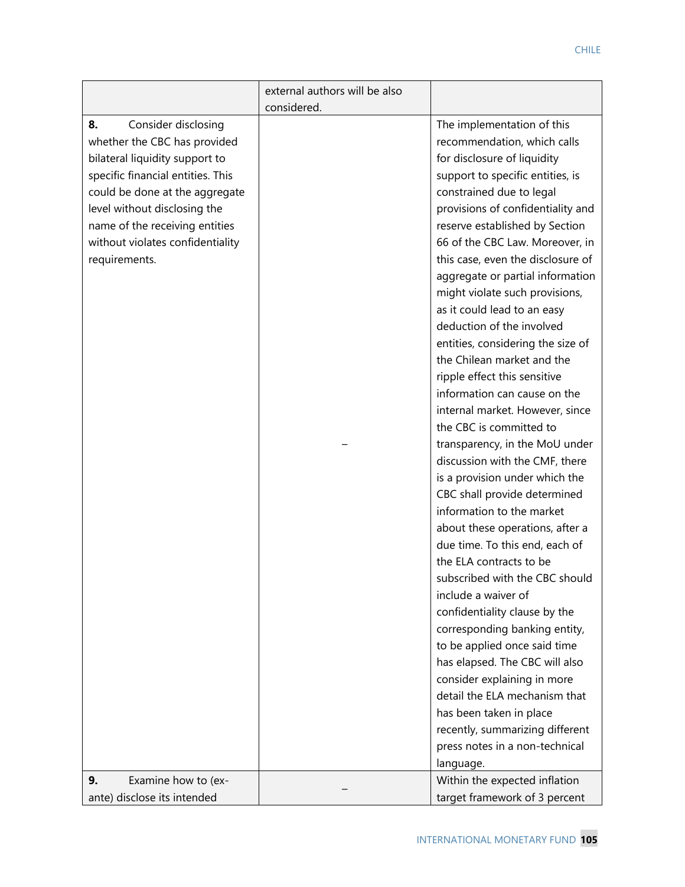| | | |
|---|---|---|
| | external authors will be also considered. | |
| **8.** Consider disclosing whether the CBC has provided bilateral liquidity support to specific financial entities. This could be done at the aggregate level without disclosing the name of the receiving entities without violates confidentiality requirements. | – | The implementation of this recommendation, which calls for disclosure of liquidity support to specific entities, is constrained due to legal provisions of confidentiality and reserve established by Section 66 of the CBC Law. Moreover, in this case, even the disclosure of aggregate or partial information might violate such provisions, as it could lead to an easy deduction of the involved entities, considering the size of the Chilean market and the ripple effect this sensitive information can cause on the internal market. However, since the CBC is committed to transparency, in the MoU under discussion with the CMF, there is a provision under which the CBC shall provide determined information to the market about these operations, after a due time. To this end, each of the ELA contracts to be subscribed with the CBC should include a waiver of confidentiality clause by the corresponding banking entity, to be applied once said time has elapsed. The CBC will also consider explaining in more detail the ELA mechanism that has been taken in place recently, summarizing different press notes in a non-technical language. |
| **9.** Examine how to (ex-ante) disclose its intended | – | Within the expected inflation target framework of 3 percent |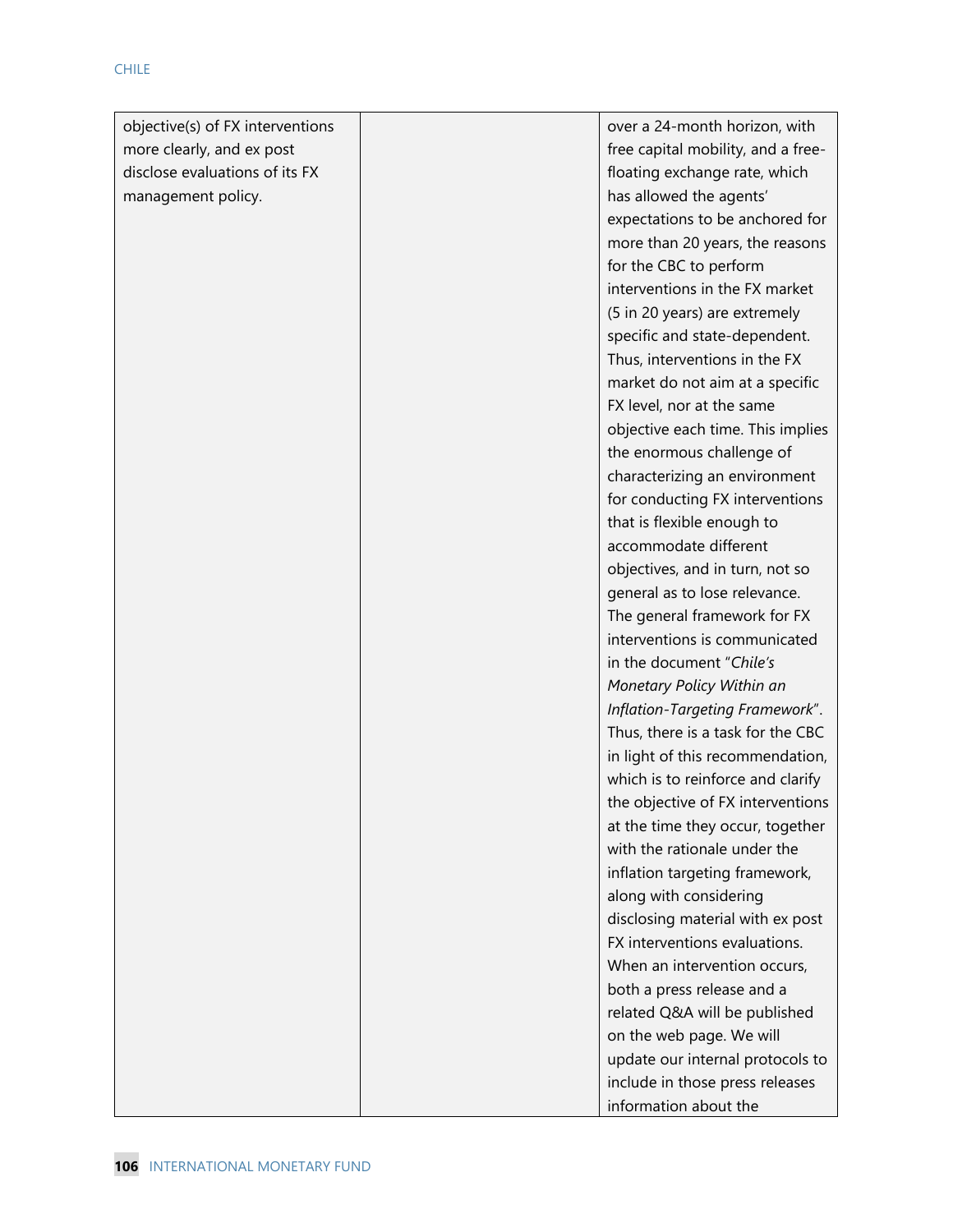| | | |
|---|---|---|
| objective(s) of FX interventions more clearly, and ex post disclose evaluations of its FX management policy. | | over a 24-month horizon, with free capital mobility, and a free-floating exchange rate, which has allowed the agents' expectations to be anchored for more than 20 years, the reasons for the CBC to perform interventions in the FX market (5 in 20 years) are extremely specific and state-dependent. Thus, interventions in the FX market do not aim at a specific FX level, nor at the same objective each time. This implies the enormous challenge of characterizing an environment for conducting FX interventions that is flexible enough to accommodate different objectives, and in turn, not so general as to lose relevance. The general framework for FX interventions is communicated in the document "*Chile's Monetary Policy Within an Inflation-Targeting Framework*". Thus, there is a task for the CBC in light of this recommendation, which is to reinforce and clarify the objective of FX interventions at the time they occur, together with the rationale under the inflation targeting framework, along with considering disclosing material with ex post FX interventions evaluations. When an intervention occurs, both a press release and a related Q&A will be published on the web page. We will update our internal protocols to include in those press releases information about the |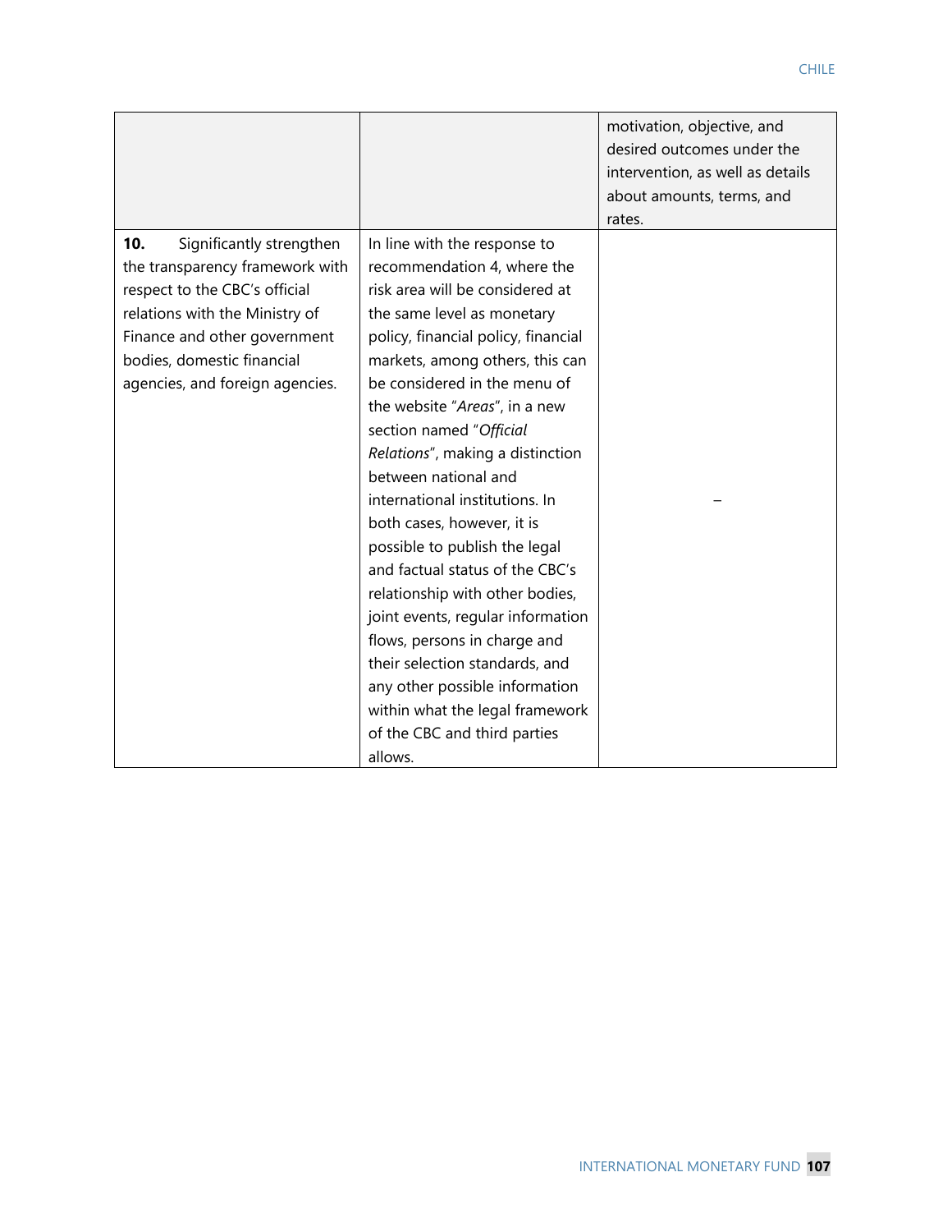| | | |
|---|---|---|
| | | motivation, objective, and desired outcomes under the intervention, as well as details about amounts, terms, and rates. |
| **10.** Significantly strengthen the transparency framework with respect to the CBC's official relations with the Ministry of Finance and other government bodies, domestic financial agencies, and foreign agencies. | In line with the response to recommendation 4, where the risk area will be considered at the same level as monetary policy, financial policy, financial markets, among others, this can be considered in the menu of the website "*Areas*", in a new section named "*Official Relations*", making a distinction between national and international institutions. In both cases, however, it is possible to publish the legal and factual status of the CBC's relationship with other bodies, joint events, regular information flows, persons in charge and their selection standards, and any other possible information within what the legal framework of the CBC and third parties allows. | – |